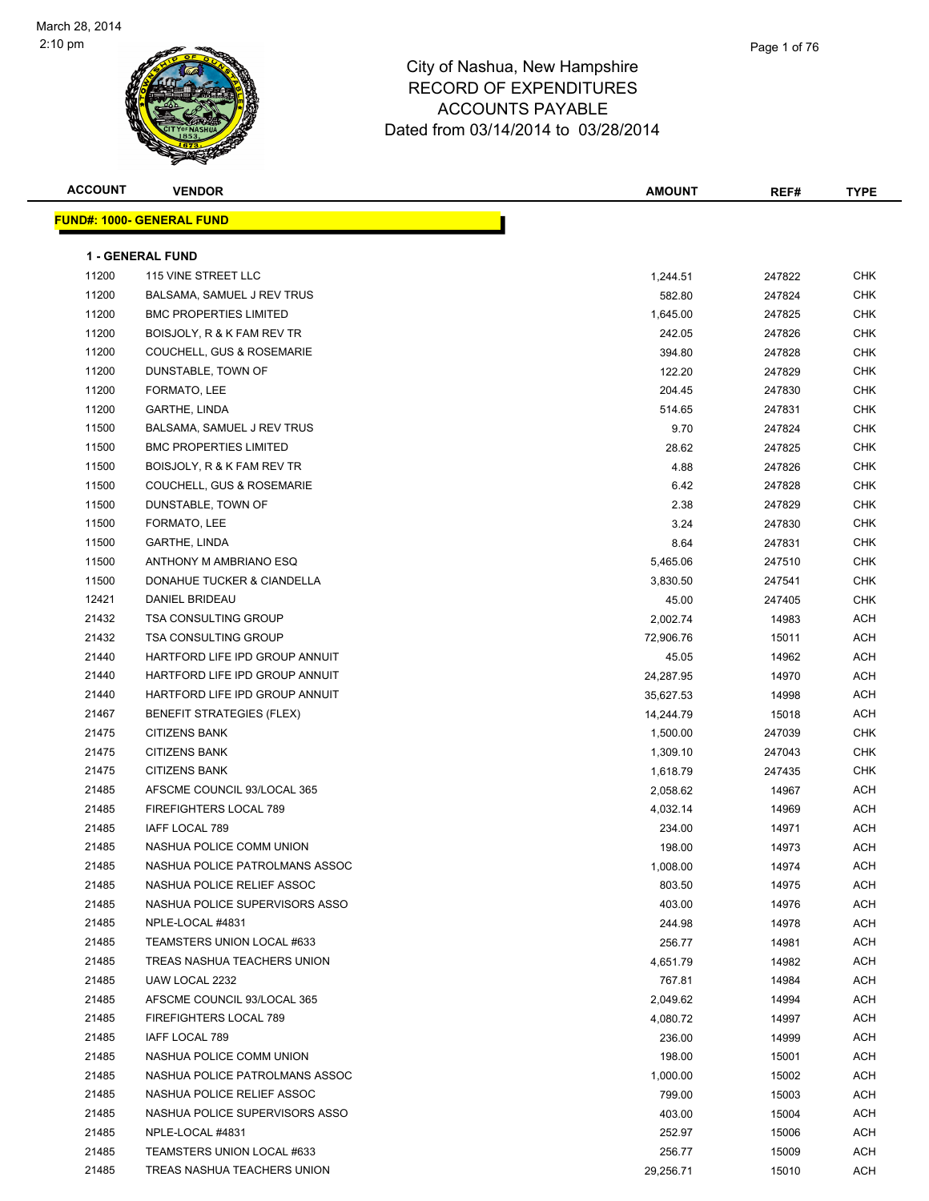# City of Nashua, New Hampshire
## RECORD OF EXPENDITURES
## ACCOUNTS PAYABLE
### Dated from 03/14/2014 to 03/28/2014

March 28, 2014
2:10 pm

**FUND#: 1000- GENERAL FUND**

**1 - GENERAL FUND**

| ACCOUNT | VENDOR | AMOUNT | REF# | TYPE |
|---|---|---|---|---|
| 11200 | 115 VINE STREET LLC | 1,244.51 | 247822 | CHK |
| 11200 | BALSAMA, SAMUEL J REV TRUS | 582.80 | 247824 | CHK |
| 11200 | BMC PROPERTIES LIMITED | 1,645.00 | 247825 | CHK |
| 11200 | BOISJOLY, R & K FAM REV TR | 242.05 | 247826 | CHK |
| 11200 | COUCHELL, GUS & ROSEMARIE | 394.80 | 247828 | CHK |
| 11200 | DUNSTABLE, TOWN OF | 122.20 | 247829 | CHK |
| 11200 | FORMATO, LEE | 204.45 | 247830 | CHK |
| 11200 | GARTHE, LINDA | 514.65 | 247831 | CHK |
| 11500 | BALSAMA, SAMUEL J REV TRUS | 9.70 | 247824 | CHK |
| 11500 | BMC PROPERTIES LIMITED | 28.62 | 247825 | CHK |
| 11500 | BOISJOLY, R & K FAM REV TR | 4.88 | 247826 | CHK |
| 11500 | COUCHELL, GUS & ROSEMARIE | 6.42 | 247828 | CHK |
| 11500 | DUNSTABLE, TOWN OF | 2.38 | 247829 | CHK |
| 11500 | FORMATO, LEE | 3.24 | 247830 | CHK |
| 11500 | GARTHE, LINDA | 8.64 | 247831 | CHK |
| 11500 | ANTHONY M AMBRIANO ESQ | 5,465.06 | 247510 | CHK |
| 11500 | DONAHUE TUCKER & CIANDELLA | 3,830.50 | 247541 | CHK |
| 12421 | DANIEL BRIDEAU | 45.00 | 247405 | CHK |
| 21432 | TSA CONSULTING GROUP | 2,002.74 | 14983 | ACH |
| 21432 | TSA CONSULTING GROUP | 72,906.76 | 15011 | ACH |
| 21440 | HARTFORD LIFE IPD GROUP ANNUIT | 45.05 | 14962 | ACH |
| 21440 | HARTFORD LIFE IPD GROUP ANNUIT | 24,287.95 | 14970 | ACH |
| 21440 | HARTFORD LIFE IPD GROUP ANNUIT | 35,627.53 | 14998 | ACH |
| 21467 | BENEFIT STRATEGIES (FLEX) | 14,244.79 | 15018 | ACH |
| 21475 | CITIZENS BANK | 1,500.00 | 247039 | CHK |
| 21475 | CITIZENS BANK | 1,309.10 | 247043 | CHK |
| 21475 | CITIZENS BANK | 1,618.79 | 247435 | CHK |
| 21485 | AFSCME COUNCIL 93/LOCAL 365 | 2,058.62 | 14967 | ACH |
| 21485 | FIREFIGHTERS LOCAL 789 | 4,032.14 | 14969 | ACH |
| 21485 | IAFF LOCAL 789 | 234.00 | 14971 | ACH |
| 21485 | NASHUA POLICE COMM UNION | 198.00 | 14973 | ACH |
| 21485 | NASHUA POLICE PATROLMANS ASSOC | 1,008.00 | 14974 | ACH |
| 21485 | NASHUA POLICE RELIEF ASSOC | 803.50 | 14975 | ACH |
| 21485 | NASHUA POLICE SUPERVISORS ASSO | 403.00 | 14976 | ACH |
| 21485 | NPLE-LOCAL #4831 | 244.98 | 14978 | ACH |
| 21485 | TEAMSTERS UNION LOCAL #633 | 256.77 | 14981 | ACH |
| 21485 | TREAS NASHUA TEACHERS UNION | 4,651.79 | 14982 | ACH |
| 21485 | UAW LOCAL 2232 | 767.81 | 14984 | ACH |
| 21485 | AFSCME COUNCIL 93/LOCAL 365 | 2,049.62 | 14994 | ACH |
| 21485 | FIREFIGHTERS LOCAL 789 | 4,080.72 | 14997 | ACH |
| 21485 | IAFF LOCAL 789 | 236.00 | 14999 | ACH |
| 21485 | NASHUA POLICE COMM UNION | 198.00 | 15001 | ACH |
| 21485 | NASHUA POLICE PATROLMANS ASSOC | 1,000.00 | 15002 | ACH |
| 21485 | NASHUA POLICE RELIEF ASSOC | 799.00 | 15003 | ACH |
| 21485 | NASHUA POLICE SUPERVISORS ASSO | 403.00 | 15004 | ACH |
| 21485 | NPLE-LOCAL #4831 | 252.97 | 15006 | ACH |
| 21485 | TEAMSTERS UNION LOCAL #633 | 256.77 | 15009 | ACH |
| 21485 | TREAS NASHUA TEACHERS UNION | 29,256.71 | 15010 | ACH |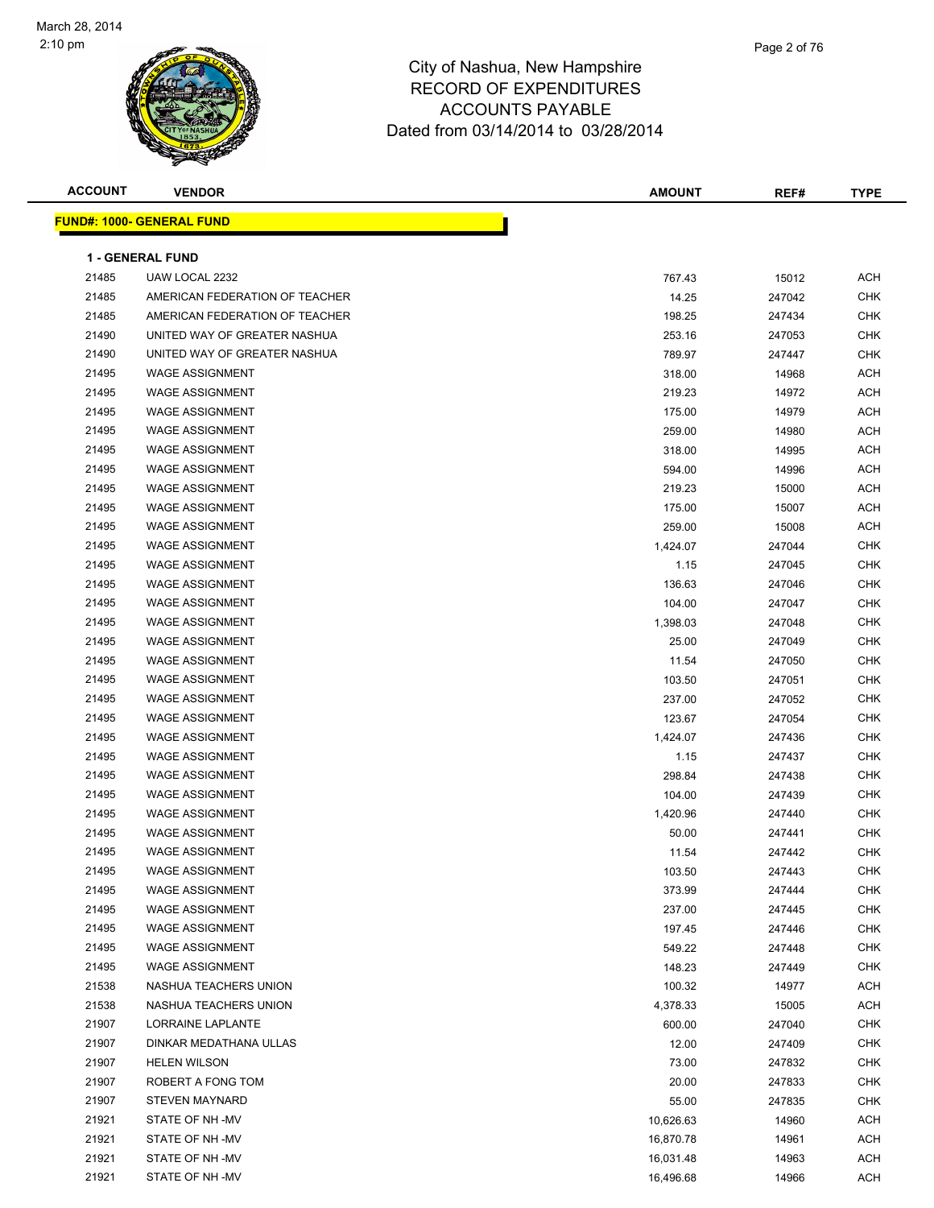# City of Nashua, New Hampshire
## RECORD OF EXPENDITURES
## ACCOUNTS PAYABLE
### Dated from 03/14/2014 to 03/28/2014

**FUND#: 1000- GENERAL FUND**

**1 - GENERAL FUND**

| ACCOUNT | VENDOR | AMOUNT | REF# | TYPE |
|---|---|---|---|---|
| 21485 | UAW LOCAL 2232 | 767.43 | 15012 | ACH |
| 21485 | AMERICAN FEDERATION OF TEACHER | 14.25 | 247042 | CHK |
| 21485 | AMERICAN FEDERATION OF TEACHER | 198.25 | 247434 | CHK |
| 21490 | UNITED WAY OF GREATER NASHUA | 253.16 | 247053 | CHK |
| 21490 | UNITED WAY OF GREATER NASHUA | 789.97 | 247447 | CHK |
| 21495 | WAGE ASSIGNMENT | 318.00 | 14968 | ACH |
| 21495 | WAGE ASSIGNMENT | 219.23 | 14972 | ACH |
| 21495 | WAGE ASSIGNMENT | 175.00 | 14979 | ACH |
| 21495 | WAGE ASSIGNMENT | 259.00 | 14980 | ACH |
| 21495 | WAGE ASSIGNMENT | 318.00 | 14995 | ACH |
| 21495 | WAGE ASSIGNMENT | 594.00 | 14996 | ACH |
| 21495 | WAGE ASSIGNMENT | 219.23 | 15000 | ACH |
| 21495 | WAGE ASSIGNMENT | 175.00 | 15007 | ACH |
| 21495 | WAGE ASSIGNMENT | 259.00 | 15008 | ACH |
| 21495 | WAGE ASSIGNMENT | 1,424.07 | 247044 | CHK |
| 21495 | WAGE ASSIGNMENT | 1.15 | 247045 | CHK |
| 21495 | WAGE ASSIGNMENT | 136.63 | 247046 | CHK |
| 21495 | WAGE ASSIGNMENT | 104.00 | 247047 | CHK |
| 21495 | WAGE ASSIGNMENT | 1,398.03 | 247048 | CHK |
| 21495 | WAGE ASSIGNMENT | 25.00 | 247049 | CHK |
| 21495 | WAGE ASSIGNMENT | 11.54 | 247050 | CHK |
| 21495 | WAGE ASSIGNMENT | 103.50 | 247051 | CHK |
| 21495 | WAGE ASSIGNMENT | 237.00 | 247052 | CHK |
| 21495 | WAGE ASSIGNMENT | 123.67 | 247054 | CHK |
| 21495 | WAGE ASSIGNMENT | 1,424.07 | 247436 | CHK |
| 21495 | WAGE ASSIGNMENT | 1.15 | 247437 | CHK |
| 21495 | WAGE ASSIGNMENT | 298.84 | 247438 | CHK |
| 21495 | WAGE ASSIGNMENT | 104.00 | 247439 | CHK |
| 21495 | WAGE ASSIGNMENT | 1,420.96 | 247440 | CHK |
| 21495 | WAGE ASSIGNMENT | 50.00 | 247441 | CHK |
| 21495 | WAGE ASSIGNMENT | 11.54 | 247442 | CHK |
| 21495 | WAGE ASSIGNMENT | 103.50 | 247443 | CHK |
| 21495 | WAGE ASSIGNMENT | 373.99 | 247444 | CHK |
| 21495 | WAGE ASSIGNMENT | 237.00 | 247445 | CHK |
| 21495 | WAGE ASSIGNMENT | 197.45 | 247446 | CHK |
| 21495 | WAGE ASSIGNMENT | 549.22 | 247448 | CHK |
| 21495 | WAGE ASSIGNMENT | 148.23 | 247449 | CHK |
| 21538 | NASHUA TEACHERS UNION | 100.32 | 14977 | ACH |
| 21538 | NASHUA TEACHERS UNION | 4,378.33 | 15005 | ACH |
| 21907 | LORRAINE LAPLANTE | 600.00 | 247040 | CHK |
| 21907 | DINKAR MEDATHANA ULLAS | 12.00 | 247409 | CHK |
| 21907 | HELEN WILSON | 73.00 | 247832 | CHK |
| 21907 | ROBERT A FONG TOM | 20.00 | 247833 | CHK |
| 21907 | STEVEN MAYNARD | 55.00 | 247835 | CHK |
| 21921 | STATE OF NH -MV | 10,626.63 | 14960 | ACH |
| 21921 | STATE OF NH -MV | 16,870.78 | 14961 | ACH |
| 21921 | STATE OF NH -MV | 16,031.48 | 14963 | ACH |
| 21921 | STATE OF NH -MV | 16,496.68 | 14966 | ACH |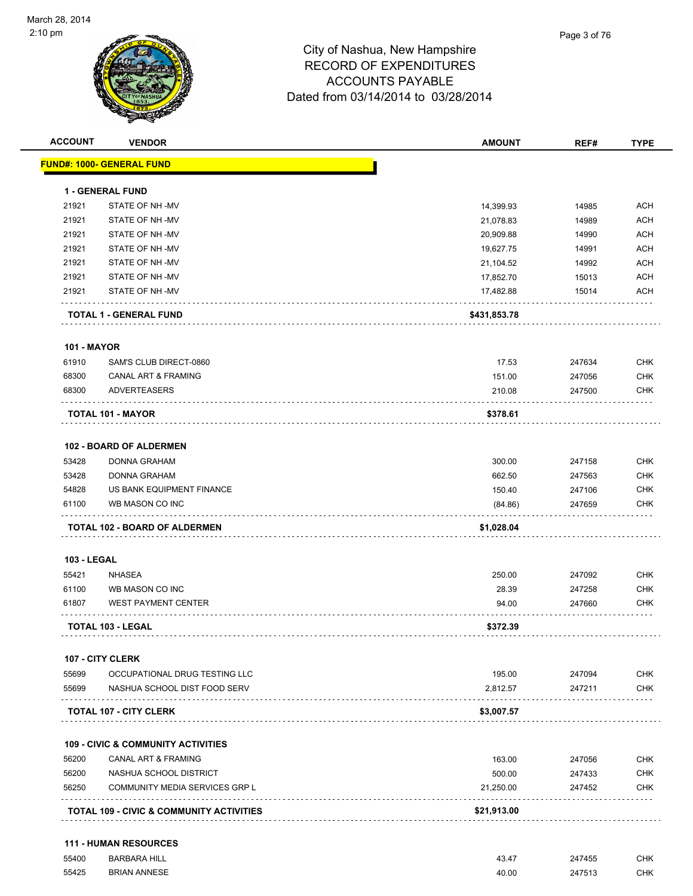City of Nashua, New Hampshire
RECORD OF EXPENDITURES
ACCOUNTS PAYABLE
Dated from 03/14/2014 to 03/28/2014

| ACCOUNT | VENDOR | AMOUNT | REF# | TYPE |
|---|---|---|---|---|
| **FUND#: 1000- GENERAL FUND** | | | | |
| **1 - GENERAL FUND** | | | | |
| 21921 | STATE OF NH -MV | 14,399.93 | 14985 | ACH |
| 21921 | STATE OF NH -MV | 21,078.83 | 14989 | ACH |
| 21921 | STATE OF NH -MV | 20,909.88 | 14990 | ACH |
| 21921 | STATE OF NH -MV | 19,627.75 | 14991 | ACH |
| 21921 | STATE OF NH -MV | 21,104.52 | 14992 | ACH |
| 21921 | STATE OF NH -MV | 17,852.70 | 15013 | ACH |
| 21921 | STATE OF NH -MV | 17,482.88 | 15014 | ACH |
| | **TOTAL 1 - GENERAL FUND** | **$431,853.78** | | |
| **101 - MAYOR** | | | | |
| 61910 | SAM'S CLUB DIRECT-0860 | 17.53 | 247634 | CHK |
| 68300 | CANAL ART & FRAMING | 151.00 | 247056 | CHK |
| 68300 | ADVERTEASERS | 210.08 | 247500 | CHK |
| | **TOTAL 101 - MAYOR** | **$378.61** | | |
| **102 - BOARD OF ALDERMEN** | | | | |
| 53428 | DONNA GRAHAM | 300.00 | 247158 | CHK |
| 53428 | DONNA GRAHAM | 662.50 | 247563 | CHK |
| 54828 | US BANK EQUIPMENT FINANCE | 150.40 | 247106 | CHK |
| 61100 | WB MASON CO INC | (84.86) | 247659 | CHK |
| | **TOTAL 102 - BOARD OF ALDERMEN** | **$1,028.04** | | |
| **103 - LEGAL** | | | | |
| 55421 | NHASEA | 250.00 | 247092 | CHK |
| 61100 | WB MASON CO INC | 28.39 | 247258 | CHK |
| 61807 | WEST PAYMENT CENTER | 94.00 | 247660 | CHK |
| | **TOTAL 103 - LEGAL** | **$372.39** | | |
| **107 - CITY CLERK** | | | | |
| 55699 | OCCUPATIONAL DRUG TESTING LLC | 195.00 | 247094 | CHK |
| 55699 | NASHUA SCHOOL DIST FOOD SERV | 2,812.57 | 247211 | CHK |
| | **TOTAL 107 - CITY CLERK** | **$3,007.57** | | |
| **109 - CIVIC & COMMUNITY ACTIVITIES** | | | | |
| 56200 | CANAL ART & FRAMING | 163.00 | 247056 | CHK |
| 56200 | NASHUA SCHOOL DISTRICT | 500.00 | 247433 | CHK |
| 56250 | COMMUNITY MEDIA SERVICES GRP L | 21,250.00 | 247452 | CHK |
| | **TOTAL 109 - CIVIC & COMMUNITY ACTIVITIES** | **$21,913.00** | | |
| **111 - HUMAN RESOURCES** | | | | |
| 55400 | BARBARA HILL | 43.47 | 247455 | CHK |
| 55425 | BRIAN ANNESE | 40.00 | 247513 | CHK |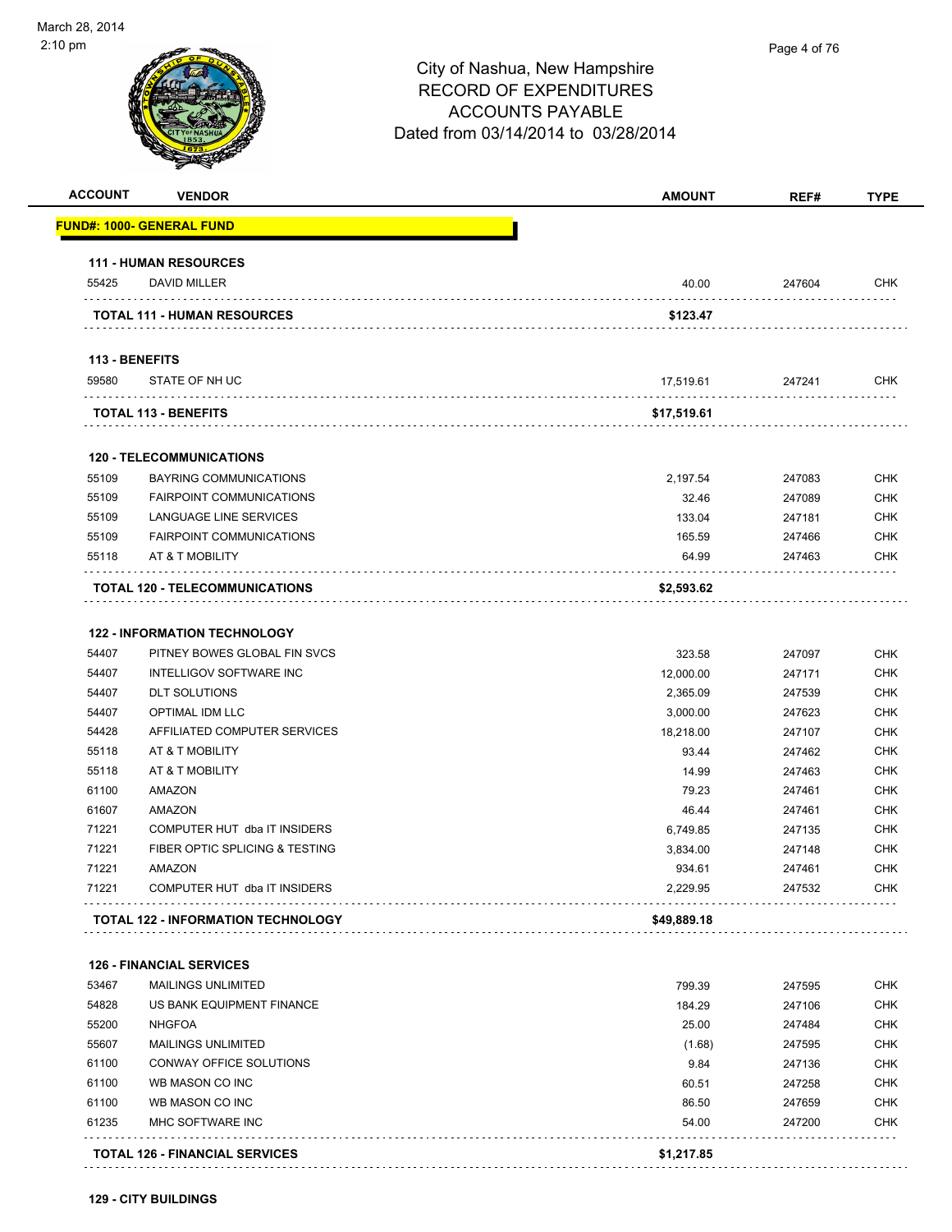# City of Nashua, New Hampshire
## RECORD OF EXPENDITURES
## ACCOUNTS PAYABLE
### Dated from 03/14/2014 to 03/28/2014

| ACCOUNT | VENDOR | AMOUNT | REF# | TYPE |
|---|---|---|---|---|
| **FUND#: 1000- GENERAL FUND** | | | | |
| **111 - HUMAN RESOURCES** | | | | |
| 55425 | DAVID MILLER | 40.00 | 247604 | CHK |
| | **TOTAL 111 - HUMAN RESOURCES** | **$123.47** | | |
| **113 - BENEFITS** | | | | |
| 59580 | STATE OF NH UC | 17,519.61 | 247241 | CHK |
| | **TOTAL 113 - BENEFITS** | **$17,519.61** | | |
| **120 - TELECOMMUNICATIONS** | | | | |
| 55109 | BAYRING COMMUNICATIONS | 2,197.54 | 247083 | CHK |
| 55109 | FAIRPOINT COMMUNICATIONS | 32.46 | 247089 | CHK |
| 55109 | LANGUAGE LINE SERVICES | 133.04 | 247181 | CHK |
| 55109 | FAIRPOINT COMMUNICATIONS | 165.59 | 247466 | CHK |
| 55118 | AT & T MOBILITY | 64.99 | 247463 | CHK |
| | **TOTAL 120 - TELECOMMUNICATIONS** | **$2,593.62** | | |
| **122 - INFORMATION TECHNOLOGY** | | | | |
| 54407 | PITNEY BOWES GLOBAL FIN SVCS | 323.58 | 247097 | CHK |
| 54407 | INTELLIGOV SOFTWARE INC | 12,000.00 | 247171 | CHK |
| 54407 | DLT SOLUTIONS | 2,365.09 | 247539 | CHK |
| 54407 | OPTIMAL IDM LLC | 3,000.00 | 247623 | CHK |
| 54428 | AFFILIATED COMPUTER SERVICES | 18,218.00 | 247107 | CHK |
| 55118 | AT & T MOBILITY | 93.44 | 247462 | CHK |
| 55118 | AT & T MOBILITY | 14.99 | 247463 | CHK |
| 61100 | AMAZON | 79.23 | 247461 | CHK |
| 61607 | AMAZON | 46.44 | 247461 | CHK |
| 71221 | COMPUTER HUT dba IT INSIDERS | 6,749.85 | 247135 | CHK |
| 71221 | FIBER OPTIC SPLICING & TESTING | 3,834.00 | 247148 | CHK |
| 71221 | AMAZON | 934.61 | 247461 | CHK |
| 71221 | COMPUTER HUT dba IT INSIDERS | 2,229.95 | 247532 | CHK |
| | **TOTAL 122 - INFORMATION TECHNOLOGY** | **$49,889.18** | | |
| **126 - FINANCIAL SERVICES** | | | | |
| 53467 | MAILINGS UNLIMITED | 799.39 | 247595 | CHK |
| 54828 | US BANK EQUIPMENT FINANCE | 184.29 | 247106 | CHK |
| 55200 | NHGFOA | 25.00 | 247484 | CHK |
| 55607 | MAILINGS UNLIMITED | (1.68) | 247595 | CHK |
| 61100 | CONWAY OFFICE SOLUTIONS | 9.84 | 247136 | CHK |
| 61100 | WB MASON CO INC | 60.51 | 247258 | CHK |
| 61100 | WB MASON CO INC | 86.50 | 247659 | CHK |
| 61235 | MHC SOFTWARE INC | 54.00 | 247200 | CHK |
| | **TOTAL 126 - FINANCIAL SERVICES** | **$1,217.85** | | |

**129 - CITY BUILDINGS**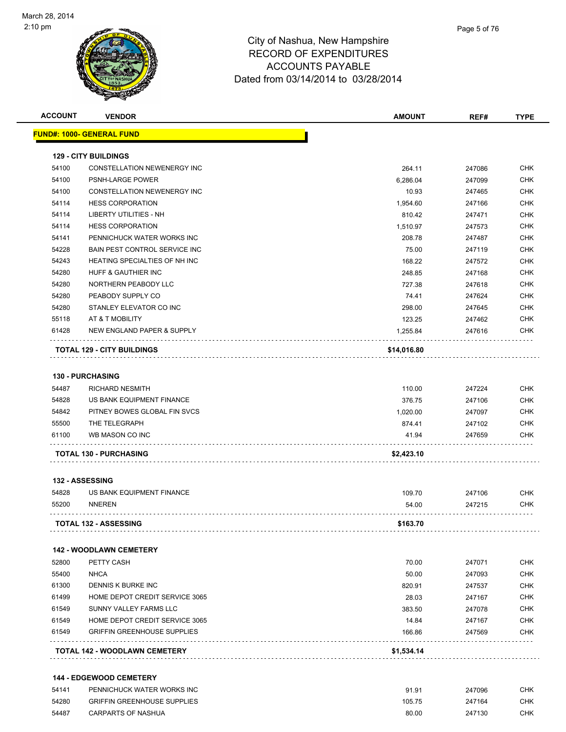City of Nashua, New Hampshire
RECORD OF EXPENDITURES
ACCOUNTS PAYABLE
Dated from 03/14/2014 to 03/28/2014

| ACCOUNT | VENDOR | AMOUNT | REF# | TYPE |
|---|---|---|---|---|
| **FUND#: 1000- GENERAL FUND** | | | | |
| **129 - CITY BUILDINGS** | | | | |
| 54100 | CONSTELLATION NEWENERGY INC | 264.11 | 247086 | CHK |
| 54100 | PSNH-LARGE POWER | 6,286.04 | 247099 | CHK |
| 54100 | CONSTELLATION NEWENERGY INC | 10.93 | 247465 | CHK |
| 54114 | HESS CORPORATION | 1,954.60 | 247166 | CHK |
| 54114 | LIBERTY UTILITIES - NH | 810.42 | 247471 | CHK |
| 54114 | HESS CORPORATION | 1,510.97 | 247573 | CHK |
| 54141 | PENNICHUCK WATER WORKS INC | 208.78 | 247487 | CHK |
| 54228 | BAIN PEST CONTROL SERVICE INC | 75.00 | 247119 | CHK |
| 54243 | HEATING SPECIALTIES OF NH INC | 168.22 | 247572 | CHK |
| 54280 | HUFF & GAUTHIER INC | 248.85 | 247168 | CHK |
| 54280 | NORTHERN PEABODY LLC | 727.38 | 247618 | CHK |
| 54280 | PEABODY SUPPLY CO | 74.41 | 247624 | CHK |
| 54280 | STANLEY ELEVATOR CO INC | 298.00 | 247645 | CHK |
| 55118 | AT & T MOBILITY | 123.25 | 247462 | CHK |
| 61428 | NEW ENGLAND PAPER & SUPPLY | 1,255.84 | 247616 | CHK |
| **TOTAL 129 - CITY BUILDINGS** | | **$14,016.80** | | |
| **130 - PURCHASING** | | | | |
| 54487 | RICHARD NESMITH | 110.00 | 247224 | CHK |
| 54828 | US BANK EQUIPMENT FINANCE | 376.75 | 247106 | CHK |
| 54842 | PITNEY BOWES GLOBAL FIN SVCS | 1,020.00 | 247097 | CHK |
| 55500 | THE TELEGRAPH | 874.41 | 247102 | CHK |
| 61100 | WB MASON CO INC | 41.94 | 247659 | CHK |
| **TOTAL 130 - PURCHASING** | | **$2,423.10** | | |
| **132 - ASSESSING** | | | | |
| 54828 | US BANK EQUIPMENT FINANCE | 109.70 | 247106 | CHK |
| 55200 | NNEREN | 54.00 | 247215 | CHK |
| **TOTAL 132 - ASSESSING** | | **$163.70** | | |
| **142 - WOODLAWN CEMETERY** | | | | |
| 52800 | PETTY CASH | 70.00 | 247071 | CHK |
| 55400 | NHCA | 50.00 | 247093 | CHK |
| 61300 | DENNIS K BURKE INC | 820.91 | 247537 | CHK |
| 61499 | HOME DEPOT CREDIT SERVICE 3065 | 28.03 | 247167 | CHK |
| 61549 | SUNNY VALLEY FARMS LLC | 383.50 | 247078 | CHK |
| 61549 | HOME DEPOT CREDIT SERVICE 3065 | 14.84 | 247167 | CHK |
| 61549 | GRIFFIN GREENHOUSE SUPPLIES | 166.86 | 247569 | CHK |
| **TOTAL 142 - WOODLAWN CEMETERY** | | **$1,534.14** | | |
| **144 - EDGEWOOD CEMETERY** | | | | |
| 54141 | PENNICHUCK WATER WORKS INC | 91.91 | 247096 | CHK |
| 54280 | GRIFFIN GREENHOUSE SUPPLIES | 105.75 | 247164 | CHK |
| 54487 | CARPARTS OF NASHUA | 80.00 | 247130 | CHK |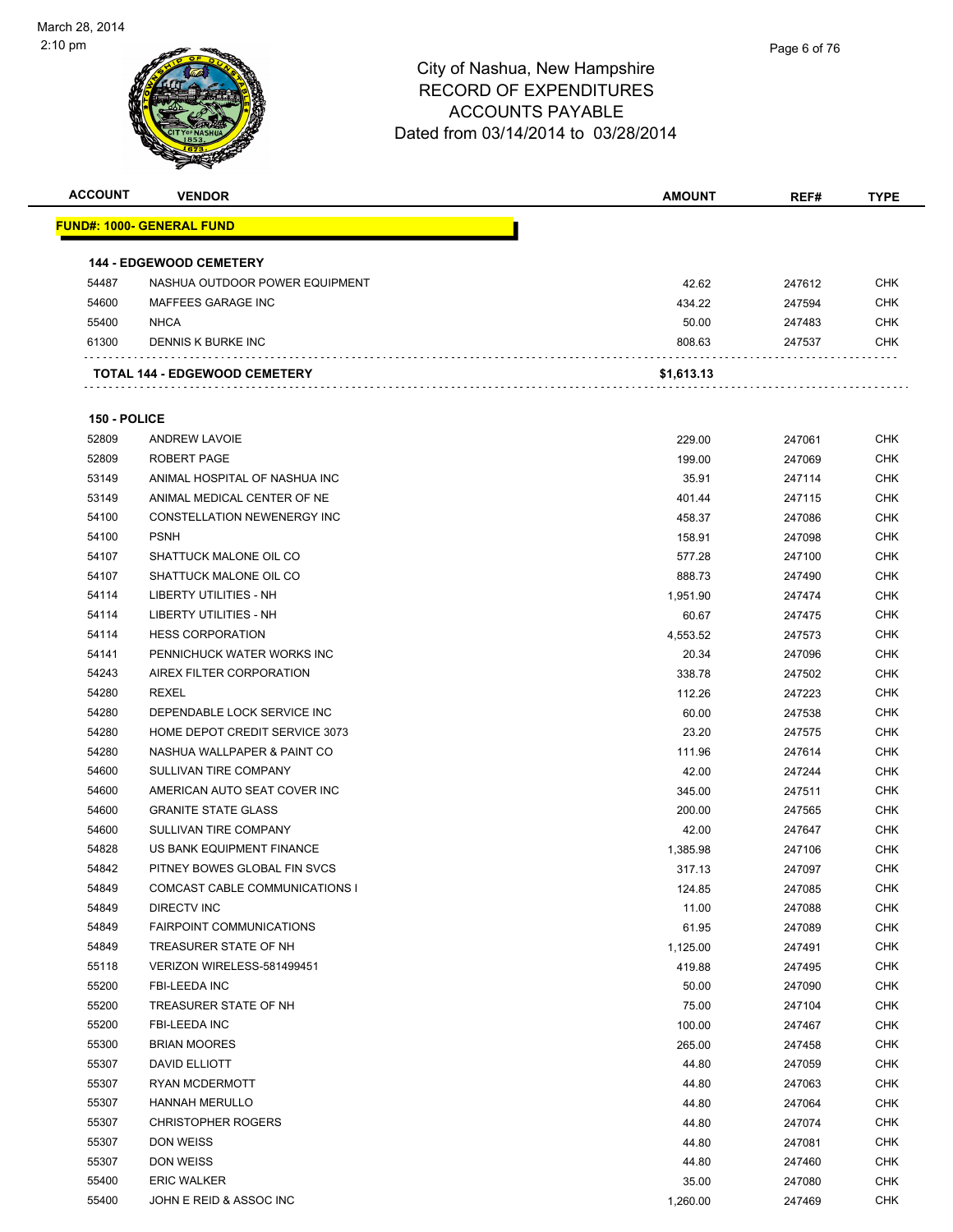March 28, 2014
2:10 pm

# City of Nashua, New Hampshire
## RECORD OF EXPENDITURES
## ACCOUNTS PAYABLE
### Dated from 03/14/2014 to 03/28/2014

| ACCOUNT | VENDOR | AMOUNT | REF# | TYPE |
|---|---|---|---|---|
| **FUND#: 1000- GENERAL FUND** | | | | |
| **144 - EDGEWOOD CEMETERY** | | | | |
| 54487 | NASHUA OUTDOOR POWER EQUIPMENT | 42.62 | 247612 | CHK |
| 54600 | MAFFEES GARAGE INC | 434.22 | 247594 | CHK |
| 55400 | NHCA | 50.00 | 247483 | CHK |
| 61300 | DENNIS K BURKE INC | 808.63 | 247537 | CHK |
| **TOTAL 144 - EDGEWOOD CEMETERY** | | **$1,613.13** | | |
| **150 - POLICE** | | | | |
| 52809 | ANDREW LAVOIE | 229.00 | 247061 | CHK |
| 52809 | ROBERT PAGE | 199.00 | 247069 | CHK |
| 53149 | ANIMAL HOSPITAL OF NASHUA INC | 35.91 | 247114 | CHK |
| 53149 | ANIMAL MEDICAL CENTER OF NE | 401.44 | 247115 | CHK |
| 54100 | CONSTELLATION NEWENERGY INC | 458.37 | 247086 | CHK |
| 54100 | PSNH | 158.91 | 247098 | CHK |
| 54107 | SHATTUCK MALONE OIL CO | 577.28 | 247100 | CHK |
| 54107 | SHATTUCK MALONE OIL CO | 888.73 | 247490 | CHK |
| 54114 | LIBERTY UTILITIES - NH | 1,951.90 | 247474 | CHK |
| 54114 | LIBERTY UTILITIES - NH | 60.67 | 247475 | CHK |
| 54114 | HESS CORPORATION | 4,553.52 | 247573 | CHK |
| 54141 | PENNICHUCK WATER WORKS INC | 20.34 | 247096 | CHK |
| 54243 | AIREX FILTER CORPORATION | 338.78 | 247502 | CHK |
| 54280 | REXEL | 112.26 | 247223 | CHK |
| 54280 | DEPENDABLE LOCK SERVICE INC | 60.00 | 247538 | CHK |
| 54280 | HOME DEPOT CREDIT SERVICE 3073 | 23.20 | 247575 | CHK |
| 54280 | NASHUA WALLPAPER & PAINT CO | 111.96 | 247614 | CHK |
| 54600 | SULLIVAN TIRE COMPANY | 42.00 | 247244 | CHK |
| 54600 | AMERICAN AUTO SEAT COVER INC | 345.00 | 247511 | CHK |
| 54600 | GRANITE STATE GLASS | 200.00 | 247565 | CHK |
| 54600 | SULLIVAN TIRE COMPANY | 42.00 | 247647 | CHK |
| 54828 | US BANK EQUIPMENT FINANCE | 1,385.98 | 247106 | CHK |
| 54842 | PITNEY BOWES GLOBAL FIN SVCS | 317.13 | 247097 | CHK |
| 54849 | COMCAST CABLE COMMUNICATIONS I | 124.85 | 247085 | CHK |
| 54849 | DIRECTV INC | 11.00 | 247088 | CHK |
| 54849 | FAIRPOINT COMMUNICATIONS | 61.95 | 247089 | CHK |
| 54849 | TREASURER STATE OF NH | 1,125.00 | 247491 | CHK |
| 55118 | VERIZON WIRELESS-581499451 | 419.88 | 247495 | CHK |
| 55200 | FBI-LEEDA INC | 50.00 | 247090 | CHK |
| 55200 | TREASURER STATE OF NH | 75.00 | 247104 | CHK |
| 55200 | FBI-LEEDA INC | 100.00 | 247467 | CHK |
| 55300 | BRIAN MOORES | 265.00 | 247458 | CHK |
| 55307 | DAVID ELLIOTT | 44.80 | 247059 | CHK |
| 55307 | RYAN MCDERMOTT | 44.80 | 247063 | CHK |
| 55307 | HANNAH MERULLO | 44.80 | 247064 | CHK |
| 55307 | CHRISTOPHER ROGERS | 44.80 | 247074 | CHK |
| 55307 | DON WEISS | 44.80 | 247081 | CHK |
| 55307 | DON WEISS | 44.80 | 247460 | CHK |
| 55400 | ERIC WALKER | 35.00 | 247080 | CHK |
| 55400 | JOHN E REID & ASSOC INC | 1,260.00 | 247469 | CHK |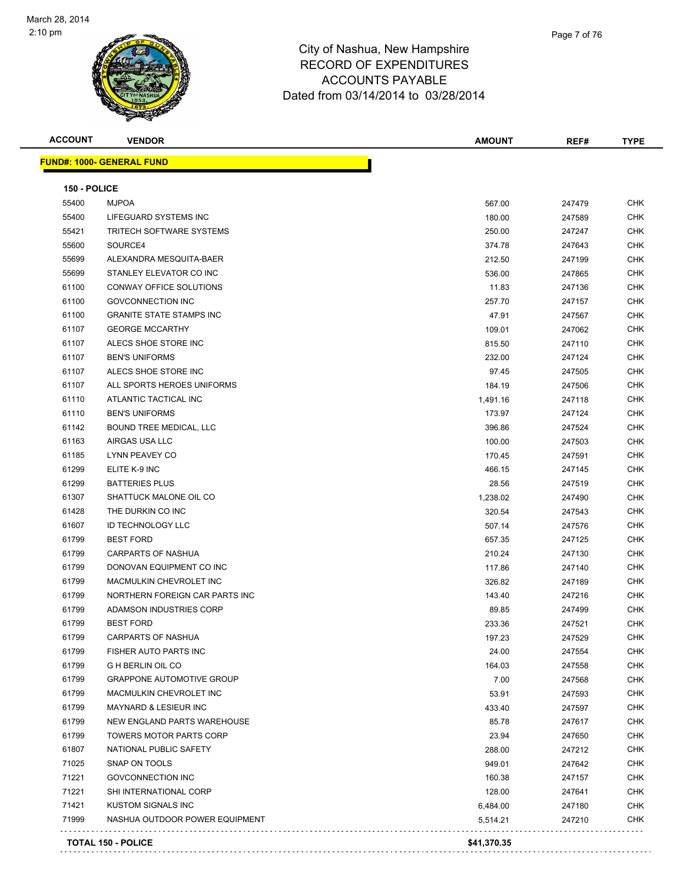City of Nashua, New Hampshire
RECORD OF EXPENDITURES
ACCOUNTS PAYABLE
Dated from 03/14/2014 to 03/28/2014

| ACCOUNT | VENDOR | AMOUNT | REF# | TYPE |
|---|---|---|---|---|
| **FUND#: 1000- GENERAL FUND** | | | | |
| **150 - POLICE** | | | | |
| 55400 | MJPOA | 567.00 | 247479 | CHK |
| 55400 | LIFEGUARD SYSTEMS INC | 180.00 | 247589 | CHK |
| 55421 | TRITECH SOFTWARE SYSTEMS | 250.00 | 247247 | CHK |
| 55600 | SOURCE4 | 374.78 | 247643 | CHK |
| 55699 | ALEXANDRA MESQUITA-BAER | 212.50 | 247199 | CHK |
| 55699 | STANLEY ELEVATOR CO INC | 536.00 | 247865 | CHK |
| 61100 | CONWAY OFFICE SOLUTIONS | 11.83 | 247136 | CHK |
| 61100 | GOVCONNECTION INC | 257.70 | 247157 | CHK |
| 61100 | GRANITE STATE STAMPS INC | 47.91 | 247567 | CHK |
| 61107 | GEORGE MCCARTHY | 109.01 | 247062 | CHK |
| 61107 | ALECS SHOE STORE INC | 815.50 | 247110 | CHK |
| 61107 | BEN'S UNIFORMS | 232.00 | 247124 | CHK |
| 61107 | ALECS SHOE STORE INC | 97.45 | 247505 | CHK |
| 61107 | ALL SPORTS HEROES UNIFORMS | 184.19 | 247506 | CHK |
| 61110 | ATLANTIC TACTICAL INC | 1,491.16 | 247118 | CHK |
| 61110 | BEN'S UNIFORMS | 173.97 | 247124 | CHK |
| 61142 | BOUND TREE MEDICAL, LLC | 396.86 | 247524 | CHK |
| 61163 | AIRGAS USA LLC | 100.00 | 247503 | CHK |
| 61185 | LYNN PEAVEY CO | 170.45 | 247591 | CHK |
| 61299 | ELITE K-9 INC | 466.15 | 247145 | CHK |
| 61299 | BATTERIES PLUS | 28.56 | 247519 | CHK |
| 61307 | SHATTUCK MALONE OIL CO | 1,238.02 | 247490 | CHK |
| 61428 | THE DURKIN CO INC | 320.54 | 247543 | CHK |
| 61607 | ID TECHNOLOGY LLC | 507.14 | 247576 | CHK |
| 61799 | BEST FORD | 657.35 | 247125 | CHK |
| 61799 | CARPARTS OF NASHUA | 210.24 | 247130 | CHK |
| 61799 | DONOVAN EQUIPMENT CO INC | 117.86 | 247140 | CHK |
| 61799 | MACMULKIN CHEVROLET INC | 326.82 | 247189 | CHK |
| 61799 | NORTHERN FOREIGN CAR PARTS INC | 143.40 | 247216 | CHK |
| 61799 | ADAMSON INDUSTRIES CORP | 89.85 | 247499 | CHK |
| 61799 | BEST FORD | 233.36 | 247521 | CHK |
| 61799 | CARPARTS OF NASHUA | 197.23 | 247529 | CHK |
| 61799 | FISHER AUTO PARTS INC | 24.00 | 247554 | CHK |
| 61799 | G H BERLIN OIL CO | 164.03 | 247558 | CHK |
| 61799 | GRAPPONE AUTOMOTIVE GROUP | 7.00 | 247568 | CHK |
| 61799 | MACMULKIN CHEVROLET INC | 53.91 | 247593 | CHK |
| 61799 | MAYNARD & LESIEUR INC | 433.40 | 247597 | CHK |
| 61799 | NEW ENGLAND PARTS WAREHOUSE | 85.78 | 247617 | CHK |
| 61799 | TOWERS MOTOR PARTS CORP | 23.94 | 247650 | CHK |
| 61807 | NATIONAL PUBLIC SAFETY | 288.00 | 247212 | CHK |
| 71025 | SNAP ON TOOLS | 949.01 | 247642 | CHK |
| 71221 | GOVCONNECTION INC | 160.38 | 247157 | CHK |
| 71221 | SHI INTERNATIONAL CORP | 128.00 | 247641 | CHK |
| 71421 | KUSTOM SIGNALS INC | 6,484.00 | 247180 | CHK |
| 71999 | NASHUA OUTDOOR POWER EQUIPMENT | 5,514.21 | 247210 | CHK |
| **TOTAL 150 - POLICE** | | **$41,370.35** | | |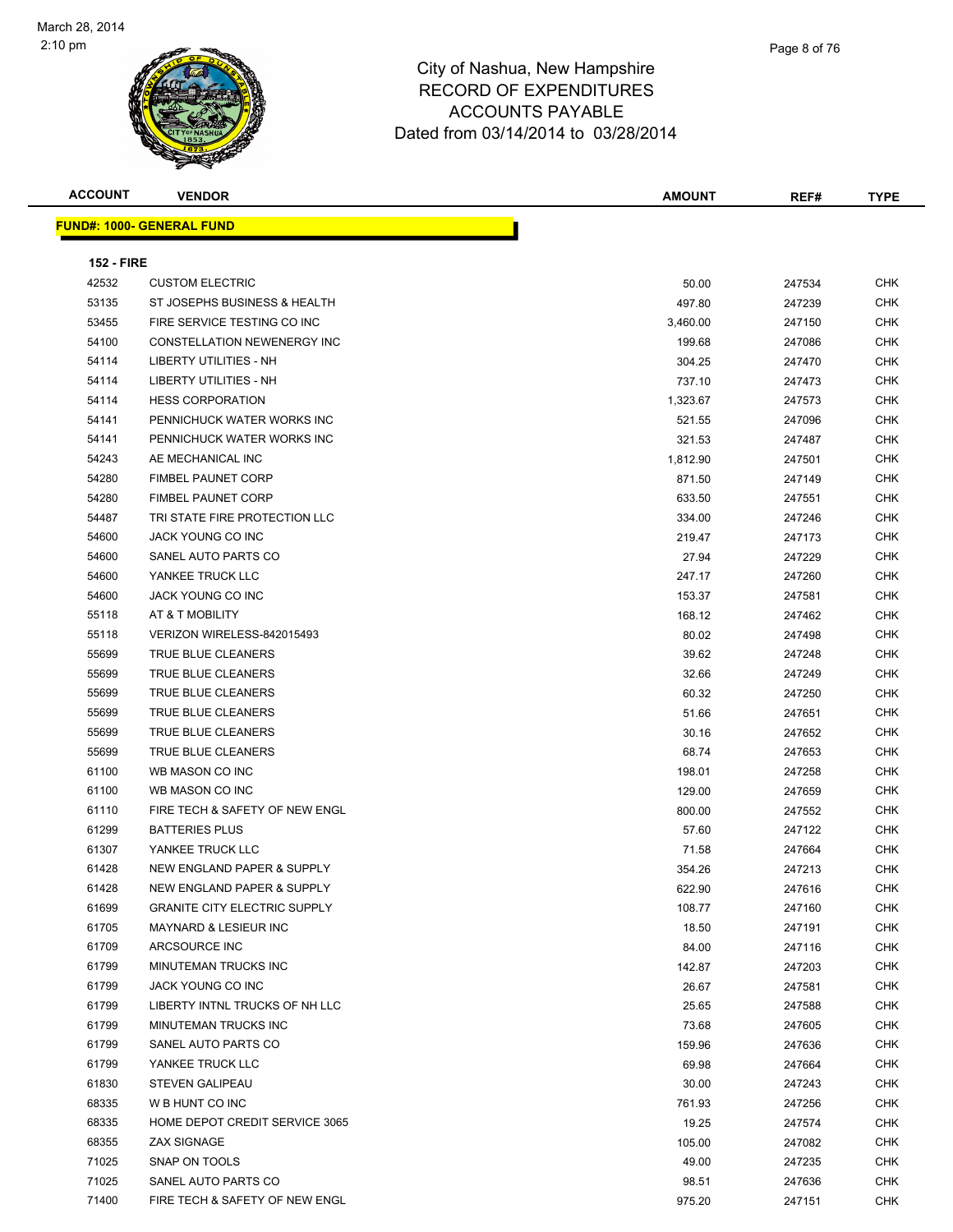# City of Nashua, New Hampshire
## RECORD OF EXPENDITURES
## ACCOUNTS PAYABLE
### Dated from 03/14/2014 to 03/28/2014

March 28, 2014
2:10 pm

| ACCOUNT | VENDOR | AMOUNT | REF# | TYPE |
|---|---|---|---|---|

**FUND#: 1000- GENERAL FUND**

**152 - FIRE**

| ACCOUNT | VENDOR | AMOUNT | REF# | TYPE |
|---|---|---|---|---|
| 42532 | CUSTOM ELECTRIC | 50.00 | 247534 | CHK |
| 53135 | ST JOSEPHS BUSINESS & HEALTH | 497.80 | 247239 | CHK |
| 53455 | FIRE SERVICE TESTING CO INC | 3,460.00 | 247150 | CHK |
| 54100 | CONSTELLATION NEWENERGY INC | 199.68 | 247086 | CHK |
| 54114 | LIBERTY UTILITIES - NH | 304.25 | 247470 | CHK |
| 54114 | LIBERTY UTILITIES - NH | 737.10 | 247473 | CHK |
| 54114 | HESS CORPORATION | 1,323.67 | 247573 | CHK |
| 54141 | PENNICHUCK WATER WORKS INC | 521.55 | 247096 | CHK |
| 54141 | PENNICHUCK WATER WORKS INC | 321.53 | 247487 | CHK |
| 54243 | AE MECHANICAL INC | 1,812.90 | 247501 | CHK |
| 54280 | FIMBEL PAUNET CORP | 871.50 | 247149 | CHK |
| 54280 | FIMBEL PAUNET CORP | 633.50 | 247551 | CHK |
| 54487 | TRI STATE FIRE PROTECTION LLC | 334.00 | 247246 | CHK |
| 54600 | JACK YOUNG CO INC | 219.47 | 247173 | CHK |
| 54600 | SANEL AUTO PARTS CO | 27.94 | 247229 | CHK |
| 54600 | YANKEE TRUCK LLC | 247.17 | 247260 | CHK |
| 54600 | JACK YOUNG CO INC | 153.37 | 247581 | CHK |
| 55118 | AT & T MOBILITY | 168.12 | 247462 | CHK |
| 55118 | VERIZON WIRELESS-842015493 | 80.02 | 247498 | CHK |
| 55699 | TRUE BLUE CLEANERS | 39.62 | 247248 | CHK |
| 55699 | TRUE BLUE CLEANERS | 32.66 | 247249 | CHK |
| 55699 | TRUE BLUE CLEANERS | 60.32 | 247250 | CHK |
| 55699 | TRUE BLUE CLEANERS | 51.66 | 247651 | CHK |
| 55699 | TRUE BLUE CLEANERS | 30.16 | 247652 | CHK |
| 55699 | TRUE BLUE CLEANERS | 68.74 | 247653 | CHK |
| 61100 | WB MASON CO INC | 198.01 | 247258 | CHK |
| 61100 | WB MASON CO INC | 129.00 | 247659 | CHK |
| 61110 | FIRE TECH & SAFETY OF NEW ENGL | 800.00 | 247552 | CHK |
| 61299 | BATTERIES PLUS | 57.60 | 247122 | CHK |
| 61307 | YANKEE TRUCK LLC | 71.58 | 247664 | CHK |
| 61428 | NEW ENGLAND PAPER & SUPPLY | 354.26 | 247213 | CHK |
| 61428 | NEW ENGLAND PAPER & SUPPLY | 622.90 | 247616 | CHK |
| 61699 | GRANITE CITY ELECTRIC SUPPLY | 108.77 | 247160 | CHK |
| 61705 | MAYNARD & LESIEUR INC | 18.50 | 247191 | CHK |
| 61709 | ARCSOURCE INC | 84.00 | 247116 | CHK |
| 61799 | MINUTEMAN TRUCKS INC | 142.87 | 247203 | CHK |
| 61799 | JACK YOUNG CO INC | 26.67 | 247581 | CHK |
| 61799 | LIBERTY INTNL TRUCKS OF NH LLC | 25.65 | 247588 | CHK |
| 61799 | MINUTEMAN TRUCKS INC | 73.68 | 247605 | CHK |
| 61799 | SANEL AUTO PARTS CO | 159.96 | 247636 | CHK |
| 61799 | YANKEE TRUCK LLC | 69.98 | 247664 | CHK |
| 61830 | STEVEN GALIPEAU | 30.00 | 247243 | CHK |
| 68335 | W B HUNT CO INC | 761.93 | 247256 | CHK |
| 68335 | HOME DEPOT CREDIT SERVICE 3065 | 19.25 | 247574 | CHK |
| 68355 | ZAX SIGNAGE | 105.00 | 247082 | CHK |
| 71025 | SNAP ON TOOLS | 49.00 | 247235 | CHK |
| 71025 | SANEL AUTO PARTS CO | 98.51 | 247636 | CHK |
| 71400 | FIRE TECH & SAFETY OF NEW ENGL | 975.20 | 247151 | CHK |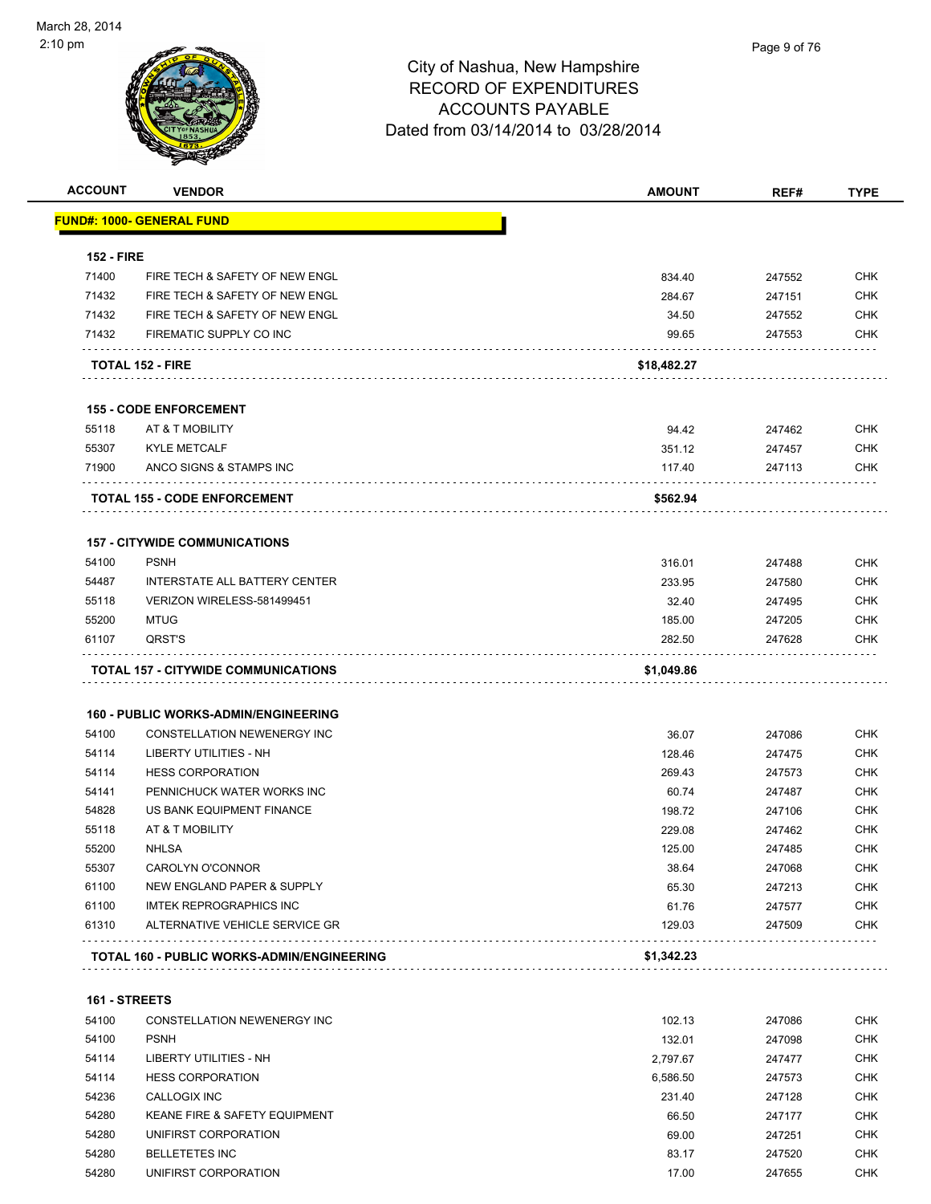City of Nashua, New Hampshire
RECORD OF EXPENDITURES
ACCOUNTS PAYABLE
Dated from 03/14/2014 to 03/28/2014

| ACCOUNT | VENDOR | AMOUNT | REF# | TYPE |
|---|---|---|---|---|
| **FUND#: 1000- GENERAL FUND** | | | | |
| **152 - FIRE** | | | | |
| 71400 | FIRE TECH & SAFETY OF NEW ENGL | 834.40 | 247552 | CHK |
| 71432 | FIRE TECH & SAFETY OF NEW ENGL | 284.67 | 247151 | CHK |
| 71432 | FIRE TECH & SAFETY OF NEW ENGL | 34.50 | 247552 | CHK |
| 71432 | FIREMATIC SUPPLY CO INC | 99.65 | 247553 | CHK |
| | **TOTAL 152 - FIRE** | **$18,482.27** | | |
| **155 - CODE ENFORCEMENT** | | | | |
| 55118 | AT & T MOBILITY | 94.42 | 247462 | CHK |
| 55307 | KYLE METCALF | 351.12 | 247457 | CHK |
| 71900 | ANCO SIGNS & STAMPS INC | 117.40 | 247113 | CHK |
| | **TOTAL 155 - CODE ENFORCEMENT** | **$562.94** | | |
| **157 - CITYWIDE COMMUNICATIONS** | | | | |
| 54100 | PSNH | 316.01 | 247488 | CHK |
| 54487 | INTERSTATE ALL BATTERY CENTER | 233.95 | 247580 | CHK |
| 55118 | VERIZON WIRELESS-581499451 | 32.40 | 247495 | CHK |
| 55200 | MTUG | 185.00 | 247205 | CHK |
| 61107 | QRST'S | 282.50 | 247628 | CHK |
| | **TOTAL 157 - CITYWIDE COMMUNICATIONS** | **$1,049.86** | | |
| **160 - PUBLIC WORKS-ADMIN/ENGINEERING** | | | | |
| 54100 | CONSTELLATION NEWENERGY INC | 36.07 | 247086 | CHK |
| 54114 | LIBERTY UTILITIES - NH | 128.46 | 247475 | CHK |
| 54114 | HESS CORPORATION | 269.43 | 247573 | CHK |
| 54141 | PENNICHUCK WATER WORKS INC | 60.74 | 247487 | CHK |
| 54828 | US BANK EQUIPMENT FINANCE | 198.72 | 247106 | CHK |
| 55118 | AT & T MOBILITY | 229.08 | 247462 | CHK |
| 55200 | NHLSA | 125.00 | 247485 | CHK |
| 55307 | CAROLYN O'CONNOR | 38.64 | 247068 | CHK |
| 61100 | NEW ENGLAND PAPER & SUPPLY | 65.30 | 247213 | CHK |
| 61100 | IMTEK REPROGRAPHICS INC | 61.76 | 247577 | CHK |
| 61310 | ALTERNATIVE VEHICLE SERVICE GR | 129.03 | 247509 | CHK |
| | **TOTAL 160 - PUBLIC WORKS-ADMIN/ENGINEERING** | **$1,342.23** | | |
| **161 - STREETS** | | | | |
| 54100 | CONSTELLATION NEWENERGY INC | 102.13 | 247086 | CHK |
| 54100 | PSNH | 132.01 | 247098 | CHK |
| 54114 | LIBERTY UTILITIES - NH | 2,797.67 | 247477 | CHK |
| 54114 | HESS CORPORATION | 6,586.50 | 247573 | CHK |
| 54236 | CALLOGIX INC | 231.40 | 247128 | CHK |
| 54280 | KEANE FIRE & SAFETY EQUIPMENT | 66.50 | 247177 | CHK |
| 54280 | UNIFIRST CORPORATION | 69.00 | 247251 | CHK |
| 54280 | BELLETETES INC | 83.17 | 247520 | CHK |
| 54280 | UNIFIRST CORPORATION | 17.00 | 247655 | CHK |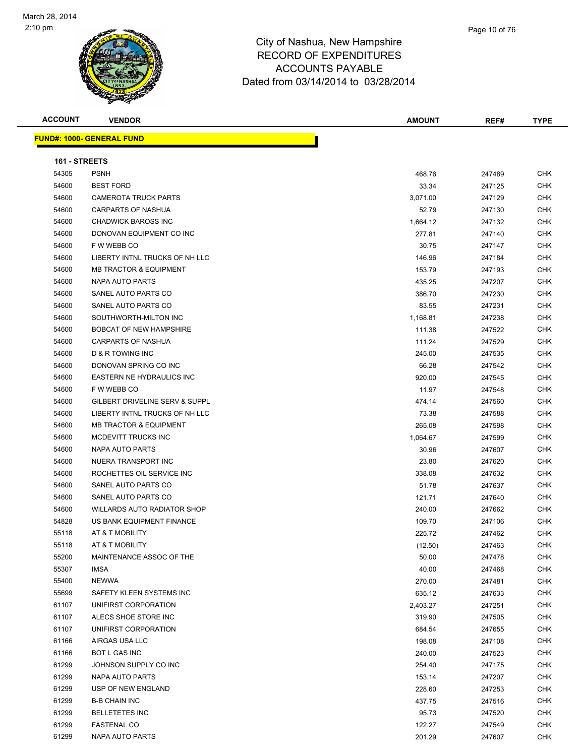# City of Nashua, New Hampshire
# RECORD OF EXPENDITURES
# ACCOUNTS PAYABLE
# Dated from 03/14/2014 to 03/28/2014

March 28, 2014
2:10 pm

**FUND#: 1000- GENERAL FUND**

**161 - STREETS**

| ACCOUNT | VENDOR | AMOUNT | REF# | TYPE |
|---|---|---|---|---|
| 54305 | PSNH | 468.76 | 247489 | CHK |
| 54600 | BEST FORD | 33.34 | 247125 | CHK |
| 54600 | CAMEROTA TRUCK PARTS | 3,071.00 | 247129 | CHK |
| 54600 | CARPARTS OF NASHUA | 52.79 | 247130 | CHK |
| 54600 | CHADWICK BAROSS INC | 1,664.12 | 247132 | CHK |
| 54600 | DONOVAN EQUIPMENT CO INC | 277.81 | 247140 | CHK |
| 54600 | F W WEBB CO | 30.75 | 247147 | CHK |
| 54600 | LIBERTY INTNL TRUCKS OF NH LLC | 146.96 | 247184 | CHK |
| 54600 | MB TRACTOR & EQUIPMENT | 153.79 | 247193 | CHK |
| 54600 | NAPA AUTO PARTS | 435.25 | 247207 | CHK |
| 54600 | SANEL AUTO PARTS CO | 386.70 | 247230 | CHK |
| 54600 | SANEL AUTO PARTS CO | 83.55 | 247231 | CHK |
| 54600 | SOUTHWORTH-MILTON INC | 1,168.81 | 247238 | CHK |
| 54600 | BOBCAT OF NEW HAMPSHIRE | 111.38 | 247522 | CHK |
| 54600 | CARPARTS OF NASHUA | 111.24 | 247529 | CHK |
| 54600 | D & R TOWING INC | 245.00 | 247535 | CHK |
| 54600 | DONOVAN SPRING CO INC | 66.28 | 247542 | CHK |
| 54600 | EASTERN NE HYDRAULICS INC | 920.00 | 247545 | CHK |
| 54600 | F W WEBB CO | 11.97 | 247548 | CHK |
| 54600 | GILBERT DRIVELINE SERV & SUPPL | 474.14 | 247560 | CHK |
| 54600 | LIBERTY INTNL TRUCKS OF NH LLC | 73.38 | 247588 | CHK |
| 54600 | MB TRACTOR & EQUIPMENT | 265.08 | 247598 | CHK |
| 54600 | MCDEVITT TRUCKS INC | 1,064.67 | 247599 | CHK |
| 54600 | NAPA AUTO PARTS | 30.96 | 247607 | CHK |
| 54600 | NUERA TRANSPORT INC | 23.80 | 247620 | CHK |
| 54600 | ROCHETTES OIL SERVICE INC | 338.08 | 247632 | CHK |
| 54600 | SANEL AUTO PARTS CO | 51.78 | 247637 | CHK |
| 54600 | SANEL AUTO PARTS CO | 121.71 | 247640 | CHK |
| 54600 | WILLARDS AUTO RADIATOR SHOP | 240.00 | 247662 | CHK |
| 54828 | US BANK EQUIPMENT FINANCE | 109.70 | 247106 | CHK |
| 55118 | AT & T MOBILITY | 225.72 | 247462 | CHK |
| 55118 | AT & T MOBILITY | (12.50) | 247463 | CHK |
| 55200 | MAINTENANCE ASSOC OF THE | 50.00 | 247478 | CHK |
| 55307 | IMSA | 40.00 | 247468 | CHK |
| 55400 | NEWWA | 270.00 | 247481 | CHK |
| 55699 | SAFETY KLEEN SYSTEMS INC | 635.12 | 247633 | CHK |
| 61107 | UNIFIRST CORPORATION | 2,403.27 | 247251 | CHK |
| 61107 | ALECS SHOE STORE INC | 319.90 | 247505 | CHK |
| 61107 | UNIFIRST CORPORATION | 684.54 | 247655 | CHK |
| 61166 | AIRGAS USA LLC | 198.08 | 247108 | CHK |
| 61166 | BOT L GAS INC | 240.00 | 247523 | CHK |
| 61299 | JOHNSON SUPPLY CO INC | 254.40 | 247175 | CHK |
| 61299 | NAPA AUTO PARTS | 153.14 | 247207 | CHK |
| 61299 | USP OF NEW ENGLAND | 228.60 | 247253 | CHK |
| 61299 | B-B CHAIN INC | 437.75 | 247516 | CHK |
| 61299 | BELLETETES INC | 95.73 | 247520 | CHK |
| 61299 | FASTENAL CO | 122.27 | 247549 | CHK |
| 61299 | NAPA AUTO PARTS | 201.29 | 247607 | CHK |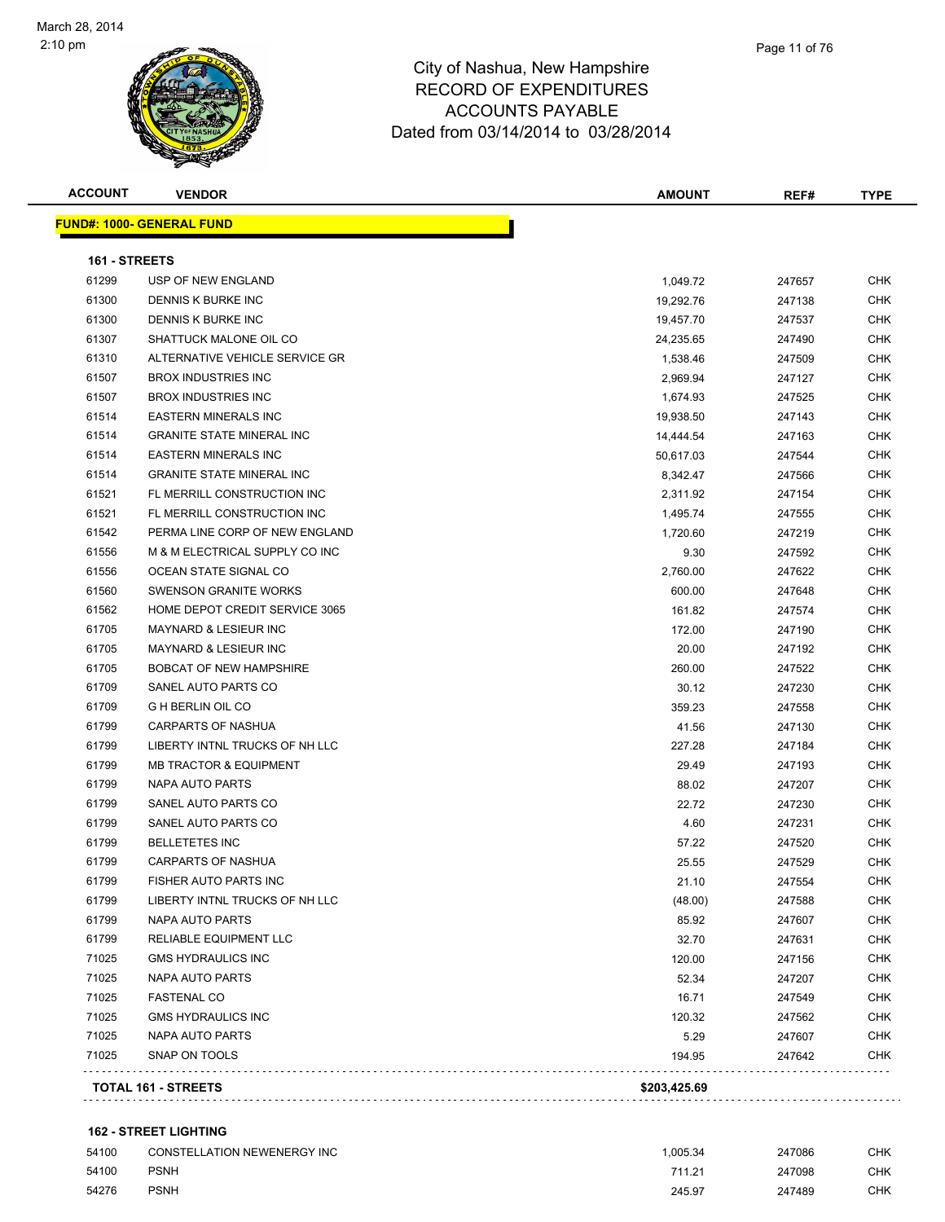City of Nashua, New Hampshire
RECORD OF EXPENDITURES
ACCOUNTS PAYABLE
Dated from 03/14/2014 to 03/28/2014

March 28, 2014
2:10 pm

**FUND#: 1000- GENERAL FUND**

**161 - STREETS**

| ACCOUNT | VENDOR | AMOUNT | REF# | TYPE |
|---|---|---|---|---|
| 61299 | USP OF NEW ENGLAND | 1,049.72 | 247657 | CHK |
| 61300 | DENNIS K BURKE INC | 19,292.76 | 247138 | CHK |
| 61300 | DENNIS K BURKE INC | 19,457.70 | 247537 | CHK |
| 61307 | SHATTUCK MALONE OIL CO | 24,235.65 | 247490 | CHK |
| 61310 | ALTERNATIVE VEHICLE SERVICE GR | 1,538.46 | 247509 | CHK |
| 61507 | BROX INDUSTRIES INC | 2,969.94 | 247127 | CHK |
| 61507 | BROX INDUSTRIES INC | 1,674.93 | 247525 | CHK |
| 61514 | EASTERN MINERALS INC | 19,938.50 | 247143 | CHK |
| 61514 | GRANITE STATE MINERAL INC | 14,444.54 | 247163 | CHK |
| 61514 | EASTERN MINERALS INC | 50,617.03 | 247544 | CHK |
| 61514 | GRANITE STATE MINERAL INC | 8,342.47 | 247566 | CHK |
| 61521 | FL MERRILL CONSTRUCTION INC | 2,311.92 | 247154 | CHK |
| 61521 | FL MERRILL CONSTRUCTION INC | 1,495.74 | 247555 | CHK |
| 61542 | PERMA LINE CORP OF NEW ENGLAND | 1,720.60 | 247219 | CHK |
| 61556 | M & M ELECTRICAL SUPPLY CO INC | 9.30 | 247592 | CHK |
| 61556 | OCEAN STATE SIGNAL CO | 2,760.00 | 247622 | CHK |
| 61560 | SWENSON GRANITE WORKS | 600.00 | 247648 | CHK |
| 61562 | HOME DEPOT CREDIT SERVICE 3065 | 161.82 | 247574 | CHK |
| 61705 | MAYNARD & LESIEUR INC | 172.00 | 247190 | CHK |
| 61705 | MAYNARD & LESIEUR INC | 20.00 | 247192 | CHK |
| 61705 | BOBCAT OF NEW HAMPSHIRE | 260.00 | 247522 | CHK |
| 61709 | SANEL AUTO PARTS CO | 30.12 | 247230 | CHK |
| 61709 | G H BERLIN OIL CO | 359.23 | 247558 | CHK |
| 61799 | CARPARTS OF NASHUA | 41.56 | 247130 | CHK |
| 61799 | LIBERTY INTNL TRUCKS OF NH LLC | 227.28 | 247184 | CHK |
| 61799 | MB TRACTOR & EQUIPMENT | 29.49 | 247193 | CHK |
| 61799 | NAPA AUTO PARTS | 88.02 | 247207 | CHK |
| 61799 | SANEL AUTO PARTS CO | 22.72 | 247230 | CHK |
| 61799 | SANEL AUTO PARTS CO | 4.60 | 247231 | CHK |
| 61799 | BELLETETES INC | 57.22 | 247520 | CHK |
| 61799 | CARPARTS OF NASHUA | 25.55 | 247529 | CHK |
| 61799 | FISHER AUTO PARTS INC | 21.10 | 247554 | CHK |
| 61799 | LIBERTY INTNL TRUCKS OF NH LLC | (48.00) | 247588 | CHK |
| 61799 | NAPA AUTO PARTS | 85.92 | 247607 | CHK |
| 61799 | RELIABLE EQUIPMENT LLC | 32.70 | 247631 | CHK |
| 71025 | GMS HYDRAULICS INC | 120.00 | 247156 | CHK |
| 71025 | NAPA AUTO PARTS | 52.34 | 247207 | CHK |
| 71025 | FASTENAL CO | 16.71 | 247549 | CHK |
| 71025 | GMS HYDRAULICS INC | 120.32 | 247562 | CHK |
| 71025 | NAPA AUTO PARTS | 5.29 | 247607 | CHK |
| 71025 | SNAP ON TOOLS | 194.95 | 247642 | CHK |
| | **TOTAL 161 - STREETS** | **$203,425.69** | | |

**162 - STREET LIGHTING**

| ACCOUNT | VENDOR | AMOUNT | REF# | TYPE |
|---|---|---|---|---|
| 54100 | CONSTELLATION NEWENERGY INC | 1,005.34 | 247086 | CHK |
| 54100 | PSNH | 711.21 | 247098 | CHK |
| 54276 | PSNH | 245.97 | 247489 | CHK |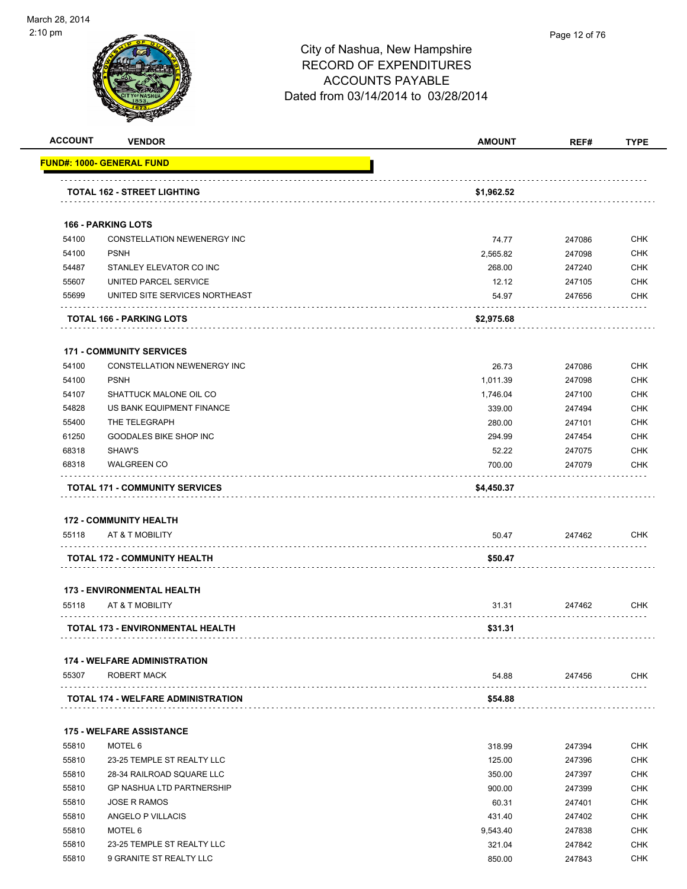# City of Nashua, New Hampshire
## RECORD OF EXPENDITURES
## ACCOUNTS PAYABLE
### Dated from 03/14/2014 to 03/28/2014

March 28, 2014
2:10 pm

| ACCOUNT | VENDOR | AMOUNT | REF# | TYPE |
|---|---|---|---|---|
| **FUND#: 1000- GENERAL FUND** | | | | |
| | **TOTAL 162 - STREET LIGHTING** | **$1,962.52** | | |
| **166 - PARKING LOTS** | | | | |
| 54100 | CONSTELLATION NEWENERGY INC | 74.77 | 247086 | CHK |
| 54100 | PSNH | 2,565.82 | 247098 | CHK |
| 54487 | STANLEY ELEVATOR CO INC | 268.00 | 247240 | CHK |
| 55607 | UNITED PARCEL SERVICE | 12.12 | 247105 | CHK |
| 55699 | UNITED SITE SERVICES NORTHEAST | 54.97 | 247656 | CHK |
| | **TOTAL 166 - PARKING LOTS** | **$2,975.68** | | |
| **171 - COMMUNITY SERVICES** | | | | |
| 54100 | CONSTELLATION NEWENERGY INC | 26.73 | 247086 | CHK |
| 54100 | PSNH | 1,011.39 | 247098 | CHK |
| 54107 | SHATTUCK MALONE OIL CO | 1,746.04 | 247100 | CHK |
| 54828 | US BANK EQUIPMENT FINANCE | 339.00 | 247494 | CHK |
| 55400 | THE TELEGRAPH | 280.00 | 247101 | CHK |
| 61250 | GOODALES BIKE SHOP INC | 294.99 | 247454 | CHK |
| 68318 | SHAW'S | 52.22 | 247075 | CHK |
| 68318 | WALGREEN CO | 700.00 | 247079 | CHK |
| | **TOTAL 171 - COMMUNITY SERVICES** | **$4,450.37** | | |
| **172 - COMMUNITY HEALTH** | | | | |
| 55118 | AT & T MOBILITY | 50.47 | 247462 | CHK |
| | **TOTAL 172 - COMMUNITY HEALTH** | **$50.47** | | |
| **173 - ENVIRONMENTAL HEALTH** | | | | |
| 55118 | AT & T MOBILITY | 31.31 | 247462 | CHK |
| | **TOTAL 173 - ENVIRONMENTAL HEALTH** | **$31.31** | | |
| **174 - WELFARE ADMINISTRATION** | | | | |
| 55307 | ROBERT MACK | 54.88 | 247456 | CHK |
| | **TOTAL 174 - WELFARE ADMINISTRATION** | **$54.88** | | |
| **175 - WELFARE ASSISTANCE** | | | | |
| 55810 | MOTEL 6 | 318.99 | 247394 | CHK |
| 55810 | 23-25 TEMPLE ST REALTY LLC | 125.00 | 247396 | CHK |
| 55810 | 28-34 RAILROAD SQUARE LLC | 350.00 | 247397 | CHK |
| 55810 | GP NASHUA LTD PARTNERSHIP | 900.00 | 247399 | CHK |
| 55810 | JOSE R RAMOS | 60.31 | 247401 | CHK |
| 55810 | ANGELO P VILLACIS | 431.40 | 247402 | CHK |
| 55810 | MOTEL 6 | 9,543.40 | 247838 | CHK |
| 55810 | 23-25 TEMPLE ST REALTY LLC | 321.04 | 247842 | CHK |
| 55810 | 9 GRANITE ST REALTY LLC | 850.00 | 247843 | CHK |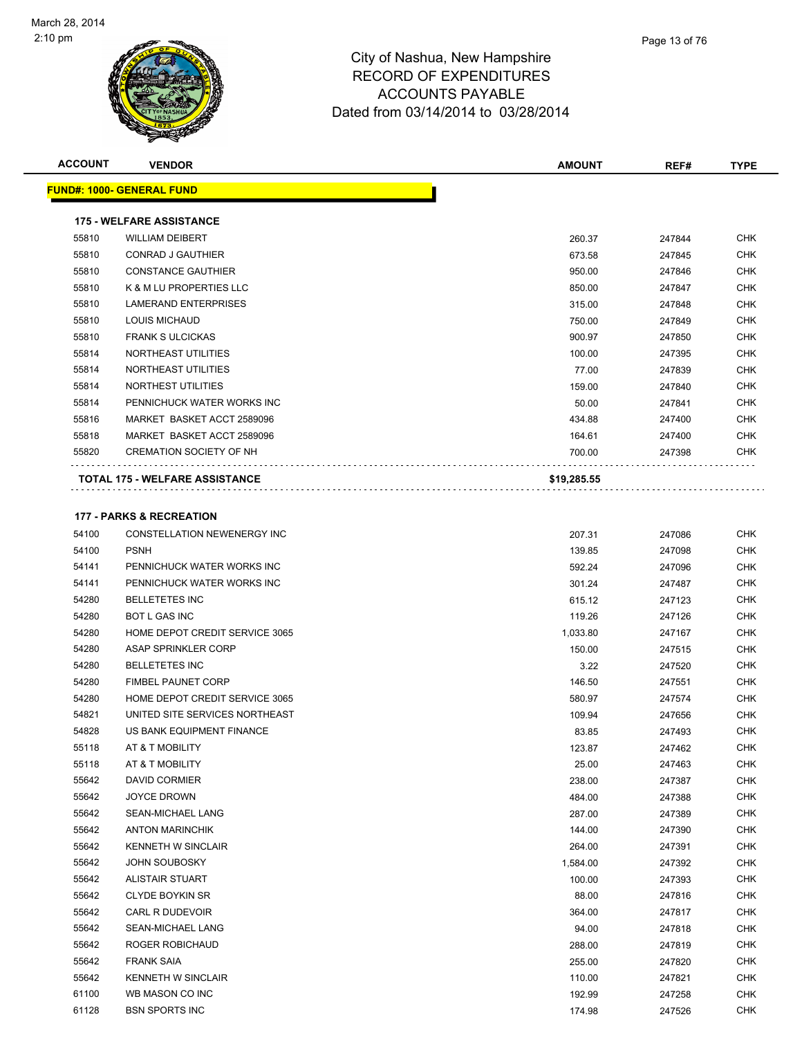City of Nashua, New Hampshire
RECORD OF EXPENDITURES
ACCOUNTS PAYABLE
Dated from 03/14/2014 to 03/28/2014

| ACCOUNT | VENDOR | AMOUNT | REF# | TYPE |
|---|---|---|---|---|
| **FUND#: 1000- GENERAL FUND** | | | | |
| **175 - WELFARE ASSISTANCE** | | | | |
| 55810 | WILLIAM DEIBERT | 260.37 | 247844 | CHK |
| 55810 | CONRAD J GAUTHIER | 673.58 | 247845 | CHK |
| 55810 | CONSTANCE GAUTHIER | 950.00 | 247846 | CHK |
| 55810 | K & M LU PROPERTIES LLC | 850.00 | 247847 | CHK |
| 55810 | LAMERAND ENTERPRISES | 315.00 | 247848 | CHK |
| 55810 | LOUIS MICHAUD | 750.00 | 247849 | CHK |
| 55810 | FRANK S ULCICKAS | 900.97 | 247850 | CHK |
| 55814 | NORTHEAST UTILITIES | 100.00 | 247395 | CHK |
| 55814 | NORTHEAST UTILITIES | 77.00 | 247839 | CHK |
| 55814 | NORTHEST UTILITIES | 159.00 | 247840 | CHK |
| 55814 | PENNICHUCK WATER WORKS INC | 50.00 | 247841 | CHK |
| 55816 | MARKET BASKET ACCT 2589096 | 434.88 | 247400 | CHK |
| 55818 | MARKET BASKET ACCT 2589096 | 164.61 | 247400 | CHK |
| 55820 | CREMATION SOCIETY OF NH | 700.00 | 247398 | CHK |
| **TOTAL 175 - WELFARE ASSISTANCE** | | **$19,285.55** | | |
| **177 - PARKS & RECREATION** | | | | |
| 54100 | CONSTELLATION NEWENERGY INC | 207.31 | 247086 | CHK |
| 54100 | PSNH | 139.85 | 247098 | CHK |
| 54141 | PENNICHUCK WATER WORKS INC | 592.24 | 247096 | CHK |
| 54141 | PENNICHUCK WATER WORKS INC | 301.24 | 247487 | CHK |
| 54280 | BELLETETES INC | 615.12 | 247123 | CHK |
| 54280 | BOT L GAS INC | 119.26 | 247126 | CHK |
| 54280 | HOME DEPOT CREDIT SERVICE 3065 | 1,033.80 | 247167 | CHK |
| 54280 | ASAP SPRINKLER CORP | 150.00 | 247515 | CHK |
| 54280 | BELLETETES INC | 3.22 | 247520 | CHK |
| 54280 | FIMBEL PAUNET CORP | 146.50 | 247551 | CHK |
| 54280 | HOME DEPOT CREDIT SERVICE 3065 | 580.97 | 247574 | CHK |
| 54821 | UNITED SITE SERVICES NORTHEAST | 109.94 | 247656 | CHK |
| 54828 | US BANK EQUIPMENT FINANCE | 83.85 | 247493 | CHK |
| 55118 | AT & T MOBILITY | 123.87 | 247462 | CHK |
| 55118 | AT & T MOBILITY | 25.00 | 247463 | CHK |
| 55642 | DAVID CORMIER | 238.00 | 247387 | CHK |
| 55642 | JOYCE DROWN | 484.00 | 247388 | CHK |
| 55642 | SEAN-MICHAEL LANG | 287.00 | 247389 | CHK |
| 55642 | ANTON MARINCHIK | 144.00 | 247390 | CHK |
| 55642 | KENNETH W SINCLAIR | 264.00 | 247391 | CHK |
| 55642 | JOHN SOUBOSKY | 1,584.00 | 247392 | CHK |
| 55642 | ALISTAIR STUART | 100.00 | 247393 | CHK |
| 55642 | CLYDE BOYKIN SR | 88.00 | 247816 | CHK |
| 55642 | CARL R DUDEVOIR | 364.00 | 247817 | CHK |
| 55642 | SEAN-MICHAEL LANG | 94.00 | 247818 | CHK |
| 55642 | ROGER ROBICHAUD | 288.00 | 247819 | CHK |
| 55642 | FRANK SAIA | 255.00 | 247820 | CHK |
| 55642 | KENNETH W SINCLAIR | 110.00 | 247821 | CHK |
| 61100 | WB MASON CO INC | 192.99 | 247258 | CHK |
| 61128 | BSN SPORTS INC | 174.98 | 247526 | CHK |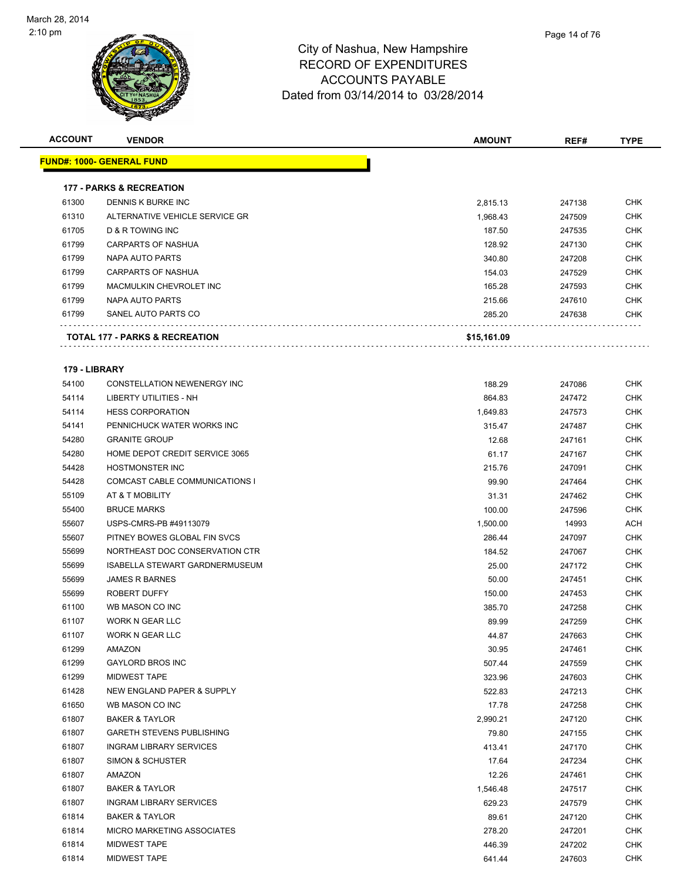March 28, 2014
2:10 pm

# City of Nashua, New Hampshire
## RECORD OF EXPENDITURES
## ACCOUNTS PAYABLE
### Dated from 03/14/2014 to 03/28/2014

| ACCOUNT | VENDOR | AMOUNT | REF# | TYPE |
|---|---|---|---|---|
| **FUND#: 1000- GENERAL FUND** | | | | |
| **177 - PARKS & RECREATION** | | | | |
| 61300 | DENNIS K BURKE INC | 2,815.13 | 247138 | CHK |
| 61310 | ALTERNATIVE VEHICLE SERVICE GR | 1,968.43 | 247509 | CHK |
| 61705 | D & R TOWING INC | 187.50 | 247535 | CHK |
| 61799 | CARPARTS OF NASHUA | 128.92 | 247130 | CHK |
| 61799 | NAPA AUTO PARTS | 340.80 | 247208 | CHK |
| 61799 | CARPARTS OF NASHUA | 154.03 | 247529 | CHK |
| 61799 | MACMULKIN CHEVROLET INC | 165.28 | 247593 | CHK |
| 61799 | NAPA AUTO PARTS | 215.66 | 247610 | CHK |
| 61799 | SANEL AUTO PARTS CO | 285.20 | 247638 | CHK |
| **TOTAL 177 - PARKS & RECREATION** | | **$15,161.09** | | |
| **179 - LIBRARY** | | | | |
| 54100 | CONSTELLATION NEWENERGY INC | 188.29 | 247086 | CHK |
| 54114 | LIBERTY UTILITIES - NH | 864.83 | 247472 | CHK |
| 54114 | HESS CORPORATION | 1,649.83 | 247573 | CHK |
| 54141 | PENNICHUCK WATER WORKS INC | 315.47 | 247487 | CHK |
| 54280 | GRANITE GROUP | 12.68 | 247161 | CHK |
| 54280 | HOME DEPOT CREDIT SERVICE 3065 | 61.17 | 247167 | CHK |
| 54428 | HOSTMONSTER INC | 215.76 | 247091 | CHK |
| 54428 | COMCAST CABLE COMMUNICATIONS I | 99.90 | 247464 | CHK |
| 55109 | AT & T MOBILITY | 31.31 | 247462 | CHK |
| 55400 | BRUCE MARKS | 100.00 | 247596 | CHK |
| 55607 | USPS-CMRS-PB #49113079 | 1,500.00 | 14993 | ACH |
| 55607 | PITNEY BOWES GLOBAL FIN SVCS | 286.44 | 247097 | CHK |
| 55699 | NORTHEAST DOC CONSERVATION CTR | 184.52 | 247067 | CHK |
| 55699 | ISABELLA STEWART GARDNERMUSEUM | 25.00 | 247172 | CHK |
| 55699 | JAMES R BARNES | 50.00 | 247451 | CHK |
| 55699 | ROBERT DUFFY | 150.00 | 247453 | CHK |
| 61100 | WB MASON CO INC | 385.70 | 247258 | CHK |
| 61107 | WORK N GEAR LLC | 89.99 | 247259 | CHK |
| 61107 | WORK N GEAR LLC | 44.87 | 247663 | CHK |
| 61299 | AMAZON | 30.95 | 247461 | CHK |
| 61299 | GAYLORD BROS INC | 507.44 | 247559 | CHK |
| 61299 | MIDWEST TAPE | 323.96 | 247603 | CHK |
| 61428 | NEW ENGLAND PAPER & SUPPLY | 522.83 | 247213 | CHK |
| 61650 | WB MASON CO INC | 17.78 | 247258 | CHK |
| 61807 | BAKER & TAYLOR | 2,990.21 | 247120 | CHK |
| 61807 | GARETH STEVENS PUBLISHING | 79.80 | 247155 | CHK |
| 61807 | INGRAM LIBRARY SERVICES | 413.41 | 247170 | CHK |
| 61807 | SIMON & SCHUSTER | 17.64 | 247234 | CHK |
| 61807 | AMAZON | 12.26 | 247461 | CHK |
| 61807 | BAKER & TAYLOR | 1,546.48 | 247517 | CHK |
| 61807 | INGRAM LIBRARY SERVICES | 629.23 | 247579 | CHK |
| 61814 | BAKER & TAYLOR | 89.61 | 247120 | CHK |
| 61814 | MICRO MARKETING ASSOCIATES | 278.20 | 247201 | CHK |
| 61814 | MIDWEST TAPE | 446.39 | 247202 | CHK |
| 61814 | MIDWEST TAPE | 641.44 | 247603 | CHK |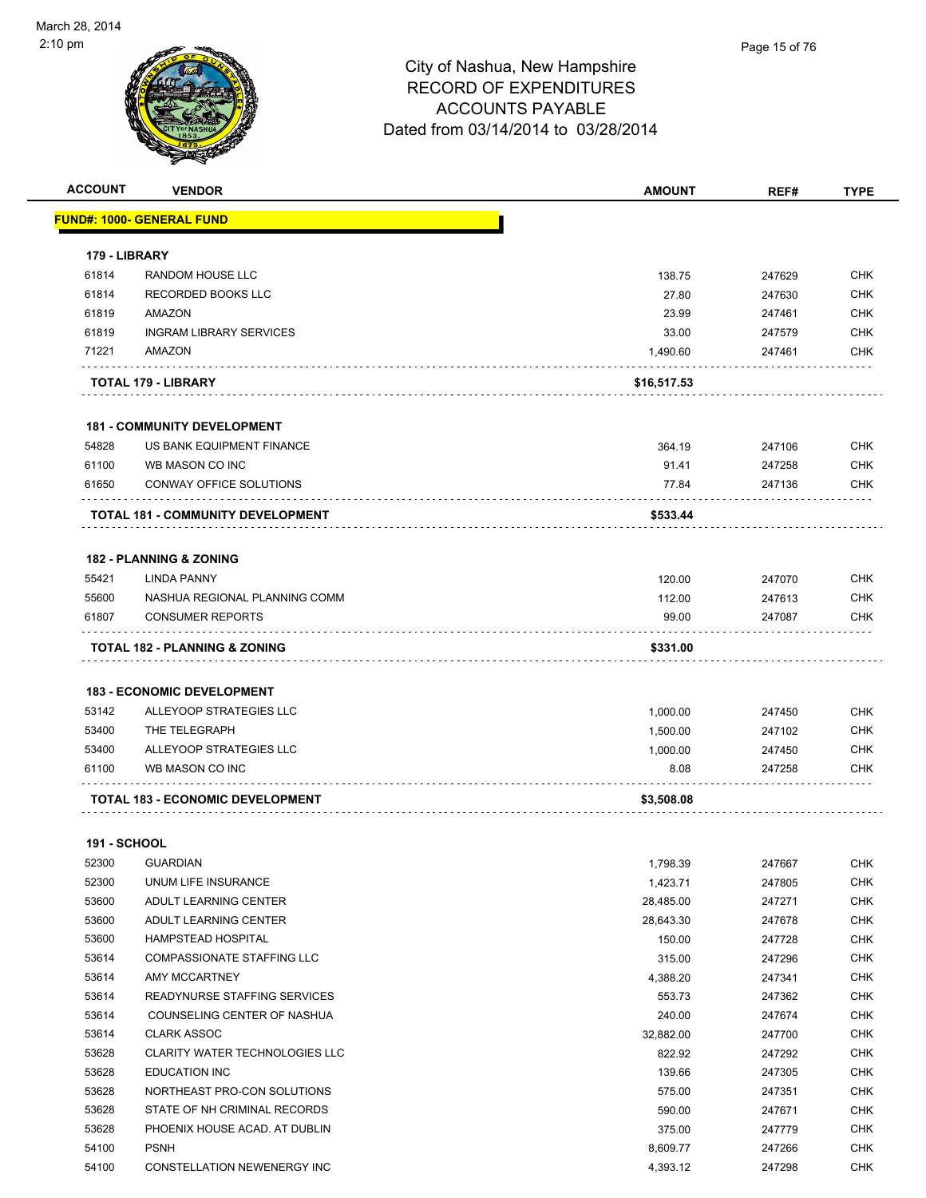# City of Nashua, New Hampshire
## RECORD OF EXPENDITURES
## ACCOUNTS PAYABLE
### Dated from 03/14/2014 to 03/28/2014

| ACCOUNT | VENDOR | AMOUNT | REF# | TYPE |
|---|---|---|---|---|
| **FUND#: 1000- GENERAL FUND** | | | | |
| **179 - LIBRARY** | | | | |
| 61814 | RANDOM HOUSE LLC | 138.75 | 247629 | CHK |
| 61814 | RECORDED BOOKS LLC | 27.80 | 247630 | CHK |
| 61819 | AMAZON | 23.99 | 247461 | CHK |
| 61819 | INGRAM LIBRARY SERVICES | 33.00 | 247579 | CHK |
| 71221 | AMAZON | 1,490.60 | 247461 | CHK |
| | **TOTAL 179 - LIBRARY** | **$16,517.53** | | |
| **181 - COMMUNITY DEVELOPMENT** | | | | |
| 54828 | US BANK EQUIPMENT FINANCE | 364.19 | 247106 | CHK |
| 61100 | WB MASON CO INC | 91.41 | 247258 | CHK |
| 61650 | CONWAY OFFICE SOLUTIONS | 77.84 | 247136 | CHK |
| | **TOTAL 181 - COMMUNITY DEVELOPMENT** | **$533.44** | | |
| **182 - PLANNING & ZONING** | | | | |
| 55421 | LINDA PANNY | 120.00 | 247070 | CHK |
| 55600 | NASHUA REGIONAL PLANNING COMM | 112.00 | 247613 | CHK |
| 61807 | CONSUMER REPORTS | 99.00 | 247087 | CHK |
| | **TOTAL 182 - PLANNING & ZONING** | **$331.00** | | |
| **183 - ECONOMIC DEVELOPMENT** | | | | |
| 53142 | ALLEYOOP STRATEGIES LLC | 1,000.00 | 247450 | CHK |
| 53400 | THE TELEGRAPH | 1,500.00 | 247102 | CHK |
| 53400 | ALLEYOOP STRATEGIES LLC | 1,000.00 | 247450 | CHK |
| 61100 | WB MASON CO INC | 8.08 | 247258 | CHK |
| | **TOTAL 183 - ECONOMIC DEVELOPMENT** | **$3,508.08** | | |
| **191 - SCHOOL** | | | | |
| 52300 | GUARDIAN | 1,798.39 | 247667 | CHK |
| 52300 | UNUM LIFE INSURANCE | 1,423.71 | 247805 | CHK |
| 53600 | ADULT LEARNING CENTER | 28,485.00 | 247271 | CHK |
| 53600 | ADULT LEARNING CENTER | 28,643.30 | 247678 | CHK |
| 53600 | HAMPSTEAD HOSPITAL | 150.00 | 247728 | CHK |
| 53614 | COMPASSIONATE STAFFING LLC | 315.00 | 247296 | CHK |
| 53614 | AMY MCCARTNEY | 4,388.20 | 247341 | CHK |
| 53614 | READYNURSE STAFFING SERVICES | 553.73 | 247362 | CHK |
| 53614 | COUNSELING CENTER OF NASHUA | 240.00 | 247674 | CHK |
| 53614 | CLARK ASSOC | 32,882.00 | 247700 | CHK |
| 53628 | CLARITY WATER TECHNOLOGIES LLC | 822.92 | 247292 | CHK |
| 53628 | EDUCATION INC | 139.66 | 247305 | CHK |
| 53628 | NORTHEAST PRO-CON SOLUTIONS | 575.00 | 247351 | CHK |
| 53628 | STATE OF NH CRIMINAL RECORDS | 590.00 | 247671 | CHK |
| 53628 | PHOENIX HOUSE ACAD. AT DUBLIN | 375.00 | 247779 | CHK |
| 54100 | PSNH | 8,609.77 | 247266 | CHK |
| 54100 | CONSTELLATION NEWENERGY INC | 4,393.12 | 247298 | CHK |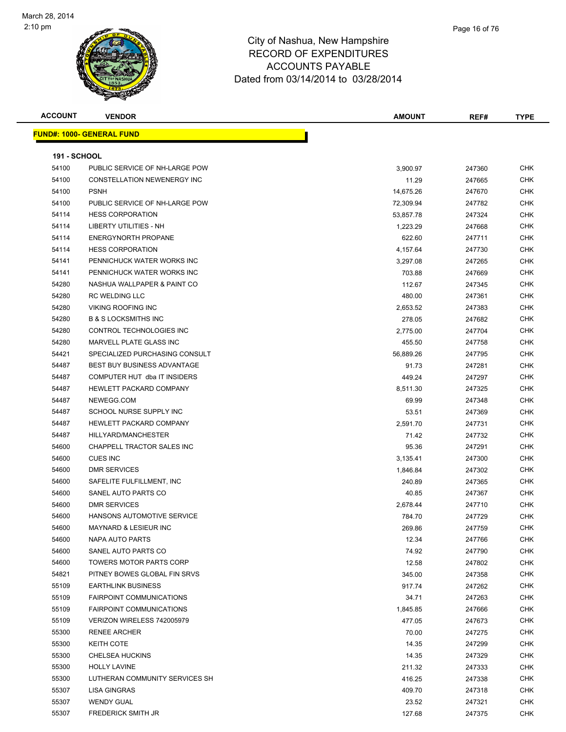March 28, 2014
2:10 pm

# City of Nashua, New Hampshire
## RECORD OF EXPENDITURES
## ACCOUNTS PAYABLE
## Dated from 03/14/2014 to 03/28/2014

**FUND#: 1000- GENERAL FUND**

**191 - SCHOOL**

| ACCOUNT | VENDOR | AMOUNT | REF# | TYPE |
|---|---|---|---|---|
| 54100 | PUBLIC SERVICE OF NH-LARGE POW | 3,900.97 | 247360 | CHK |
| 54100 | CONSTELLATION NEWENERGY INC | 11.29 | 247665 | CHK |
| 54100 | PSNH | 14,675.26 | 247670 | CHK |
| 54100 | PUBLIC SERVICE OF NH-LARGE POW | 72,309.94 | 247782 | CHK |
| 54114 | HESS CORPORATION | 53,857.78 | 247324 | CHK |
| 54114 | LIBERTY UTILITIES - NH | 1,223.29 | 247668 | CHK |
| 54114 | ENERGYNORTH PROPANE | 622.60 | 247711 | CHK |
| 54114 | HESS CORPORATION | 4,157.64 | 247730 | CHK |
| 54141 | PENNICHUCK WATER WORKS INC | 3,297.08 | 247265 | CHK |
| 54141 | PENNICHUCK WATER WORKS INC | 703.88 | 247669 | CHK |
| 54280 | NASHUA WALLPAPER & PAINT CO | 112.67 | 247345 | CHK |
| 54280 | RC WELDING LLC | 480.00 | 247361 | CHK |
| 54280 | VIKING ROOFING INC | 2,653.52 | 247383 | CHK |
| 54280 | B & S LOCKSMITHS INC | 278.05 | 247682 | CHK |
| 54280 | CONTROL TECHNOLOGIES INC | 2,775.00 | 247704 | CHK |
| 54280 | MARVELL PLATE GLASS INC | 455.50 | 247758 | CHK |
| 54421 | SPECIALIZED PURCHASING CONSULT | 56,889.26 | 247795 | CHK |
| 54487 | BEST BUY BUSINESS ADVANTAGE | 91.73 | 247281 | CHK |
| 54487 | COMPUTER HUT dba IT INSIDERS | 449.24 | 247297 | CHK |
| 54487 | HEWLETT PACKARD COMPANY | 8,511.30 | 247325 | CHK |
| 54487 | NEWEGG.COM | 69.99 | 247348 | CHK |
| 54487 | SCHOOL NURSE SUPPLY INC | 53.51 | 247369 | CHK |
| 54487 | HEWLETT PACKARD COMPANY | 2,591.70 | 247731 | CHK |
| 54487 | HILLYARD/MANCHESTER | 71.42 | 247732 | CHK |
| 54600 | CHAPPELL TRACTOR SALES INC | 95.36 | 247291 | CHK |
| 54600 | CUES INC | 3,135.41 | 247300 | CHK |
| 54600 | DMR SERVICES | 1,846.84 | 247302 | CHK |
| 54600 | SAFELITE FULFILLMENT, INC | 240.89 | 247365 | CHK |
| 54600 | SANEL AUTO PARTS CO | 40.85 | 247367 | CHK |
| 54600 | DMR SERVICES | 2,678.44 | 247710 | CHK |
| 54600 | HANSONS AUTOMOTIVE SERVICE | 784.70 | 247729 | CHK |
| 54600 | MAYNARD & LESIEUR INC | 269.86 | 247759 | CHK |
| 54600 | NAPA AUTO PARTS | 12.34 | 247766 | CHK |
| 54600 | SANEL AUTO PARTS CO | 74.92 | 247790 | CHK |
| 54600 | TOWERS MOTOR PARTS CORP | 12.58 | 247802 | CHK |
| 54821 | PITNEY BOWES GLOBAL FIN SRVS | 345.00 | 247358 | CHK |
| 55109 | EARTHLINK BUSINESS | 917.74 | 247262 | CHK |
| 55109 | FAIRPOINT COMMUNICATIONS | 34.71 | 247263 | CHK |
| 55109 | FAIRPOINT COMMUNICATIONS | 1,845.85 | 247666 | CHK |
| 55109 | VERIZON WIRELESS 742005979 | 477.05 | 247673 | CHK |
| 55300 | RENEE ARCHER | 70.00 | 247275 | CHK |
| 55300 | KEITH COTE | 14.35 | 247299 | CHK |
| 55300 | CHELSEA HUCKINS | 14.35 | 247329 | CHK |
| 55300 | HOLLY LAVINE | 211.32 | 247333 | CHK |
| 55300 | LUTHERAN COMMUNITY SERVICES SH | 416.25 | 247338 | CHK |
| 55307 | LISA GINGRAS | 409.70 | 247318 | CHK |
| 55307 | WENDY GUAL | 23.52 | 247321 | CHK |
| 55307 | FREDERICK SMITH JR | 127.68 | 247375 | CHK |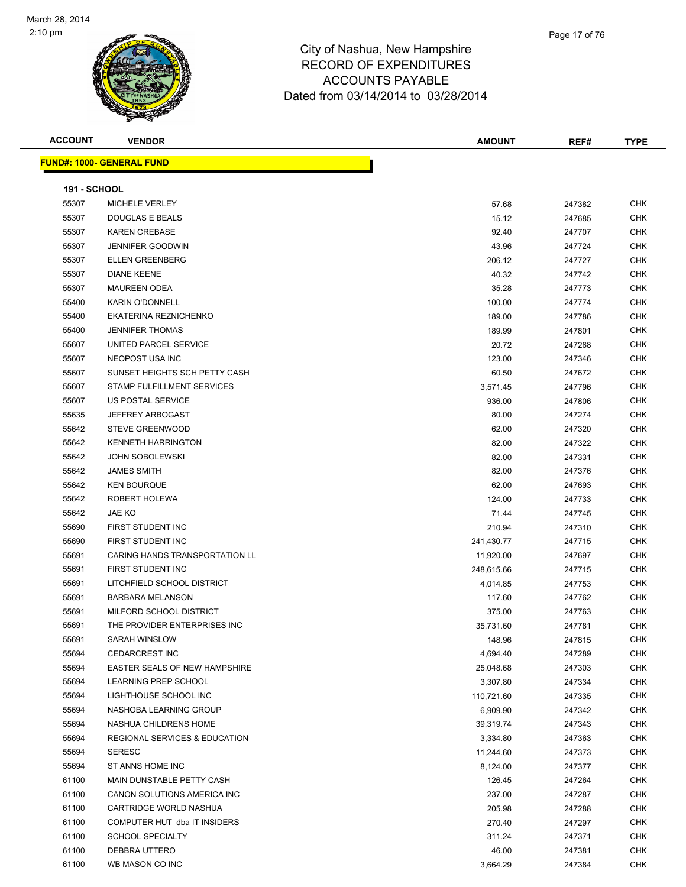City of Nashua, New Hampshire
RECORD OF EXPENDITURES
ACCOUNTS PAYABLE
Dated from 03/14/2014 to 03/28/2014

**FUND#: 1000- GENERAL FUND**

**191 - SCHOOL**

| ACCOUNT | VENDOR | AMOUNT | REF# | TYPE |
|---|---|---|---|---|
| 55307 | MICHELE VERLEY | 57.68 | 247382 | CHK |
| 55307 | DOUGLAS E BEALS | 15.12 | 247685 | CHK |
| 55307 | KAREN CREBASE | 92.40 | 247707 | CHK |
| 55307 | JENNIFER GOODWIN | 43.96 | 247724 | CHK |
| 55307 | ELLEN GREENBERG | 206.12 | 247727 | CHK |
| 55307 | DIANE KEENE | 40.32 | 247742 | CHK |
| 55307 | MAUREEN ODEA | 35.28 | 247773 | CHK |
| 55400 | KARIN O'DONNELL | 100.00 | 247774 | CHK |
| 55400 | EKATERINA REZNICHENKO | 189.00 | 247786 | CHK |
| 55400 | JENNIFER THOMAS | 189.99 | 247801 | CHK |
| 55607 | UNITED PARCEL SERVICE | 20.72 | 247268 | CHK |
| 55607 | NEOPOST USA INC | 123.00 | 247346 | CHK |
| 55607 | SUNSET HEIGHTS SCH PETTY CASH | 60.50 | 247672 | CHK |
| 55607 | STAMP FULFILLMENT SERVICES | 3,571.45 | 247796 | CHK |
| 55607 | US POSTAL SERVICE | 936.00 | 247806 | CHK |
| 55635 | JEFFREY ARBOGAST | 80.00 | 247274 | CHK |
| 55642 | STEVE GREENWOOD | 62.00 | 247320 | CHK |
| 55642 | KENNETH HARRINGTON | 82.00 | 247322 | CHK |
| 55642 | JOHN SOBOLEWSKI | 82.00 | 247331 | CHK |
| 55642 | JAMES SMITH | 82.00 | 247376 | CHK |
| 55642 | KEN BOURQUE | 62.00 | 247693 | CHK |
| 55642 | ROBERT HOLEWA | 124.00 | 247733 | CHK |
| 55642 | JAE KO | 71.44 | 247745 | CHK |
| 55690 | FIRST STUDENT INC | 210.94 | 247310 | CHK |
| 55690 | FIRST STUDENT INC | 241,430.77 | 247715 | CHK |
| 55691 | CARING HANDS TRANSPORTATION LL | 11,920.00 | 247697 | CHK |
| 55691 | FIRST STUDENT INC | 248,615.66 | 247715 | CHK |
| 55691 | LITCHFIELD SCHOOL DISTRICT | 4,014.85 | 247753 | CHK |
| 55691 | BARBARA MELANSON | 117.60 | 247762 | CHK |
| 55691 | MILFORD SCHOOL DISTRICT | 375.00 | 247763 | CHK |
| 55691 | THE PROVIDER ENTERPRISES INC | 35,731.60 | 247781 | CHK |
| 55691 | SARAH WINSLOW | 148.96 | 247815 | CHK |
| 55694 | CEDARCREST INC | 4,694.40 | 247289 | CHK |
| 55694 | EASTER SEALS OF NEW HAMPSHIRE | 25,048.68 | 247303 | CHK |
| 55694 | LEARNING PREP SCHOOL | 3,307.80 | 247334 | CHK |
| 55694 | LIGHTHOUSE SCHOOL INC | 110,721.60 | 247335 | CHK |
| 55694 | NASHOBA LEARNING GROUP | 6,909.90 | 247342 | CHK |
| 55694 | NASHUA CHILDRENS HOME | 39,319.74 | 247343 | CHK |
| 55694 | REGIONAL SERVICES & EDUCATION | 3,334.80 | 247363 | CHK |
| 55694 | SERESC | 11,244.60 | 247373 | CHK |
| 55694 | ST ANNS HOME INC | 8,124.00 | 247377 | CHK |
| 61100 | MAIN DUNSTABLE PETTY CASH | 126.45 | 247264 | CHK |
| 61100 | CANON SOLUTIONS AMERICA INC | 237.00 | 247287 | CHK |
| 61100 | CARTRIDGE WORLD NASHUA | 205.98 | 247288 | CHK |
| 61100 | COMPUTER HUT dba IT INSIDERS | 270.40 | 247297 | CHK |
| 61100 | SCHOOL SPECIALTY | 311.24 | 247371 | CHK |
| 61100 | DEBBRA UTTERO | 46.00 | 247381 | CHK |
| 61100 | WB MASON CO INC | 3,664.29 | 247384 | CHK |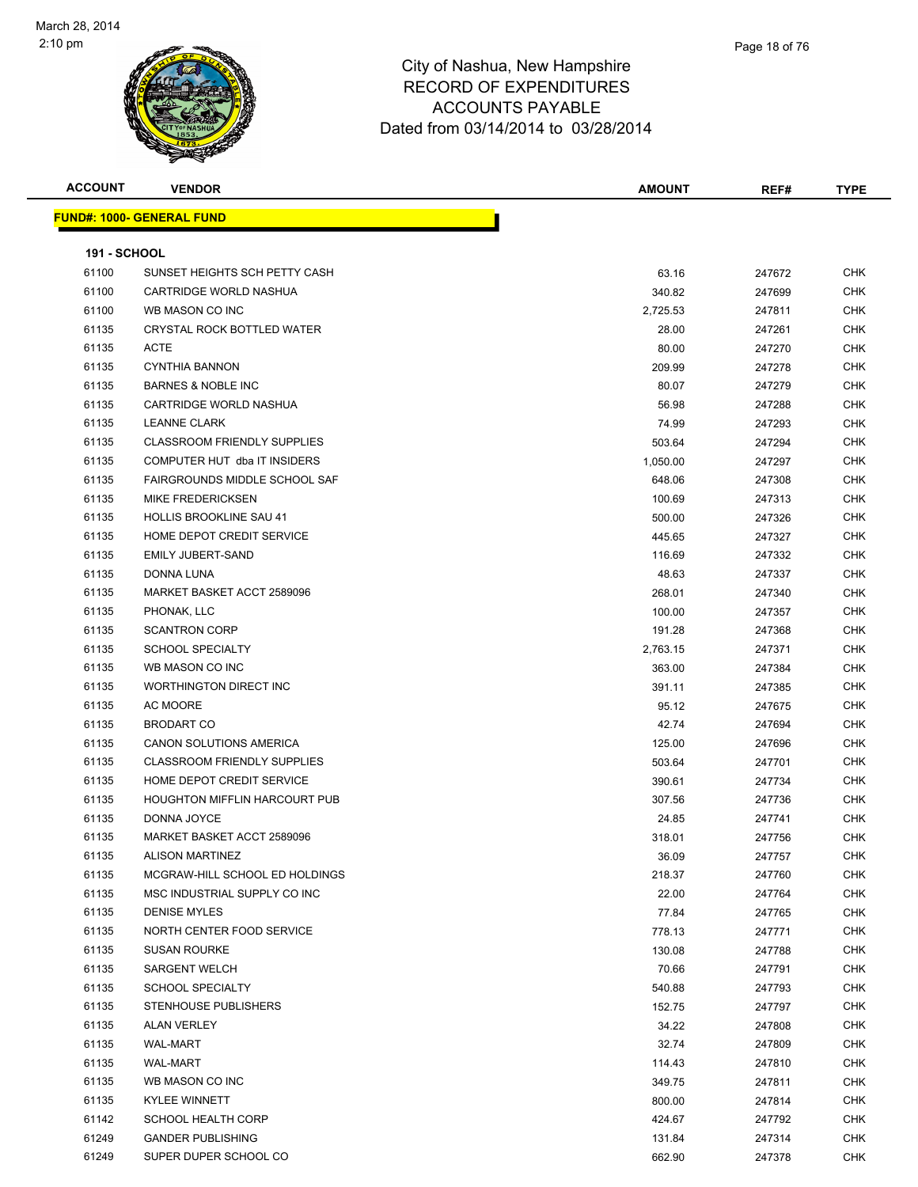City of Nashua, New Hampshire
RECORD OF EXPENDITURES
ACCOUNTS PAYABLE
Dated from 03/14/2014 to 03/28/2014

March 28, 2014
2:10 pm

| ACCOUNT | VENDOR | AMOUNT | REF# | TYPE |
|---|---|---|---|---|

**FUND#: 1000- GENERAL FUND**

**191 - SCHOOL**

| ACCOUNT | VENDOR | AMOUNT | REF# | TYPE |
|---|---|---|---|---|
| 61100 | SUNSET HEIGHTS SCH PETTY CASH | 63.16 | 247672 | CHK |
| 61100 | CARTRIDGE WORLD NASHUA | 340.82 | 247699 | CHK |
| 61100 | WB MASON CO INC | 2,725.53 | 247811 | CHK |
| 61135 | CRYSTAL ROCK BOTTLED WATER | 28.00 | 247261 | CHK |
| 61135 | ACTE | 80.00 | 247270 | CHK |
| 61135 | CYNTHIA BANNON | 209.99 | 247278 | CHK |
| 61135 | BARNES & NOBLE INC | 80.07 | 247279 | CHK |
| 61135 | CARTRIDGE WORLD NASHUA | 56.98 | 247288 | CHK |
| 61135 | LEANNE CLARK | 74.99 | 247293 | CHK |
| 61135 | CLASSROOM FRIENDLY SUPPLIES | 503.64 | 247294 | CHK |
| 61135 | COMPUTER HUT dba IT INSIDERS | 1,050.00 | 247297 | CHK |
| 61135 | FAIRGROUNDS MIDDLE SCHOOL SAF | 648.06 | 247308 | CHK |
| 61135 | MIKE FREDERICKSEN | 100.69 | 247313 | CHK |
| 61135 | HOLLIS BROOKLINE SAU 41 | 500.00 | 247326 | CHK |
| 61135 | HOME DEPOT CREDIT SERVICE | 445.65 | 247327 | CHK |
| 61135 | EMILY JUBERT-SAND | 116.69 | 247332 | CHK |
| 61135 | DONNA LUNA | 48.63 | 247337 | CHK |
| 61135 | MARKET BASKET ACCT 2589096 | 268.01 | 247340 | CHK |
| 61135 | PHONAK, LLC | 100.00 | 247357 | CHK |
| 61135 | SCANTRON CORP | 191.28 | 247368 | CHK |
| 61135 | SCHOOL SPECIALTY | 2,763.15 | 247371 | CHK |
| 61135 | WB MASON CO INC | 363.00 | 247384 | CHK |
| 61135 | WORTHINGTON DIRECT INC | 391.11 | 247385 | CHK |
| 61135 | AC MOORE | 95.12 | 247675 | CHK |
| 61135 | BRODART CO | 42.74 | 247694 | CHK |
| 61135 | CANON SOLUTIONS AMERICA | 125.00 | 247696 | CHK |
| 61135 | CLASSROOM FRIENDLY SUPPLIES | 503.64 | 247701 | CHK |
| 61135 | HOME DEPOT CREDIT SERVICE | 390.61 | 247734 | CHK |
| 61135 | HOUGHTON MIFFLIN HARCOURT PUB | 307.56 | 247736 | CHK |
| 61135 | DONNA JOYCE | 24.85 | 247741 | CHK |
| 61135 | MARKET BASKET ACCT 2589096 | 318.01 | 247756 | CHK |
| 61135 | ALISON MARTINEZ | 36.09 | 247757 | CHK |
| 61135 | MCGRAW-HILL SCHOOL ED HOLDINGS | 218.37 | 247760 | CHK |
| 61135 | MSC INDUSTRIAL SUPPLY CO INC | 22.00 | 247764 | CHK |
| 61135 | DENISE MYLES | 77.84 | 247765 | CHK |
| 61135 | NORTH CENTER FOOD SERVICE | 778.13 | 247771 | CHK |
| 61135 | SUSAN ROURKE | 130.08 | 247788 | CHK |
| 61135 | SARGENT WELCH | 70.66 | 247791 | CHK |
| 61135 | SCHOOL SPECIALTY | 540.88 | 247793 | CHK |
| 61135 | STENHOUSE PUBLISHERS | 152.75 | 247797 | CHK |
| 61135 | ALAN VERLEY | 34.22 | 247808 | CHK |
| 61135 | WAL-MART | 32.74 | 247809 | CHK |
| 61135 | WAL-MART | 114.43 | 247810 | CHK |
| 61135 | WB MASON CO INC | 349.75 | 247811 | CHK |
| 61135 | KYLEE WINNETT | 800.00 | 247814 | CHK |
| 61142 | SCHOOL HEALTH CORP | 424.67 | 247792 | CHK |
| 61249 | GANDER PUBLISHING | 131.84 | 247314 | CHK |
| 61249 | SUPER DUPER SCHOOL CO | 662.90 | 247378 | CHK |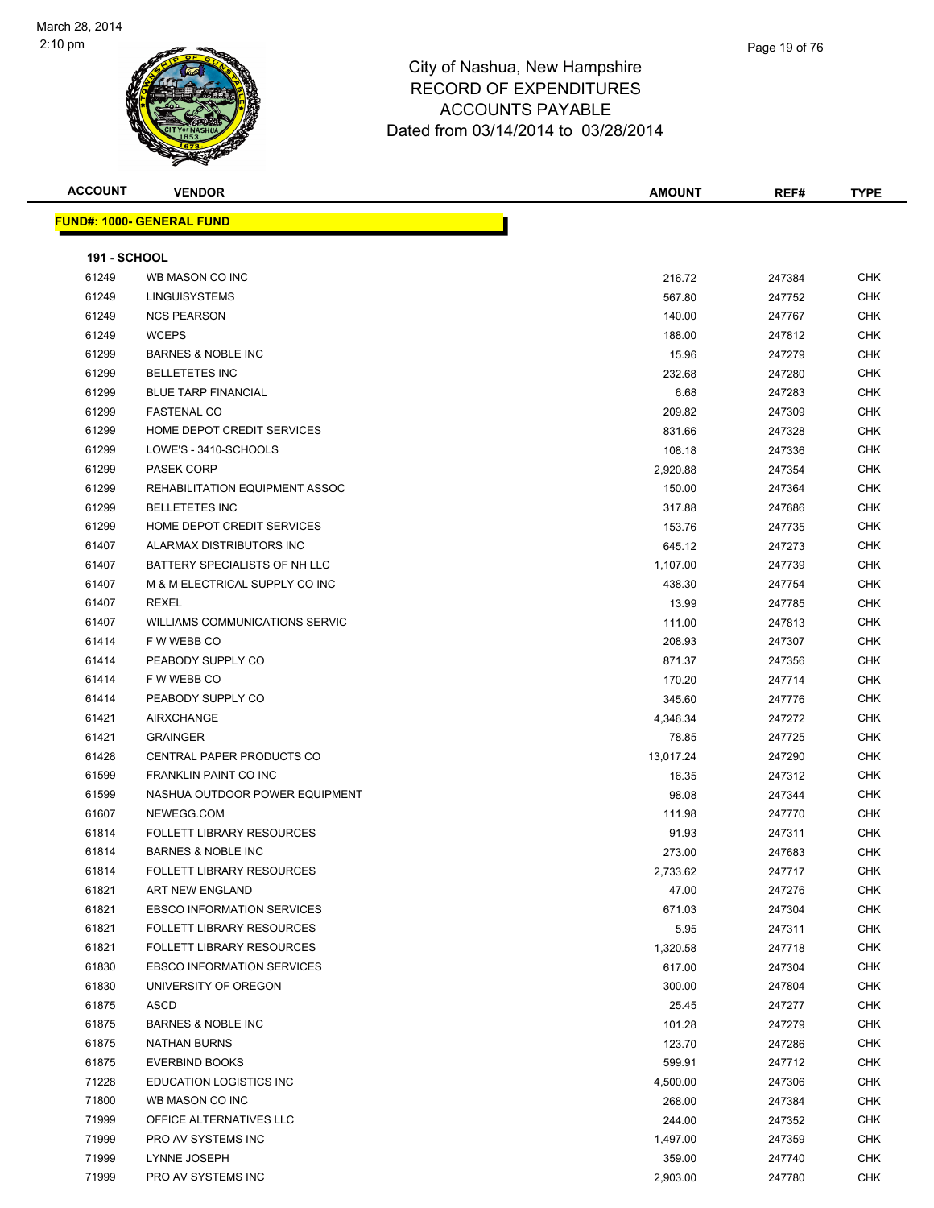# City of Nashua, New Hampshire
## RECORD OF EXPENDITURES
## ACCOUNTS PAYABLE
### Dated from 03/14/2014 to 03/28/2014

March 28, 2014
2:10 pm

| ACCOUNT | VENDOR | AMOUNT | REF# | TYPE |
|---|---|---|---|---|

**FUND#: 1000- GENERAL FUND**

**191 - SCHOOL**

| ACCOUNT | VENDOR | AMOUNT | REF# | TYPE |
|---|---|---|---|---|
| 61249 | WB MASON CO INC | 216.72 | 247384 | CHK |
| 61249 | LINGUISYSTEMS | 567.80 | 247752 | CHK |
| 61249 | NCS PEARSON | 140.00 | 247767 | CHK |
| 61249 | WCEPS | 188.00 | 247812 | CHK |
| 61299 | BARNES & NOBLE INC | 15.96 | 247279 | CHK |
| 61299 | BELLETETES INC | 232.68 | 247280 | CHK |
| 61299 | BLUE TARP FINANCIAL | 6.68 | 247283 | CHK |
| 61299 | FASTENAL CO | 209.82 | 247309 | CHK |
| 61299 | HOME DEPOT CREDIT SERVICES | 831.66 | 247328 | CHK |
| 61299 | LOWE'S - 3410-SCHOOLS | 108.18 | 247336 | CHK |
| 61299 | PASEK CORP | 2,920.88 | 247354 | CHK |
| 61299 | REHABILITATION EQUIPMENT ASSOC | 150.00 | 247364 | CHK |
| 61299 | BELLETETES INC | 317.88 | 247686 | CHK |
| 61299 | HOME DEPOT CREDIT SERVICES | 153.76 | 247735 | CHK |
| 61407 | ALARMAX DISTRIBUTORS INC | 645.12 | 247273 | CHK |
| 61407 | BATTERY SPECIALISTS OF NH LLC | 1,107.00 | 247739 | CHK |
| 61407 | M & M ELECTRICAL SUPPLY CO INC | 438.30 | 247754 | CHK |
| 61407 | REXEL | 13.99 | 247785 | CHK |
| 61407 | WILLIAMS COMMUNICATIONS SERVIC | 111.00 | 247813 | CHK |
| 61414 | F W WEBB CO | 208.93 | 247307 | CHK |
| 61414 | PEABODY SUPPLY CO | 871.37 | 247356 | CHK |
| 61414 | F W WEBB CO | 170.20 | 247714 | CHK |
| 61414 | PEABODY SUPPLY CO | 345.60 | 247776 | CHK |
| 61421 | AIRXCHANGE | 4,346.34 | 247272 | CHK |
| 61421 | GRAINGER | 78.85 | 247725 | CHK |
| 61428 | CENTRAL PAPER PRODUCTS CO | 13,017.24 | 247290 | CHK |
| 61599 | FRANKLIN PAINT CO INC | 16.35 | 247312 | CHK |
| 61599 | NASHUA OUTDOOR POWER EQUIPMENT | 98.08 | 247344 | CHK |
| 61607 | NEWEGG.COM | 111.98 | 247770 | CHK |
| 61814 | FOLLETT LIBRARY RESOURCES | 91.93 | 247311 | CHK |
| 61814 | BARNES & NOBLE INC | 273.00 | 247683 | CHK |
| 61814 | FOLLETT LIBRARY RESOURCES | 2,733.62 | 247717 | CHK |
| 61821 | ART NEW ENGLAND | 47.00 | 247276 | CHK |
| 61821 | EBSCO INFORMATION SERVICES | 671.03 | 247304 | CHK |
| 61821 | FOLLETT LIBRARY RESOURCES | 5.95 | 247311 | CHK |
| 61821 | FOLLETT LIBRARY RESOURCES | 1,320.58 | 247718 | CHK |
| 61830 | EBSCO INFORMATION SERVICES | 617.00 | 247304 | CHK |
| 61830 | UNIVERSITY OF OREGON | 300.00 | 247804 | CHK |
| 61875 | ASCD | 25.45 | 247277 | CHK |
| 61875 | BARNES & NOBLE INC | 101.28 | 247279 | CHK |
| 61875 | NATHAN BURNS | 123.70 | 247286 | CHK |
| 61875 | EVERBIND BOOKS | 599.91 | 247712 | CHK |
| 71228 | EDUCATION LOGISTICS INC | 4,500.00 | 247306 | CHK |
| 71800 | WB MASON CO INC | 268.00 | 247384 | CHK |
| 71999 | OFFICE ALTERNATIVES LLC | 244.00 | 247352 | CHK |
| 71999 | PRO AV SYSTEMS INC | 1,497.00 | 247359 | CHK |
| 71999 | LYNNE JOSEPH | 359.00 | 247740 | CHK |
| 71999 | PRO AV SYSTEMS INC | 2,903.00 | 247780 | CHK |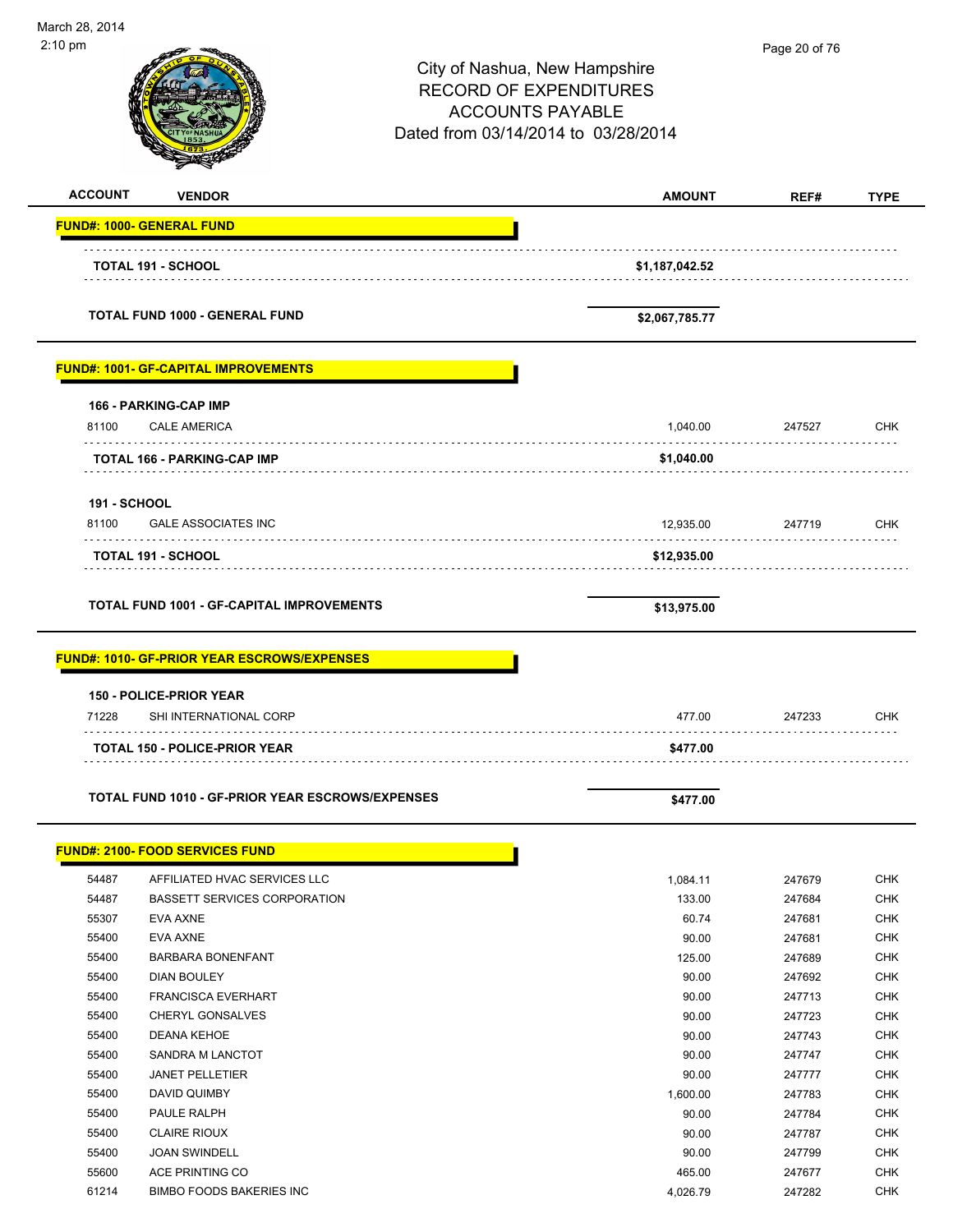City of Nashua, New Hampshire
RECORD OF EXPENDITURES
ACCOUNTS PAYABLE
Dated from 03/14/2014 to 03/28/2014

| ACCOUNT | VENDOR | AMOUNT | REF# | TYPE |
|---|---|---|---|---|
| **FUND#: 1000- GENERAL FUND** | | | | |
| | **TOTAL 191 - SCHOOL** | **$1,187,042.52** | | |
| | **TOTAL FUND 1000 - GENERAL FUND** | **$2,067,785.77** | | |
| **FUND#: 1001- GF-CAPITAL IMPROVEMENTS** | | | | |
| **166 - PARKING-CAP IMP** | | | | |
| 81100 | CALE AMERICA | 1,040.00 | 247527 | CHK |
| | **TOTAL 166 - PARKING-CAP IMP** | **$1,040.00** | | |
| **191 - SCHOOL** | | | | |
| 81100 | GALE ASSOCIATES INC | 12,935.00 | 247719 | CHK |
| | **TOTAL 191 - SCHOOL** | **$12,935.00** | | |
| | **TOTAL FUND 1001 - GF-CAPITAL IMPROVEMENTS** | **$13,975.00** | | |
| **FUND#: 1010- GF-PRIOR YEAR ESCROWS/EXPENSES** | | | | |
| **150 - POLICE-PRIOR YEAR** | | | | |
| 71228 | SHI INTERNATIONAL CORP | 477.00 | 247233 | CHK |
| | **TOTAL 150 - POLICE-PRIOR YEAR** | **$477.00** | | |
| | **TOTAL FUND 1010 - GF-PRIOR YEAR ESCROWS/EXPENSES** | **$477.00** | | |
| **FUND#: 2100- FOOD SERVICES FUND** | | | | |
| 54487 | AFFILIATED HVAC SERVICES LLC | 1,084.11 | 247679 | CHK |
| 54487 | BASSETT SERVICES CORPORATION | 133.00 | 247684 | CHK |
| 55307 | EVA AXNE | 60.74 | 247681 | CHK |
| 55400 | EVA AXNE | 90.00 | 247681 | CHK |
| 55400 | BARBARA BONENFANT | 125.00 | 247689 | CHK |
| 55400 | DIAN BOULEY | 90.00 | 247692 | CHK |
| 55400 | FRANCISCA EVERHART | 90.00 | 247713 | CHK |
| 55400 | CHERYL GONSALVES | 90.00 | 247723 | CHK |
| 55400 | DEANA KEHOE | 90.00 | 247743 | CHK |
| 55400 | SANDRA M LANCTOT | 90.00 | 247747 | CHK |
| 55400 | JANET PELLETIER | 90.00 | 247777 | CHK |
| 55400 | DAVID QUIMBY | 1,600.00 | 247783 | CHK |
| 55400 | PAULE RALPH | 90.00 | 247784 | CHK |
| 55400 | CLAIRE RIOUX | 90.00 | 247787 | CHK |
| 55400 | JOAN SWINDELL | 90.00 | 247799 | CHK |
| 55600 | ACE PRINTING CO | 465.00 | 247677 | CHK |
| 61214 | BIMBO FOODS BAKERIES INC | 4,026.79 | 247282 | CHK |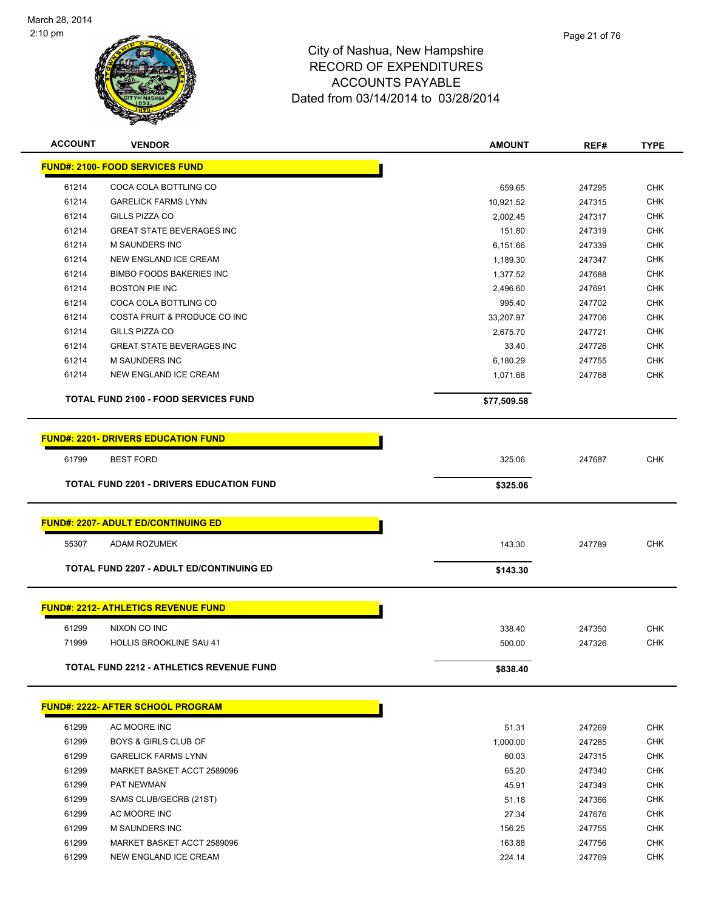City of Nashua, New Hampshire
RECORD OF EXPENDITURES
ACCOUNTS PAYABLE
Dated from 03/14/2014 to 03/28/2014

| ACCOUNT | VENDOR | AMOUNT | REF# | TYPE |
|---|---|---|---|---|
| **FUND#: 2100- FOOD SERVICES FUND** | | | | |
| 61214 | COCA COLA BOTTLING CO | 659.65 | 247295 | CHK |
| 61214 | GARELICK FARMS LYNN | 10,921.52 | 247315 | CHK |
| 61214 | GILLS PIZZA CO | 2,002.45 | 247317 | CHK |
| 61214 | GREAT STATE BEVERAGES INC | 151.80 | 247319 | CHK |
| 61214 | M SAUNDERS INC | 6,151.66 | 247339 | CHK |
| 61214 | NEW ENGLAND ICE CREAM | 1,189.30 | 247347 | CHK |
| 61214 | BIMBO FOODS BAKERIES INC | 1,377.52 | 247688 | CHK |
| 61214 | BOSTON PIE INC | 2,496.60 | 247691 | CHK |
| 61214 | COCA COLA BOTTLING CO | 995.40 | 247702 | CHK |
| 61214 | COSTA FRUIT & PRODUCE CO INC | 33,207.97 | 247706 | CHK |
| 61214 | GILLS PIZZA CO | 2,675.70 | 247721 | CHK |
| 61214 | GREAT STATE BEVERAGES INC | 33.40 | 247726 | CHK |
| 61214 | M SAUNDERS INC | 6,180.29 | 247755 | CHK |
| 61214 | NEW ENGLAND ICE CREAM | 1,071.68 | 247768 | CHK |
| | **TOTAL FUND 2100 - FOOD SERVICES FUND** | **$77,509.58** | | |
| **FUND#: 2201- DRIVERS EDUCATION FUND** | | | | |
| 61799 | BEST FORD | 325.06 | 247687 | CHK |
| | **TOTAL FUND 2201 - DRIVERS EDUCATION FUND** | **$325.06** | | |
| **FUND#: 2207- ADULT ED/CONTINUING ED** | | | | |
| 55307 | ADAM ROZUMEK | 143.30 | 247789 | CHK |
| | **TOTAL FUND 2207 - ADULT ED/CONTINUING ED** | **$143.30** | | |
| **FUND#: 2212- ATHLETICS REVENUE FUND** | | | | |
| 61299 | NIXON CO INC | 338.40 | 247350 | CHK |
| 71999 | HOLLIS BROOKLINE SAU 41 | 500.00 | 247326 | CHK |
| | **TOTAL FUND 2212 - ATHLETICS REVENUE FUND** | **$838.40** | | |
| **FUND#: 2222- AFTER SCHOOL PROGRAM** | | | | |
| 61299 | AC MOORE INC | 51.31 | 247269 | CHK |
| 61299 | BOYS & GIRLS CLUB OF | 1,000.00 | 247285 | CHK |
| 61299 | GARELICK FARMS LYNN | 60.03 | 247315 | CHK |
| 61299 | MARKET BASKET ACCT 2589096 | 65.20 | 247340 | CHK |
| 61299 | PAT NEWMAN | 45.91 | 247349 | CHK |
| 61299 | SAMS CLUB/GECRB (21ST) | 51.18 | 247366 | CHK |
| 61299 | AC MOORE INC | 27.34 | 247676 | CHK |
| 61299 | M SAUNDERS INC | 156.25 | 247755 | CHK |
| 61299 | MARKET BASKET ACCT 2589096 | 163.88 | 247756 | CHK |
| 61299 | NEW ENGLAND ICE CREAM | 224.14 | 247769 | CHK |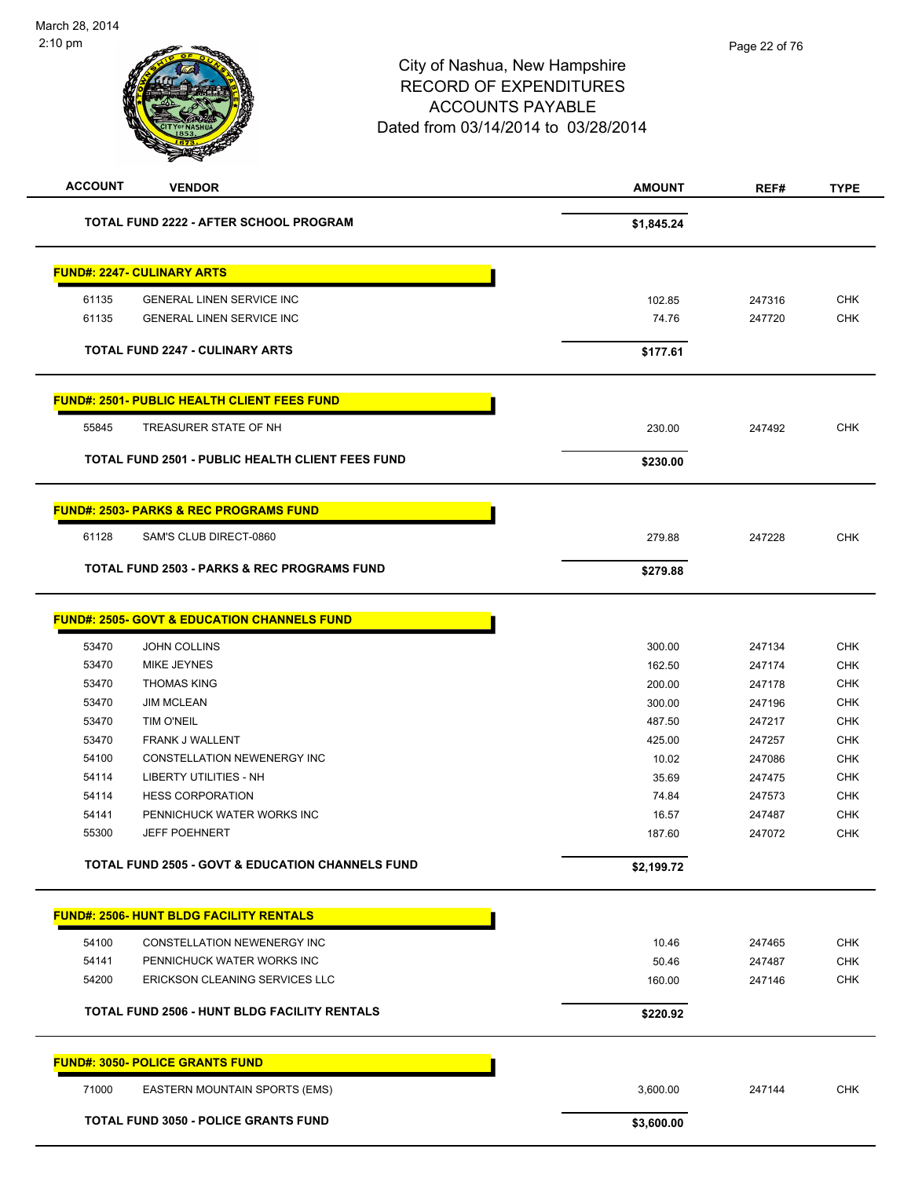# City of Nashua, New Hampshire
# RECORD OF EXPENDITURES
# ACCOUNTS PAYABLE
Dated from 03/14/2014 to 03/28/2014

March 28, 2014
2:10 pm

| ACCOUNT | VENDOR | AMOUNT | REF# | TYPE |
|---|---|---|---|---|
| | **TOTAL FUND 2222 - AFTER SCHOOL PROGRAM** | **$1,845.24** | | |
| **FUND#: 2247- CULINARY ARTS** | | | | |
| 61135 | GENERAL LINEN SERVICE INC | 102.85 | 247316 | CHK |
| 61135 | GENERAL LINEN SERVICE INC | 74.76 | 247720 | CHK |
| | **TOTAL FUND 2247 - CULINARY ARTS** | **$177.61** | | |
| **FUND#: 2501- PUBLIC HEALTH CLIENT FEES FUND** | | | | |
| 55845 | TREASURER STATE OF NH | 230.00 | 247492 | CHK |
| | **TOTAL FUND 2501 - PUBLIC HEALTH CLIENT FEES FUND** | **$230.00** | | |
| **FUND#: 2503- PARKS & REC PROGRAMS FUND** | | | | |
| 61128 | SAM'S CLUB DIRECT-0860 | 279.88 | 247228 | CHK |
| | **TOTAL FUND 2503 - PARKS & REC PROGRAMS FUND** | **$279.88** | | |
| **FUND#: 2505- GOVT & EDUCATION CHANNELS FUND** | | | | |
| 53470 | JOHN COLLINS | 300.00 | 247134 | CHK |
| 53470 | MIKE JEYNES | 162.50 | 247174 | CHK |
| 53470 | THOMAS KING | 200.00 | 247178 | CHK |
| 53470 | JIM MCLEAN | 300.00 | 247196 | CHK |
| 53470 | TIM O'NEIL | 487.50 | 247217 | CHK |
| 53470 | FRANK J WALLENT | 425.00 | 247257 | CHK |
| 54100 | CONSTELLATION NEWENERGY INC | 10.02 | 247086 | CHK |
| 54114 | LIBERTY UTILITIES - NH | 35.69 | 247475 | CHK |
| 54114 | HESS CORPORATION | 74.84 | 247573 | CHK |
| 54141 | PENNICHUCK WATER WORKS INC | 16.57 | 247487 | CHK |
| 55300 | JEFF POEHNERT | 187.60 | 247072 | CHK |
| | **TOTAL FUND 2505 - GOVT & EDUCATION CHANNELS FUND** | **$2,199.72** | | |
| **FUND#: 2506- HUNT BLDG FACILITY RENTALS** | | | | |
| 54100 | CONSTELLATION NEWENERGY INC | 10.46 | 247465 | CHK |
| 54141 | PENNICHUCK WATER WORKS INC | 50.46 | 247487 | CHK |
| 54200 | ERICKSON CLEANING SERVICES LLC | 160.00 | 247146 | CHK |
| | **TOTAL FUND 2506 - HUNT BLDG FACILITY RENTALS** | **$220.92** | | |
| **FUND#: 3050- POLICE GRANTS FUND** | | | | |
| 71000 | EASTERN MOUNTAIN SPORTS (EMS) | 3,600.00 | 247144 | CHK |
| | **TOTAL FUND 3050 - POLICE GRANTS FUND** | **$3,600.00** | | |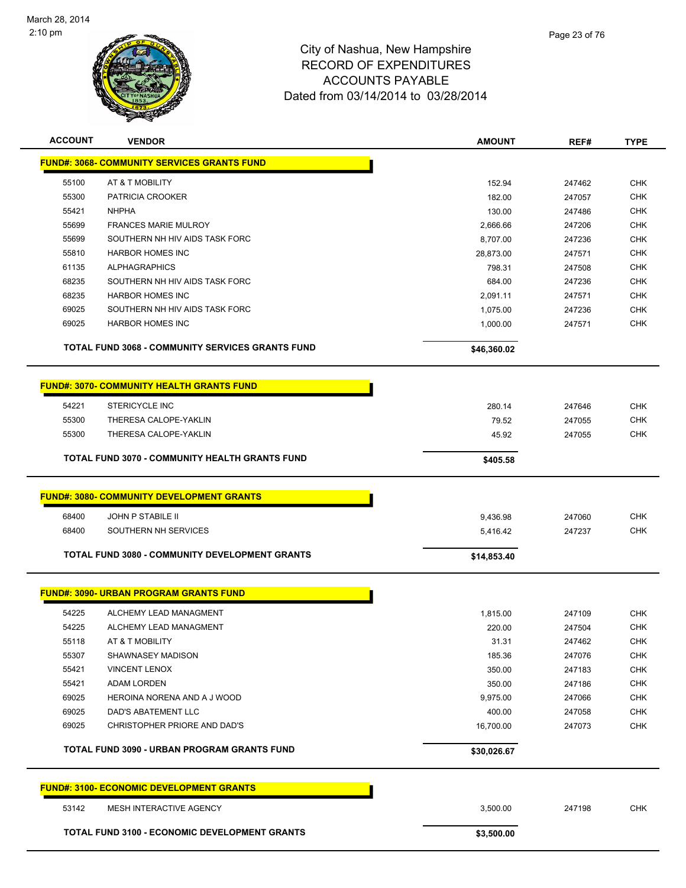# City of Nashua, New Hampshire
## RECORD OF EXPENDITURES
## ACCOUNTS PAYABLE
### Dated from 03/14/2014 to 03/28/2014

March 28, 2014
2:10 pm

| ACCOUNT | VENDOR | AMOUNT | REF# | TYPE |
|---|---|---|---|---|
| **FUND#: 3068- COMMUNITY SERVICES GRANTS FUND** | | | | |
| 55100 | AT & T MOBILITY | 152.94 | 247462 | CHK |
| 55300 | PATRICIA CROOKER | 182.00 | 247057 | CHK |
| 55421 | NHPHA | 130.00 | 247486 | CHK |
| 55699 | FRANCES MARIE MULROY | 2,666.66 | 247206 | CHK |
| 55699 | SOUTHERN NH HIV AIDS TASK FORC | 8,707.00 | 247236 | CHK |
| 55810 | HARBOR HOMES INC | 28,873.00 | 247571 | CHK |
| 61135 | ALPHAGRAPHICS | 798.31 | 247508 | CHK |
| 68235 | SOUTHERN NH HIV AIDS TASK FORC | 684.00 | 247236 | CHK |
| 68235 | HARBOR HOMES INC | 2,091.11 | 247571 | CHK |
| 69025 | SOUTHERN NH HIV AIDS TASK FORC | 1,075.00 | 247236 | CHK |
| 69025 | HARBOR HOMES INC | 1,000.00 | 247571 | CHK |
| **TOTAL FUND 3068 - COMMUNITY SERVICES GRANTS FUND** | | **$46,360.02** | | |
| **FUND#: 3070- COMMUNITY HEALTH GRANTS FUND** | | | | |
| 54221 | STERICYCLE INC | 280.14 | 247646 | CHK |
| 55300 | THERESA CALOPE-YAKLIN | 79.52 | 247055 | CHK |
| 55300 | THERESA CALOPE-YAKLIN | 45.92 | 247055 | CHK |
| **TOTAL FUND 3070 - COMMUNITY HEALTH GRANTS FUND** | | **$405.58** | | |
| **FUND#: 3080- COMMUNITY DEVELOPMENT GRANTS** | | | | |
| 68400 | JOHN P STABILE II | 9,436.98 | 247060 | CHK |
| 68400 | SOUTHERN NH SERVICES | 5,416.42 | 247237 | CHK |
| **TOTAL FUND 3080 - COMMUNITY DEVELOPMENT GRANTS** | | **$14,853.40** | | |
| **FUND#: 3090- URBAN PROGRAM GRANTS FUND** | | | | |
| 54225 | ALCHEMY LEAD MANAGMENT | 1,815.00 | 247109 | CHK |
| 54225 | ALCHEMY LEAD MANAGMENT | 220.00 | 247504 | CHK |
| 55118 | AT & T MOBILITY | 31.31 | 247462 | CHK |
| 55307 | SHAWNASEY MADISON | 185.36 | 247076 | CHK |
| 55421 | VINCENT LENOX | 350.00 | 247183 | CHK |
| 55421 | ADAM LORDEN | 350.00 | 247186 | CHK |
| 69025 | HEROINA NORENA AND A J WOOD | 9,975.00 | 247066 | CHK |
| 69025 | DAD'S ABATEMENT LLC | 400.00 | 247058 | CHK |
| 69025 | CHRISTOPHER PRIORE AND DAD'S | 16,700.00 | 247073 | CHK |
| **TOTAL FUND 3090 - URBAN PROGRAM GRANTS FUND** | | **$30,026.67** | | |
| **FUND#: 3100- ECONOMIC DEVELOPMENT GRANTS** | | | | |
| 53142 | MESH INTERACTIVE AGENCY | 3,500.00 | 247198 | CHK |
| **TOTAL FUND 3100 - ECONOMIC DEVELOPMENT GRANTS** | | **$3,500.00** | | |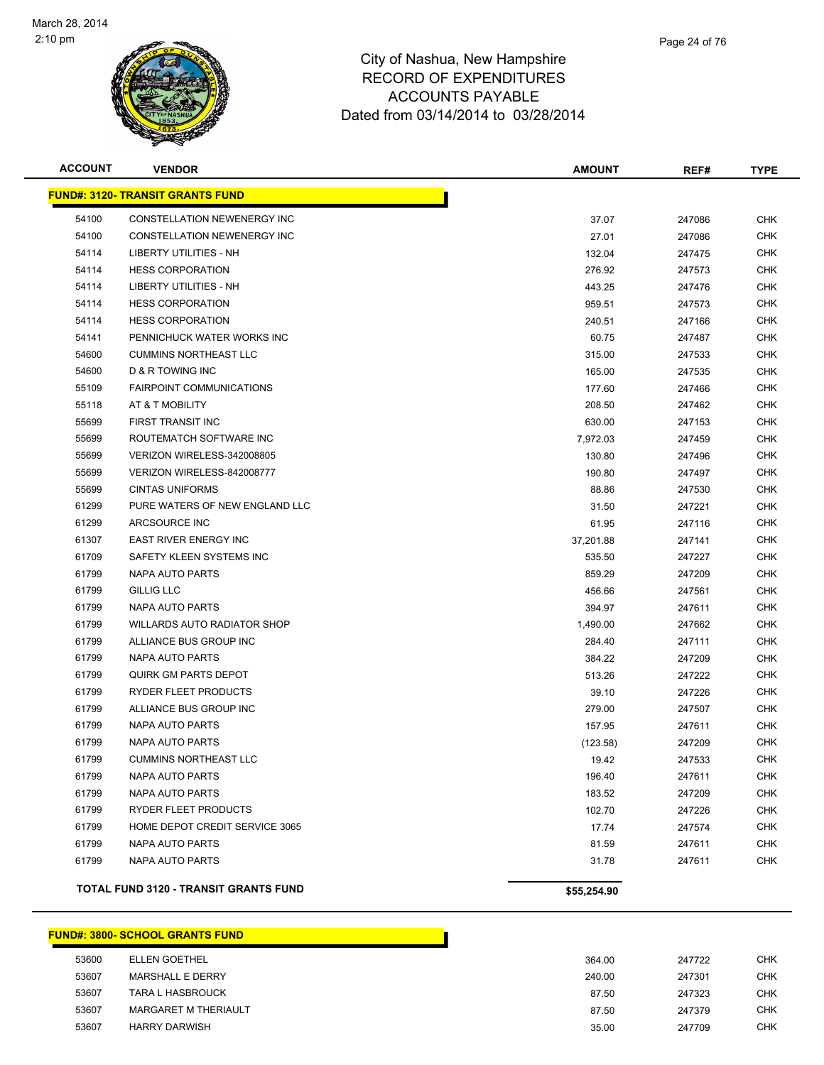# City of Nashua, New Hampshire
## RECORD OF EXPENDITURES
## ACCOUNTS PAYABLE
## Dated from 03/14/2014 to 03/28/2014

| ACCOUNT | VENDOR | AMOUNT | REF# | TYPE |
|---|---|---|---|---|
| **FUND#: 3120- TRANSIT GRANTS FUND** | | | | |
| 54100 | CONSTELLATION NEWENERGY INC | 37.07 | 247086 | CHK |
| 54100 | CONSTELLATION NEWENERGY INC | 27.01 | 247086 | CHK |
| 54114 | LIBERTY UTILITIES - NH | 132.04 | 247475 | CHK |
| 54114 | HESS CORPORATION | 276.92 | 247573 | CHK |
| 54114 | LIBERTY UTILITIES - NH | 443.25 | 247476 | CHK |
| 54114 | HESS CORPORATION | 959.51 | 247573 | CHK |
| 54114 | HESS CORPORATION | 240.51 | 247166 | CHK |
| 54141 | PENNICHUCK WATER WORKS INC | 60.75 | 247487 | CHK |
| 54600 | CUMMINS NORTHEAST LLC | 315.00 | 247533 | CHK |
| 54600 | D & R TOWING INC | 165.00 | 247535 | CHK |
| 55109 | FAIRPOINT COMMUNICATIONS | 177.60 | 247466 | CHK |
| 55118 | AT & T MOBILITY | 208.50 | 247462 | CHK |
| 55699 | FIRST TRANSIT INC | 630.00 | 247153 | CHK |
| 55699 | ROUTEMATCH SOFTWARE INC | 7,972.03 | 247459 | CHK |
| 55699 | VERIZON WIRELESS-342008805 | 130.80 | 247496 | CHK |
| 55699 | VERIZON WIRELESS-842008777 | 190.80 | 247497 | CHK |
| 55699 | CINTAS UNIFORMS | 88.86 | 247530 | CHK |
| 61299 | PURE WATERS OF NEW ENGLAND LLC | 31.50 | 247221 | CHK |
| 61299 | ARCSOURCE INC | 61.95 | 247116 | CHK |
| 61307 | EAST RIVER ENERGY INC | 37,201.88 | 247141 | CHK |
| 61709 | SAFETY KLEEN SYSTEMS INC | 535.50 | 247227 | CHK |
| 61799 | NAPA AUTO PARTS | 859.29 | 247209 | CHK |
| 61799 | GILLIG LLC | 456.66 | 247561 | CHK |
| 61799 | NAPA AUTO PARTS | 394.97 | 247611 | CHK |
| 61799 | WILLARDS AUTO RADIATOR SHOP | 1,490.00 | 247662 | CHK |
| 61799 | ALLIANCE BUS GROUP INC | 284.40 | 247111 | CHK |
| 61799 | NAPA AUTO PARTS | 384.22 | 247209 | CHK |
| 61799 | QUIRK GM PARTS DEPOT | 513.26 | 247222 | CHK |
| 61799 | RYDER FLEET PRODUCTS | 39.10 | 247226 | CHK |
| 61799 | ALLIANCE BUS GROUP INC | 279.00 | 247507 | CHK |
| 61799 | NAPA AUTO PARTS | 157.95 | 247611 | CHK |
| 61799 | NAPA AUTO PARTS | (123.58) | 247209 | CHK |
| 61799 | CUMMINS NORTHEAST LLC | 19.42 | 247533 | CHK |
| 61799 | NAPA AUTO PARTS | 196.40 | 247611 | CHK |
| 61799 | NAPA AUTO PARTS | 183.52 | 247209 | CHK |
| 61799 | RYDER FLEET PRODUCTS | 102.70 | 247226 | CHK |
| 61799 | HOME DEPOT CREDIT SERVICE 3065 | 17.74 | 247574 | CHK |
| 61799 | NAPA AUTO PARTS | 81.59 | 247611 | CHK |
| 61799 | NAPA AUTO PARTS | 31.78 | 247611 | CHK |
| | **TOTAL FUND 3120 - TRANSIT GRANTS FUND** | **$55,254.90** | | |

| ACCOUNT | VENDOR | AMOUNT | REF# | TYPE |
|---|---|---|---|---|
| **FUND#: 3800- SCHOOL GRANTS FUND** | | | | |
| 53600 | ELLEN GOETHEL | 364.00 | 247722 | CHK |
| 53607 | MARSHALL E DERRY | 240.00 | 247301 | CHK |
| 53607 | TARA L HASBROUCK | 87.50 | 247323 | CHK |
| 53607 | MARGARET M THERIAULT | 87.50 | 247379 | CHK |
| 53607 | HARRY DARWISH | 35.00 | 247709 | CHK |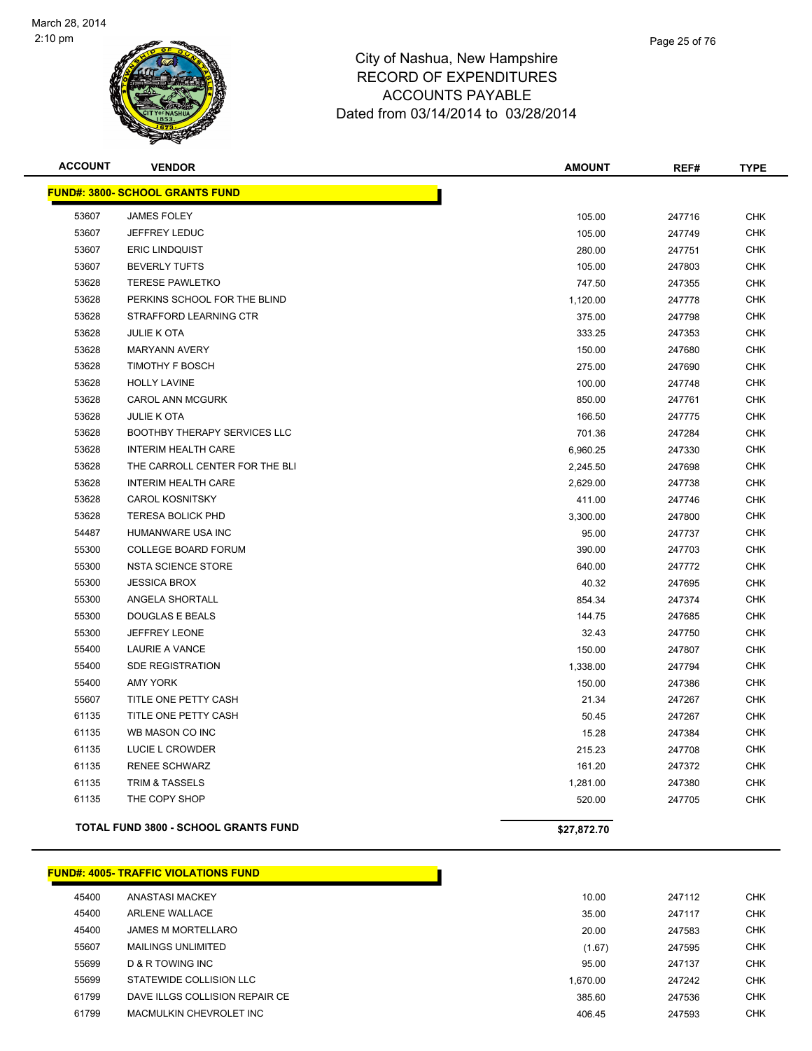# City of Nashua, New Hampshire
## RECORD OF EXPENDITURES
## ACCOUNTS PAYABLE
## Dated from 03/14/2014 to 03/28/2014

March 28, 2014
2:10 pm

| ACCOUNT | VENDOR | AMOUNT | REF# | TYPE |
|---|---|---|---|---|
| **FUND#: 3800- SCHOOL GRANTS FUND** | | | | |
| 53607 | JAMES FOLEY | 105.00 | 247716 | CHK |
| 53607 | JEFFREY LEDUC | 105.00 | 247749 | CHK |
| 53607 | ERIC LINDQUIST | 280.00 | 247751 | CHK |
| 53607 | BEVERLY TUFTS | 105.00 | 247803 | CHK |
| 53628 | TERESE PAWLETKO | 747.50 | 247355 | CHK |
| 53628 | PERKINS SCHOOL FOR THE BLIND | 1,120.00 | 247778 | CHK |
| 53628 | STRAFFORD LEARNING CTR | 375.00 | 247798 | CHK |
| 53628 | JULIE K OTA | 333.25 | 247353 | CHK |
| 53628 | MARYANN AVERY | 150.00 | 247680 | CHK |
| 53628 | TIMOTHY F BOSCH | 275.00 | 247690 | CHK |
| 53628 | HOLLY LAVINE | 100.00 | 247748 | CHK |
| 53628 | CAROL ANN MCGURK | 850.00 | 247761 | CHK |
| 53628 | JULIE K OTA | 166.50 | 247775 | CHK |
| 53628 | BOOTHBY THERAPY SERVICES LLC | 701.36 | 247284 | CHK |
| 53628 | INTERIM HEALTH CARE | 6,960.25 | 247330 | CHK |
| 53628 | THE CARROLL CENTER FOR THE BLI | 2,245.50 | 247698 | CHK |
| 53628 | INTERIM HEALTH CARE | 2,629.00 | 247738 | CHK |
| 53628 | CAROL KOSNITSKY | 411.00 | 247746 | CHK |
| 53628 | TERESA BOLICK PHD | 3,300.00 | 247800 | CHK |
| 54487 | HUMANWARE USA INC | 95.00 | 247737 | CHK |
| 55300 | COLLEGE BOARD FORUM | 390.00 | 247703 | CHK |
| 55300 | NSTA SCIENCE STORE | 640.00 | 247772 | CHK |
| 55300 | JESSICA BROX | 40.32 | 247695 | CHK |
| 55300 | ANGELA SHORTALL | 854.34 | 247374 | CHK |
| 55300 | DOUGLAS E BEALS | 144.75 | 247685 | CHK |
| 55300 | JEFFREY LEONE | 32.43 | 247750 | CHK |
| 55400 | LAURIE A VANCE | 150.00 | 247807 | CHK |
| 55400 | SDE REGISTRATION | 1,338.00 | 247794 | CHK |
| 55400 | AMY YORK | 150.00 | 247386 | CHK |
| 55607 | TITLE ONE PETTY CASH | 21.34 | 247267 | CHK |
| 61135 | TITLE ONE PETTY CASH | 50.45 | 247267 | CHK |
| 61135 | WB MASON CO INC | 15.28 | 247384 | CHK |
| 61135 | LUCIE L CROWDER | 215.23 | 247708 | CHK |
| 61135 | RENEE SCHWARZ | 161.20 | 247372 | CHK |
| 61135 | TRIM & TASSELS | 1,281.00 | 247380 | CHK |
| 61135 | THE COPY SHOP | 520.00 | 247705 | CHK |
| **TOTAL FUND 3800 - SCHOOL GRANTS FUND** | | **$27,872.70** | | |

| ACCOUNT | VENDOR | AMOUNT | REF# | TYPE |
|---|---|---|---|---|
| **FUND#: 4005- TRAFFIC VIOLATIONS FUND** | | | | |
| 45400 | ANASTASI MACKEY | 10.00 | 247112 | CHK |
| 45400 | ARLENE WALLACE | 35.00 | 247117 | CHK |
| 45400 | JAMES M MORTELLARO | 20.00 | 247583 | CHK |
| 55607 | MAILINGS UNLIMITED | (1.67) | 247595 | CHK |
| 55699 | D & R TOWING INC | 95.00 | 247137 | CHK |
| 55699 | STATEWIDE COLLISION LLC | 1,670.00 | 247242 | CHK |
| 61799 | DAVE ILLGS COLLISION REPAIR CE | 385.60 | 247536 | CHK |
| 61799 | MACMULKIN CHEVROLET INC | 406.45 | 247593 | CHK |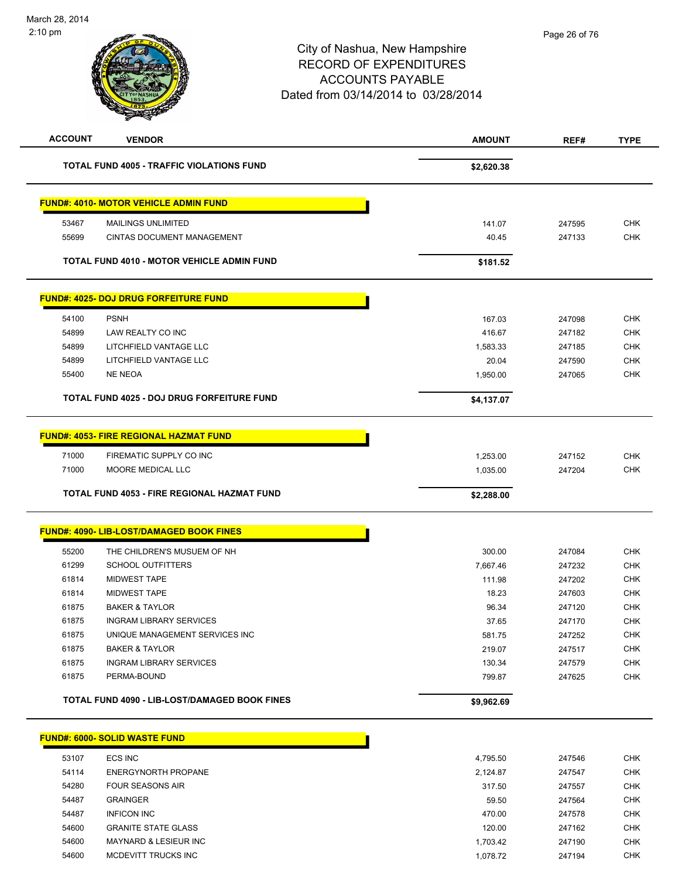City of Nashua, New Hampshire
RECORD OF EXPENDITURES
ACCOUNTS PAYABLE
Dated from 03/14/2014 to 03/28/2014

| ACCOUNT | VENDOR | AMOUNT | REF# | TYPE |
|---|---|---|---|---|
| | **TOTAL FUND 4005 - TRAFFIC VIOLATIONS FUND** | **$2,620.38** | | |
| | **FUND#: 4010- MOTOR VEHICLE ADMIN FUND** | | | |
| 53467 | MAILINGS UNLIMITED | 141.07 | 247595 | CHK |
| 55699 | CINTAS DOCUMENT MANAGEMENT | 40.45 | 247133 | CHK |
| | **TOTAL FUND 4010 - MOTOR VEHICLE ADMIN FUND** | **$181.52** | | |
| | **FUND#: 4025- DOJ DRUG FORFEITURE FUND** | | | |
| 54100 | PSNH | 167.03 | 247098 | CHK |
| 54899 | LAW REALTY CO INC | 416.67 | 247182 | CHK |
| 54899 | LITCHFIELD VANTAGE LLC | 1,583.33 | 247185 | CHK |
| 54899 | LITCHFIELD VANTAGE LLC | 20.04 | 247590 | CHK |
| 55400 | NE NEOA | 1,950.00 | 247065 | CHK |
| | **TOTAL FUND 4025 - DOJ DRUG FORFEITURE FUND** | **$4,137.07** | | |
| | **FUND#: 4053- FIRE REGIONAL HAZMAT FUND** | | | |
| 71000 | FIREMATIC SUPPLY CO INC | 1,253.00 | 247152 | CHK |
| 71000 | MOORE MEDICAL LLC | 1,035.00 | 247204 | CHK |
| | **TOTAL FUND 4053 - FIRE REGIONAL HAZMAT FUND** | **$2,288.00** | | |
| | **FUND#: 4090- LIB-LOST/DAMAGED BOOK FINES** | | | |
| 55200 | THE CHILDREN'S MUSUEM OF NH | 300.00 | 247084 | CHK |
| 61299 | SCHOOL OUTFITTERS | 7,667.46 | 247232 | CHK |
| 61814 | MIDWEST TAPE | 111.98 | 247202 | CHK |
| 61814 | MIDWEST TAPE | 18.23 | 247603 | CHK |
| 61875 | BAKER & TAYLOR | 96.34 | 247120 | CHK |
| 61875 | INGRAM LIBRARY SERVICES | 37.65 | 247170 | CHK |
| 61875 | UNIQUE MANAGEMENT SERVICES INC | 581.75 | 247252 | CHK |
| 61875 | BAKER & TAYLOR | 219.07 | 247517 | CHK |
| 61875 | INGRAM LIBRARY SERVICES | 130.34 | 247579 | CHK |
| 61875 | PERMA-BOUND | 799.87 | 247625 | CHK |
| | **TOTAL FUND 4090 - LIB-LOST/DAMAGED BOOK FINES** | **$9,962.69** | | |
| | **FUND#: 6000- SOLID WASTE FUND** | | | |
| 53107 | ECS INC | 4,795.50 | 247546 | CHK |
| 54114 | ENERGYNORTH PROPANE | 2,124.87 | 247547 | CHK |
| 54280 | FOUR SEASONS AIR | 317.50 | 247557 | CHK |
| 54487 | GRAINGER | 59.50 | 247564 | CHK |
| 54487 | INFICON INC | 470.00 | 247578 | CHK |
| 54600 | GRANITE STATE GLASS | 120.00 | 247162 | CHK |
| 54600 | MAYNARD & LESIEUR INC | 1,703.42 | 247190 | CHK |
| 54600 | MCDEVITT TRUCKS INC | 1,078.72 | 247194 | CHK |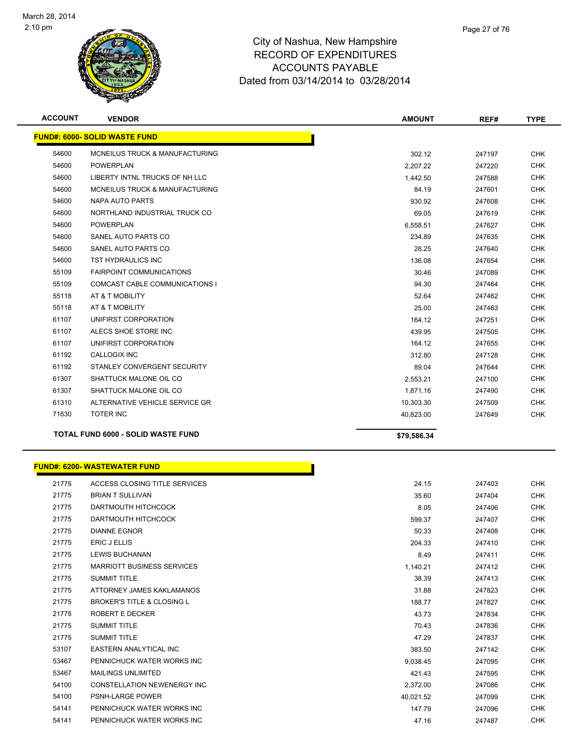# City of Nashua, New Hampshire
## RECORD OF EXPENDITURES
## ACCOUNTS PAYABLE
## Dated from 03/14/2014 to 03/28/2014

| ACCOUNT | VENDOR | AMOUNT | REF# | TYPE |
|---|---|---|---|---|
| **FUND#: 6000- SOLID WASTE FUND** | | | | |
| 54600 | MCNEILUS TRUCK & MANUFACTURING | 302.12 | 247197 | CHK |
| 54600 | POWERPLAN | 2,207.22 | 247220 | CHK |
| 54600 | LIBERTY INTNL TRUCKS OF NH LLC | 1,442.50 | 247588 | CHK |
| 54600 | MCNEILUS TRUCK & MANUFACTURING | 84.19 | 247601 | CHK |
| 54600 | NAPA AUTO PARTS | 930.92 | 247608 | CHK |
| 54600 | NORTHLAND INDUSTRIAL TRUCK CO | 69.05 | 247619 | CHK |
| 54600 | POWERPLAN | 6,558.51 | 247627 | CHK |
| 54600 | SANEL AUTO PARTS CO | 234.89 | 247635 | CHK |
| 54600 | SANEL AUTO PARTS CO | 28.25 | 247640 | CHK |
| 54600 | TST HYDRAULICS INC | 136.08 | 247654 | CHK |
| 55109 | FAIRPOINT COMMUNICATIONS | 30.46 | 247089 | CHK |
| 55109 | COMCAST CABLE COMMUNICATIONS I | 94.30 | 247464 | CHK |
| 55118 | AT & T MOBILITY | 52.64 | 247462 | CHK |
| 55118 | AT & T MOBILITY | 25.00 | 247463 | CHK |
| 61107 | UNIFIRST CORPORATION | 164.12 | 247251 | CHK |
| 61107 | ALECS SHOE STORE INC | 439.95 | 247505 | CHK |
| 61107 | UNIFIRST CORPORATION | 164.12 | 247655 | CHK |
| 61192 | CALLOGIX INC | 312.80 | 247128 | CHK |
| 61192 | STANLEY CONVERGENT SECURITY | 89.04 | 247644 | CHK |
| 61307 | SHATTUCK MALONE OIL CO | 2,553.21 | 247100 | CHK |
| 61307 | SHATTUCK MALONE OIL CO | 1,871.16 | 247490 | CHK |
| 61310 | ALTERNATIVE VEHICLE SERVICE GR | 10,303.30 | 247509 | CHK |
| 71630 | TOTER INC | 40,823.00 | 247649 | CHK |
| **TOTAL FUND 6000 - SOLID WASTE FUND** | | **$79,586.34** | | |

| ACCOUNT | VENDOR | AMOUNT | REF# | TYPE |
|---|---|---|---|---|
| **FUND#: 6200- WASTEWATER FUND** | | | | |
| 21775 | ACCESS CLOSING TITLE SERVICES | 24.15 | 247403 | CHK |
| 21775 | BRIAN T SULLIVAN | 35.60 | 247404 | CHK |
| 21775 | DARTMOUTH HITCHCOCK | 8.05 | 247406 | CHK |
| 21775 | DARTMOUTH HITCHCOCK | 599.37 | 247407 | CHK |
| 21775 | DIANNE EGNOR | 50.33 | 247408 | CHK |
| 21775 | ERIC J ELLIS | 204.33 | 247410 | CHK |
| 21775 | LEWIS BUCHANAN | 8.49 | 247411 | CHK |
| 21775 | MARRIOTT BUSINESS SERVICES | 1,140.21 | 247412 | CHK |
| 21775 | SUMMIT TITLE | 38.39 | 247413 | CHK |
| 21775 | ATTORNEY JAMES KAKLAMANOS | 31.88 | 247823 | CHK |
| 21775 | BROKER'S TITLE & CLOSING L | 188.77 | 247827 | CHK |
| 21775 | ROBERT E DECKER | 43.73 | 247834 | CHK |
| 21775 | SUMMIT TITLE | 70.43 | 247836 | CHK |
| 21775 | SUMMIT TITLE | 47.29 | 247837 | CHK |
| 53107 | EASTERN ANALYTICAL INC | 383.50 | 247142 | CHK |
| 53467 | PENNICHUCK WATER WORKS INC | 9,038.45 | 247095 | CHK |
| 53467 | MAILINGS UNLIMITED | 421.43 | 247595 | CHK |
| 54100 | CONSTELLATION NEWENERGY INC | 2,372.00 | 247086 | CHK |
| 54100 | PSNH-LARGE POWER | 40,021.52 | 247099 | CHK |
| 54141 | PENNICHUCK WATER WORKS INC | 147.79 | 247096 | CHK |
| 54141 | PENNICHUCK WATER WORKS INC | 47.16 | 247487 | CHK |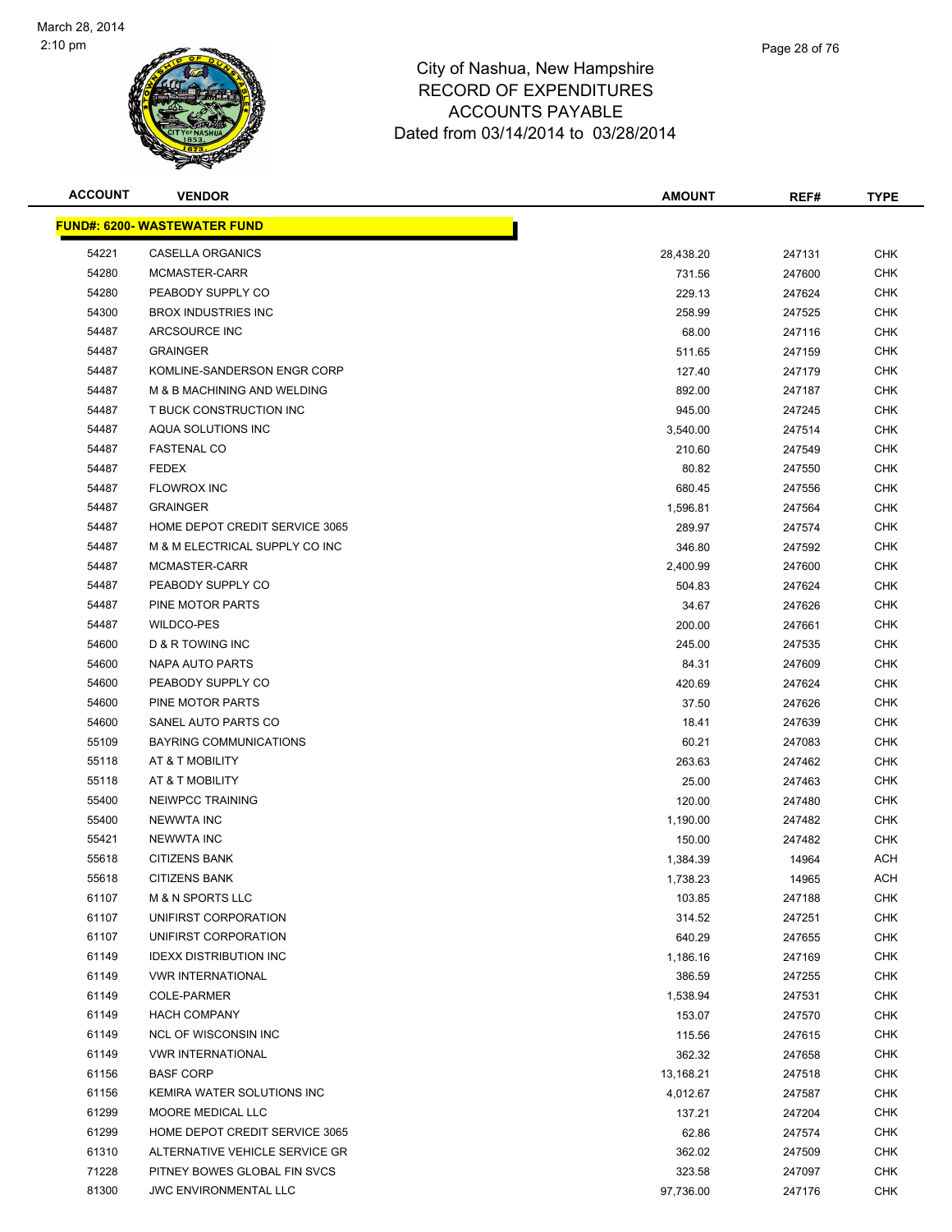City of Nashua, New Hampshire
RECORD OF EXPENDITURES
ACCOUNTS PAYABLE
Dated from 03/14/2014 to 03/28/2014

| ACCOUNT | VENDOR | AMOUNT | REF# | TYPE |
|---|---|---|---|---|
| **FUND#: 6200- WASTEWATER FUND** | | | | |
| 54221 | CASELLA ORGANICS | 28,438.20 | 247131 | CHK |
| 54280 | MCMASTER-CARR | 731.56 | 247600 | CHK |
| 54280 | PEABODY SUPPLY CO | 229.13 | 247624 | CHK |
| 54300 | BROX INDUSTRIES INC | 258.99 | 247525 | CHK |
| 54487 | ARCSOURCE INC | 68.00 | 247116 | CHK |
| 54487 | GRAINGER | 511.65 | 247159 | CHK |
| 54487 | KOMLINE-SANDERSON ENGR CORP | 127.40 | 247179 | CHK |
| 54487 | M & B MACHINING AND WELDING | 892.00 | 247187 | CHK |
| 54487 | T BUCK CONSTRUCTION INC | 945.00 | 247245 | CHK |
| 54487 | AQUA SOLUTIONS INC | 3,540.00 | 247514 | CHK |
| 54487 | FASTENAL CO | 210.60 | 247549 | CHK |
| 54487 | FEDEX | 80.82 | 247550 | CHK |
| 54487 | FLOWROX INC | 680.45 | 247556 | CHK |
| 54487 | GRAINGER | 1,596.81 | 247564 | CHK |
| 54487 | HOME DEPOT CREDIT SERVICE 3065 | 289.97 | 247574 | CHK |
| 54487 | M & M ELECTRICAL SUPPLY CO INC | 346.80 | 247592 | CHK |
| 54487 | MCMASTER-CARR | 2,400.99 | 247600 | CHK |
| 54487 | PEABODY SUPPLY CO | 504.83 | 247624 | CHK |
| 54487 | PINE MOTOR PARTS | 34.67 | 247626 | CHK |
| 54487 | WILDCO-PES | 200.00 | 247661 | CHK |
| 54600 | D & R TOWING INC | 245.00 | 247535 | CHK |
| 54600 | NAPA AUTO PARTS | 84.31 | 247609 | CHK |
| 54600 | PEABODY SUPPLY CO | 420.69 | 247624 | CHK |
| 54600 | PINE MOTOR PARTS | 37.50 | 247626 | CHK |
| 54600 | SANEL AUTO PARTS CO | 18.41 | 247639 | CHK |
| 55109 | BAYRING COMMUNICATIONS | 60.21 | 247083 | CHK |
| 55118 | AT & T MOBILITY | 263.63 | 247462 | CHK |
| 55118 | AT & T MOBILITY | 25.00 | 247463 | CHK |
| 55400 | NEIWPCC TRAINING | 120.00 | 247480 | CHK |
| 55400 | NEWWTA INC | 1,190.00 | 247482 | CHK |
| 55421 | NEWWTA INC | 150.00 | 247482 | CHK |
| 55618 | CITIZENS BANK | 1,384.39 | 14964 | ACH |
| 55618 | CITIZENS BANK | 1,738.23 | 14965 | ACH |
| 61107 | M & N SPORTS LLC | 103.85 | 247188 | CHK |
| 61107 | UNIFIRST CORPORATION | 314.52 | 247251 | CHK |
| 61107 | UNIFIRST CORPORATION | 640.29 | 247655 | CHK |
| 61149 | IDEXX DISTRIBUTION INC | 1,186.16 | 247169 | CHK |
| 61149 | VWR INTERNATIONAL | 386.59 | 247255 | CHK |
| 61149 | COLE-PARMER | 1,538.94 | 247531 | CHK |
| 61149 | HACH COMPANY | 153.07 | 247570 | CHK |
| 61149 | NCL OF WISCONSIN INC | 115.56 | 247615 | CHK |
| 61149 | VWR INTERNATIONAL | 362.32 | 247658 | CHK |
| 61156 | BASF CORP | 13,168.21 | 247518 | CHK |
| 61156 | KEMIRA WATER SOLUTIONS INC | 4,012.67 | 247587 | CHK |
| 61299 | MOORE MEDICAL LLC | 137.21 | 247204 | CHK |
| 61299 | HOME DEPOT CREDIT SERVICE 3065 | 62.86 | 247574 | CHK |
| 61310 | ALTERNATIVE VEHICLE SERVICE GR | 362.02 | 247509 | CHK |
| 71228 | PITNEY BOWES GLOBAL FIN SVCS | 323.58 | 247097 | CHK |
| 81300 | JWC ENVIRONMENTAL LLC | 97,736.00 | 247176 | CHK |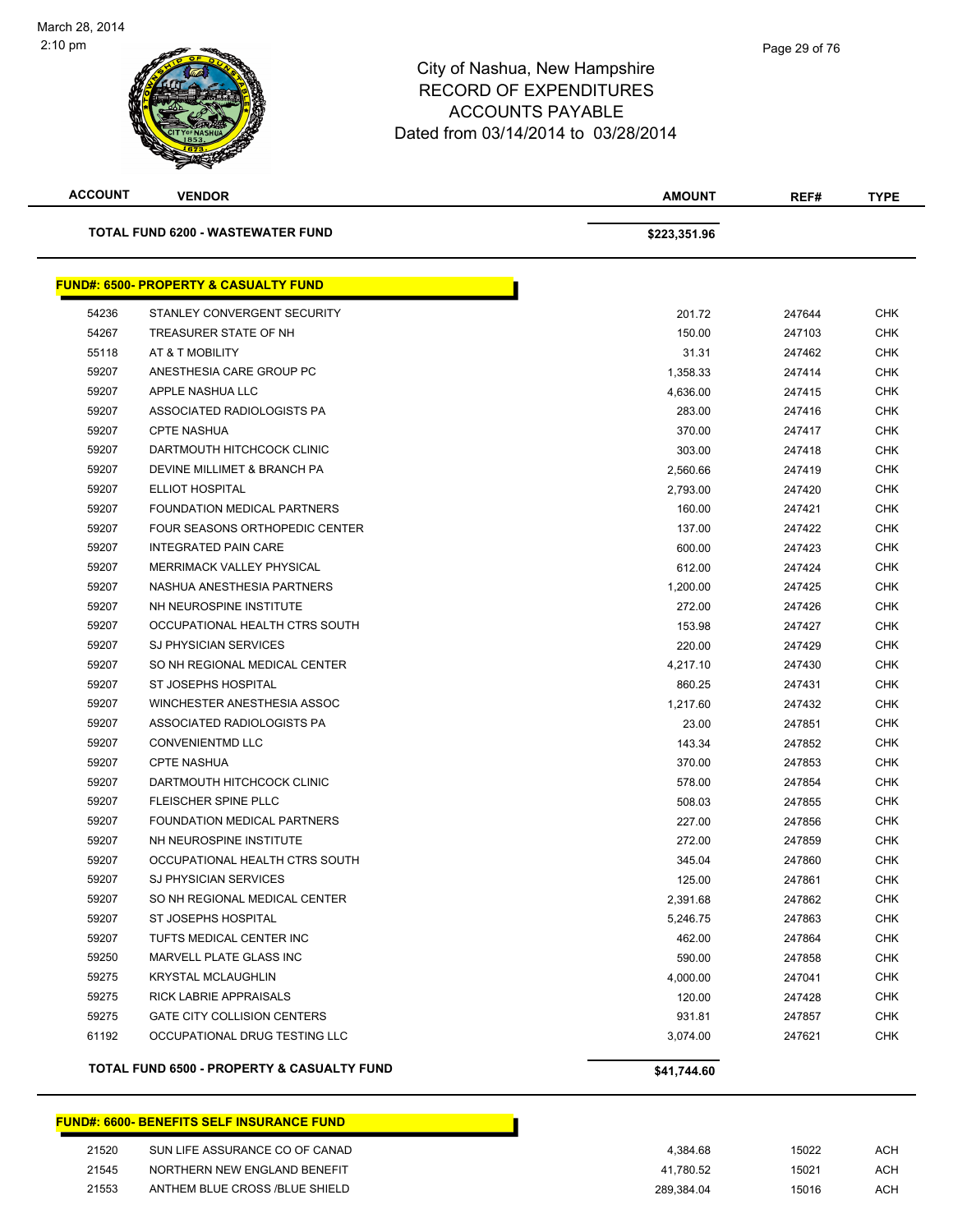March 28, 2014
2:10 pm

# City of Nashua, New Hampshire
## RECORD OF EXPENDITURES
## ACCOUNTS PAYABLE
## Dated from 03/14/2014 to 03/28/2014

| ACCOUNT | VENDOR | AMOUNT | REF# | TYPE |
|---|---|---|---|---|
| | **TOTAL FUND 6200 - WASTEWATER FUND** | **$223,351.96** | | |

**FUND#: 6500- PROPERTY & CASUALTY FUND**

| ACCOUNT | VENDOR | AMOUNT | REF# | TYPE |
|---|---|---|---|---|
| 54236 | STANLEY CONVERGENT SECURITY | 201.72 | 247644 | CHK |
| 54267 | TREASURER STATE OF NH | 150.00 | 247103 | CHK |
| 55118 | AT & T MOBILITY | 31.31 | 247462 | CHK |
| 59207 | ANESTHESIA CARE GROUP PC | 1,358.33 | 247414 | CHK |
| 59207 | APPLE NASHUA LLC | 4,636.00 | 247415 | CHK |
| 59207 | ASSOCIATED RADIOLOGISTS PA | 283.00 | 247416 | CHK |
| 59207 | CPTE NASHUA | 370.00 | 247417 | CHK |
| 59207 | DARTMOUTH HITCHCOCK CLINIC | 303.00 | 247418 | CHK |
| 59207 | DEVINE MILLIMET & BRANCH PA | 2,560.66 | 247419 | CHK |
| 59207 | ELLIOT HOSPITAL | 2,793.00 | 247420 | CHK |
| 59207 | FOUNDATION MEDICAL PARTNERS | 160.00 | 247421 | CHK |
| 59207 | FOUR SEASONS ORTHOPEDIC CENTER | 137.00 | 247422 | CHK |
| 59207 | INTEGRATED PAIN CARE | 600.00 | 247423 | CHK |
| 59207 | MERRIMACK VALLEY PHYSICAL | 612.00 | 247424 | CHK |
| 59207 | NASHUA ANESTHESIA PARTNERS | 1,200.00 | 247425 | CHK |
| 59207 | NH NEUROSPINE INSTITUTE | 272.00 | 247426 | CHK |
| 59207 | OCCUPATIONAL HEALTH CTRS SOUTH | 153.98 | 247427 | CHK |
| 59207 | SJ PHYSICIAN SERVICES | 220.00 | 247429 | CHK |
| 59207 | SO NH REGIONAL MEDICAL CENTER | 4,217.10 | 247430 | CHK |
| 59207 | ST JOSEPHS HOSPITAL | 860.25 | 247431 | CHK |
| 59207 | WINCHESTER ANESTHESIA ASSOC | 1,217.60 | 247432 | CHK |
| 59207 | ASSOCIATED RADIOLOGISTS PA | 23.00 | 247851 | CHK |
| 59207 | CONVENIENTMD LLC | 143.34 | 247852 | CHK |
| 59207 | CPTE NASHUA | 370.00 | 247853 | CHK |
| 59207 | DARTMOUTH HITCHCOCK CLINIC | 578.00 | 247854 | CHK |
| 59207 | FLEISCHER SPINE PLLC | 508.03 | 247855 | CHK |
| 59207 | FOUNDATION MEDICAL PARTNERS | 227.00 | 247856 | CHK |
| 59207 | NH NEUROSPINE INSTITUTE | 272.00 | 247859 | CHK |
| 59207 | OCCUPATIONAL HEALTH CTRS SOUTH | 345.04 | 247860 | CHK |
| 59207 | SJ PHYSICIAN SERVICES | 125.00 | 247861 | CHK |
| 59207 | SO NH REGIONAL MEDICAL CENTER | 2,391.68 | 247862 | CHK |
| 59207 | ST JOSEPHS HOSPITAL | 5,246.75 | 247863 | CHK |
| 59207 | TUFTS MEDICAL CENTER INC | 462.00 | 247864 | CHK |
| 59250 | MARVELL PLATE GLASS INC | 590.00 | 247858 | CHK |
| 59275 | KRYSTAL MCLAUGHLIN | 4,000.00 | 247041 | CHK |
| 59275 | RICK LABRIE APPRAISALS | 120.00 | 247428 | CHK |
| 59275 | GATE CITY COLLISION CENTERS | 931.81 | 247857 | CHK |
| 61192 | OCCUPATIONAL DRUG TESTING LLC | 3,074.00 | 247621 | CHK |
| | **TOTAL FUND 6500 - PROPERTY & CASUALTY FUND** | **$41,744.60** | | |

**FUND#: 6600- BENEFITS SELF INSURANCE FUND**

| ACCOUNT | VENDOR | AMOUNT | REF# | TYPE |
|---|---|---|---|---|
| 21520 | SUN LIFE ASSURANCE CO OF CANAD | 4,384.68 | 15022 | ACH |
| 21545 | NORTHERN NEW ENGLAND BENEFIT | 41,780.52 | 15021 | ACH |
| 21553 | ANTHEM BLUE CROSS /BLUE SHIELD | 289,384.04 | 15016 | ACH |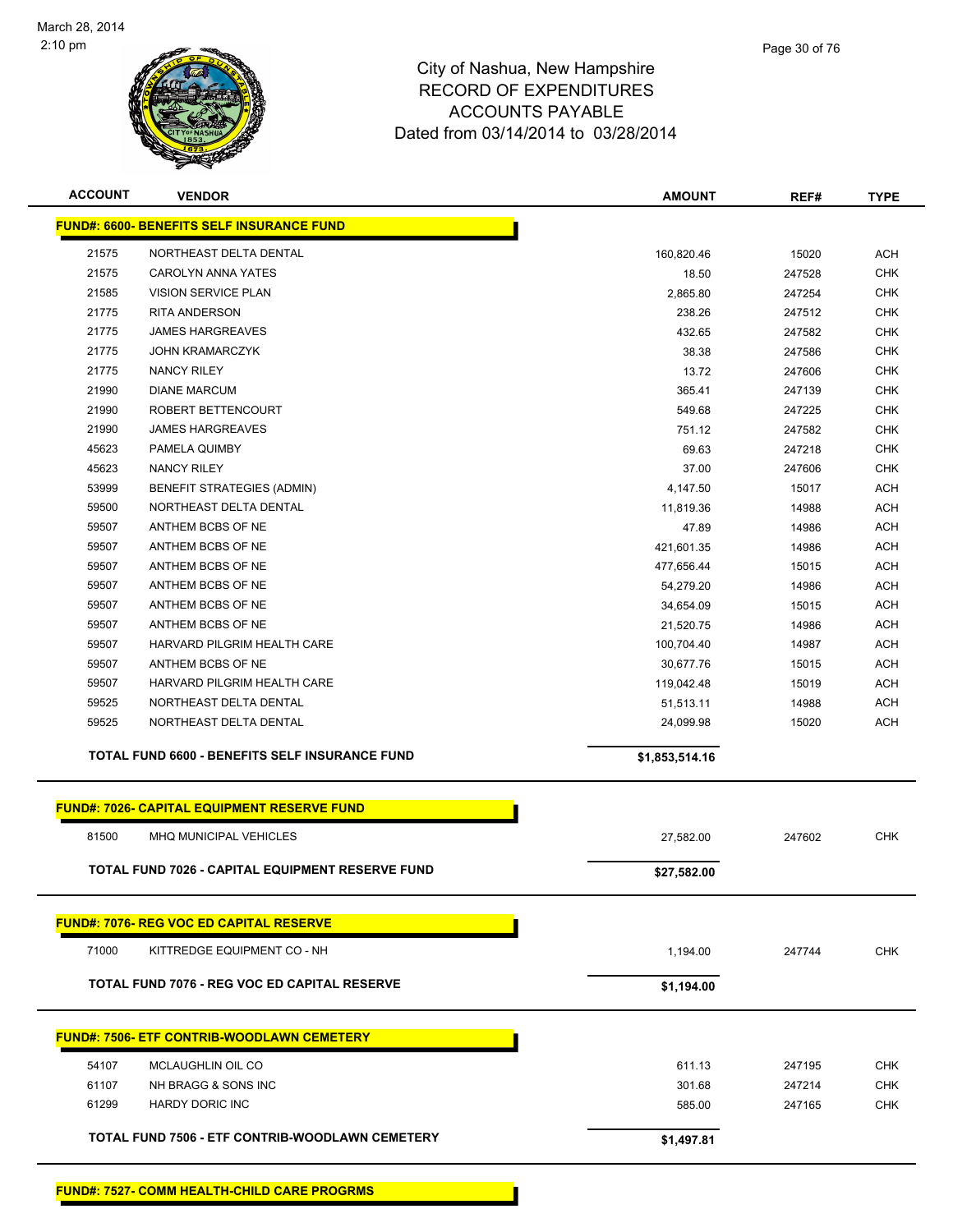March 28, 2014
2:10 pm

# City of Nashua, New Hampshire
## RECORD OF EXPENDITURES
## ACCOUNTS PAYABLE
### Dated from 03/14/2014 to 03/28/2014

| ACCOUNT | VENDOR | AMOUNT | REF# | TYPE |
|---|---|---|---|---|
| **FUND#: 6600- BENEFITS SELF INSURANCE FUND** | | | | |
| 21575 | NORTHEAST DELTA DENTAL | 160,820.46 | 15020 | ACH |
| 21575 | CAROLYN ANNA YATES | 18.50 | 247528 | CHK |
| 21585 | VISION SERVICE PLAN | 2,865.80 | 247254 | CHK |
| 21775 | RITA ANDERSON | 238.26 | 247512 | CHK |
| 21775 | JAMES HARGREAVES | 432.65 | 247582 | CHK |
| 21775 | JOHN KRAMARCZYK | 38.38 | 247586 | CHK |
| 21775 | NANCY RILEY | 13.72 | 247606 | CHK |
| 21990 | DIANE MARCUM | 365.41 | 247139 | CHK |
| 21990 | ROBERT BETTENCOURT | 549.68 | 247225 | CHK |
| 21990 | JAMES HARGREAVES | 751.12 | 247582 | CHK |
| 45623 | PAMELA QUIMBY | 69.63 | 247218 | CHK |
| 45623 | NANCY RILEY | 37.00 | 247606 | CHK |
| 53999 | BENEFIT STRATEGIES (ADMIN) | 4,147.50 | 15017 | ACH |
| 59500 | NORTHEAST DELTA DENTAL | 11,819.36 | 14988 | ACH |
| 59507 | ANTHEM BCBS OF NE | 47.89 | 14986 | ACH |
| 59507 | ANTHEM BCBS OF NE | 421,601.35 | 14986 | ACH |
| 59507 | ANTHEM BCBS OF NE | 477,656.44 | 15015 | ACH |
| 59507 | ANTHEM BCBS OF NE | 54,279.20 | 14986 | ACH |
| 59507 | ANTHEM BCBS OF NE | 34,654.09 | 15015 | ACH |
| 59507 | ANTHEM BCBS OF NE | 21,520.75 | 14986 | ACH |
| 59507 | HARVARD PILGRIM HEALTH CARE | 100,704.40 | 14987 | ACH |
| 59507 | ANTHEM BCBS OF NE | 30,677.76 | 15015 | ACH |
| 59507 | HARVARD PILGRIM HEALTH CARE | 119,042.48 | 15019 | ACH |
| 59525 | NORTHEAST DELTA DENTAL | 51,513.11 | 14988 | ACH |
| 59525 | NORTHEAST DELTA DENTAL | 24,099.98 | 15020 | ACH |
| **TOTAL FUND 6600 - BENEFITS SELF INSURANCE FUND** | | **$1,853,514.16** | | |
| **FUND#: 7026- CAPITAL EQUIPMENT RESERVE FUND** | | | | |
| 81500 | MHQ MUNICIPAL VEHICLES | 27,582.00 | 247602 | CHK |
| **TOTAL FUND 7026 - CAPITAL EQUIPMENT RESERVE FUND** | | **$27,582.00** | | |
| **FUND#: 7076- REG VOC ED CAPITAL RESERVE** | | | | |
| 71000 | KITTREDGE EQUIPMENT CO - NH | 1,194.00 | 247744 | CHK |
| **TOTAL FUND 7076 - REG VOC ED CAPITAL RESERVE** | | **$1,194.00** | | |
| **FUND#: 7506- ETF CONTRIB-WOODLAWN CEMETERY** | | | | |
| 54107 | MCLAUGHLIN OIL CO | 611.13 | 247195 | CHK |
| 61107 | NH BRAGG & SONS INC | 301.68 | 247214 | CHK |
| 61299 | HARDY DORIC INC | 585.00 | 247165 | CHK |
| **TOTAL FUND 7506 - ETF CONTRIB-WOODLAWN CEMETERY** | | **$1,497.81** | | |
| **FUND#: 7527- COMM HEALTH-CHILD CARE PROGRMS** | | | | |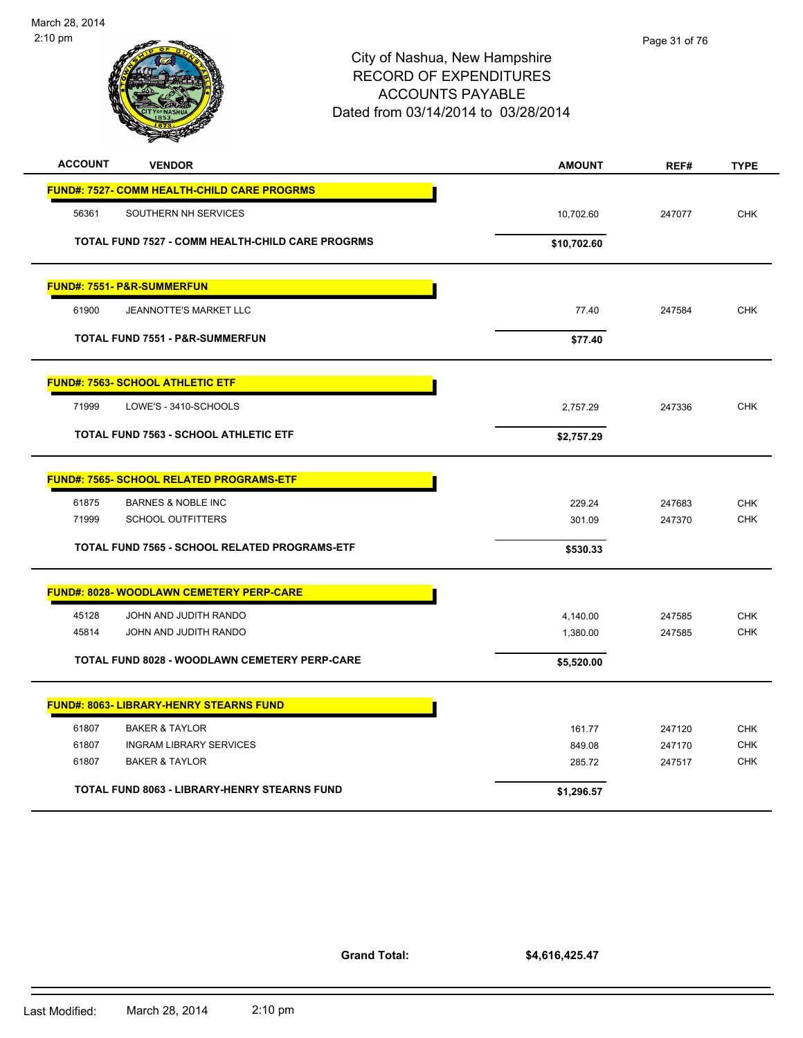# City of Nashua, New Hampshire
## RECORD OF EXPENDITURES
## ACCOUNTS PAYABLE
### Dated from 03/14/2014 to 03/28/2014

| ACCOUNT | VENDOR | AMOUNT | REF# | TYPE |
|---|---|---|---|---|
| **FUND#: 7527- COMM HEALTH-CHILD CARE PROGRMS** | | | | |
| 56361 | SOUTHERN NH SERVICES | 10,702.60 | 247077 | CHK |
| **TOTAL FUND 7527 - COMM HEALTH-CHILD CARE PROGRMS** | | **$10,702.60** | | |
| **FUND#: 7551- P&R-SUMMERFUN** | | | | |
| 61900 | JEANNOTTE'S MARKET LLC | 77.40 | 247584 | CHK |
| **TOTAL FUND 7551 - P&R-SUMMERFUN** | | **$77.40** | | |
| **FUND#: 7563- SCHOOL ATHLETIC ETF** | | | | |
| 71999 | LOWE'S - 3410-SCHOOLS | 2,757.29 | 247336 | CHK |
| **TOTAL FUND 7563 - SCHOOL ATHLETIC ETF** | | **$2,757.29** | | |
| **FUND#: 7565- SCHOOL RELATED PROGRAMS-ETF** | | | | |
| 61875 | BARNES & NOBLE INC | 229.24 | 247683 | CHK |
| 71999 | SCHOOL OUTFITTERS | 301.09 | 247370 | CHK |
| **TOTAL FUND 7565 - SCHOOL RELATED PROGRAMS-ETF** | | **$530.33** | | |
| **FUND#: 8028- WOODLAWN CEMETERY PERP-CARE** | | | | |
| 45128 | JOHN AND JUDITH RANDO | 4,140.00 | 247585 | CHK |
| 45814 | JOHN AND JUDITH RANDO | 1,380.00 | 247585 | CHK |
| **TOTAL FUND 8028 - WOODLAWN CEMETERY PERP-CARE** | | **$5,520.00** | | |
| **FUND#: 8063- LIBRARY-HENRY STEARNS FUND** | | | | |
| 61807 | BAKER & TAYLOR | 161.77 | 247120 | CHK |
| 61807 | INGRAM LIBRARY SERVICES | 849.08 | 247170 | CHK |
| 61807 | BAKER & TAYLOR | 285.72 | 247517 | CHK |
| **TOTAL FUND 8063 - LIBRARY-HENRY STEARNS FUND** | | **$1,296.57** | | |

**Grand Total: $4,616,425.47**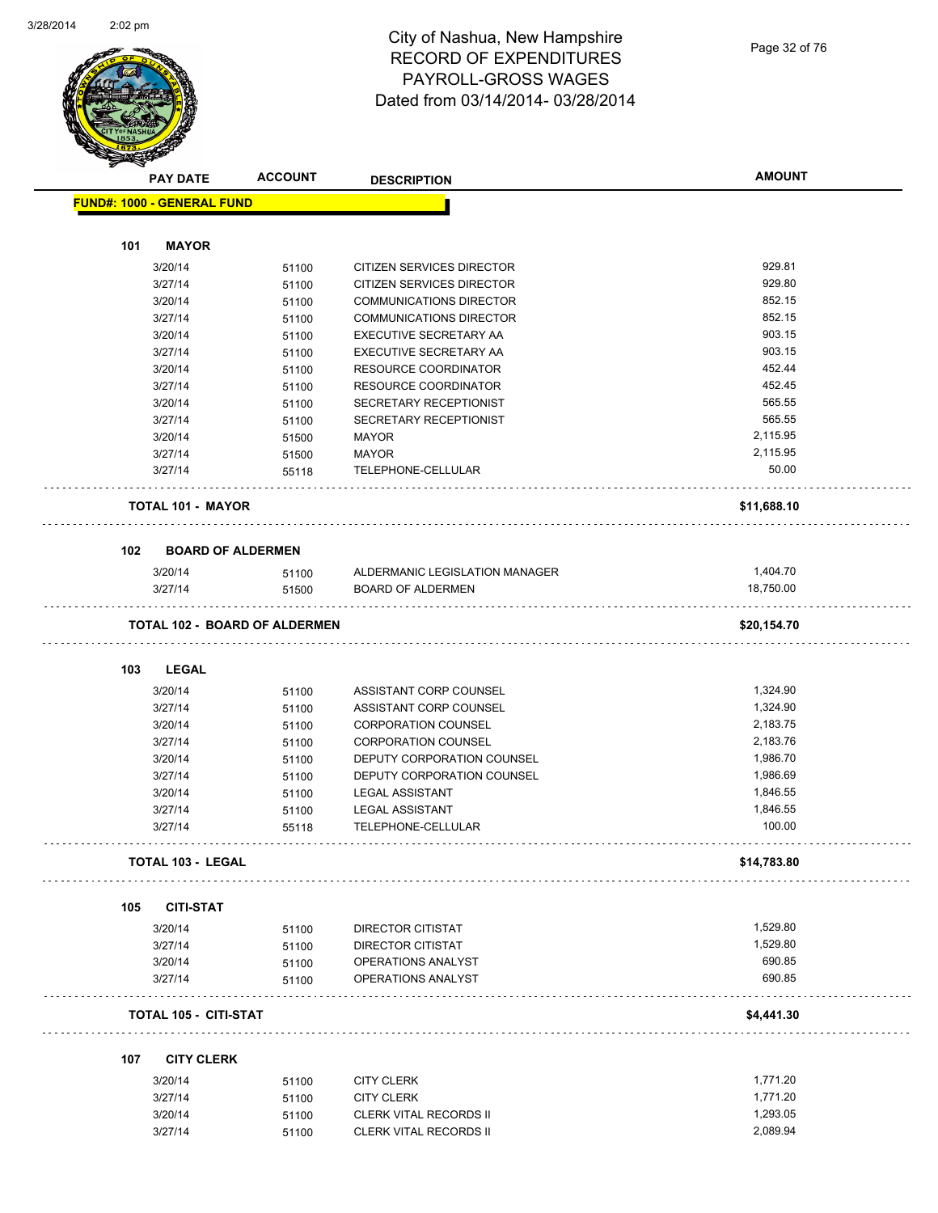# City of Nashua, New Hampshire
# RECORD OF EXPENDITURES
# PAYROLL-GROSS WAGES
# Dated from 03/14/2014- 03/28/2014

3/28/2014 2:02 pm

| PAY DATE | ACCOUNT | DESCRIPTION | AMOUNT |
|---|---|---|---|
| **FUND#: 1000 - GENERAL FUND** | | | |
| **101 MAYOR** | | | |
| 3/20/14 | 51100 | CITIZEN SERVICES DIRECTOR | 929.81 |
| 3/27/14 | 51100 | CITIZEN SERVICES DIRECTOR | 929.80 |
| 3/20/14 | 51100 | COMMUNICATIONS DIRECTOR | 852.15 |
| 3/27/14 | 51100 | COMMUNICATIONS DIRECTOR | 852.15 |
| 3/20/14 | 51100 | EXECUTIVE SECRETARY AA | 903.15 |
| 3/27/14 | 51100 | EXECUTIVE SECRETARY AA | 903.15 |
| 3/20/14 | 51100 | RESOURCE COORDINATOR | 452.44 |
| 3/27/14 | 51100 | RESOURCE COORDINATOR | 452.45 |
| 3/20/14 | 51100 | SECRETARY RECEPTIONIST | 565.55 |
| 3/27/14 | 51100 | SECRETARY RECEPTIONIST | 565.55 |
| 3/20/14 | 51500 | MAYOR | 2,115.95 |
| 3/27/14 | 51500 | MAYOR | 2,115.95 |
| 3/27/14 | 55118 | TELEPHONE-CELLULAR | 50.00 |
| **TOTAL 101 - MAYOR** | | | **$11,688.10** |
| **102 BOARD OF ALDERMEN** | | | |
| 3/20/14 | 51100 | ALDERMANIC LEGISLATION MANAGER | 1,404.70 |
| 3/27/14 | 51500 | BOARD OF ALDERMEN | 18,750.00 |
| **TOTAL 102 - BOARD OF ALDERMEN** | | | **$20,154.70** |
| **103 LEGAL** | | | |
| 3/20/14 | 51100 | ASSISTANT CORP COUNSEL | 1,324.90 |
| 3/27/14 | 51100 | ASSISTANT CORP COUNSEL | 1,324.90 |
| 3/20/14 | 51100 | CORPORATION COUNSEL | 2,183.75 |
| 3/27/14 | 51100 | CORPORATION COUNSEL | 2,183.76 |
| 3/20/14 | 51100 | DEPUTY CORPORATION COUNSEL | 1,986.70 |
| 3/27/14 | 51100 | DEPUTY CORPORATION COUNSEL | 1,986.69 |
| 3/20/14 | 51100 | LEGAL ASSISTANT | 1,846.55 |
| 3/27/14 | 51100 | LEGAL ASSISTANT | 1,846.55 |
| 3/27/14 | 55118 | TELEPHONE-CELLULAR | 100.00 |
| **TOTAL 103 - LEGAL** | | | **$14,783.80** |
| **105 CITI-STAT** | | | |
| 3/20/14 | 51100 | DIRECTOR CITISTAT | 1,529.80 |
| 3/27/14 | 51100 | DIRECTOR CITISTAT | 1,529.80 |
| 3/20/14 | 51100 | OPERATIONS ANALYST | 690.85 |
| 3/27/14 | 51100 | OPERATIONS ANALYST | 690.85 |
| **TOTAL 105 - CITI-STAT** | | | **$4,441.30** |
| **107 CITY CLERK** | | | |
| 3/20/14 | 51100 | CITY CLERK | 1,771.20 |
| 3/27/14 | 51100 | CITY CLERK | 1,771.20 |
| 3/20/14 | 51100 | CLERK VITAL RECORDS II | 1,293.05 |
| 3/27/14 | 51100 | CLERK VITAL RECORDS II | 2,089.94 |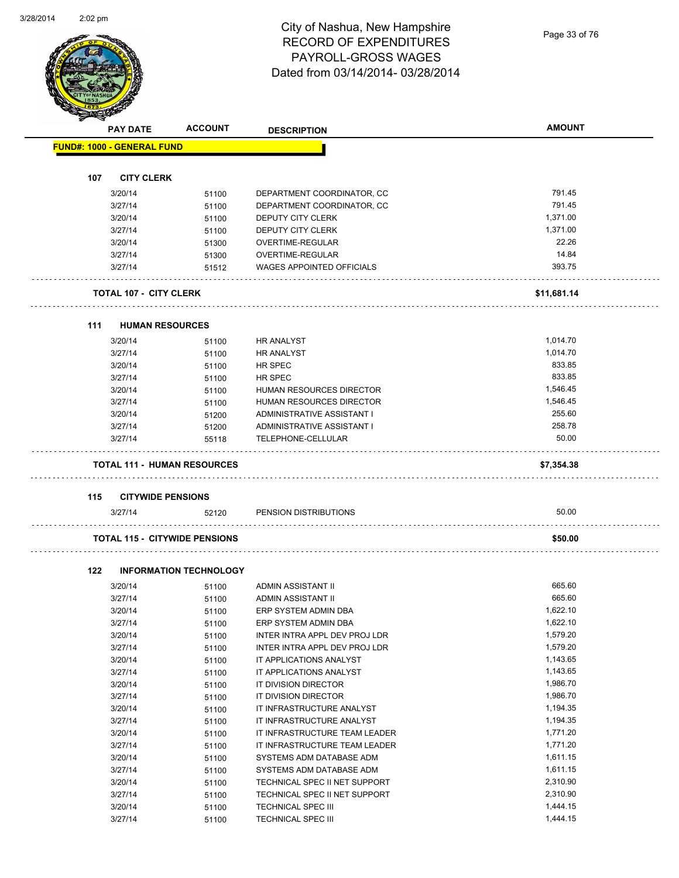# City of Nashua, New Hampshire
## RECORD OF EXPENDITURES
## PAYROLL-GROSS WAGES
## Dated from 03/14/2014- 03/28/2014

| PAY DATE | ACCOUNT | DESCRIPTION | AMOUNT |
|---|---|---|---|
| **FUND#: 1000 - GENERAL FUND** | | | |
| **107 CITY CLERK** | | | |
| 3/20/14 | 51100 | DEPARTMENT COORDINATOR, CC | 791.45 |
| 3/27/14 | 51100 | DEPARTMENT COORDINATOR, CC | 791.45 |
| 3/20/14 | 51100 | DEPUTY CITY CLERK | 1,371.00 |
| 3/27/14 | 51100 | DEPUTY CITY CLERK | 1,371.00 |
| 3/20/14 | 51300 | OVERTIME-REGULAR | 22.26 |
| 3/27/14 | 51300 | OVERTIME-REGULAR | 14.84 |
| 3/27/14 | 51512 | WAGES APPOINTED OFFICIALS | 393.75 |
| **TOTAL 107 - CITY CLERK** | | | **$11,681.14** |
| **111 HUMAN RESOURCES** | | | |
| 3/20/14 | 51100 | HR ANALYST | 1,014.70 |
| 3/27/14 | 51100 | HR ANALYST | 1,014.70 |
| 3/20/14 | 51100 | HR SPEC | 833.85 |
| 3/27/14 | 51100 | HR SPEC | 833.85 |
| 3/20/14 | 51100 | HUMAN RESOURCES DIRECTOR | 1,546.45 |
| 3/27/14 | 51100 | HUMAN RESOURCES DIRECTOR | 1,546.45 |
| 3/20/14 | 51200 | ADMINISTRATIVE ASSISTANT I | 255.60 |
| 3/27/14 | 51200 | ADMINISTRATIVE ASSISTANT I | 258.78 |
| 3/27/14 | 55118 | TELEPHONE-CELLULAR | 50.00 |
| **TOTAL 111 - HUMAN RESOURCES** | | | **$7,354.38** |
| **115 CITYWIDE PENSIONS** | | | |
| 3/27/14 | 52120 | PENSION DISTRIBUTIONS | 50.00 |
| **TOTAL 115 - CITYWIDE PENSIONS** | | | **$50.00** |
| **122 INFORMATION TECHNOLOGY** | | | |
| 3/20/14 | 51100 | ADMIN ASSISTANT II | 665.60 |
| 3/27/14 | 51100 | ADMIN ASSISTANT II | 665.60 |
| 3/20/14 | 51100 | ERP SYSTEM ADMIN DBA | 1,622.10 |
| 3/27/14 | 51100 | ERP SYSTEM ADMIN DBA | 1,622.10 |
| 3/20/14 | 51100 | INTER INTRA APPL DEV PROJ LDR | 1,579.20 |
| 3/27/14 | 51100 | INTER INTRA APPL DEV PROJ LDR | 1,579.20 |
| 3/20/14 | 51100 | IT APPLICATIONS ANALYST | 1,143.65 |
| 3/27/14 | 51100 | IT APPLICATIONS ANALYST | 1,143.65 |
| 3/20/14 | 51100 | IT DIVISION DIRECTOR | 1,986.70 |
| 3/27/14 | 51100 | IT DIVISION DIRECTOR | 1,986.70 |
| 3/20/14 | 51100 | IT INFRASTRUCTURE ANALYST | 1,194.35 |
| 3/27/14 | 51100 | IT INFRASTRUCTURE ANALYST | 1,194.35 |
| 3/20/14 | 51100 | IT INFRASTRUCTURE TEAM LEADER | 1,771.20 |
| 3/27/14 | 51100 | IT INFRASTRUCTURE TEAM LEADER | 1,771.20 |
| 3/20/14 | 51100 | SYSTEMS ADM DATABASE ADM | 1,611.15 |
| 3/27/14 | 51100 | SYSTEMS ADM DATABASE ADM | 1,611.15 |
| 3/20/14 | 51100 | TECHNICAL SPEC II NET SUPPORT | 2,310.90 |
| 3/27/14 | 51100 | TECHNICAL SPEC II NET SUPPORT | 2,310.90 |
| 3/20/14 | 51100 | TECHNICAL SPEC III | 1,444.15 |
| 3/27/14 | 51100 | TECHNICAL SPEC III | 1,444.15 |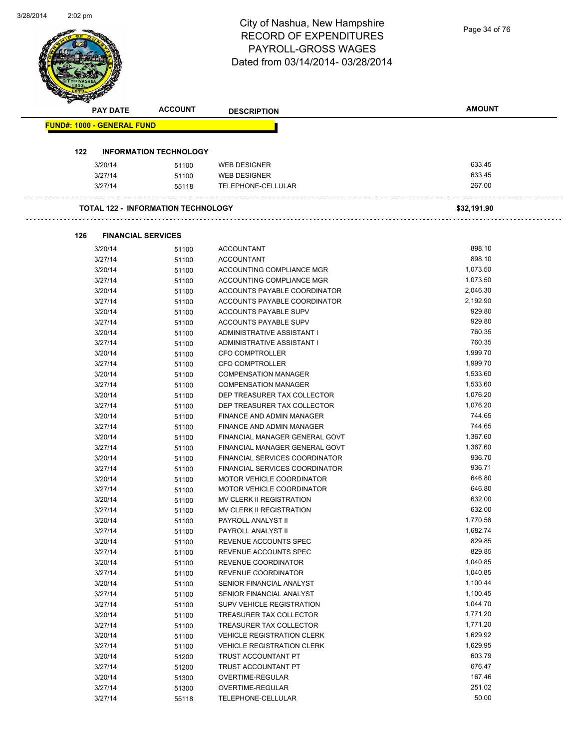# City of Nashua, New Hampshire
# RECORD OF EXPENDITURES
# PAYROLL-GROSS WAGES
# Dated from 03/14/2014- 03/28/2014

| PAY DATE | ACCOUNT | DESCRIPTION | AMOUNT |
|---|---|---|---|
| **FUND#: 1000 - GENERAL FUND** | | | |
| **122 INFORMATION TECHNOLOGY** | | | |
| 3/20/14 | 51100 | WEB DESIGNER | 633.45 |
| 3/27/14 | 51100 | WEB DESIGNER | 633.45 |
| 3/27/14 | 55118 | TELEPHONE-CELLULAR | 267.00 |
| **TOTAL 122 - INFORMATION TECHNOLOGY** | | | **$32,191.90** |
| **126 FINANCIAL SERVICES** | | | |
| 3/20/14 | 51100 | ACCOUNTANT | 898.10 |
| 3/27/14 | 51100 | ACCOUNTANT | 898.10 |
| 3/20/14 | 51100 | ACCOUNTING COMPLIANCE MGR | 1,073.50 |
| 3/27/14 | 51100 | ACCOUNTING COMPLIANCE MGR | 1,073.50 |
| 3/20/14 | 51100 | ACCOUNTS PAYABLE COORDINATOR | 2,046.30 |
| 3/27/14 | 51100 | ACCOUNTS PAYABLE COORDINATOR | 2,192.90 |
| 3/20/14 | 51100 | ACCOUNTS PAYABLE SUPV | 929.80 |
| 3/27/14 | 51100 | ACCOUNTS PAYABLE SUPV | 929.80 |
| 3/20/14 | 51100 | ADMINISTRATIVE ASSISTANT I | 760.35 |
| 3/27/14 | 51100 | ADMINISTRATIVE ASSISTANT I | 760.35 |
| 3/20/14 | 51100 | CFO COMPTROLLER | 1,999.70 |
| 3/27/14 | 51100 | CFO COMPTROLLER | 1,999.70 |
| 3/20/14 | 51100 | COMPENSATION MANAGER | 1,533.60 |
| 3/27/14 | 51100 | COMPENSATION MANAGER | 1,533.60 |
| 3/20/14 | 51100 | DEP TREASURER TAX COLLECTOR | 1,076.20 |
| 3/27/14 | 51100 | DEP TREASURER TAX COLLECTOR | 1,076.20 |
| 3/20/14 | 51100 | FINANCE AND ADMIN MANAGER | 744.65 |
| 3/27/14 | 51100 | FINANCE AND ADMIN MANAGER | 744.65 |
| 3/20/14 | 51100 | FINANCIAL MANAGER GENERAL GOVT | 1,367.60 |
| 3/27/14 | 51100 | FINANCIAL MANAGER GENERAL GOVT | 1,367.60 |
| 3/20/14 | 51100 | FINANCIAL SERVICES COORDINATOR | 936.70 |
| 3/27/14 | 51100 | FINANCIAL SERVICES COORDINATOR | 936.71 |
| 3/20/14 | 51100 | MOTOR VEHICLE COORDINATOR | 646.80 |
| 3/27/14 | 51100 | MOTOR VEHICLE COORDINATOR | 646.80 |
| 3/20/14 | 51100 | MV CLERK II REGISTRATION | 632.00 |
| 3/27/14 | 51100 | MV CLERK II REGISTRATION | 632.00 |
| 3/20/14 | 51100 | PAYROLL ANALYST II | 1,770.56 |
| 3/27/14 | 51100 | PAYROLL ANALYST II | 1,682.74 |
| 3/20/14 | 51100 | REVENUE ACCOUNTS SPEC | 829.85 |
| 3/27/14 | 51100 | REVENUE ACCOUNTS SPEC | 829.85 |
| 3/20/14 | 51100 | REVENUE COORDINATOR | 1,040.85 |
| 3/27/14 | 51100 | REVENUE COORDINATOR | 1,040.85 |
| 3/20/14 | 51100 | SENIOR FINANCIAL ANALYST | 1,100.44 |
| 3/27/14 | 51100 | SENIOR FINANCIAL ANALYST | 1,100.45 |
| 3/27/14 | 51100 | SUPV VEHICLE REGISTRATION | 1,044.70 |
| 3/20/14 | 51100 | TREASURER TAX COLLECTOR | 1,771.20 |
| 3/27/14 | 51100 | TREASURER TAX COLLECTOR | 1,771.20 |
| 3/20/14 | 51100 | VEHICLE REGISTRATION CLERK | 1,629.92 |
| 3/27/14 | 51100 | VEHICLE REGISTRATION CLERK | 1,629.95 |
| 3/20/14 | 51200 | TRUST ACCOUNTANT PT | 603.79 |
| 3/27/14 | 51200 | TRUST ACCOUNTANT PT | 676.47 |
| 3/20/14 | 51300 | OVERTIME-REGULAR | 167.46 |
| 3/27/14 | 51300 | OVERTIME-REGULAR | 251.02 |
| 3/27/14 | 55118 | TELEPHONE-CELLULAR | 50.00 |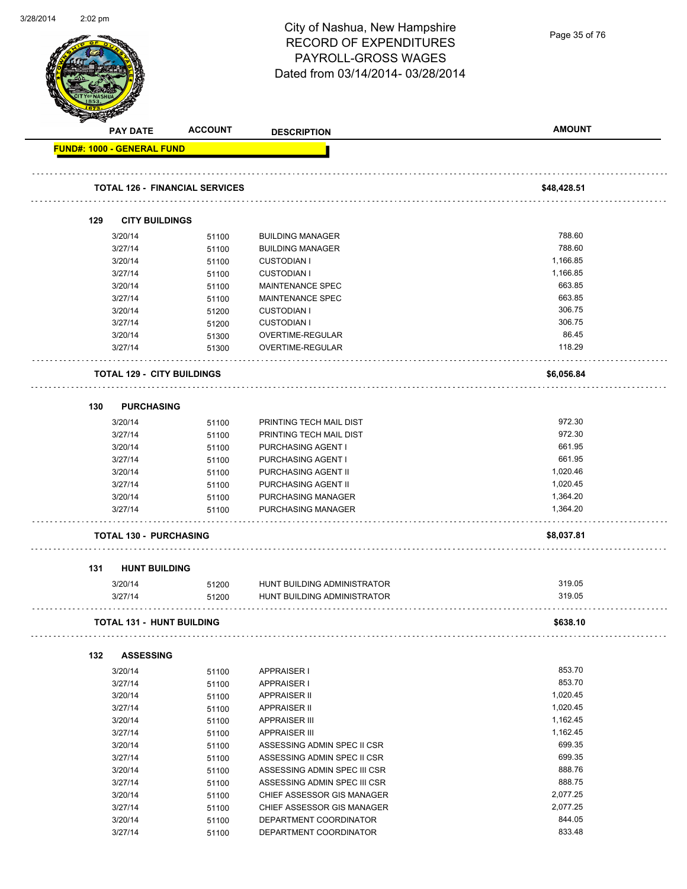# City of Nashua, New Hampshire
## RECORD OF EXPENDITURES
## PAYROLL-GROSS WAGES
## Dated from 03/14/2014- 03/28/2014

| PAY DATE | ACCOUNT | DESCRIPTION | AMOUNT |
|---|---|---|---|
| **FUND#: 1000 - GENERAL FUND** | | | |
| **TOTAL 126 - FINANCIAL SERVICES** | | | **$48,428.51** |
| **129 CITY BUILDINGS** | | | |
| 3/20/14 | 51100 | BUILDING MANAGER | 788.60 |
| 3/27/14 | 51100 | BUILDING MANAGER | 788.60 |
| 3/20/14 | 51100 | CUSTODIAN I | 1,166.85 |
| 3/27/14 | 51100 | CUSTODIAN I | 1,166.85 |
| 3/20/14 | 51100 | MAINTENANCE SPEC | 663.85 |
| 3/27/14 | 51100 | MAINTENANCE SPEC | 663.85 |
| 3/20/14 | 51200 | CUSTODIAN I | 306.75 |
| 3/27/14 | 51200 | CUSTODIAN I | 306.75 |
| 3/20/14 | 51300 | OVERTIME-REGULAR | 86.45 |
| 3/27/14 | 51300 | OVERTIME-REGULAR | 118.29 |
| **TOTAL 129 - CITY BUILDINGS** | | | **$6,056.84** |
| **130 PURCHASING** | | | |
| 3/20/14 | 51100 | PRINTING TECH MAIL DIST | 972.30 |
| 3/27/14 | 51100 | PRINTING TECH MAIL DIST | 972.30 |
| 3/20/14 | 51100 | PURCHASING AGENT I | 661.95 |
| 3/27/14 | 51100 | PURCHASING AGENT I | 661.95 |
| 3/20/14 | 51100 | PURCHASING AGENT II | 1,020.46 |
| 3/27/14 | 51100 | PURCHASING AGENT II | 1,020.45 |
| 3/20/14 | 51100 | PURCHASING MANAGER | 1,364.20 |
| 3/27/14 | 51100 | PURCHASING MANAGER | 1,364.20 |
| **TOTAL 130 - PURCHASING** | | | **$8,037.81** |
| **131 HUNT BUILDING** | | | |
| 3/20/14 | 51200 | HUNT BUILDING ADMINISTRATOR | 319.05 |
| 3/27/14 | 51200 | HUNT BUILDING ADMINISTRATOR | 319.05 |
| **TOTAL 131 - HUNT BUILDING** | | | **$638.10** |
| **132 ASSESSING** | | | |
| 3/20/14 | 51100 | APPRAISER I | 853.70 |
| 3/27/14 | 51100 | APPRAISER I | 853.70 |
| 3/20/14 | 51100 | APPRAISER II | 1,020.45 |
| 3/27/14 | 51100 | APPRAISER II | 1,020.45 |
| 3/20/14 | 51100 | APPRAISER III | 1,162.45 |
| 3/27/14 | 51100 | APPRAISER III | 1,162.45 |
| 3/20/14 | 51100 | ASSESSING ADMIN SPEC II CSR | 699.35 |
| 3/27/14 | 51100 | ASSESSING ADMIN SPEC II CSR | 699.35 |
| 3/20/14 | 51100 | ASSESSING ADMIN SPEC III CSR | 888.76 |
| 3/27/14 | 51100 | ASSESSING ADMIN SPEC III CSR | 888.75 |
| 3/20/14 | 51100 | CHIEF ASSESSOR GIS MANAGER | 2,077.25 |
| 3/27/14 | 51100 | CHIEF ASSESSOR GIS MANAGER | 2,077.25 |
| 3/20/14 | 51100 | DEPARTMENT COORDINATOR | 844.05 |
| 3/27/14 | 51100 | DEPARTMENT COORDINATOR | 833.48 |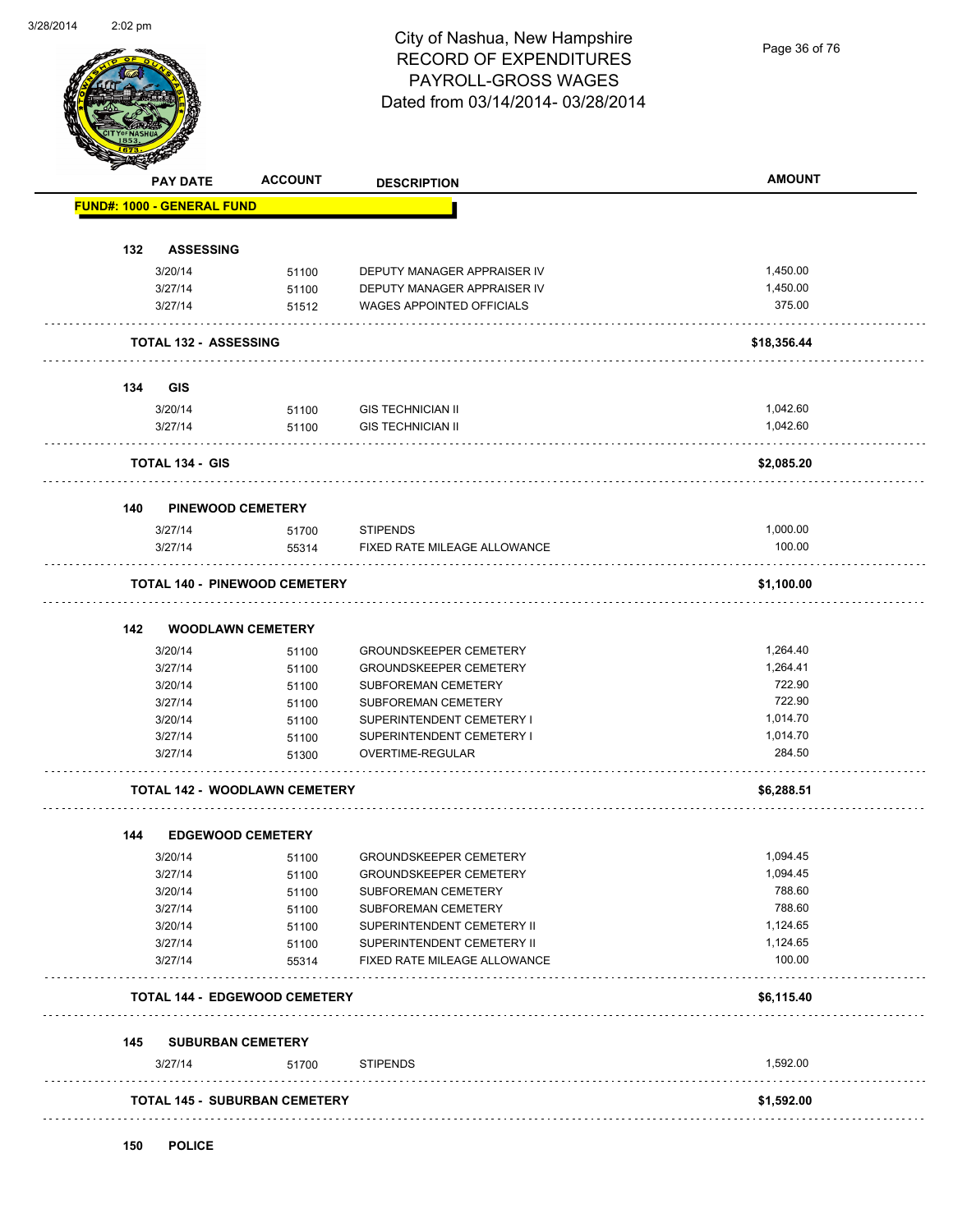# City of Nashua, New Hampshire
## RECORD OF EXPENDITURES
## PAYROLL-GROSS WAGES
## Dated from 03/14/2014- 03/28/2014

| PAY DATE | ACCOUNT | DESCRIPTION | AMOUNT |
|---|---|---|---|
| **FUND#: 1000 - GENERAL FUND** | | | |
| **132 ASSESSING** | | | |
| 3/20/14 | 51100 | DEPUTY MANAGER APPRAISER IV | 1,450.00 |
| 3/27/14 | 51100 | DEPUTY MANAGER APPRAISER IV | 1,450.00 |
| 3/27/14 | 51512 | WAGES APPOINTED OFFICIALS | 375.00 |
| **TOTAL 132 - ASSESSING** | | | **$18,356.44** |
| **134 GIS** | | | |
| 3/20/14 | 51100 | GIS TECHNICIAN II | 1,042.60 |
| 3/27/14 | 51100 | GIS TECHNICIAN II | 1,042.60 |
| **TOTAL 134 - GIS** | | | **$2,085.20** |
| **140 PINEWOOD CEMETERY** | | | |
| 3/27/14 | 51700 | STIPENDS | 1,000.00 |
| 3/27/14 | 55314 | FIXED RATE MILEAGE ALLOWANCE | 100.00 |
| **TOTAL 140 - PINEWOOD CEMETERY** | | | **$1,100.00** |
| **142 WOODLAWN CEMETERY** | | | |
| 3/20/14 | 51100 | GROUNDSKEEPER CEMETERY | 1,264.40 |
| 3/27/14 | 51100 | GROUNDSKEEPER CEMETERY | 1,264.41 |
| 3/20/14 | 51100 | SUBFOREMAN CEMETERY | 722.90 |
| 3/27/14 | 51100 | SUBFOREMAN CEMETERY | 722.90 |
| 3/20/14 | 51100 | SUPERINTENDENT CEMETERY I | 1,014.70 |
| 3/27/14 | 51100 | SUPERINTENDENT CEMETERY I | 1,014.70 |
| 3/27/14 | 51300 | OVERTIME-REGULAR | 284.50 |
| **TOTAL 142 - WOODLAWN CEMETERY** | | | **$6,288.51** |
| **144 EDGEWOOD CEMETERY** | | | |
| 3/20/14 | 51100 | GROUNDSKEEPER CEMETERY | 1,094.45 |
| 3/27/14 | 51100 | GROUNDSKEEPER CEMETERY | 1,094.45 |
| 3/20/14 | 51100 | SUBFOREMAN CEMETERY | 788.60 |
| 3/27/14 | 51100 | SUBFOREMAN CEMETERY | 788.60 |
| 3/20/14 | 51100 | SUPERINTENDENT CEMETERY II | 1,124.65 |
| 3/27/14 | 51100 | SUPERINTENDENT CEMETERY II | 1,124.65 |
| 3/27/14 | 55314 | FIXED RATE MILEAGE ALLOWANCE | 100.00 |
| **TOTAL 144 - EDGEWOOD CEMETERY** | | | **$6,115.40** |
| **145 SUBURBAN CEMETERY** | | | |
| 3/27/14 | 51700 | STIPENDS | 1,592.00 |
| **TOTAL 145 - SUBURBAN CEMETERY** | | | **$1,592.00** |
| **150 POLICE** | | | |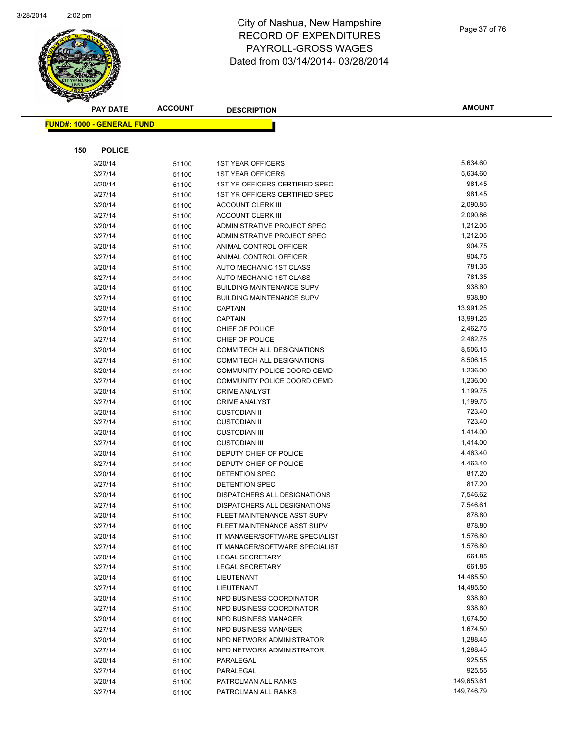# City of Nashua, New Hampshire
## RECORD OF EXPENDITURES
## PAYROLL-GROSS WAGES
## Dated from 03/14/2014- 03/28/2014

**FUND#: 1000 - GENERAL FUND**

**150 POLICE**

| PAY DATE | ACCOUNT | DESCRIPTION | AMOUNT |
|---|---|---|---|
| 3/20/14 | 51100 | 1ST YEAR OFFICERS | 5,634.60 |
| 3/27/14 | 51100 | 1ST YEAR OFFICERS | 5,634.60 |
| 3/20/14 | 51100 | 1ST YR OFFICERS CERTIFIED SPEC | 981.45 |
| 3/27/14 | 51100 | 1ST YR OFFICERS CERTIFIED SPEC | 981.45 |
| 3/20/14 | 51100 | ACCOUNT CLERK III | 2,090.85 |
| 3/27/14 | 51100 | ACCOUNT CLERK III | 2,090.86 |
| 3/20/14 | 51100 | ADMINISTRATIVE PROJECT SPEC | 1,212.05 |
| 3/27/14 | 51100 | ADMINISTRATIVE PROJECT SPEC | 1,212.05 |
| 3/20/14 | 51100 | ANIMAL CONTROL OFFICER | 904.75 |
| 3/27/14 | 51100 | ANIMAL CONTROL OFFICER | 904.75 |
| 3/20/14 | 51100 | AUTO MECHANIC 1ST CLASS | 781.35 |
| 3/27/14 | 51100 | AUTO MECHANIC 1ST CLASS | 781.35 |
| 3/20/14 | 51100 | BUILDING MAINTENANCE SUPV | 938.80 |
| 3/27/14 | 51100 | BUILDING MAINTENANCE SUPV | 938.80 |
| 3/20/14 | 51100 | CAPTAIN | 13,991.25 |
| 3/27/14 | 51100 | CAPTAIN | 13,991.25 |
| 3/20/14 | 51100 | CHIEF OF POLICE | 2,462.75 |
| 3/27/14 | 51100 | CHIEF OF POLICE | 2,462.75 |
| 3/20/14 | 51100 | COMM TECH ALL DESIGNATIONS | 8,506.15 |
| 3/27/14 | 51100 | COMM TECH ALL DESIGNATIONS | 8,506.15 |
| 3/20/14 | 51100 | COMMUNITY POLICE COORD CEMD | 1,236.00 |
| 3/27/14 | 51100 | COMMUNITY POLICE COORD CEMD | 1,236.00 |
| 3/20/14 | 51100 | CRIME ANALYST | 1,199.75 |
| 3/27/14 | 51100 | CRIME ANALYST | 1,199.75 |
| 3/20/14 | 51100 | CUSTODIAN II | 723.40 |
| 3/27/14 | 51100 | CUSTODIAN II | 723.40 |
| 3/20/14 | 51100 | CUSTODIAN III | 1,414.00 |
| 3/27/14 | 51100 | CUSTODIAN III | 1,414.00 |
| 3/20/14 | 51100 | DEPUTY CHIEF OF POLICE | 4,463.40 |
| 3/27/14 | 51100 | DEPUTY CHIEF OF POLICE | 4,463.40 |
| 3/20/14 | 51100 | DETENTION SPEC | 817.20 |
| 3/27/14 | 51100 | DETENTION SPEC | 817.20 |
| 3/20/14 | 51100 | DISPATCHERS ALL DESIGNATIONS | 7,546.62 |
| 3/27/14 | 51100 | DISPATCHERS ALL DESIGNATIONS | 7,546.61 |
| 3/20/14 | 51100 | FLEET MAINTENANCE ASST SUPV | 878.80 |
| 3/27/14 | 51100 | FLEET MAINTENANCE ASST SUPV | 878.80 |
| 3/20/14 | 51100 | IT MANAGER/SOFTWARE SPECIALIST | 1,576.80 |
| 3/27/14 | 51100 | IT MANAGER/SOFTWARE SPECIALIST | 1,576.80 |
| 3/20/14 | 51100 | LEGAL SECRETARY | 661.85 |
| 3/27/14 | 51100 | LEGAL SECRETARY | 661.85 |
| 3/20/14 | 51100 | LIEUTENANT | 14,485.50 |
| 3/27/14 | 51100 | LIEUTENANT | 14,485.50 |
| 3/20/14 | 51100 | NPD BUSINESS COORDINATOR | 938.80 |
| 3/27/14 | 51100 | NPD BUSINESS COORDINATOR | 938.80 |
| 3/20/14 | 51100 | NPD BUSINESS MANAGER | 1,674.50 |
| 3/27/14 | 51100 | NPD BUSINESS MANAGER | 1,674.50 |
| 3/20/14 | 51100 | NPD NETWORK ADMINISTRATOR | 1,288.45 |
| 3/27/14 | 51100 | NPD NETWORK ADMINISTRATOR | 1,288.45 |
| 3/20/14 | 51100 | PARALEGAL | 925.55 |
| 3/27/14 | 51100 | PARALEGAL | 925.55 |
| 3/20/14 | 51100 | PATROLMAN ALL RANKS | 149,653.61 |
| 3/27/14 | 51100 | PATROLMAN ALL RANKS | 149,746.79 |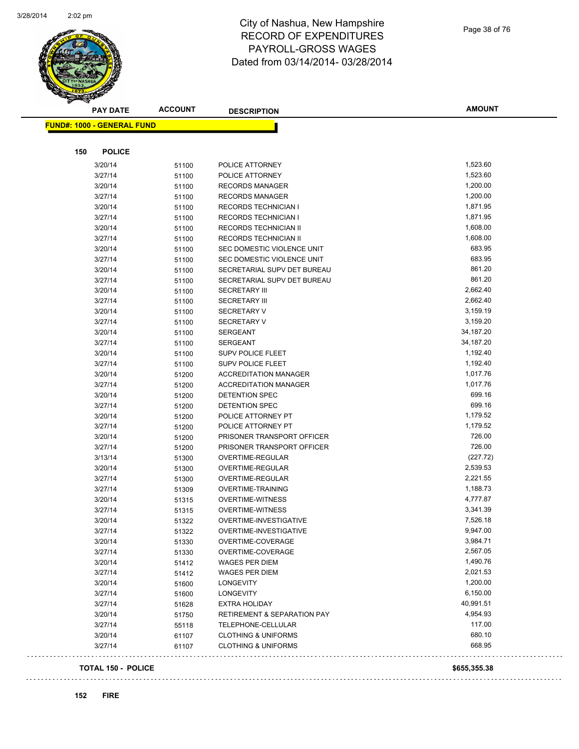# City of Nashua, New Hampshire
## RECORD OF EXPENDITURES
## PAYROLL-GROSS WAGES
## Dated from 03/14/2014- 03/28/2014

| PAY DATE | ACCOUNT | DESCRIPTION | AMOUNT |
|---|---|---|---|
| **FUND#: 1000 - GENERAL FUND** | | | |
| **150 POLICE** | | | |
| 3/20/14 | 51100 | POLICE ATTORNEY | 1,523.60 |
| 3/27/14 | 51100 | POLICE ATTORNEY | 1,523.60 |
| 3/20/14 | 51100 | RECORDS MANAGER | 1,200.00 |
| 3/27/14 | 51100 | RECORDS MANAGER | 1,200.00 |
| 3/20/14 | 51100 | RECORDS TECHNICIAN I | 1,871.95 |
| 3/27/14 | 51100 | RECORDS TECHNICIAN I | 1,871.95 |
| 3/20/14 | 51100 | RECORDS TECHNICIAN II | 1,608.00 |
| 3/27/14 | 51100 | RECORDS TECHNICIAN II | 1,608.00 |
| 3/20/14 | 51100 | SEC DOMESTIC VIOLENCE UNIT | 683.95 |
| 3/27/14 | 51100 | SEC DOMESTIC VIOLENCE UNIT | 683.95 |
| 3/20/14 | 51100 | SECRETARIAL SUPV DET BUREAU | 861.20 |
| 3/27/14 | 51100 | SECRETARIAL SUPV DET BUREAU | 861.20 |
| 3/20/14 | 51100 | SECRETARY III | 2,662.40 |
| 3/27/14 | 51100 | SECRETARY III | 2,662.40 |
| 3/20/14 | 51100 | SECRETARY V | 3,159.19 |
| 3/27/14 | 51100 | SECRETARY V | 3,159.20 |
| 3/20/14 | 51100 | SERGEANT | 34,187.20 |
| 3/27/14 | 51100 | SERGEANT | 34,187.20 |
| 3/20/14 | 51100 | SUPV POLICE FLEET | 1,192.40 |
| 3/27/14 | 51100 | SUPV POLICE FLEET | 1,192.40 |
| 3/20/14 | 51200 | ACCREDITATION MANAGER | 1,017.76 |
| 3/27/14 | 51200 | ACCREDITATION MANAGER | 1,017.76 |
| 3/20/14 | 51200 | DETENTION SPEC | 699.16 |
| 3/27/14 | 51200 | DETENTION SPEC | 699.16 |
| 3/20/14 | 51200 | POLICE ATTORNEY PT | 1,179.52 |
| 3/27/14 | 51200 | POLICE ATTORNEY PT | 1,179.52 |
| 3/20/14 | 51200 | PRISONER TRANSPORT OFFICER | 726.00 |
| 3/27/14 | 51200 | PRISONER TRANSPORT OFFICER | 726.00 |
| 3/13/14 | 51300 | OVERTIME-REGULAR | (227.72) |
| 3/20/14 | 51300 | OVERTIME-REGULAR | 2,539.53 |
| 3/27/14 | 51300 | OVERTIME-REGULAR | 2,221.55 |
| 3/27/14 | 51309 | OVERTIME-TRAINING | 1,188.73 |
| 3/20/14 | 51315 | OVERTIME-WITNESS | 4,777.87 |
| 3/27/14 | 51315 | OVERTIME-WITNESS | 3,341.39 |
| 3/20/14 | 51322 | OVERTIME-INVESTIGATIVE | 7,526.18 |
| 3/27/14 | 51322 | OVERTIME-INVESTIGATIVE | 9,947.00 |
| 3/20/14 | 51330 | OVERTIME-COVERAGE | 3,984.71 |
| 3/27/14 | 51330 | OVERTIME-COVERAGE | 2,567.05 |
| 3/20/14 | 51412 | WAGES PER DIEM | 1,490.76 |
| 3/27/14 | 51412 | WAGES PER DIEM | 2,021.53 |
| 3/20/14 | 51600 | LONGEVITY | 1,200.00 |
| 3/27/14 | 51600 | LONGEVITY | 6,150.00 |
| 3/27/14 | 51628 | EXTRA HOLIDAY | 40,991.51 |
| 3/20/14 | 51750 | RETIREMENT & SEPARATION PAY | 4,954.93 |
| 3/27/14 | 55118 | TELEPHONE-CELLULAR | 117.00 |
| 3/20/14 | 61107 | CLOTHING & UNIFORMS | 680.10 |
| 3/27/14 | 61107 | CLOTHING & UNIFORMS | 668.95 |
| **TOTAL 150 - POLICE** | | | **$655,355.38** |

**152 FIRE**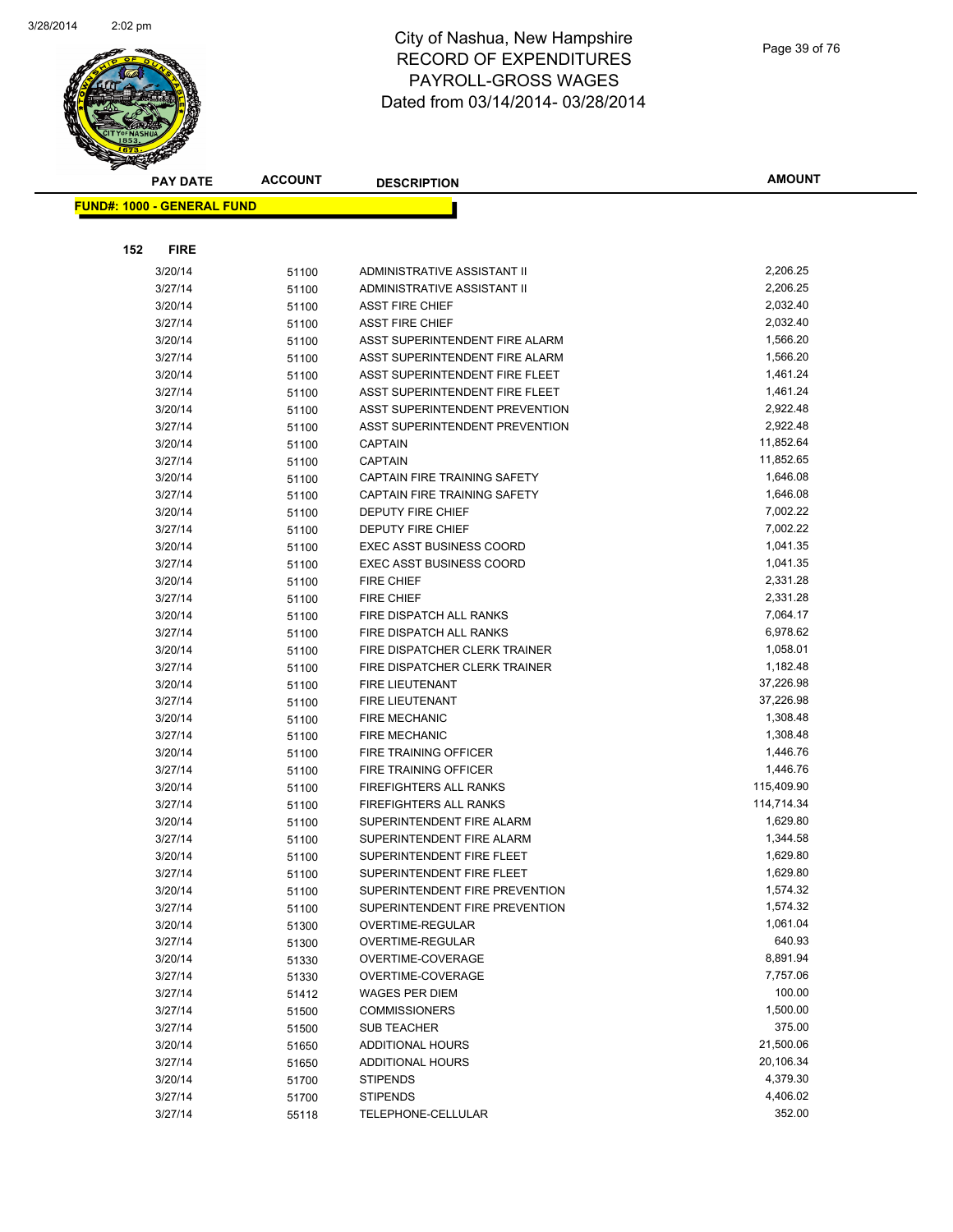# City of Nashua, New Hampshire
# RECORD OF EXPENDITURES
# PAYROLL-GROSS WAGES
# Dated from 03/14/2014- 03/28/2014

**FUND#: 1000 - GENERAL FUND**

**152 FIRE**

| PAY DATE | ACCOUNT | DESCRIPTION | AMOUNT |
|---|---|---|---|
| 3/20/14 | 51100 | ADMINISTRATIVE ASSISTANT II | 2,206.25 |
| 3/27/14 | 51100 | ADMINISTRATIVE ASSISTANT II | 2,206.25 |
| 3/20/14 | 51100 | ASST FIRE CHIEF | 2,032.40 |
| 3/27/14 | 51100 | ASST FIRE CHIEF | 2,032.40 |
| 3/20/14 | 51100 | ASST SUPERINTENDENT FIRE ALARM | 1,566.20 |
| 3/27/14 | 51100 | ASST SUPERINTENDENT FIRE ALARM | 1,566.20 |
| 3/20/14 | 51100 | ASST SUPERINTENDENT FIRE FLEET | 1,461.24 |
| 3/27/14 | 51100 | ASST SUPERINTENDENT FIRE FLEET | 1,461.24 |
| 3/20/14 | 51100 | ASST SUPERINTENDENT PREVENTION | 2,922.48 |
| 3/27/14 | 51100 | ASST SUPERINTENDENT PREVENTION | 2,922.48 |
| 3/20/14 | 51100 | CAPTAIN | 11,852.64 |
| 3/27/14 | 51100 | CAPTAIN | 11,852.65 |
| 3/20/14 | 51100 | CAPTAIN FIRE TRAINING SAFETY | 1,646.08 |
| 3/27/14 | 51100 | CAPTAIN FIRE TRAINING SAFETY | 1,646.08 |
| 3/20/14 | 51100 | DEPUTY FIRE CHIEF | 7,002.22 |
| 3/27/14 | 51100 | DEPUTY FIRE CHIEF | 7,002.22 |
| 3/20/14 | 51100 | EXEC ASST BUSINESS COORD | 1,041.35 |
| 3/27/14 | 51100 | EXEC ASST BUSINESS COORD | 1,041.35 |
| 3/20/14 | 51100 | FIRE CHIEF | 2,331.28 |
| 3/27/14 | 51100 | FIRE CHIEF | 2,331.28 |
| 3/20/14 | 51100 | FIRE DISPATCH ALL RANKS | 7,064.17 |
| 3/27/14 | 51100 | FIRE DISPATCH ALL RANKS | 6,978.62 |
| 3/20/14 | 51100 | FIRE DISPATCHER CLERK TRAINER | 1,058.01 |
| 3/27/14 | 51100 | FIRE DISPATCHER CLERK TRAINER | 1,182.48 |
| 3/20/14 | 51100 | FIRE LIEUTENANT | 37,226.98 |
| 3/27/14 | 51100 | FIRE LIEUTENANT | 37,226.98 |
| 3/20/14 | 51100 | FIRE MECHANIC | 1,308.48 |
| 3/27/14 | 51100 | FIRE MECHANIC | 1,308.48 |
| 3/20/14 | 51100 | FIRE TRAINING OFFICER | 1,446.76 |
| 3/27/14 | 51100 | FIRE TRAINING OFFICER | 1,446.76 |
| 3/20/14 | 51100 | FIREFIGHTERS ALL RANKS | 115,409.90 |
| 3/27/14 | 51100 | FIREFIGHTERS ALL RANKS | 114,714.34 |
| 3/20/14 | 51100 | SUPERINTENDENT FIRE ALARM | 1,629.80 |
| 3/27/14 | 51100 | SUPERINTENDENT FIRE ALARM | 1,344.58 |
| 3/20/14 | 51100 | SUPERINTENDENT FIRE FLEET | 1,629.80 |
| 3/27/14 | 51100 | SUPERINTENDENT FIRE FLEET | 1,629.80 |
| 3/20/14 | 51100 | SUPERINTENDENT FIRE PREVENTION | 1,574.32 |
| 3/27/14 | 51100 | SUPERINTENDENT FIRE PREVENTION | 1,574.32 |
| 3/20/14 | 51300 | OVERTIME-REGULAR | 1,061.04 |
| 3/27/14 | 51300 | OVERTIME-REGULAR | 640.93 |
| 3/20/14 | 51330 | OVERTIME-COVERAGE | 8,891.94 |
| 3/27/14 | 51330 | OVERTIME-COVERAGE | 7,757.06 |
| 3/27/14 | 51412 | WAGES PER DIEM | 100.00 |
| 3/27/14 | 51500 | COMMISSIONERS | 1,500.00 |
| 3/27/14 | 51500 | SUB TEACHER | 375.00 |
| 3/20/14 | 51650 | ADDITIONAL HOURS | 21,500.06 |
| 3/27/14 | 51650 | ADDITIONAL HOURS | 20,106.34 |
| 3/20/14 | 51700 | STIPENDS | 4,379.30 |
| 3/27/14 | 51700 | STIPENDS | 4,406.02 |
| 3/27/14 | 55118 | TELEPHONE-CELLULAR | 352.00 |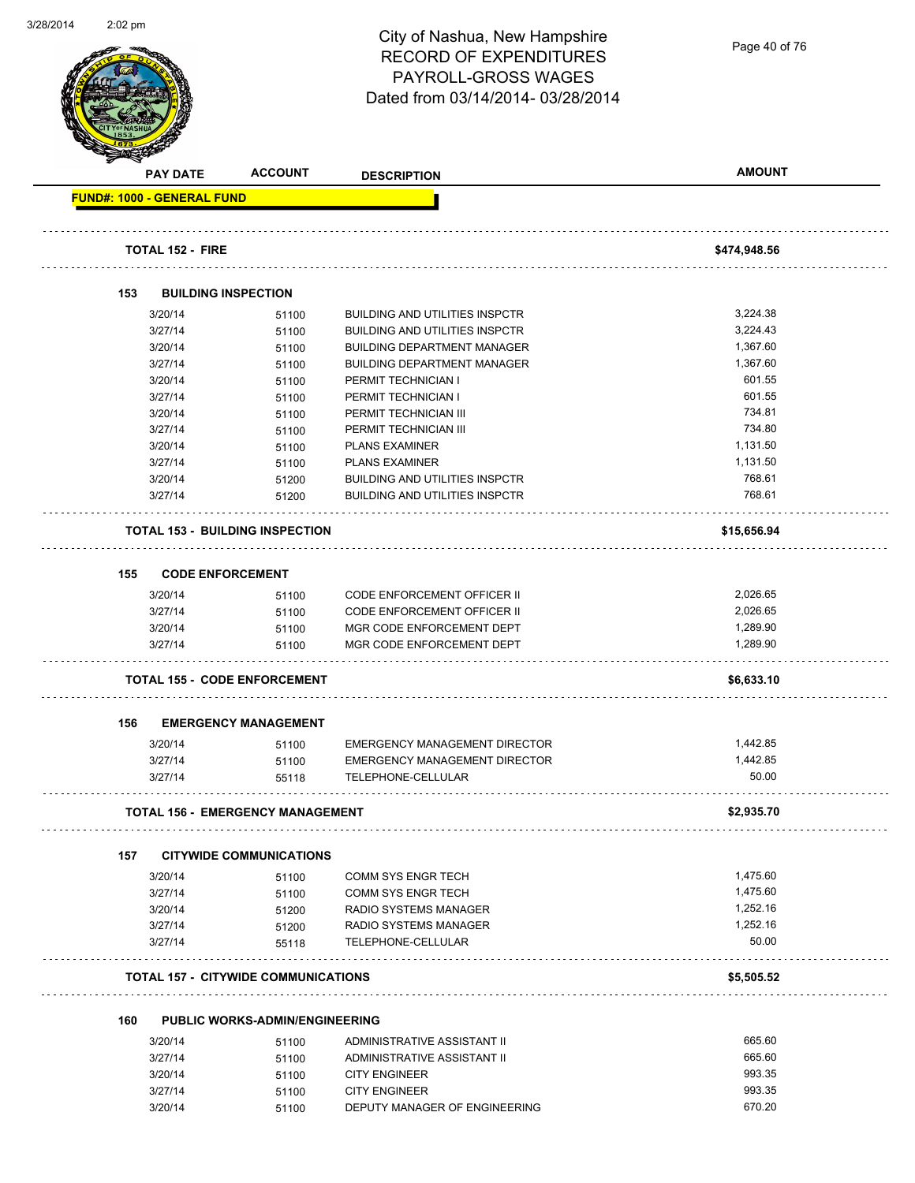# City of Nashua, New Hampshire
## RECORD OF EXPENDITURES
## PAYROLL-GROSS WAGES
## Dated from 03/14/2014- 03/28/2014

**FUND#: 1000 - GENERAL FUND**

| PAY DATE | ACCOUNT | DESCRIPTION | AMOUNT |
|---|---|---|---|
| **TOTAL 152 - FIRE** | | | **$474,948.56** |
| **153 BUILDING INSPECTION** | | | |
| 3/20/14 | 51100 | BUILDING AND UTILITIES INSPCTR | 3,224.38 |
| 3/27/14 | 51100 | BUILDING AND UTILITIES INSPCTR | 3,224.43 |
| 3/20/14 | 51100 | BUILDING DEPARTMENT MANAGER | 1,367.60 |
| 3/27/14 | 51100 | BUILDING DEPARTMENT MANAGER | 1,367.60 |
| 3/20/14 | 51100 | PERMIT TECHNICIAN I | 601.55 |
| 3/27/14 | 51100 | PERMIT TECHNICIAN I | 601.55 |
| 3/20/14 | 51100 | PERMIT TECHNICIAN III | 734.81 |
| 3/27/14 | 51100 | PERMIT TECHNICIAN III | 734.80 |
| 3/20/14 | 51100 | PLANS EXAMINER | 1,131.50 |
| 3/27/14 | 51100 | PLANS EXAMINER | 1,131.50 |
| 3/20/14 | 51200 | BUILDING AND UTILITIES INSPCTR | 768.61 |
| 3/27/14 | 51200 | BUILDING AND UTILITIES INSPCTR | 768.61 |
| **TOTAL 153 - BUILDING INSPECTION** | | | **$15,656.94** |
| **155 CODE ENFORCEMENT** | | | |
| 3/20/14 | 51100 | CODE ENFORCEMENT OFFICER II | 2,026.65 |
| 3/27/14 | 51100 | CODE ENFORCEMENT OFFICER II | 2,026.65 |
| 3/20/14 | 51100 | MGR CODE ENFORCEMENT DEPT | 1,289.90 |
| 3/27/14 | 51100 | MGR CODE ENFORCEMENT DEPT | 1,289.90 |
| **TOTAL 155 - CODE ENFORCEMENT** | | | **$6,633.10** |
| **156 EMERGENCY MANAGEMENT** | | | |
| 3/20/14 | 51100 | EMERGENCY MANAGEMENT DIRECTOR | 1,442.85 |
| 3/27/14 | 51100 | EMERGENCY MANAGEMENT DIRECTOR | 1,442.85 |
| 3/27/14 | 55118 | TELEPHONE-CELLULAR | 50.00 |
| **TOTAL 156 - EMERGENCY MANAGEMENT** | | | **$2,935.70** |
| **157 CITYWIDE COMMUNICATIONS** | | | |
| 3/20/14 | 51100 | COMM SYS ENGR TECH | 1,475.60 |
| 3/27/14 | 51100 | COMM SYS ENGR TECH | 1,475.60 |
| 3/20/14 | 51200 | RADIO SYSTEMS MANAGER | 1,252.16 |
| 3/27/14 | 51200 | RADIO SYSTEMS MANAGER | 1,252.16 |
| 3/27/14 | 55118 | TELEPHONE-CELLULAR | 50.00 |
| **TOTAL 157 - CITYWIDE COMMUNICATIONS** | | | **$5,505.52** |
| **160 PUBLIC WORKS-ADMIN/ENGINEERING** | | | |
| 3/20/14 | 51100 | ADMINISTRATIVE ASSISTANT II | 665.60 |
| 3/27/14 | 51100 | ADMINISTRATIVE ASSISTANT II | 665.60 |
| 3/20/14 | 51100 | CITY ENGINEER | 993.35 |
| 3/27/14 | 51100 | CITY ENGINEER | 993.35 |
| 3/20/14 | 51100 | DEPUTY MANAGER OF ENGINEERING | 670.20 |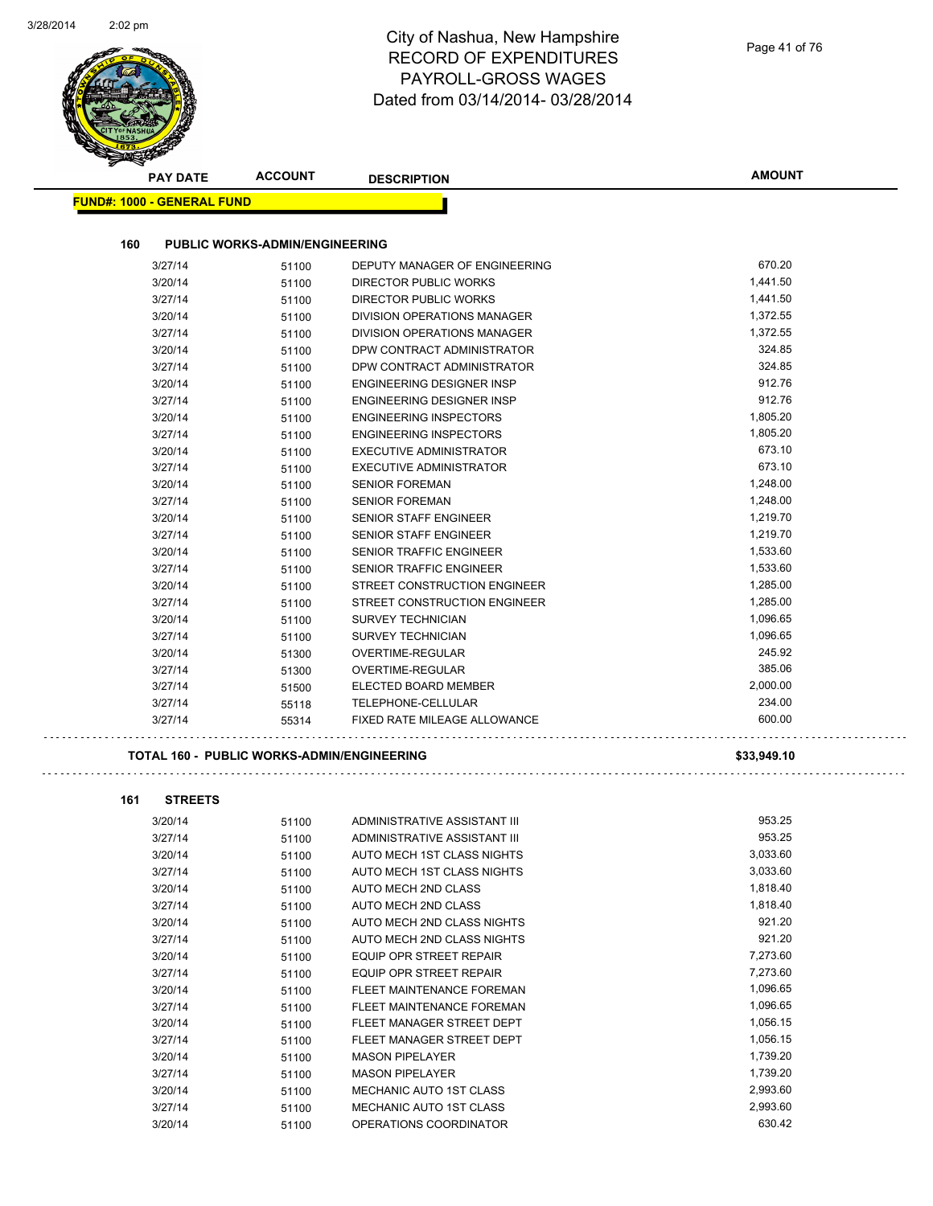# City of Nashua, New Hampshire
## RECORD OF EXPENDITURES
## PAYROLL-GROSS WAGES
## Dated from 03/14/2014- 03/28/2014

**FUND#: 1000 - GENERAL FUND**

### 160 PUBLIC WORKS-ADMIN/ENGINEERING

| PAY DATE | ACCOUNT | DESCRIPTION | AMOUNT |
|---|---|---|---|
| 3/27/14 | 51100 | DEPUTY MANAGER OF ENGINEERING | 670.20 |
| 3/20/14 | 51100 | DIRECTOR PUBLIC WORKS | 1,441.50 |
| 3/27/14 | 51100 | DIRECTOR PUBLIC WORKS | 1,441.50 |
| 3/20/14 | 51100 | DIVISION OPERATIONS MANAGER | 1,372.55 |
| 3/27/14 | 51100 | DIVISION OPERATIONS MANAGER | 1,372.55 |
| 3/20/14 | 51100 | DPW CONTRACT ADMINISTRATOR | 324.85 |
| 3/27/14 | 51100 | DPW CONTRACT ADMINISTRATOR | 324.85 |
| 3/20/14 | 51100 | ENGINEERING DESIGNER INSP | 912.76 |
| 3/27/14 | 51100 | ENGINEERING DESIGNER INSP | 912.76 |
| 3/20/14 | 51100 | ENGINEERING INSPECTORS | 1,805.20 |
| 3/27/14 | 51100 | ENGINEERING INSPECTORS | 1,805.20 |
| 3/20/14 | 51100 | EXECUTIVE ADMINISTRATOR | 673.10 |
| 3/27/14 | 51100 | EXECUTIVE ADMINISTRATOR | 673.10 |
| 3/20/14 | 51100 | SENIOR FOREMAN | 1,248.00 |
| 3/27/14 | 51100 | SENIOR FOREMAN | 1,248.00 |
| 3/20/14 | 51100 | SENIOR STAFF ENGINEER | 1,219.70 |
| 3/27/14 | 51100 | SENIOR STAFF ENGINEER | 1,219.70 |
| 3/20/14 | 51100 | SENIOR TRAFFIC ENGINEER | 1,533.60 |
| 3/27/14 | 51100 | SENIOR TRAFFIC ENGINEER | 1,533.60 |
| 3/20/14 | 51100 | STREET CONSTRUCTION ENGINEER | 1,285.00 |
| 3/27/14 | 51100 | STREET CONSTRUCTION ENGINEER | 1,285.00 |
| 3/20/14 | 51100 | SURVEY TECHNICIAN | 1,096.65 |
| 3/27/14 | 51100 | SURVEY TECHNICIAN | 1,096.65 |
| 3/20/14 | 51300 | OVERTIME-REGULAR | 245.92 |
| 3/27/14 | 51300 | OVERTIME-REGULAR | 385.06 |
| 3/27/14 | 51500 | ELECTED BOARD MEMBER | 2,000.00 |
| 3/27/14 | 55118 | TELEPHONE-CELLULAR | 234.00 |
| 3/27/14 | 55314 | FIXED RATE MILEAGE ALLOWANCE | 600.00 |

**TOTAL 160 - PUBLIC WORKS-ADMIN/ENGINEERING** **$33,949.10**

### 161 STREETS

| PAY DATE | ACCOUNT | DESCRIPTION | AMOUNT |
|---|---|---|---|
| 3/20/14 | 51100 | ADMINISTRATIVE ASSISTANT III | 953.25 |
| 3/27/14 | 51100 | ADMINISTRATIVE ASSISTANT III | 953.25 |
| 3/20/14 | 51100 | AUTO MECH 1ST CLASS NIGHTS | 3,033.60 |
| 3/27/14 | 51100 | AUTO MECH 1ST CLASS NIGHTS | 3,033.60 |
| 3/20/14 | 51100 | AUTO MECH 2ND CLASS | 1,818.40 |
| 3/27/14 | 51100 | AUTO MECH 2ND CLASS | 1,818.40 |
| 3/20/14 | 51100 | AUTO MECH 2ND CLASS NIGHTS | 921.20 |
| 3/27/14 | 51100 | AUTO MECH 2ND CLASS NIGHTS | 921.20 |
| 3/20/14 | 51100 | EQUIP OPR STREET REPAIR | 7,273.60 |
| 3/27/14 | 51100 | EQUIP OPR STREET REPAIR | 7,273.60 |
| 3/20/14 | 51100 | FLEET MAINTENANCE FOREMAN | 1,096.65 |
| 3/27/14 | 51100 | FLEET MAINTENANCE FOREMAN | 1,096.65 |
| 3/20/14 | 51100 | FLEET MANAGER STREET DEPT | 1,056.15 |
| 3/27/14 | 51100 | FLEET MANAGER STREET DEPT | 1,056.15 |
| 3/20/14 | 51100 | MASON PIPELAYER | 1,739.20 |
| 3/27/14 | 51100 | MASON PIPELAYER | 1,739.20 |
| 3/20/14 | 51100 | MECHANIC AUTO 1ST CLASS | 2,993.60 |
| 3/27/14 | 51100 | MECHANIC AUTO 1ST CLASS | 2,993.60 |
| 3/20/14 | 51100 | OPERATIONS COORDINATOR | 630.42 |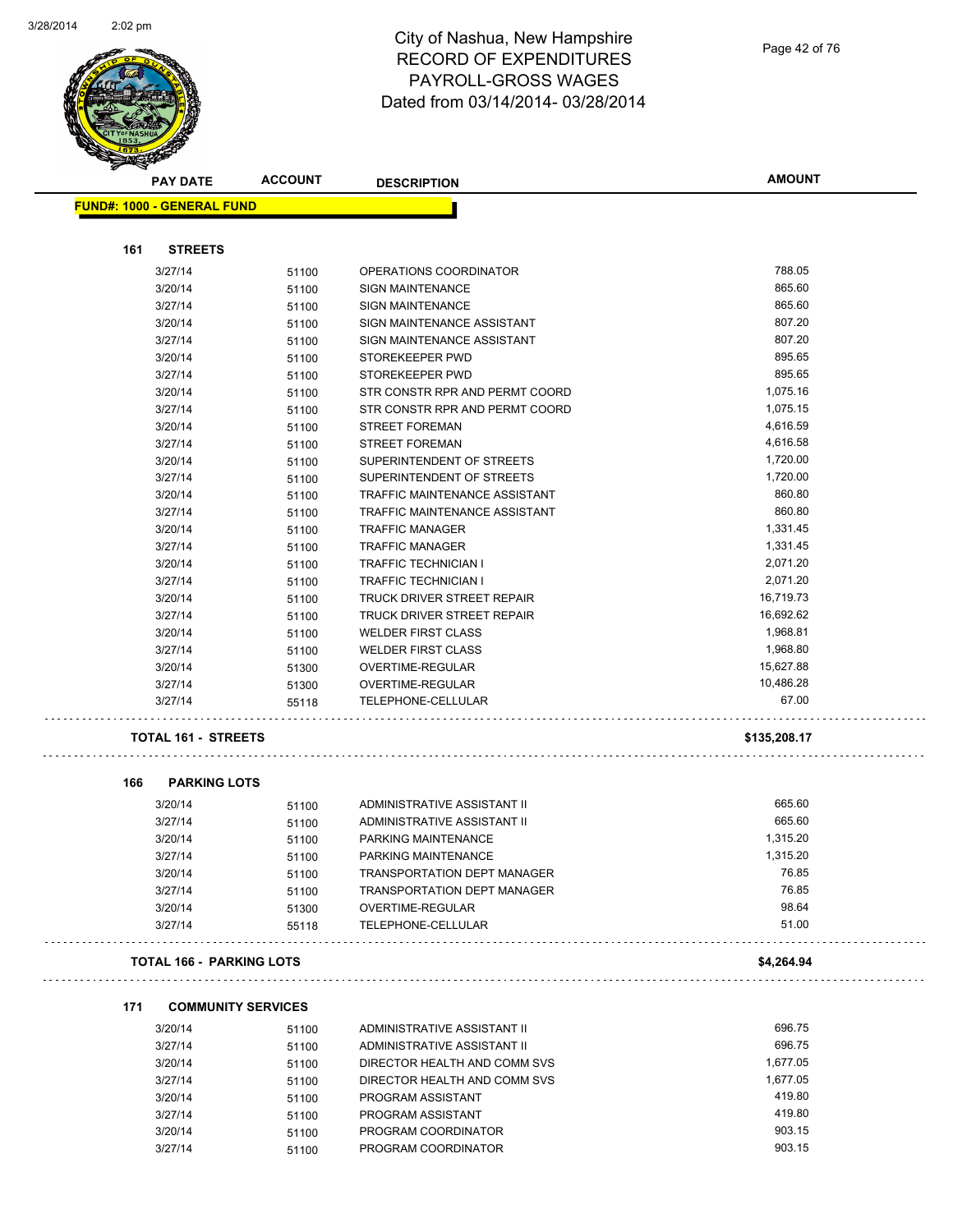# City of Nashua, New Hampshire
## RECORD OF EXPENDITURES
## PAYROLL-GROSS WAGES
## Dated from 03/14/2014- 03/28/2014

**FUND#: 1000 - GENERAL FUND**

### 161 STREETS

| PAY DATE | ACCOUNT | DESCRIPTION | AMOUNT |
|---|---|---|---|
| 3/27/14 | 51100 | OPERATIONS COORDINATOR | 788.05 |
| 3/20/14 | 51100 | SIGN MAINTENANCE | 865.60 |
| 3/27/14 | 51100 | SIGN MAINTENANCE | 865.60 |
| 3/20/14 | 51100 | SIGN MAINTENANCE ASSISTANT | 807.20 |
| 3/27/14 | 51100 | SIGN MAINTENANCE ASSISTANT | 807.20 |
| 3/20/14 | 51100 | STOREKEEPER PWD | 895.65 |
| 3/27/14 | 51100 | STOREKEEPER PWD | 895.65 |
| 3/20/14 | 51100 | STR CONSTR RPR AND PERMT COORD | 1,075.16 |
| 3/27/14 | 51100 | STR CONSTR RPR AND PERMT COORD | 1,075.15 |
| 3/20/14 | 51100 | STREET FOREMAN | 4,616.59 |
| 3/27/14 | 51100 | STREET FOREMAN | 4,616.58 |
| 3/20/14 | 51100 | SUPERINTENDENT OF STREETS | 1,720.00 |
| 3/27/14 | 51100 | SUPERINTENDENT OF STREETS | 1,720.00 |
| 3/20/14 | 51100 | TRAFFIC MAINTENANCE ASSISTANT | 860.80 |
| 3/27/14 | 51100 | TRAFFIC MAINTENANCE ASSISTANT | 860.80 |
| 3/20/14 | 51100 | TRAFFIC MANAGER | 1,331.45 |
| 3/27/14 | 51100 | TRAFFIC MANAGER | 1,331.45 |
| 3/20/14 | 51100 | TRAFFIC TECHNICIAN I | 2,071.20 |
| 3/27/14 | 51100 | TRAFFIC TECHNICIAN I | 2,071.20 |
| 3/20/14 | 51100 | TRUCK DRIVER STREET REPAIR | 16,719.73 |
| 3/27/14 | 51100 | TRUCK DRIVER STREET REPAIR | 16,692.62 |
| 3/20/14 | 51100 | WELDER FIRST CLASS | 1,968.81 |
| 3/27/14 | 51100 | WELDER FIRST CLASS | 1,968.80 |
| 3/20/14 | 51300 | OVERTIME-REGULAR | 15,627.88 |
| 3/27/14 | 51300 | OVERTIME-REGULAR | 10,486.28 |
| 3/27/14 | 55118 | TELEPHONE-CELLULAR | 67.00 |

**TOTAL 161 - STREETS** **$135,208.17**

### 166 PARKING LOTS

| PAY DATE | ACCOUNT | DESCRIPTION | AMOUNT |
|---|---|---|---|
| 3/20/14 | 51100 | ADMINISTRATIVE ASSISTANT II | 665.60 |
| 3/27/14 | 51100 | ADMINISTRATIVE ASSISTANT II | 665.60 |
| 3/20/14 | 51100 | PARKING MAINTENANCE | 1,315.20 |
| 3/27/14 | 51100 | PARKING MAINTENANCE | 1,315.20 |
| 3/20/14 | 51100 | TRANSPORTATION DEPT MANAGER | 76.85 |
| 3/27/14 | 51100 | TRANSPORTATION DEPT MANAGER | 76.85 |
| 3/20/14 | 51300 | OVERTIME-REGULAR | 98.64 |
| 3/27/14 | 55118 | TELEPHONE-CELLULAR | 51.00 |

**TOTAL 166 - PARKING LOTS** **$4,264.94**

### 171 COMMUNITY SERVICES

| PAY DATE | ACCOUNT | DESCRIPTION | AMOUNT |
|---|---|---|---|
| 3/20/14 | 51100 | ADMINISTRATIVE ASSISTANT II | 696.75 |
| 3/27/14 | 51100 | ADMINISTRATIVE ASSISTANT II | 696.75 |
| 3/20/14 | 51100 | DIRECTOR HEALTH AND COMM SVS | 1,677.05 |
| 3/27/14 | 51100 | DIRECTOR HEALTH AND COMM SVS | 1,677.05 |
| 3/20/14 | 51100 | PROGRAM ASSISTANT | 419.80 |
| 3/27/14 | 51100 | PROGRAM ASSISTANT | 419.80 |
| 3/20/14 | 51100 | PROGRAM COORDINATOR | 903.15 |
| 3/27/14 | 51100 | PROGRAM COORDINATOR | 903.15 |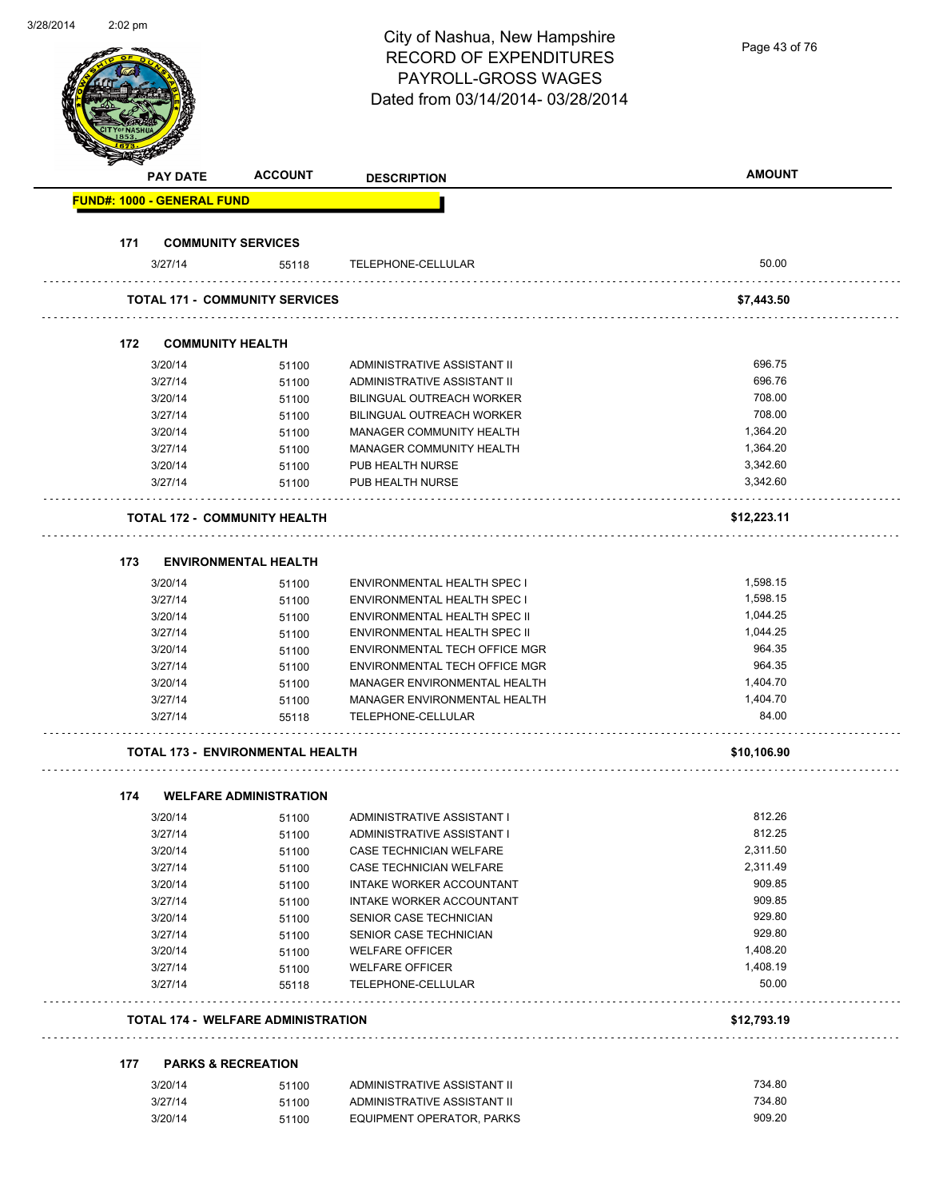# City of Nashua, New Hampshire
# RECORD OF EXPENDITURES
# PAYROLL-GROSS WAGES
# Dated from 03/14/2014- 03/28/2014

| PAY DATE | ACCOUNT | DESCRIPTION | AMOUNT |
|---|---|---|---|
| **FUND#: 1000 - GENERAL FUND** | | | |
| **171 COMMUNITY SERVICES** | | | |
| 3/27/14 | 55118 | TELEPHONE-CELLULAR | 50.00 |
| **TOTAL 171 - COMMUNITY SERVICES** | | | **$7,443.50** |
| **172 COMMUNITY HEALTH** | | | |
| 3/20/14 | 51100 | ADMINISTRATIVE ASSISTANT II | 696.75 |
| 3/27/14 | 51100 | ADMINISTRATIVE ASSISTANT II | 696.76 |
| 3/20/14 | 51100 | BILINGUAL OUTREACH WORKER | 708.00 |
| 3/27/14 | 51100 | BILINGUAL OUTREACH WORKER | 708.00 |
| 3/20/14 | 51100 | MANAGER COMMUNITY HEALTH | 1,364.20 |
| 3/27/14 | 51100 | MANAGER COMMUNITY HEALTH | 1,364.20 |
| 3/20/14 | 51100 | PUB HEALTH NURSE | 3,342.60 |
| 3/27/14 | 51100 | PUB HEALTH NURSE | 3,342.60 |
| **TOTAL 172 - COMMUNITY HEALTH** | | | **$12,223.11** |
| **173 ENVIRONMENTAL HEALTH** | | | |
| 3/20/14 | 51100 | ENVIRONMENTAL HEALTH SPEC I | 1,598.15 |
| 3/27/14 | 51100 | ENVIRONMENTAL HEALTH SPEC I | 1,598.15 |
| 3/20/14 | 51100 | ENVIRONMENTAL HEALTH SPEC II | 1,044.25 |
| 3/27/14 | 51100 | ENVIRONMENTAL HEALTH SPEC II | 1,044.25 |
| 3/20/14 | 51100 | ENVIRONMENTAL TECH OFFICE MGR | 964.35 |
| 3/27/14 | 51100 | ENVIRONMENTAL TECH OFFICE MGR | 964.35 |
| 3/20/14 | 51100 | MANAGER ENVIRONMENTAL HEALTH | 1,404.70 |
| 3/27/14 | 51100 | MANAGER ENVIRONMENTAL HEALTH | 1,404.70 |
| 3/27/14 | 55118 | TELEPHONE-CELLULAR | 84.00 |
| **TOTAL 173 - ENVIRONMENTAL HEALTH** | | | **$10,106.90** |
| **174 WELFARE ADMINISTRATION** | | | |
| 3/20/14 | 51100 | ADMINISTRATIVE ASSISTANT I | 812.26 |
| 3/27/14 | 51100 | ADMINISTRATIVE ASSISTANT I | 812.25 |
| 3/20/14 | 51100 | CASE TECHNICIAN WELFARE | 2,311.50 |
| 3/27/14 | 51100 | CASE TECHNICIAN WELFARE | 2,311.49 |
| 3/20/14 | 51100 | INTAKE WORKER ACCOUNTANT | 909.85 |
| 3/27/14 | 51100 | INTAKE WORKER ACCOUNTANT | 909.85 |
| 3/20/14 | 51100 | SENIOR CASE TECHNICIAN | 929.80 |
| 3/27/14 | 51100 | SENIOR CASE TECHNICIAN | 929.80 |
| 3/20/14 | 51100 | WELFARE OFFICER | 1,408.20 |
| 3/27/14 | 51100 | WELFARE OFFICER | 1,408.19 |
| 3/27/14 | 55118 | TELEPHONE-CELLULAR | 50.00 |
| **TOTAL 174 - WELFARE ADMINISTRATION** | | | **$12,793.19** |
| **177 PARKS & RECREATION** | | | |
| 3/20/14 | 51100 | ADMINISTRATIVE ASSISTANT II | 734.80 |
| 3/27/14 | 51100 | ADMINISTRATIVE ASSISTANT II | 734.80 |
| 3/20/14 | 51100 | EQUIPMENT OPERATOR, PARKS | 909.20 |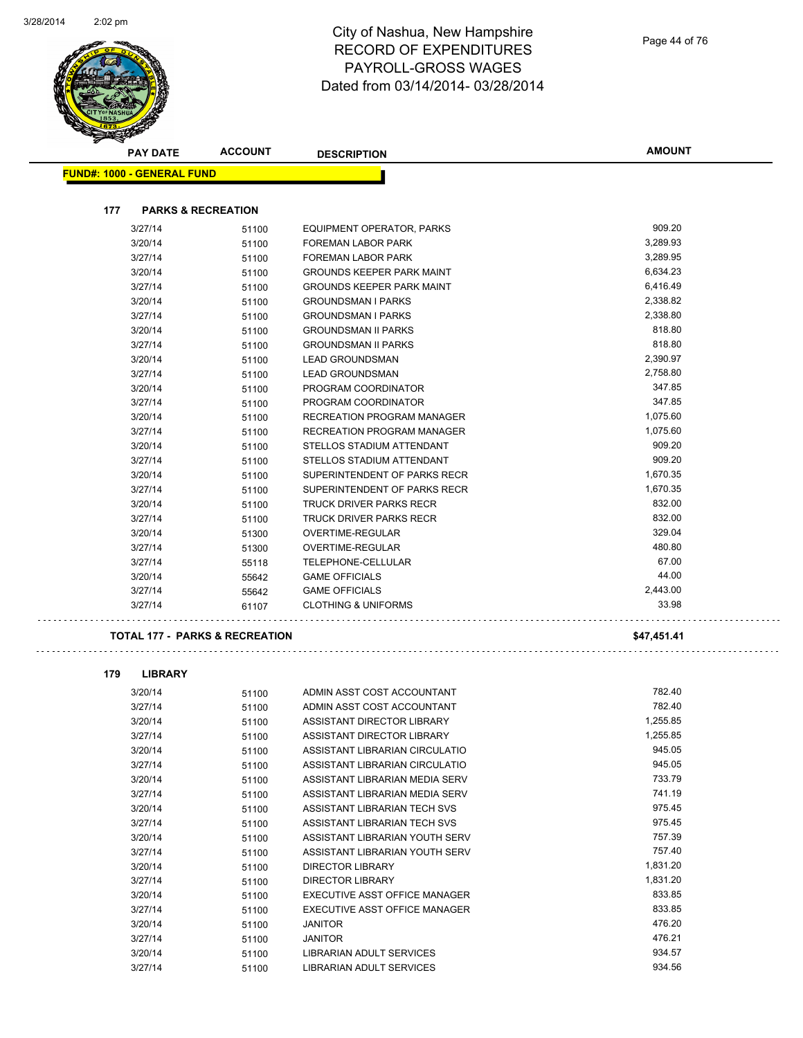# City of Nashua, New Hampshire
## RECORD OF EXPENDITURES
## PAYROLL-GROSS WAGES
## Dated from 03/14/2014- 03/28/2014

**FUND#: 1000 - GENERAL FUND**

### 177 PARKS & RECREATION

| PAY DATE | ACCOUNT | DESCRIPTION | AMOUNT |
|---|---|---|---|
| 3/27/14 | 51100 | EQUIPMENT OPERATOR, PARKS | 909.20 |
| 3/20/14 | 51100 | FOREMAN LABOR PARK | 3,289.93 |
| 3/27/14 | 51100 | FOREMAN LABOR PARK | 3,289.95 |
| 3/20/14 | 51100 | GROUNDS KEEPER PARK MAINT | 6,634.23 |
| 3/27/14 | 51100 | GROUNDS KEEPER PARK MAINT | 6,416.49 |
| 3/20/14 | 51100 | GROUNDSMAN I PARKS | 2,338.82 |
| 3/27/14 | 51100 | GROUNDSMAN I PARKS | 2,338.80 |
| 3/20/14 | 51100 | GROUNDSMAN II PARKS | 818.80 |
| 3/27/14 | 51100 | GROUNDSMAN II PARKS | 818.80 |
| 3/20/14 | 51100 | LEAD GROUNDSMAN | 2,390.97 |
| 3/27/14 | 51100 | LEAD GROUNDSMAN | 2,758.80 |
| 3/20/14 | 51100 | PROGRAM COORDINATOR | 347.85 |
| 3/27/14 | 51100 | PROGRAM COORDINATOR | 347.85 |
| 3/20/14 | 51100 | RECREATION PROGRAM MANAGER | 1,075.60 |
| 3/27/14 | 51100 | RECREATION PROGRAM MANAGER | 1,075.60 |
| 3/20/14 | 51100 | STELLOS STADIUM ATTENDANT | 909.20 |
| 3/27/14 | 51100 | STELLOS STADIUM ATTENDANT | 909.20 |
| 3/20/14 | 51100 | SUPERINTENDENT OF PARKS RECR | 1,670.35 |
| 3/27/14 | 51100 | SUPERINTENDENT OF PARKS RECR | 1,670.35 |
| 3/20/14 | 51100 | TRUCK DRIVER PARKS RECR | 832.00 |
| 3/27/14 | 51100 | TRUCK DRIVER PARKS RECR | 832.00 |
| 3/20/14 | 51300 | OVERTIME-REGULAR | 329.04 |
| 3/27/14 | 51300 | OVERTIME-REGULAR | 480.80 |
| 3/27/14 | 55118 | TELEPHONE-CELLULAR | 67.00 |
| 3/20/14 | 55642 | GAME OFFICIALS | 44.00 |
| 3/27/14 | 55642 | GAME OFFICIALS | 2,443.00 |
| 3/27/14 | 61107 | CLOTHING & UNIFORMS | 33.98 |

**TOTAL 177 - PARKS & RECREATION** **$47,451.41**

### 179 LIBRARY

| PAY DATE | ACCOUNT | DESCRIPTION | AMOUNT |
|---|---|---|---|
| 3/20/14 | 51100 | ADMIN ASST COST ACCOUNTANT | 782.40 |
| 3/27/14 | 51100 | ADMIN ASST COST ACCOUNTANT | 782.40 |
| 3/20/14 | 51100 | ASSISTANT DIRECTOR LIBRARY | 1,255.85 |
| 3/27/14 | 51100 | ASSISTANT DIRECTOR LIBRARY | 1,255.85 |
| 3/20/14 | 51100 | ASSISTANT LIBRARIAN CIRCULATIO | 945.05 |
| 3/27/14 | 51100 | ASSISTANT LIBRARIAN CIRCULATIO | 945.05 |
| 3/20/14 | 51100 | ASSISTANT LIBRARIAN MEDIA SERV | 733.79 |
| 3/27/14 | 51100 | ASSISTANT LIBRARIAN MEDIA SERV | 741.19 |
| 3/20/14 | 51100 | ASSISTANT LIBRARIAN TECH SVS | 975.45 |
| 3/27/14 | 51100 | ASSISTANT LIBRARIAN TECH SVS | 975.45 |
| 3/20/14 | 51100 | ASSISTANT LIBRARIAN YOUTH SERV | 757.39 |
| 3/27/14 | 51100 | ASSISTANT LIBRARIAN YOUTH SERV | 757.40 |
| 3/20/14 | 51100 | DIRECTOR LIBRARY | 1,831.20 |
| 3/27/14 | 51100 | DIRECTOR LIBRARY | 1,831.20 |
| 3/20/14 | 51100 | EXECUTIVE ASST OFFICE MANAGER | 833.85 |
| 3/27/14 | 51100 | EXECUTIVE ASST OFFICE MANAGER | 833.85 |
| 3/20/14 | 51100 | JANITOR | 476.20 |
| 3/27/14 | 51100 | JANITOR | 476.21 |
| 3/20/14 | 51100 | LIBRARIAN ADULT SERVICES | 934.57 |
| 3/27/14 | 51100 | LIBRARIAN ADULT SERVICES | 934.56 |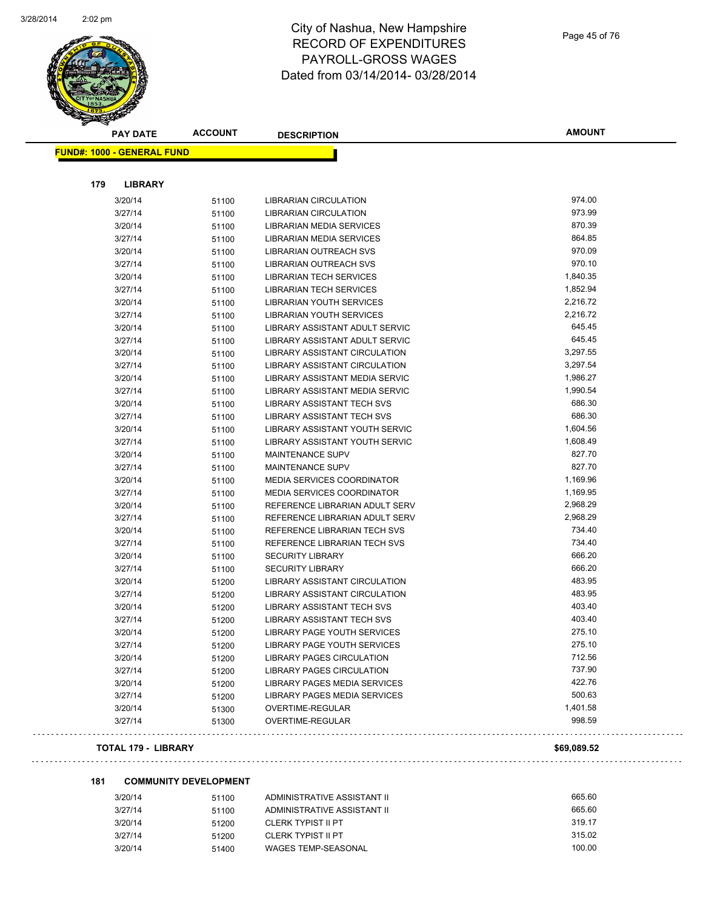# City of Nashua, New Hampshire
## RECORD OF EXPENDITURES
## PAYROLL-GROSS WAGES
## Dated from 03/14/2014- 03/28/2014

| PAY DATE | ACCOUNT | DESCRIPTION | AMOUNT |
|---|---|---|---|
| **FUND#: 1000 - GENERAL FUND** | | | |
| **179 LIBRARY** | | | |
| 3/20/14 | 51100 | LIBRARIAN CIRCULATION | 974.00 |
| 3/27/14 | 51100 | LIBRARIAN CIRCULATION | 973.99 |
| 3/20/14 | 51100 | LIBRARIAN MEDIA SERVICES | 870.39 |
| 3/27/14 | 51100 | LIBRARIAN MEDIA SERVICES | 864.85 |
| 3/20/14 | 51100 | LIBRARIAN OUTREACH SVS | 970.09 |
| 3/27/14 | 51100 | LIBRARIAN OUTREACH SVS | 970.10 |
| 3/20/14 | 51100 | LIBRARIAN TECH SERVICES | 1,840.35 |
| 3/27/14 | 51100 | LIBRARIAN TECH SERVICES | 1,852.94 |
| 3/20/14 | 51100 | LIBRARIAN YOUTH SERVICES | 2,216.72 |
| 3/27/14 | 51100 | LIBRARIAN YOUTH SERVICES | 2,216.72 |
| 3/20/14 | 51100 | LIBRARY ASSISTANT ADULT SERVIC | 645.45 |
| 3/27/14 | 51100 | LIBRARY ASSISTANT ADULT SERVIC | 645.45 |
| 3/20/14 | 51100 | LIBRARY ASSISTANT CIRCULATION | 3,297.55 |
| 3/27/14 | 51100 | LIBRARY ASSISTANT CIRCULATION | 3,297.54 |
| 3/20/14 | 51100 | LIBRARY ASSISTANT MEDIA SERVIC | 1,986.27 |
| 3/27/14 | 51100 | LIBRARY ASSISTANT MEDIA SERVIC | 1,990.54 |
| 3/20/14 | 51100 | LIBRARY ASSISTANT TECH SVS | 686.30 |
| 3/27/14 | 51100 | LIBRARY ASSISTANT TECH SVS | 686.30 |
| 3/20/14 | 51100 | LIBRARY ASSISTANT YOUTH SERVIC | 1,604.56 |
| 3/27/14 | 51100 | LIBRARY ASSISTANT YOUTH SERVIC | 1,608.49 |
| 3/20/14 | 51100 | MAINTENANCE SUPV | 827.70 |
| 3/27/14 | 51100 | MAINTENANCE SUPV | 827.70 |
| 3/20/14 | 51100 | MEDIA SERVICES COORDINATOR | 1,169.96 |
| 3/27/14 | 51100 | MEDIA SERVICES COORDINATOR | 1,169.95 |
| 3/20/14 | 51100 | REFERENCE LIBRARIAN ADULT SERV | 2,968.29 |
| 3/27/14 | 51100 | REFERENCE LIBRARIAN ADULT SERV | 2,968.29 |
| 3/20/14 | 51100 | REFERENCE LIBRARIAN TECH SVS | 734.40 |
| 3/27/14 | 51100 | REFERENCE LIBRARIAN TECH SVS | 734.40 |
| 3/20/14 | 51100 | SECURITY LIBRARY | 666.20 |
| 3/27/14 | 51100 | SECURITY LIBRARY | 666.20 |
| 3/20/14 | 51200 | LIBRARY ASSISTANT CIRCULATION | 483.95 |
| 3/27/14 | 51200 | LIBRARY ASSISTANT CIRCULATION | 483.95 |
| 3/20/14 | 51200 | LIBRARY ASSISTANT TECH SVS | 403.40 |
| 3/27/14 | 51200 | LIBRARY ASSISTANT TECH SVS | 403.40 |
| 3/20/14 | 51200 | LIBRARY PAGE YOUTH SERVICES | 275.10 |
| 3/27/14 | 51200 | LIBRARY PAGE YOUTH SERVICES | 275.10 |
| 3/20/14 | 51200 | LIBRARY PAGES CIRCULATION | 712.56 |
| 3/27/14 | 51200 | LIBRARY PAGES CIRCULATION | 737.90 |
| 3/20/14 | 51200 | LIBRARY PAGES MEDIA SERVICES | 422.76 |
| 3/27/14 | 51200 | LIBRARY PAGES MEDIA SERVICES | 500.63 |
| 3/20/14 | 51300 | OVERTIME-REGULAR | 1,401.58 |
| 3/27/14 | 51300 | OVERTIME-REGULAR | 998.59 |
| **TOTAL 179 - LIBRARY** | | | **$69,089.52** |
| **181 COMMUNITY DEVELOPMENT** | | | |
| 3/20/14 | 51100 | ADMINISTRATIVE ASSISTANT II | 665.60 |
| 3/27/14 | 51100 | ADMINISTRATIVE ASSISTANT II | 665.60 |
| 3/20/14 | 51200 | CLERK TYPIST II PT | 319.17 |
| 3/27/14 | 51200 | CLERK TYPIST II PT | 315.02 |
| 3/20/14 | 51400 | WAGES TEMP-SEASONAL | 100.00 |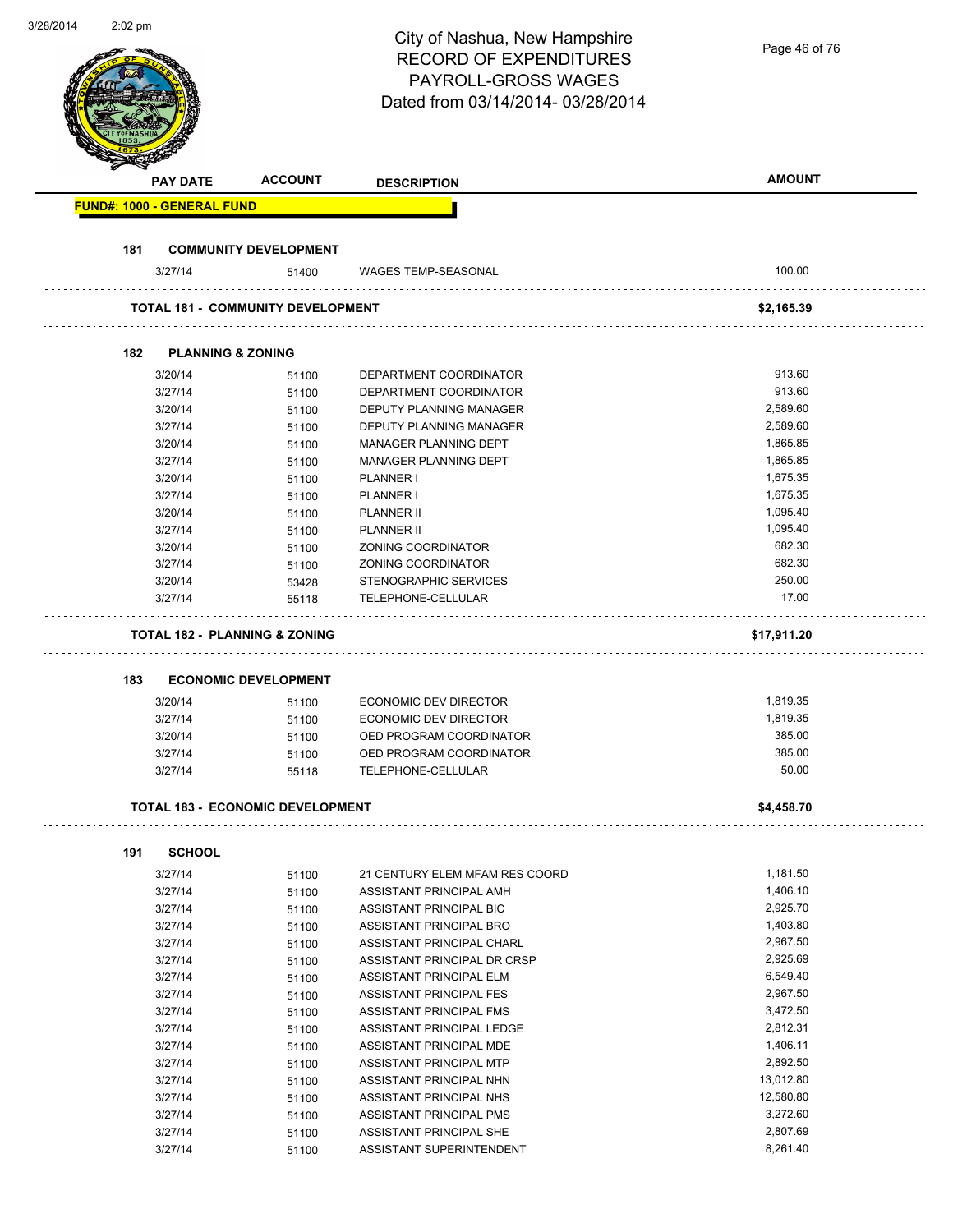# City of Nashua, New Hampshire
## RECORD OF EXPENDITURES
## PAYROLL-GROSS WAGES
## Dated from 03/14/2014- 03/28/2014

**FUND#: 1000 - GENERAL FUND**

| PAY DATE | ACCOUNT | DESCRIPTION | AMOUNT |
|---|---|---|---|
| **181 COMMUNITY DEVELOPMENT** | | | |
| 3/27/14 | 51400 | WAGES TEMP-SEASONAL | 100.00 |
| **TOTAL 181 - COMMUNITY DEVELOPMENT** | | | **$2,165.39** |
| **182 PLANNING & ZONING** | | | |
| 3/20/14 | 51100 | DEPARTMENT COORDINATOR | 913.60 |
| 3/27/14 | 51100 | DEPARTMENT COORDINATOR | 913.60 |
| 3/20/14 | 51100 | DEPUTY PLANNING MANAGER | 2,589.60 |
| 3/27/14 | 51100 | DEPUTY PLANNING MANAGER | 2,589.60 |
| 3/20/14 | 51100 | MANAGER PLANNING DEPT | 1,865.85 |
| 3/27/14 | 51100 | MANAGER PLANNING DEPT | 1,865.85 |
| 3/20/14 | 51100 | PLANNER I | 1,675.35 |
| 3/27/14 | 51100 | PLANNER I | 1,675.35 |
| 3/20/14 | 51100 | PLANNER II | 1,095.40 |
| 3/27/14 | 51100 | PLANNER II | 1,095.40 |
| 3/20/14 | 51100 | ZONING COORDINATOR | 682.30 |
| 3/27/14 | 51100 | ZONING COORDINATOR | 682.30 |
| 3/20/14 | 53428 | STENOGRAPHIC SERVICES | 250.00 |
| 3/27/14 | 55118 | TELEPHONE-CELLULAR | 17.00 |
| **TOTAL 182 - PLANNING & ZONING** | | | **$17,911.20** |
| **183 ECONOMIC DEVELOPMENT** | | | |
| 3/20/14 | 51100 | ECONOMIC DEV DIRECTOR | 1,819.35 |
| 3/27/14 | 51100 | ECONOMIC DEV DIRECTOR | 1,819.35 |
| 3/20/14 | 51100 | OED PROGRAM COORDINATOR | 385.00 |
| 3/27/14 | 51100 | OED PROGRAM COORDINATOR | 385.00 |
| 3/27/14 | 55118 | TELEPHONE-CELLULAR | 50.00 |
| **TOTAL 183 - ECONOMIC DEVELOPMENT** | | | **$4,458.70** |
| **191 SCHOOL** | | | |
| 3/27/14 | 51100 | 21 CENTURY ELEM MFAM RES COORD | 1,181.50 |
| 3/27/14 | 51100 | ASSISTANT PRINCIPAL AMH | 1,406.10 |
| 3/27/14 | 51100 | ASSISTANT PRINCIPAL BIC | 2,925.70 |
| 3/27/14 | 51100 | ASSISTANT PRINCIPAL BRO | 1,403.80 |
| 3/27/14 | 51100 | ASSISTANT PRINCIPAL CHARL | 2,967.50 |
| 3/27/14 | 51100 | ASSISTANT PRINCIPAL DR CRSP | 2,925.69 |
| 3/27/14 | 51100 | ASSISTANT PRINCIPAL ELM | 6,549.40 |
| 3/27/14 | 51100 | ASSISTANT PRINCIPAL FES | 2,967.50 |
| 3/27/14 | 51100 | ASSISTANT PRINCIPAL FMS | 3,472.50 |
| 3/27/14 | 51100 | ASSISTANT PRINCIPAL LEDGE | 2,812.31 |
| 3/27/14 | 51100 | ASSISTANT PRINCIPAL MDE | 1,406.11 |
| 3/27/14 | 51100 | ASSISTANT PRINCIPAL MTP | 2,892.50 |
| 3/27/14 | 51100 | ASSISTANT PRINCIPAL NHN | 13,012.80 |
| 3/27/14 | 51100 | ASSISTANT PRINCIPAL NHS | 12,580.80 |
| 3/27/14 | 51100 | ASSISTANT PRINCIPAL PMS | 3,272.60 |
| 3/27/14 | 51100 | ASSISTANT PRINCIPAL SHE | 2,807.69 |
| 3/27/14 | 51100 | ASSISTANT SUPERINTENDENT | 8,261.40 |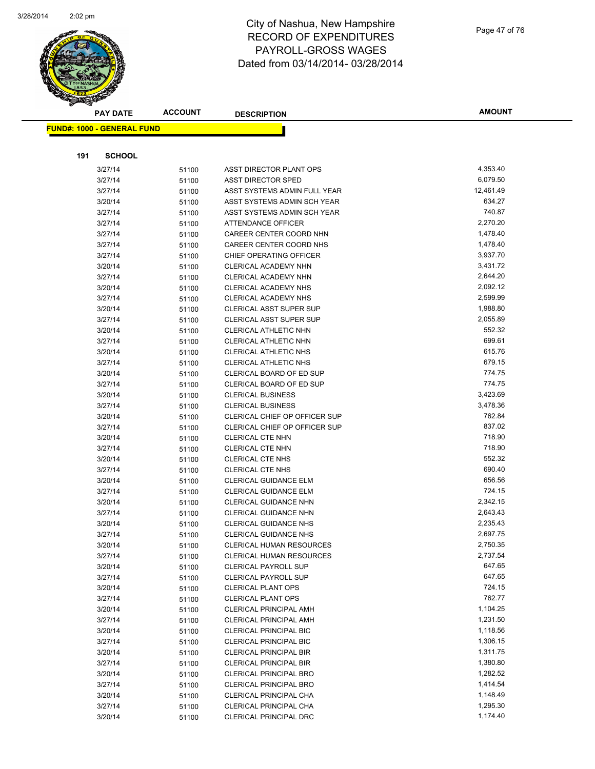# City of Nashua, New Hampshire
## RECORD OF EXPENDITURES
## PAYROLL-GROSS WAGES
## Dated from 03/14/2014- 03/28/2014

**FUND#: 1000 - GENERAL FUND**

**191 SCHOOL**

| PAY DATE | ACCOUNT | DESCRIPTION | AMOUNT |
|---|---|---|---|
| 3/27/14 | 51100 | ASST DIRECTOR PLANT OPS | 4,353.40 |
| 3/27/14 | 51100 | ASST DIRECTOR SPED | 6,079.50 |
| 3/27/14 | 51100 | ASST SYSTEMS ADMIN FULL YEAR | 12,461.49 |
| 3/20/14 | 51100 | ASST SYSTEMS ADMIN SCH YEAR | 634.27 |
| 3/27/14 | 51100 | ASST SYSTEMS ADMIN SCH YEAR | 740.87 |
| 3/27/14 | 51100 | ATTENDANCE OFFICER | 2,270.20 |
| 3/27/14 | 51100 | CAREER CENTER COORD NHN | 1,478.40 |
| 3/27/14 | 51100 | CAREER CENTER COORD NHS | 1,478.40 |
| 3/27/14 | 51100 | CHIEF OPERATING OFFICER | 3,937.70 |
| 3/20/14 | 51100 | CLERICAL ACADEMY NHN | 3,431.72 |
| 3/27/14 | 51100 | CLERICAL ACADEMY NHN | 2,644.20 |
| 3/20/14 | 51100 | CLERICAL ACADEMY NHS | 2,092.12 |
| 3/27/14 | 51100 | CLERICAL ACADEMY NHS | 2,599.99 |
| 3/20/14 | 51100 | CLERICAL ASST SUPER SUP | 1,988.80 |
| 3/27/14 | 51100 | CLERICAL ASST SUPER SUP | 2,055.89 |
| 3/20/14 | 51100 | CLERICAL ATHLETIC NHN | 552.32 |
| 3/27/14 | 51100 | CLERICAL ATHLETIC NHN | 699.61 |
| 3/20/14 | 51100 | CLERICAL ATHLETIC NHS | 615.76 |
| 3/27/14 | 51100 | CLERICAL ATHLETIC NHS | 679.15 |
| 3/20/14 | 51100 | CLERICAL BOARD OF ED SUP | 774.75 |
| 3/27/14 | 51100 | CLERICAL BOARD OF ED SUP | 774.75 |
| 3/20/14 | 51100 | CLERICAL BUSINESS | 3,423.69 |
| 3/27/14 | 51100 | CLERICAL BUSINESS | 3,478.36 |
| 3/20/14 | 51100 | CLERICAL CHIEF OP OFFICER SUP | 762.84 |
| 3/27/14 | 51100 | CLERICAL CHIEF OP OFFICER SUP | 837.02 |
| 3/20/14 | 51100 | CLERICAL CTE NHN | 718.90 |
| 3/27/14 | 51100 | CLERICAL CTE NHN | 718.90 |
| 3/20/14 | 51100 | CLERICAL CTE NHS | 552.32 |
| 3/27/14 | 51100 | CLERICAL CTE NHS | 690.40 |
| 3/20/14 | 51100 | CLERICAL GUIDANCE ELM | 656.56 |
| 3/27/14 | 51100 | CLERICAL GUIDANCE ELM | 724.15 |
| 3/20/14 | 51100 | CLERICAL GUIDANCE NHN | 2,342.15 |
| 3/27/14 | 51100 | CLERICAL GUIDANCE NHN | 2,643.43 |
| 3/20/14 | 51100 | CLERICAL GUIDANCE NHS | 2,235.43 |
| 3/27/14 | 51100 | CLERICAL GUIDANCE NHS | 2,697.75 |
| 3/20/14 | 51100 | CLERICAL HUMAN RESOURCES | 2,750.35 |
| 3/27/14 | 51100 | CLERICAL HUMAN RESOURCES | 2,737.54 |
| 3/20/14 | 51100 | CLERICAL PAYROLL SUP | 647.65 |
| 3/27/14 | 51100 | CLERICAL PAYROLL SUP | 647.65 |
| 3/20/14 | 51100 | CLERICAL PLANT OPS | 724.15 |
| 3/27/14 | 51100 | CLERICAL PLANT OPS | 762.77 |
| 3/20/14 | 51100 | CLERICAL PRINCIPAL AMH | 1,104.25 |
| 3/27/14 | 51100 | CLERICAL PRINCIPAL AMH | 1,231.50 |
| 3/20/14 | 51100 | CLERICAL PRINCIPAL BIC | 1,118.56 |
| 3/27/14 | 51100 | CLERICAL PRINCIPAL BIC | 1,306.15 |
| 3/20/14 | 51100 | CLERICAL PRINCIPAL BIR | 1,311.75 |
| 3/27/14 | 51100 | CLERICAL PRINCIPAL BIR | 1,380.80 |
| 3/20/14 | 51100 | CLERICAL PRINCIPAL BRO | 1,282.52 |
| 3/27/14 | 51100 | CLERICAL PRINCIPAL BRO | 1,414.54 |
| 3/20/14 | 51100 | CLERICAL PRINCIPAL CHA | 1,148.49 |
| 3/27/14 | 51100 | CLERICAL PRINCIPAL CHA | 1,295.30 |
| 3/20/14 | 51100 | CLERICAL PRINCIPAL DRC | 1,174.40 |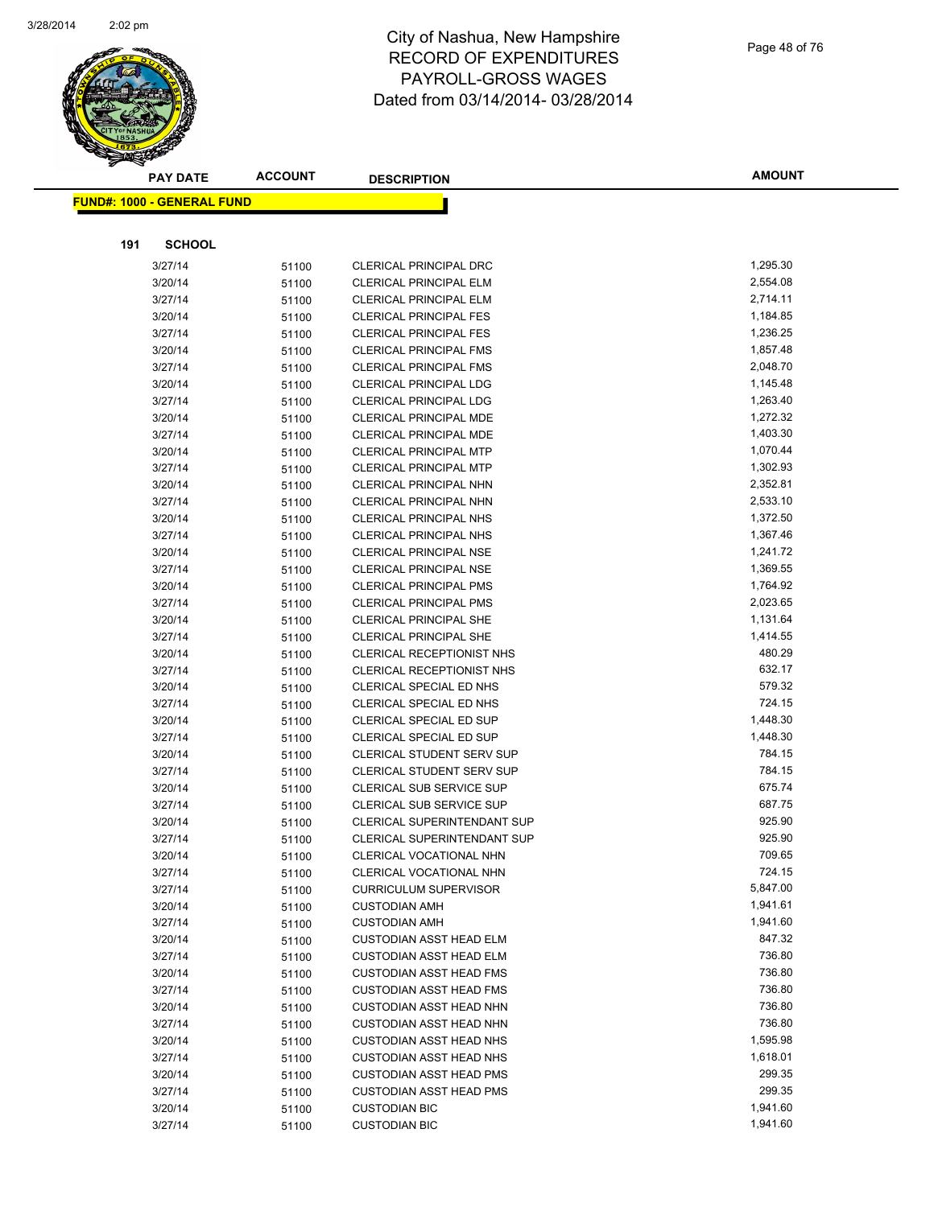# City of Nashua, New Hampshire
## RECORD OF EXPENDITURES
## PAYROLL-GROSS WAGES
## Dated from 03/14/2014- 03/28/2014

**FUND#: 1000 - GENERAL FUND**

**191 SCHOOL**

| PAY DATE | ACCOUNT | DESCRIPTION | AMOUNT |
|---|---|---|---|
| 3/27/14 | 51100 | CLERICAL PRINCIPAL DRC | 1,295.30 |
| 3/20/14 | 51100 | CLERICAL PRINCIPAL ELM | 2,554.08 |
| 3/27/14 | 51100 | CLERICAL PRINCIPAL ELM | 2,714.11 |
| 3/20/14 | 51100 | CLERICAL PRINCIPAL FES | 1,184.85 |
| 3/27/14 | 51100 | CLERICAL PRINCIPAL FES | 1,236.25 |
| 3/20/14 | 51100 | CLERICAL PRINCIPAL FMS | 1,857.48 |
| 3/27/14 | 51100 | CLERICAL PRINCIPAL FMS | 2,048.70 |
| 3/20/14 | 51100 | CLERICAL PRINCIPAL LDG | 1,145.48 |
| 3/27/14 | 51100 | CLERICAL PRINCIPAL LDG | 1,263.40 |
| 3/20/14 | 51100 | CLERICAL PRINCIPAL MDE | 1,272.32 |
| 3/27/14 | 51100 | CLERICAL PRINCIPAL MDE | 1,403.30 |
| 3/20/14 | 51100 | CLERICAL PRINCIPAL MTP | 1,070.44 |
| 3/27/14 | 51100 | CLERICAL PRINCIPAL MTP | 1,302.93 |
| 3/20/14 | 51100 | CLERICAL PRINCIPAL NHN | 2,352.81 |
| 3/27/14 | 51100 | CLERICAL PRINCIPAL NHN | 2,533.10 |
| 3/20/14 | 51100 | CLERICAL PRINCIPAL NHS | 1,372.50 |
| 3/27/14 | 51100 | CLERICAL PRINCIPAL NHS | 1,367.46 |
| 3/20/14 | 51100 | CLERICAL PRINCIPAL NSE | 1,241.72 |
| 3/27/14 | 51100 | CLERICAL PRINCIPAL NSE | 1,369.55 |
| 3/20/14 | 51100 | CLERICAL PRINCIPAL PMS | 1,764.92 |
| 3/27/14 | 51100 | CLERICAL PRINCIPAL PMS | 2,023.65 |
| 3/20/14 | 51100 | CLERICAL PRINCIPAL SHE | 1,131.64 |
| 3/27/14 | 51100 | CLERICAL PRINCIPAL SHE | 1,414.55 |
| 3/20/14 | 51100 | CLERICAL RECEPTIONIST NHS | 480.29 |
| 3/27/14 | 51100 | CLERICAL RECEPTIONIST NHS | 632.17 |
| 3/20/14 | 51100 | CLERICAL SPECIAL ED NHS | 579.32 |
| 3/27/14 | 51100 | CLERICAL SPECIAL ED NHS | 724.15 |
| 3/20/14 | 51100 | CLERICAL SPECIAL ED SUP | 1,448.30 |
| 3/27/14 | 51100 | CLERICAL SPECIAL ED SUP | 1,448.30 |
| 3/20/14 | 51100 | CLERICAL STUDENT SERV SUP | 784.15 |
| 3/27/14 | 51100 | CLERICAL STUDENT SERV SUP | 784.15 |
| 3/20/14 | 51100 | CLERICAL SUB SERVICE SUP | 675.74 |
| 3/27/14 | 51100 | CLERICAL SUB SERVICE SUP | 687.75 |
| 3/20/14 | 51100 | CLERICAL SUPERINTENDANT SUP | 925.90 |
| 3/27/14 | 51100 | CLERICAL SUPERINTENDANT SUP | 925.90 |
| 3/20/14 | 51100 | CLERICAL VOCATIONAL NHN | 709.65 |
| 3/27/14 | 51100 | CLERICAL VOCATIONAL NHN | 724.15 |
| 3/27/14 | 51100 | CURRICULUM SUPERVISOR | 5,847.00 |
| 3/20/14 | 51100 | CUSTODIAN AMH | 1,941.61 |
| 3/27/14 | 51100 | CUSTODIAN AMH | 1,941.60 |
| 3/20/14 | 51100 | CUSTODIAN ASST HEAD ELM | 847.32 |
| 3/27/14 | 51100 | CUSTODIAN ASST HEAD ELM | 736.80 |
| 3/20/14 | 51100 | CUSTODIAN ASST HEAD FMS | 736.80 |
| 3/27/14 | 51100 | CUSTODIAN ASST HEAD FMS | 736.80 |
| 3/20/14 | 51100 | CUSTODIAN ASST HEAD NHN | 736.80 |
| 3/27/14 | 51100 | CUSTODIAN ASST HEAD NHN | 736.80 |
| 3/20/14 | 51100 | CUSTODIAN ASST HEAD NHS | 1,595.98 |
| 3/27/14 | 51100 | CUSTODIAN ASST HEAD NHS | 1,618.01 |
| 3/20/14 | 51100 | CUSTODIAN ASST HEAD PMS | 299.35 |
| 3/27/14 | 51100 | CUSTODIAN ASST HEAD PMS | 299.35 |
| 3/20/14 | 51100 | CUSTODIAN BIC | 1,941.60 |
| 3/27/14 | 51100 | CUSTODIAN BIC | 1,941.60 |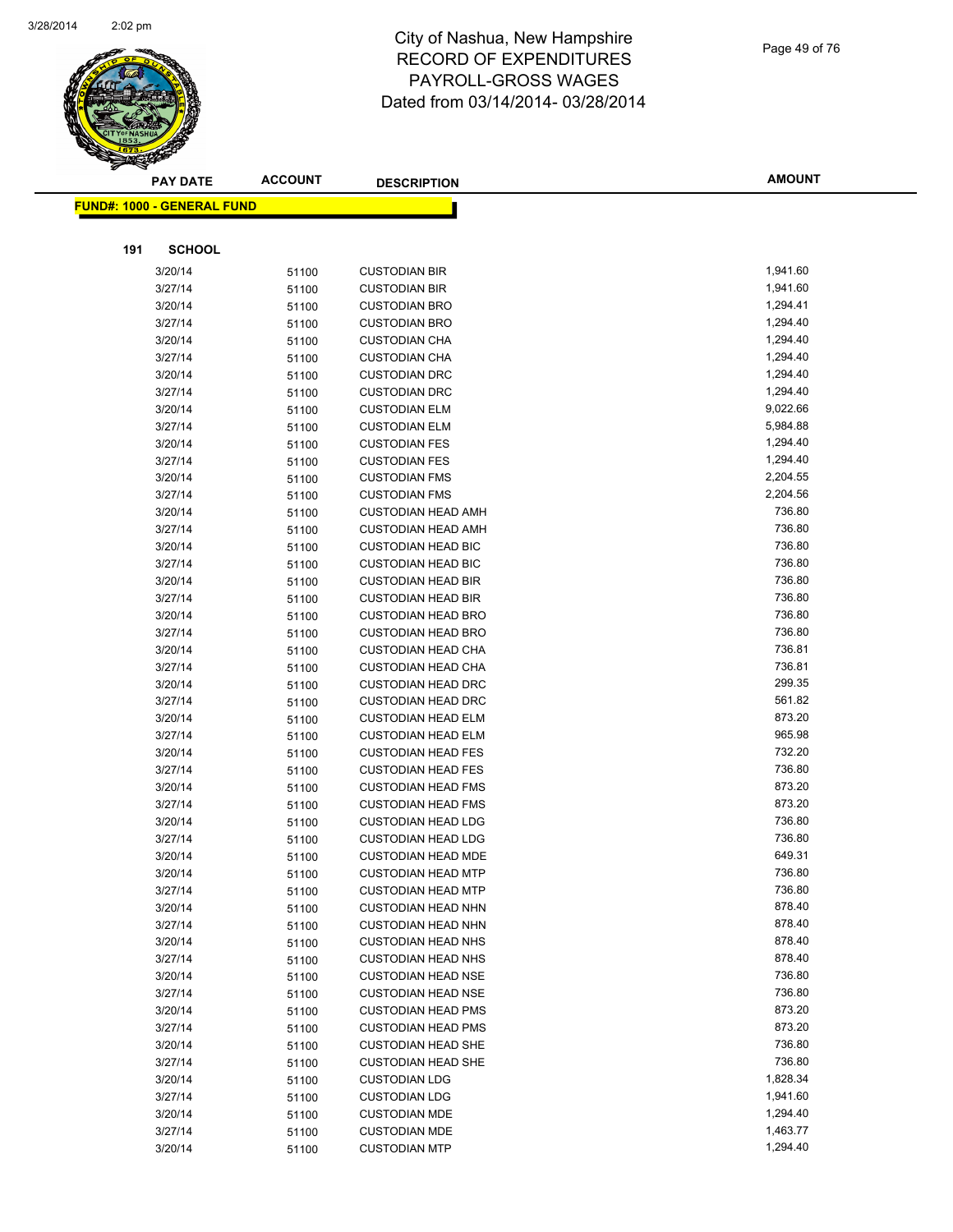# City of Nashua, New Hampshire
# RECORD OF EXPENDITURES
# PAYROLL-GROSS WAGES
# Dated from 03/14/2014- 03/28/2014

| PAY DATE | ACCOUNT | DESCRIPTION | AMOUNT |
|---|---|---|---|
| **FUND#: 1000 - GENERAL FUND** | | | |
| **191 SCHOOL** | | | |
| 3/20/14 | 51100 | CUSTODIAN BIR | 1,941.60 |
| 3/27/14 | 51100 | CUSTODIAN BIR | 1,941.60 |
| 3/20/14 | 51100 | CUSTODIAN BRO | 1,294.41 |
| 3/27/14 | 51100 | CUSTODIAN BRO | 1,294.40 |
| 3/20/14 | 51100 | CUSTODIAN CHA | 1,294.40 |
| 3/27/14 | 51100 | CUSTODIAN CHA | 1,294.40 |
| 3/20/14 | 51100 | CUSTODIAN DRC | 1,294.40 |
| 3/27/14 | 51100 | CUSTODIAN DRC | 1,294.40 |
| 3/20/14 | 51100 | CUSTODIAN ELM | 9,022.66 |
| 3/27/14 | 51100 | CUSTODIAN ELM | 5,984.88 |
| 3/20/14 | 51100 | CUSTODIAN FES | 1,294.40 |
| 3/27/14 | 51100 | CUSTODIAN FES | 1,294.40 |
| 3/20/14 | 51100 | CUSTODIAN FMS | 2,204.55 |
| 3/27/14 | 51100 | CUSTODIAN FMS | 2,204.56 |
| 3/20/14 | 51100 | CUSTODIAN HEAD AMH | 736.80 |
| 3/27/14 | 51100 | CUSTODIAN HEAD AMH | 736.80 |
| 3/20/14 | 51100 | CUSTODIAN HEAD BIC | 736.80 |
| 3/27/14 | 51100 | CUSTODIAN HEAD BIC | 736.80 |
| 3/20/14 | 51100 | CUSTODIAN HEAD BIR | 736.80 |
| 3/27/14 | 51100 | CUSTODIAN HEAD BIR | 736.80 |
| 3/20/14 | 51100 | CUSTODIAN HEAD BRO | 736.80 |
| 3/27/14 | 51100 | CUSTODIAN HEAD BRO | 736.80 |
| 3/20/14 | 51100 | CUSTODIAN HEAD CHA | 736.81 |
| 3/27/14 | 51100 | CUSTODIAN HEAD CHA | 736.81 |
| 3/20/14 | 51100 | CUSTODIAN HEAD DRC | 299.35 |
| 3/27/14 | 51100 | CUSTODIAN HEAD DRC | 561.82 |
| 3/20/14 | 51100 | CUSTODIAN HEAD ELM | 873.20 |
| 3/27/14 | 51100 | CUSTODIAN HEAD ELM | 965.98 |
| 3/20/14 | 51100 | CUSTODIAN HEAD FES | 732.20 |
| 3/27/14 | 51100 | CUSTODIAN HEAD FES | 736.80 |
| 3/20/14 | 51100 | CUSTODIAN HEAD FMS | 873.20 |
| 3/27/14 | 51100 | CUSTODIAN HEAD FMS | 873.20 |
| 3/20/14 | 51100 | CUSTODIAN HEAD LDG | 736.80 |
| 3/27/14 | 51100 | CUSTODIAN HEAD LDG | 736.80 |
| 3/20/14 | 51100 | CUSTODIAN HEAD MDE | 649.31 |
| 3/20/14 | 51100 | CUSTODIAN HEAD MTP | 736.80 |
| 3/27/14 | 51100 | CUSTODIAN HEAD MTP | 736.80 |
| 3/20/14 | 51100 | CUSTODIAN HEAD NHN | 878.40 |
| 3/27/14 | 51100 | CUSTODIAN HEAD NHN | 878.40 |
| 3/20/14 | 51100 | CUSTODIAN HEAD NHS | 878.40 |
| 3/27/14 | 51100 | CUSTODIAN HEAD NHS | 878.40 |
| 3/20/14 | 51100 | CUSTODIAN HEAD NSE | 736.80 |
| 3/27/14 | 51100 | CUSTODIAN HEAD NSE | 736.80 |
| 3/20/14 | 51100 | CUSTODIAN HEAD PMS | 873.20 |
| 3/27/14 | 51100 | CUSTODIAN HEAD PMS | 873.20 |
| 3/20/14 | 51100 | CUSTODIAN HEAD SHE | 736.80 |
| 3/27/14 | 51100 | CUSTODIAN HEAD SHE | 736.80 |
| 3/20/14 | 51100 | CUSTODIAN LDG | 1,828.34 |
| 3/27/14 | 51100 | CUSTODIAN LDG | 1,941.60 |
| 3/20/14 | 51100 | CUSTODIAN MDE | 1,294.40 |
| 3/27/14 | 51100 | CUSTODIAN MDE | 1,463.77 |
| 3/20/14 | 51100 | CUSTODIAN MTP | 1,294.40 |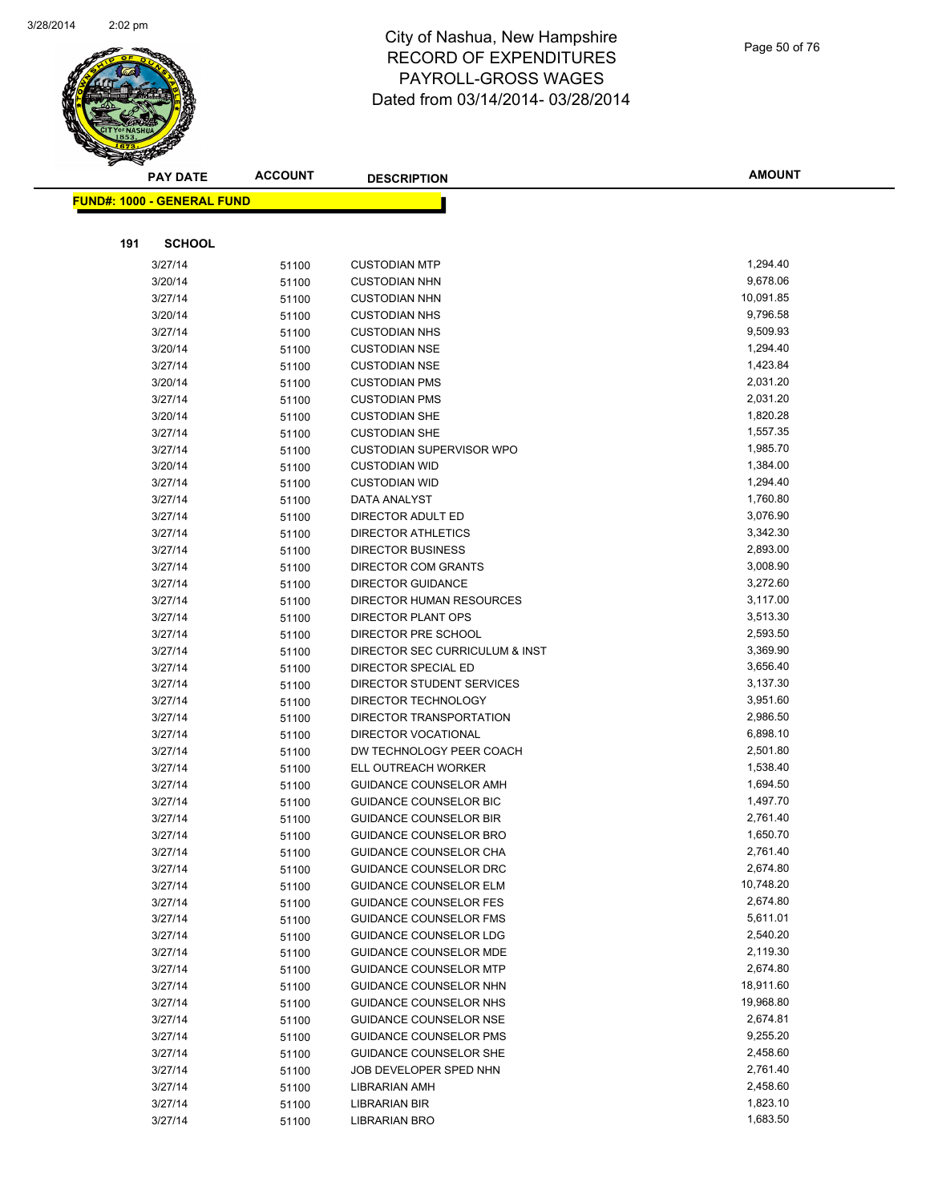# City of Nashua, New Hampshire
## RECORD OF EXPENDITURES
## PAYROLL-GROSS WAGES
## Dated from 03/14/2014- 03/28/2014

**FUND#: 1000 - GENERAL FUND**

**191 SCHOOL**

| PAY DATE | ACCOUNT | DESCRIPTION | AMOUNT |
|---|---|---|---|
| 3/27/14 | 51100 | CUSTODIAN MTP | 1,294.40 |
| 3/20/14 | 51100 | CUSTODIAN NHN | 9,678.06 |
| 3/27/14 | 51100 | CUSTODIAN NHN | 10,091.85 |
| 3/20/14 | 51100 | CUSTODIAN NHS | 9,796.58 |
| 3/27/14 | 51100 | CUSTODIAN NHS | 9,509.93 |
| 3/20/14 | 51100 | CUSTODIAN NSE | 1,294.40 |
| 3/27/14 | 51100 | CUSTODIAN NSE | 1,423.84 |
| 3/20/14 | 51100 | CUSTODIAN PMS | 2,031.20 |
| 3/27/14 | 51100 | CUSTODIAN PMS | 2,031.20 |
| 3/20/14 | 51100 | CUSTODIAN SHE | 1,820.28 |
| 3/27/14 | 51100 | CUSTODIAN SHE | 1,557.35 |
| 3/27/14 | 51100 | CUSTODIAN SUPERVISOR WPO | 1,985.70 |
| 3/20/14 | 51100 | CUSTODIAN WID | 1,384.00 |
| 3/27/14 | 51100 | CUSTODIAN WID | 1,294.40 |
| 3/27/14 | 51100 | DATA ANALYST | 1,760.80 |
| 3/27/14 | 51100 | DIRECTOR ADULT ED | 3,076.90 |
| 3/27/14 | 51100 | DIRECTOR ATHLETICS | 3,342.30 |
| 3/27/14 | 51100 | DIRECTOR BUSINESS | 2,893.00 |
| 3/27/14 | 51100 | DIRECTOR COM GRANTS | 3,008.90 |
| 3/27/14 | 51100 | DIRECTOR GUIDANCE | 3,272.60 |
| 3/27/14 | 51100 | DIRECTOR HUMAN RESOURCES | 3,117.00 |
| 3/27/14 | 51100 | DIRECTOR PLANT OPS | 3,513.30 |
| 3/27/14 | 51100 | DIRECTOR PRE SCHOOL | 2,593.50 |
| 3/27/14 | 51100 | DIRECTOR SEC CURRICULUM & INST | 3,369.90 |
| 3/27/14 | 51100 | DIRECTOR SPECIAL ED | 3,656.40 |
| 3/27/14 | 51100 | DIRECTOR STUDENT SERVICES | 3,137.30 |
| 3/27/14 | 51100 | DIRECTOR TECHNOLOGY | 3,951.60 |
| 3/27/14 | 51100 | DIRECTOR TRANSPORTATION | 2,986.50 |
| 3/27/14 | 51100 | DIRECTOR VOCATIONAL | 6,898.10 |
| 3/27/14 | 51100 | DW TECHNOLOGY PEER COACH | 2,501.80 |
| 3/27/14 | 51100 | ELL OUTREACH WORKER | 1,538.40 |
| 3/27/14 | 51100 | GUIDANCE COUNSELOR AMH | 1,694.50 |
| 3/27/14 | 51100 | GUIDANCE COUNSELOR BIC | 1,497.70 |
| 3/27/14 | 51100 | GUIDANCE COUNSELOR BIR | 2,761.40 |
| 3/27/14 | 51100 | GUIDANCE COUNSELOR BRO | 1,650.70 |
| 3/27/14 | 51100 | GUIDANCE COUNSELOR CHA | 2,761.40 |
| 3/27/14 | 51100 | GUIDANCE COUNSELOR DRC | 2,674.80 |
| 3/27/14 | 51100 | GUIDANCE COUNSELOR ELM | 10,748.20 |
| 3/27/14 | 51100 | GUIDANCE COUNSELOR FES | 2,674.80 |
| 3/27/14 | 51100 | GUIDANCE COUNSELOR FMS | 5,611.01 |
| 3/27/14 | 51100 | GUIDANCE COUNSELOR LDG | 2,540.20 |
| 3/27/14 | 51100 | GUIDANCE COUNSELOR MDE | 2,119.30 |
| 3/27/14 | 51100 | GUIDANCE COUNSELOR MTP | 2,674.80 |
| 3/27/14 | 51100 | GUIDANCE COUNSELOR NHN | 18,911.60 |
| 3/27/14 | 51100 | GUIDANCE COUNSELOR NHS | 19,968.80 |
| 3/27/14 | 51100 | GUIDANCE COUNSELOR NSE | 2,674.81 |
| 3/27/14 | 51100 | GUIDANCE COUNSELOR PMS | 9,255.20 |
| 3/27/14 | 51100 | GUIDANCE COUNSELOR SHE | 2,458.60 |
| 3/27/14 | 51100 | JOB DEVELOPER SPED NHN | 2,761.40 |
| 3/27/14 | 51100 | LIBRARIAN AMH | 2,458.60 |
| 3/27/14 | 51100 | LIBRARIAN BIR | 1,823.10 |
| 3/27/14 | 51100 | LIBRARIAN BRO | 1,683.50 |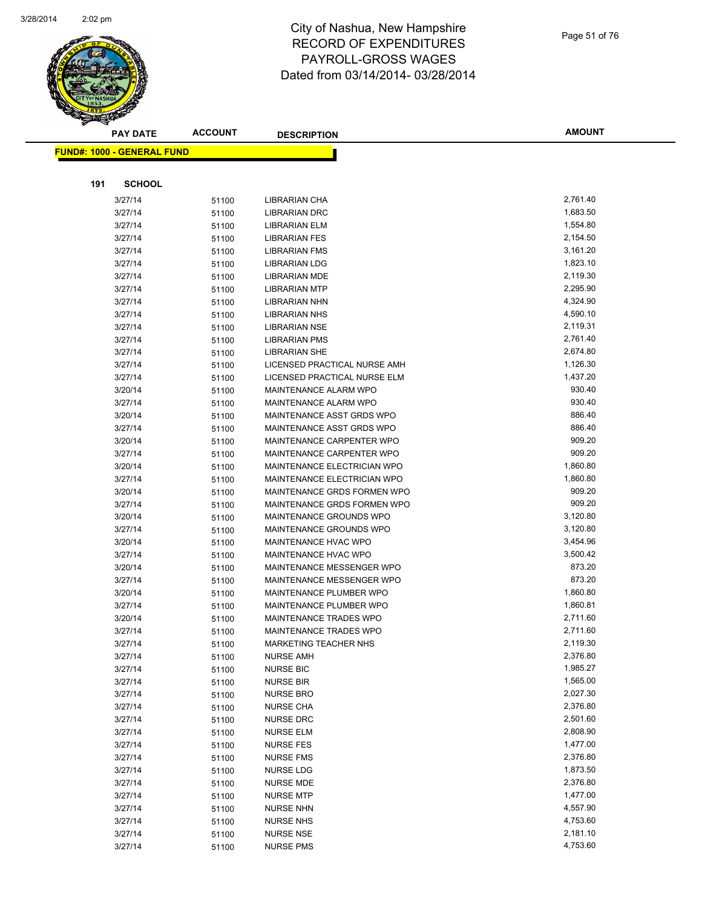# City of Nashua, New Hampshire
## RECORD OF EXPENDITURES
## PAYROLL-GROSS WAGES
## Dated from 03/14/2014- 03/28/2014

**FUND#: 1000 - GENERAL FUND**

**191 SCHOOL**

| PAY DATE | ACCOUNT | DESCRIPTION | AMOUNT |
|---|---|---|---|
| 3/27/14 | 51100 | LIBRARIAN CHA | 2,761.40 |
| 3/27/14 | 51100 | LIBRARIAN DRC | 1,683.50 |
| 3/27/14 | 51100 | LIBRARIAN ELM | 1,554.80 |
| 3/27/14 | 51100 | LIBRARIAN FES | 2,154.50 |
| 3/27/14 | 51100 | LIBRARIAN FMS | 3,161.20 |
| 3/27/14 | 51100 | LIBRARIAN LDG | 1,823.10 |
| 3/27/14 | 51100 | LIBRARIAN MDE | 2,119.30 |
| 3/27/14 | 51100 | LIBRARIAN MTP | 2,295.90 |
| 3/27/14 | 51100 | LIBRARIAN NHN | 4,324.90 |
| 3/27/14 | 51100 | LIBRARIAN NHS | 4,590.10 |
| 3/27/14 | 51100 | LIBRARIAN NSE | 2,119.31 |
| 3/27/14 | 51100 | LIBRARIAN PMS | 2,761.40 |
| 3/27/14 | 51100 | LIBRARIAN SHE | 2,674.80 |
| 3/27/14 | 51100 | LICENSED PRACTICAL NURSE AMH | 1,126.30 |
| 3/27/14 | 51100 | LICENSED PRACTICAL NURSE ELM | 1,437.20 |
| 3/20/14 | 51100 | MAINTENANCE ALARM WPO | 930.40 |
| 3/27/14 | 51100 | MAINTENANCE ALARM WPO | 930.40 |
| 3/20/14 | 51100 | MAINTENANCE ASST GRDS WPO | 886.40 |
| 3/27/14 | 51100 | MAINTENANCE ASST GRDS WPO | 886.40 |
| 3/20/14 | 51100 | MAINTENANCE CARPENTER WPO | 909.20 |
| 3/27/14 | 51100 | MAINTENANCE CARPENTER WPO | 909.20 |
| 3/20/14 | 51100 | MAINTENANCE ELECTRICIAN WPO | 1,860.80 |
| 3/27/14 | 51100 | MAINTENANCE ELECTRICIAN WPO | 1,860.80 |
| 3/20/14 | 51100 | MAINTENANCE GRDS FORMEN WPO | 909.20 |
| 3/27/14 | 51100 | MAINTENANCE GRDS FORMEN WPO | 909.20 |
| 3/20/14 | 51100 | MAINTENANCE GROUNDS WPO | 3,120.80 |
| 3/27/14 | 51100 | MAINTENANCE GROUNDS WPO | 3,120.80 |
| 3/20/14 | 51100 | MAINTENANCE HVAC WPO | 3,454.96 |
| 3/27/14 | 51100 | MAINTENANCE HVAC WPO | 3,500.42 |
| 3/20/14 | 51100 | MAINTENANCE MESSENGER WPO | 873.20 |
| 3/27/14 | 51100 | MAINTENANCE MESSENGER WPO | 873.20 |
| 3/20/14 | 51100 | MAINTENANCE PLUMBER WPO | 1,860.80 |
| 3/27/14 | 51100 | MAINTENANCE PLUMBER WPO | 1,860.81 |
| 3/20/14 | 51100 | MAINTENANCE TRADES WPO | 2,711.60 |
| 3/27/14 | 51100 | MAINTENANCE TRADES WPO | 2,711.60 |
| 3/27/14 | 51100 | MARKETING TEACHER NHS | 2,119.30 |
| 3/27/14 | 51100 | NURSE AMH | 2,376.80 |
| 3/27/14 | 51100 | NURSE BIC | 1,985.27 |
| 3/27/14 | 51100 | NURSE BIR | 1,565.00 |
| 3/27/14 | 51100 | NURSE BRO | 2,027.30 |
| 3/27/14 | 51100 | NURSE CHA | 2,376.80 |
| 3/27/14 | 51100 | NURSE DRC | 2,501.60 |
| 3/27/14 | 51100 | NURSE ELM | 2,808.90 |
| 3/27/14 | 51100 | NURSE FES | 1,477.00 |
| 3/27/14 | 51100 | NURSE FMS | 2,376.80 |
| 3/27/14 | 51100 | NURSE LDG | 1,873.50 |
| 3/27/14 | 51100 | NURSE MDE | 2,376.80 |
| 3/27/14 | 51100 | NURSE MTP | 1,477.00 |
| 3/27/14 | 51100 | NURSE NHN | 4,557.90 |
| 3/27/14 | 51100 | NURSE NHS | 4,753.60 |
| 3/27/14 | 51100 | NURSE NSE | 2,181.10 |
| 3/27/14 | 51100 | NURSE PMS | 4,753.60 |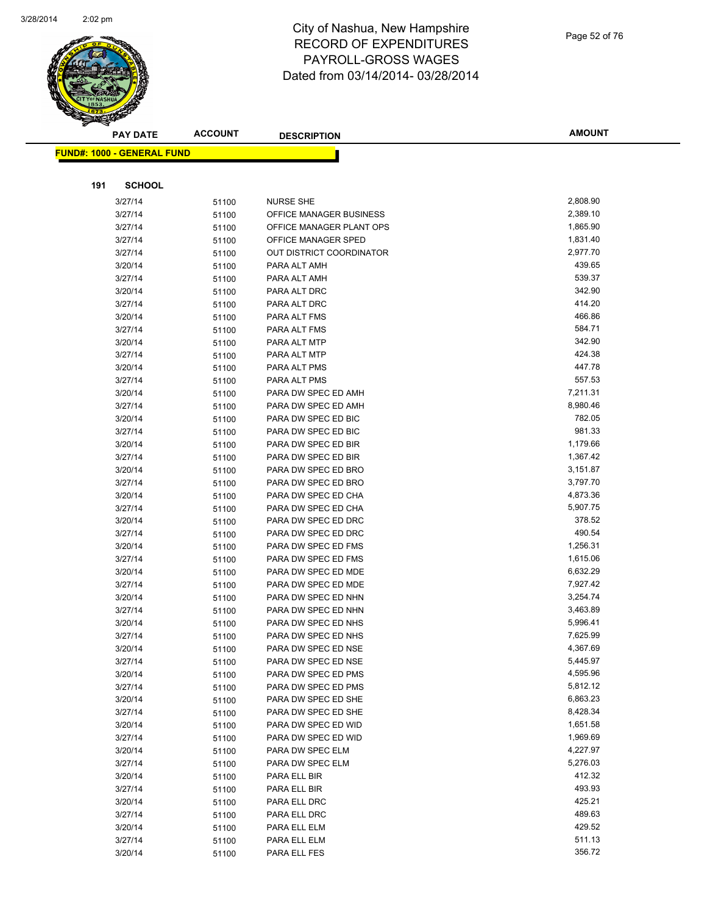# City of Nashua, New Hampshire
# RECORD OF EXPENDITURES
# PAYROLL-GROSS WAGES
# Dated from 03/14/2014- 03/28/2014

| PAY DATE | ACCOUNT | DESCRIPTION | AMOUNT |
|---|---|---|---|
| **FUND#: 1000 - GENERAL FUND** | | | |
| **191 SCHOOL** | | | |
| 3/27/14 | 51100 | NURSE SHE | 2,808.90 |
| 3/27/14 | 51100 | OFFICE MANAGER BUSINESS | 2,389.10 |
| 3/27/14 | 51100 | OFFICE MANAGER PLANT OPS | 1,865.90 |
| 3/27/14 | 51100 | OFFICE MANAGER SPED | 1,831.40 |
| 3/27/14 | 51100 | OUT DISTRICT COORDINATOR | 2,977.70 |
| 3/20/14 | 51100 | PARA ALT AMH | 439.65 |
| 3/27/14 | 51100 | PARA ALT AMH | 539.37 |
| 3/20/14 | 51100 | PARA ALT DRC | 342.90 |
| 3/27/14 | 51100 | PARA ALT DRC | 414.20 |
| 3/20/14 | 51100 | PARA ALT FMS | 466.86 |
| 3/27/14 | 51100 | PARA ALT FMS | 584.71 |
| 3/20/14 | 51100 | PARA ALT MTP | 342.90 |
| 3/27/14 | 51100 | PARA ALT MTP | 424.38 |
| 3/20/14 | 51100 | PARA ALT PMS | 447.78 |
| 3/27/14 | 51100 | PARA ALT PMS | 557.53 |
| 3/20/14 | 51100 | PARA DW SPEC ED AMH | 7,211.31 |
| 3/27/14 | 51100 | PARA DW SPEC ED AMH | 8,980.46 |
| 3/20/14 | 51100 | PARA DW SPEC ED BIC | 782.05 |
| 3/27/14 | 51100 | PARA DW SPEC ED BIC | 981.33 |
| 3/20/14 | 51100 | PARA DW SPEC ED BIR | 1,179.66 |
| 3/27/14 | 51100 | PARA DW SPEC ED BIR | 1,367.42 |
| 3/20/14 | 51100 | PARA DW SPEC ED BRO | 3,151.87 |
| 3/27/14 | 51100 | PARA DW SPEC ED BRO | 3,797.70 |
| 3/20/14 | 51100 | PARA DW SPEC ED CHA | 4,873.36 |
| 3/27/14 | 51100 | PARA DW SPEC ED CHA | 5,907.75 |
| 3/20/14 | 51100 | PARA DW SPEC ED DRC | 378.52 |
| 3/27/14 | 51100 | PARA DW SPEC ED DRC | 490.54 |
| 3/20/14 | 51100 | PARA DW SPEC ED FMS | 1,256.31 |
| 3/27/14 | 51100 | PARA DW SPEC ED FMS | 1,615.06 |
| 3/20/14 | 51100 | PARA DW SPEC ED MDE | 6,632.29 |
| 3/27/14 | 51100 | PARA DW SPEC ED MDE | 7,927.42 |
| 3/20/14 | 51100 | PARA DW SPEC ED NHN | 3,254.74 |
| 3/27/14 | 51100 | PARA DW SPEC ED NHN | 3,463.89 |
| 3/20/14 | 51100 | PARA DW SPEC ED NHS | 5,996.41 |
| 3/27/14 | 51100 | PARA DW SPEC ED NHS | 7,625.99 |
| 3/20/14 | 51100 | PARA DW SPEC ED NSE | 4,367.69 |
| 3/27/14 | 51100 | PARA DW SPEC ED NSE | 5,445.97 |
| 3/20/14 | 51100 | PARA DW SPEC ED PMS | 4,595.96 |
| 3/27/14 | 51100 | PARA DW SPEC ED PMS | 5,812.12 |
| 3/20/14 | 51100 | PARA DW SPEC ED SHE | 6,863.23 |
| 3/27/14 | 51100 | PARA DW SPEC ED SHE | 8,428.34 |
| 3/20/14 | 51100 | PARA DW SPEC ED WID | 1,651.58 |
| 3/27/14 | 51100 | PARA DW SPEC ED WID | 1,969.69 |
| 3/20/14 | 51100 | PARA DW SPEC ELM | 4,227.97 |
| 3/27/14 | 51100 | PARA DW SPEC ELM | 5,276.03 |
| 3/20/14 | 51100 | PARA ELL BIR | 412.32 |
| 3/27/14 | 51100 | PARA ELL BIR | 493.93 |
| 3/20/14 | 51100 | PARA ELL DRC | 425.21 |
| 3/27/14 | 51100 | PARA ELL DRC | 489.63 |
| 3/20/14 | 51100 | PARA ELL ELM | 429.52 |
| 3/27/14 | 51100 | PARA ELL ELM | 511.13 |
| 3/20/14 | 51100 | PARA ELL FES | 356.72 |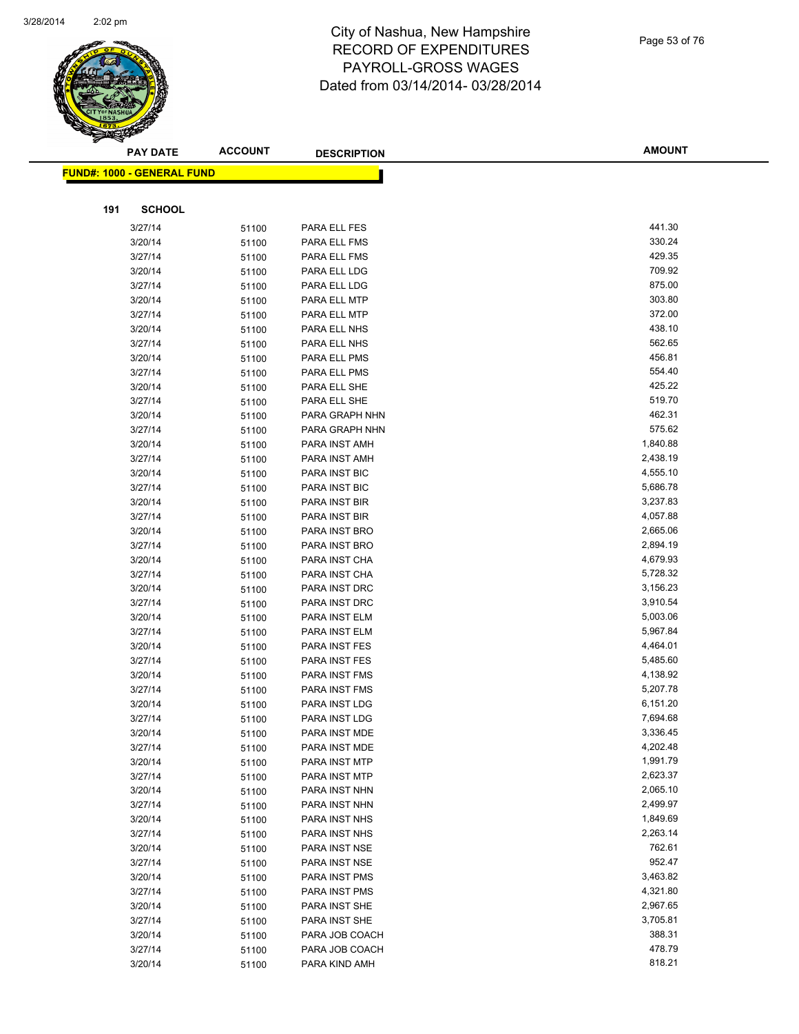# City of Nashua, New Hampshire
## RECORD OF EXPENDITURES
## PAYROLL-GROSS WAGES
## Dated from 03/14/2014- 03/28/2014

| PAY DATE | ACCOUNT | DESCRIPTION | AMOUNT |
|---|---|---|---|
| **FUND#: 1000 - GENERAL FUND** | | | |
| **191 SCHOOL** | | | |
| 3/27/14 | 51100 | PARA ELL FES | 441.30 |
| 3/20/14 | 51100 | PARA ELL FMS | 330.24 |
| 3/27/14 | 51100 | PARA ELL FMS | 429.35 |
| 3/20/14 | 51100 | PARA ELL LDG | 709.92 |
| 3/27/14 | 51100 | PARA ELL LDG | 875.00 |
| 3/20/14 | 51100 | PARA ELL MTP | 303.80 |
| 3/27/14 | 51100 | PARA ELL MTP | 372.00 |
| 3/20/14 | 51100 | PARA ELL NHS | 438.10 |
| 3/27/14 | 51100 | PARA ELL NHS | 562.65 |
| 3/20/14 | 51100 | PARA ELL PMS | 456.81 |
| 3/27/14 | 51100 | PARA ELL PMS | 554.40 |
| 3/20/14 | 51100 | PARA ELL SHE | 425.22 |
| 3/27/14 | 51100 | PARA ELL SHE | 519.70 |
| 3/20/14 | 51100 | PARA GRAPH NHN | 462.31 |
| 3/27/14 | 51100 | PARA GRAPH NHN | 575.62 |
| 3/20/14 | 51100 | PARA INST AMH | 1,840.88 |
| 3/27/14 | 51100 | PARA INST AMH | 2,438.19 |
| 3/20/14 | 51100 | PARA INST BIC | 4,555.10 |
| 3/27/14 | 51100 | PARA INST BIC | 5,686.78 |
| 3/20/14 | 51100 | PARA INST BIR | 3,237.83 |
| 3/27/14 | 51100 | PARA INST BIR | 4,057.88 |
| 3/20/14 | 51100 | PARA INST BRO | 2,665.06 |
| 3/27/14 | 51100 | PARA INST BRO | 2,894.19 |
| 3/20/14 | 51100 | PARA INST CHA | 4,679.93 |
| 3/27/14 | 51100 | PARA INST CHA | 5,728.32 |
| 3/20/14 | 51100 | PARA INST DRC | 3,156.23 |
| 3/27/14 | 51100 | PARA INST DRC | 3,910.54 |
| 3/20/14 | 51100 | PARA INST ELM | 5,003.06 |
| 3/27/14 | 51100 | PARA INST ELM | 5,967.84 |
| 3/20/14 | 51100 | PARA INST FES | 4,464.01 |
| 3/27/14 | 51100 | PARA INST FES | 5,485.60 |
| 3/20/14 | 51100 | PARA INST FMS | 4,138.92 |
| 3/27/14 | 51100 | PARA INST FMS | 5,207.78 |
| 3/20/14 | 51100 | PARA INST LDG | 6,151.20 |
| 3/27/14 | 51100 | PARA INST LDG | 7,694.68 |
| 3/20/14 | 51100 | PARA INST MDE | 3,336.45 |
| 3/27/14 | 51100 | PARA INST MDE | 4,202.48 |
| 3/20/14 | 51100 | PARA INST MTP | 1,991.79 |
| 3/27/14 | 51100 | PARA INST MTP | 2,623.37 |
| 3/20/14 | 51100 | PARA INST NHN | 2,065.10 |
| 3/27/14 | 51100 | PARA INST NHN | 2,499.97 |
| 3/20/14 | 51100 | PARA INST NHS | 1,849.69 |
| 3/27/14 | 51100 | PARA INST NHS | 2,263.14 |
| 3/20/14 | 51100 | PARA INST NSE | 762.61 |
| 3/27/14 | 51100 | PARA INST NSE | 952.47 |
| 3/20/14 | 51100 | PARA INST PMS | 3,463.82 |
| 3/27/14 | 51100 | PARA INST PMS | 4,321.80 |
| 3/20/14 | 51100 | PARA INST SHE | 2,967.65 |
| 3/27/14 | 51100 | PARA INST SHE | 3,705.81 |
| 3/20/14 | 51100 | PARA JOB COACH | 388.31 |
| 3/27/14 | 51100 | PARA JOB COACH | 478.79 |
| 3/20/14 | 51100 | PARA KIND AMH | 818.21 |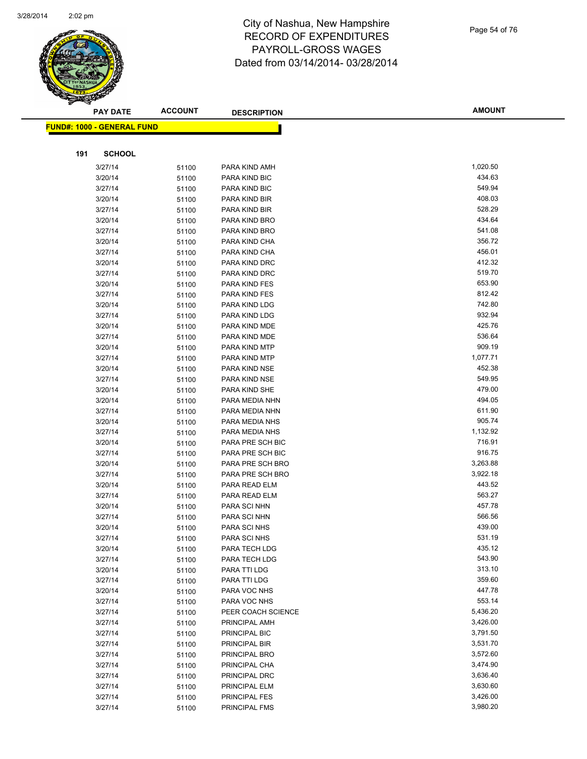# City of Nashua, New Hampshire
# RECORD OF EXPENDITURES
# PAYROLL-GROSS WAGES
# Dated from 03/14/2014- 03/28/2014

| PAY DATE | ACCOUNT | DESCRIPTION | AMOUNT |
|---|---|---|---|
| **FUND#: 1000 - GENERAL FUND** | | | |
| **191 SCHOOL** | | | |
| 3/27/14 | 51100 | PARA KIND AMH | 1,020.50 |
| 3/20/14 | 51100 | PARA KIND BIC | 434.63 |
| 3/27/14 | 51100 | PARA KIND BIC | 549.94 |
| 3/20/14 | 51100 | PARA KIND BIR | 408.03 |
| 3/27/14 | 51100 | PARA KIND BIR | 528.29 |
| 3/20/14 | 51100 | PARA KIND BRO | 434.64 |
| 3/27/14 | 51100 | PARA KIND BRO | 541.08 |
| 3/20/14 | 51100 | PARA KIND CHA | 356.72 |
| 3/27/14 | 51100 | PARA KIND CHA | 456.01 |
| 3/20/14 | 51100 | PARA KIND DRC | 412.32 |
| 3/27/14 | 51100 | PARA KIND DRC | 519.70 |
| 3/20/14 | 51100 | PARA KIND FES | 653.90 |
| 3/27/14 | 51100 | PARA KIND FES | 812.42 |
| 3/20/14 | 51100 | PARA KIND LDG | 742.80 |
| 3/27/14 | 51100 | PARA KIND LDG | 932.94 |
| 3/20/14 | 51100 | PARA KIND MDE | 425.76 |
| 3/27/14 | 51100 | PARA KIND MDE | 536.64 |
| 3/20/14 | 51100 | PARA KIND MTP | 909.19 |
| 3/27/14 | 51100 | PARA KIND MTP | 1,077.71 |
| 3/20/14 | 51100 | PARA KIND NSE | 452.38 |
| 3/27/14 | 51100 | PARA KIND NSE | 549.95 |
| 3/20/14 | 51100 | PARA KIND SHE | 479.00 |
| 3/20/14 | 51100 | PARA MEDIA NHN | 494.05 |
| 3/27/14 | 51100 | PARA MEDIA NHN | 611.90 |
| 3/20/14 | 51100 | PARA MEDIA NHS | 905.74 |
| 3/27/14 | 51100 | PARA MEDIA NHS | 1,132.92 |
| 3/20/14 | 51100 | PARA PRE SCH BIC | 716.91 |
| 3/27/14 | 51100 | PARA PRE SCH BIC | 916.75 |
| 3/20/14 | 51100 | PARA PRE SCH BRO | 3,263.88 |
| 3/27/14 | 51100 | PARA PRE SCH BRO | 3,922.18 |
| 3/20/14 | 51100 | PARA READ ELM | 443.52 |
| 3/27/14 | 51100 | PARA READ ELM | 563.27 |
| 3/20/14 | 51100 | PARA SCI NHN | 457.78 |
| 3/27/14 | 51100 | PARA SCI NHN | 566.56 |
| 3/20/14 | 51100 | PARA SCI NHS | 439.00 |
| 3/27/14 | 51100 | PARA SCI NHS | 531.19 |
| 3/20/14 | 51100 | PARA TECH LDG | 435.12 |
| 3/27/14 | 51100 | PARA TECH LDG | 543.90 |
| 3/20/14 | 51100 | PARA TTI LDG | 313.10 |
| 3/27/14 | 51100 | PARA TTI LDG | 359.60 |
| 3/20/14 | 51100 | PARA VOC NHS | 447.78 |
| 3/27/14 | 51100 | PARA VOC NHS | 553.14 |
| 3/27/14 | 51100 | PEER COACH SCIENCE | 5,436.20 |
| 3/27/14 | 51100 | PRINCIPAL AMH | 3,426.00 |
| 3/27/14 | 51100 | PRINCIPAL BIC | 3,791.50 |
| 3/27/14 | 51100 | PRINCIPAL BIR | 3,531.70 |
| 3/27/14 | 51100 | PRINCIPAL BRO | 3,572.60 |
| 3/27/14 | 51100 | PRINCIPAL CHA | 3,474.90 |
| 3/27/14 | 51100 | PRINCIPAL DRC | 3,636.40 |
| 3/27/14 | 51100 | PRINCIPAL ELM | 3,630.60 |
| 3/27/14 | 51100 | PRINCIPAL FES | 3,426.00 |
| 3/27/14 | 51100 | PRINCIPAL FMS | 3,980.20 |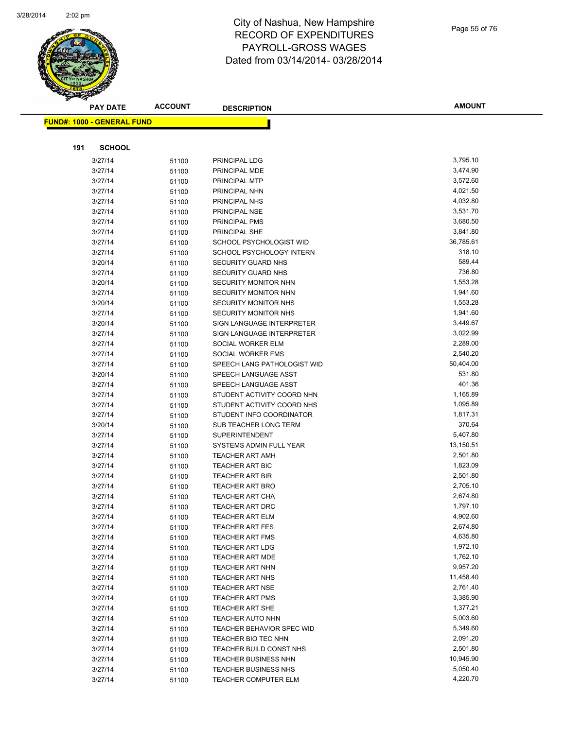# City of Nashua, New Hampshire
## RECORD OF EXPENDITURES
## PAYROLL-GROSS WAGES
## Dated from 03/14/2014- 03/28/2014

**FUND#: 1000 - GENERAL FUND**

**191 SCHOOL**

| PAY DATE | ACCOUNT | DESCRIPTION | AMOUNT |
|---|---|---|---|
| 3/27/14 | 51100 | PRINCIPAL LDG | 3,795.10 |
| 3/27/14 | 51100 | PRINCIPAL MDE | 3,474.90 |
| 3/27/14 | 51100 | PRINCIPAL MTP | 3,572.60 |
| 3/27/14 | 51100 | PRINCIPAL NHN | 4,021.50 |
| 3/27/14 | 51100 | PRINCIPAL NHS | 4,032.80 |
| 3/27/14 | 51100 | PRINCIPAL NSE | 3,531.70 |
| 3/27/14 | 51100 | PRINCIPAL PMS | 3,680.50 |
| 3/27/14 | 51100 | PRINCIPAL SHE | 3,841.80 |
| 3/27/14 | 51100 | SCHOOL PSYCHOLOGIST WID | 36,785.61 |
| 3/27/14 | 51100 | SCHOOL PSYCHOLOGY INTERN | 318.10 |
| 3/20/14 | 51100 | SECURITY GUARD NHS | 589.44 |
| 3/27/14 | 51100 | SECURITY GUARD NHS | 736.80 |
| 3/20/14 | 51100 | SECURITY MONITOR NHN | 1,553.28 |
| 3/27/14 | 51100 | SECURITY MONITOR NHN | 1,941.60 |
| 3/20/14 | 51100 | SECURITY MONITOR NHS | 1,553.28 |
| 3/27/14 | 51100 | SECURITY MONITOR NHS | 1,941.60 |
| 3/20/14 | 51100 | SIGN LANGUAGE INTERPRETER | 3,449.67 |
| 3/27/14 | 51100 | SIGN LANGUAGE INTERPRETER | 3,022.99 |
| 3/27/14 | 51100 | SOCIAL WORKER ELM | 2,289.00 |
| 3/27/14 | 51100 | SOCIAL WORKER FMS | 2,540.20 |
| 3/27/14 | 51100 | SPEECH LANG PATHOLOGIST WID | 50,404.00 |
| 3/20/14 | 51100 | SPEECH LANGUAGE ASST | 531.80 |
| 3/27/14 | 51100 | SPEECH LANGUAGE ASST | 401.36 |
| 3/27/14 | 51100 | STUDENT ACTIVITY COORD NHN | 1,165.89 |
| 3/27/14 | 51100 | STUDENT ACTIVITY COORD NHS | 1,095.89 |
| 3/27/14 | 51100 | STUDENT INFO COORDINATOR | 1,817.31 |
| 3/20/14 | 51100 | SUB TEACHER LONG TERM | 370.64 |
| 3/27/14 | 51100 | SUPERINTENDENT | 5,407.80 |
| 3/27/14 | 51100 | SYSTEMS ADMIN FULL YEAR | 13,150.51 |
| 3/27/14 | 51100 | TEACHER ART AMH | 2,501.80 |
| 3/27/14 | 51100 | TEACHER ART BIC | 1,823.09 |
| 3/27/14 | 51100 | TEACHER ART BIR | 2,501.80 |
| 3/27/14 | 51100 | TEACHER ART BRO | 2,705.10 |
| 3/27/14 | 51100 | TEACHER ART CHA | 2,674.80 |
| 3/27/14 | 51100 | TEACHER ART DRC | 1,797.10 |
| 3/27/14 | 51100 | TEACHER ART ELM | 4,902.60 |
| 3/27/14 | 51100 | TEACHER ART FES | 2,674.80 |
| 3/27/14 | 51100 | TEACHER ART FMS | 4,635.80 |
| 3/27/14 | 51100 | TEACHER ART LDG | 1,972.10 |
| 3/27/14 | 51100 | TEACHER ART MDE | 1,762.10 |
| 3/27/14 | 51100 | TEACHER ART NHN | 9,957.20 |
| 3/27/14 | 51100 | TEACHER ART NHS | 11,458.40 |
| 3/27/14 | 51100 | TEACHER ART NSE | 2,761.40 |
| 3/27/14 | 51100 | TEACHER ART PMS | 3,385.90 |
| 3/27/14 | 51100 | TEACHER ART SHE | 1,377.21 |
| 3/27/14 | 51100 | TEACHER AUTO NHN | 5,003.60 |
| 3/27/14 | 51100 | TEACHER BEHAVIOR SPEC WID | 5,349.60 |
| 3/27/14 | 51100 | TEACHER BIO TEC NHN | 2,091.20 |
| 3/27/14 | 51100 | TEACHER BUILD CONST NHS | 2,501.80 |
| 3/27/14 | 51100 | TEACHER BUSINESS NHN | 10,945.90 |
| 3/27/14 | 51100 | TEACHER BUSINESS NHS | 5,050.40 |
| 3/27/14 | 51100 | TEACHER COMPUTER ELM | 4,220.70 |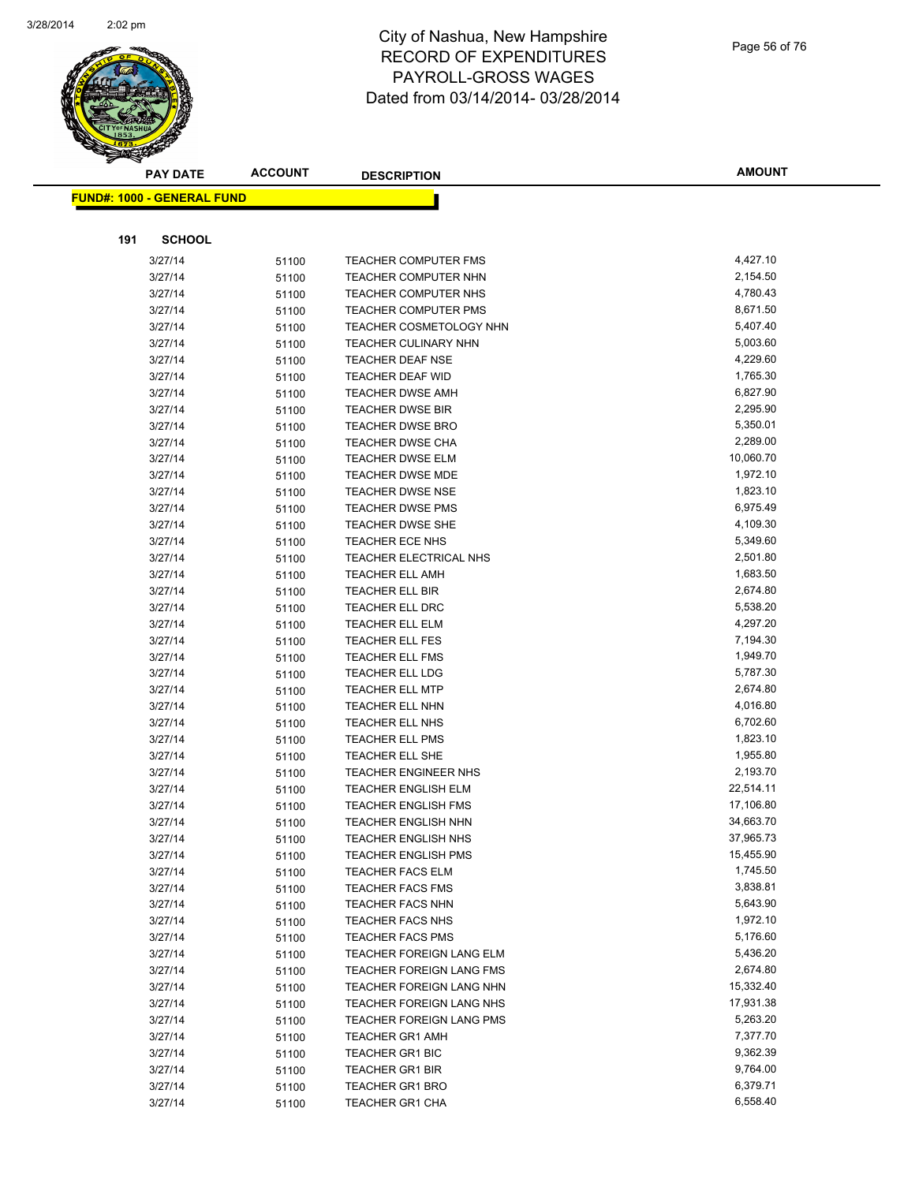# City of Nashua, New Hampshire
# RECORD OF EXPENDITURES
# PAYROLL-GROSS WAGES
# Dated from 03/14/2014- 03/28/2014

| PAY DATE | ACCOUNT | DESCRIPTION | AMOUNT |
|---|---|---|---|
| **FUND#: 1000 - GENERAL FUND** | | | |
| **191 SCHOOL** | | | |
| 3/27/14 | 51100 | TEACHER COMPUTER FMS | 4,427.10 |
| 3/27/14 | 51100 | TEACHER COMPUTER NHN | 2,154.50 |
| 3/27/14 | 51100 | TEACHER COMPUTER NHS | 4,780.43 |
| 3/27/14 | 51100 | TEACHER COMPUTER PMS | 8,671.50 |
| 3/27/14 | 51100 | TEACHER COSMETOLOGY NHN | 5,407.40 |
| 3/27/14 | 51100 | TEACHER CULINARY NHN | 5,003.60 |
| 3/27/14 | 51100 | TEACHER DEAF NSE | 4,229.60 |
| 3/27/14 | 51100 | TEACHER DEAF WID | 1,765.30 |
| 3/27/14 | 51100 | TEACHER DWSE AMH | 6,827.90 |
| 3/27/14 | 51100 | TEACHER DWSE BIR | 2,295.90 |
| 3/27/14 | 51100 | TEACHER DWSE BRO | 5,350.01 |
| 3/27/14 | 51100 | TEACHER DWSE CHA | 2,289.00 |
| 3/27/14 | 51100 | TEACHER DWSE ELM | 10,060.70 |
| 3/27/14 | 51100 | TEACHER DWSE MDE | 1,972.10 |
| 3/27/14 | 51100 | TEACHER DWSE NSE | 1,823.10 |
| 3/27/14 | 51100 | TEACHER DWSE PMS | 6,975.49 |
| 3/27/14 | 51100 | TEACHER DWSE SHE | 4,109.30 |
| 3/27/14 | 51100 | TEACHER ECE NHS | 5,349.60 |
| 3/27/14 | 51100 | TEACHER ELECTRICAL NHS | 2,501.80 |
| 3/27/14 | 51100 | TEACHER ELL AMH | 1,683.50 |
| 3/27/14 | 51100 | TEACHER ELL BIR | 2,674.80 |
| 3/27/14 | 51100 | TEACHER ELL DRC | 5,538.20 |
| 3/27/14 | 51100 | TEACHER ELL ELM | 4,297.20 |
| 3/27/14 | 51100 | TEACHER ELL FES | 7,194.30 |
| 3/27/14 | 51100 | TEACHER ELL FMS | 1,949.70 |
| 3/27/14 | 51100 | TEACHER ELL LDG | 5,787.30 |
| 3/27/14 | 51100 | TEACHER ELL MTP | 2,674.80 |
| 3/27/14 | 51100 | TEACHER ELL NHN | 4,016.80 |
| 3/27/14 | 51100 | TEACHER ELL NHS | 6,702.60 |
| 3/27/14 | 51100 | TEACHER ELL PMS | 1,823.10 |
| 3/27/14 | 51100 | TEACHER ELL SHE | 1,955.80 |
| 3/27/14 | 51100 | TEACHER ENGINEER NHS | 2,193.70 |
| 3/27/14 | 51100 | TEACHER ENGLISH ELM | 22,514.11 |
| 3/27/14 | 51100 | TEACHER ENGLISH FMS | 17,106.80 |
| 3/27/14 | 51100 | TEACHER ENGLISH NHN | 34,663.70 |
| 3/27/14 | 51100 | TEACHER ENGLISH NHS | 37,965.73 |
| 3/27/14 | 51100 | TEACHER ENGLISH PMS | 15,455.90 |
| 3/27/14 | 51100 | TEACHER FACS ELM | 1,745.50 |
| 3/27/14 | 51100 | TEACHER FACS FMS | 3,838.81 |
| 3/27/14 | 51100 | TEACHER FACS NHN | 5,643.90 |
| 3/27/14 | 51100 | TEACHER FACS NHS | 1,972.10 |
| 3/27/14 | 51100 | TEACHER FACS PMS | 5,176.60 |
| 3/27/14 | 51100 | TEACHER FOREIGN LANG ELM | 5,436.20 |
| 3/27/14 | 51100 | TEACHER FOREIGN LANG FMS | 2,674.80 |
| 3/27/14 | 51100 | TEACHER FOREIGN LANG NHN | 15,332.40 |
| 3/27/14 | 51100 | TEACHER FOREIGN LANG NHS | 17,931.38 |
| 3/27/14 | 51100 | TEACHER FOREIGN LANG PMS | 5,263.20 |
| 3/27/14 | 51100 | TEACHER GR1 AMH | 7,377.70 |
| 3/27/14 | 51100 | TEACHER GR1 BIC | 9,362.39 |
| 3/27/14 | 51100 | TEACHER GR1 BIR | 9,764.00 |
| 3/27/14 | 51100 | TEACHER GR1 BRO | 6,379.71 |
| 3/27/14 | 51100 | TEACHER GR1 CHA | 6,558.40 |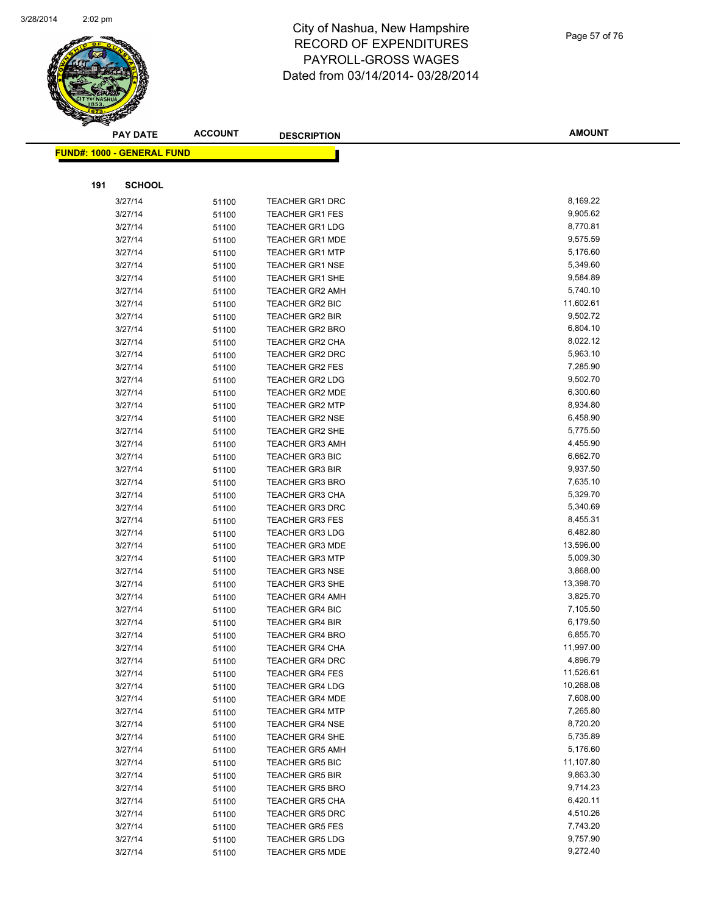# City of Nashua, New Hampshire
## RECORD OF EXPENDITURES
## PAYROLL-GROSS WAGES
## Dated from 03/14/2014- 03/28/2014

**FUND#: 1000 - GENERAL FUND**

**191 SCHOOL**

| PAY DATE | ACCOUNT | DESCRIPTION | AMOUNT |
|---|---|---|---|
| 3/27/14 | 51100 | TEACHER GR1 DRC | 8,169.22 |
| 3/27/14 | 51100 | TEACHER GR1 FES | 9,905.62 |
| 3/27/14 | 51100 | TEACHER GR1 LDG | 8,770.81 |
| 3/27/14 | 51100 | TEACHER GR1 MDE | 9,575.59 |
| 3/27/14 | 51100 | TEACHER GR1 MTP | 5,176.60 |
| 3/27/14 | 51100 | TEACHER GR1 NSE | 5,349.60 |
| 3/27/14 | 51100 | TEACHER GR1 SHE | 9,584.89 |
| 3/27/14 | 51100 | TEACHER GR2 AMH | 5,740.10 |
| 3/27/14 | 51100 | TEACHER GR2 BIC | 11,602.61 |
| 3/27/14 | 51100 | TEACHER GR2 BIR | 9,502.72 |
| 3/27/14 | 51100 | TEACHER GR2 BRO | 6,804.10 |
| 3/27/14 | 51100 | TEACHER GR2 CHA | 8,022.12 |
| 3/27/14 | 51100 | TEACHER GR2 DRC | 5,963.10 |
| 3/27/14 | 51100 | TEACHER GR2 FES | 7,285.90 |
| 3/27/14 | 51100 | TEACHER GR2 LDG | 9,502.70 |
| 3/27/14 | 51100 | TEACHER GR2 MDE | 6,300.60 |
| 3/27/14 | 51100 | TEACHER GR2 MTP | 8,934.80 |
| 3/27/14 | 51100 | TEACHER GR2 NSE | 6,458.90 |
| 3/27/14 | 51100 | TEACHER GR2 SHE | 5,775.50 |
| 3/27/14 | 51100 | TEACHER GR3 AMH | 4,455.90 |
| 3/27/14 | 51100 | TEACHER GR3 BIC | 6,662.70 |
| 3/27/14 | 51100 | TEACHER GR3 BIR | 9,937.50 |
| 3/27/14 | 51100 | TEACHER GR3 BRO | 7,635.10 |
| 3/27/14 | 51100 | TEACHER GR3 CHA | 5,329.70 |
| 3/27/14 | 51100 | TEACHER GR3 DRC | 5,340.69 |
| 3/27/14 | 51100 | TEACHER GR3 FES | 8,455.31 |
| 3/27/14 | 51100 | TEACHER GR3 LDG | 6,482.80 |
| 3/27/14 | 51100 | TEACHER GR3 MDE | 13,596.00 |
| 3/27/14 | 51100 | TEACHER GR3 MTP | 5,009.30 |
| 3/27/14 | 51100 | TEACHER GR3 NSE | 3,868.00 |
| 3/27/14 | 51100 | TEACHER GR3 SHE | 13,398.70 |
| 3/27/14 | 51100 | TEACHER GR4 AMH | 3,825.70 |
| 3/27/14 | 51100 | TEACHER GR4 BIC | 7,105.50 |
| 3/27/14 | 51100 | TEACHER GR4 BIR | 6,179.50 |
| 3/27/14 | 51100 | TEACHER GR4 BRO | 6,855.70 |
| 3/27/14 | 51100 | TEACHER GR4 CHA | 11,997.00 |
| 3/27/14 | 51100 | TEACHER GR4 DRC | 4,896.79 |
| 3/27/14 | 51100 | TEACHER GR4 FES | 11,526.61 |
| 3/27/14 | 51100 | TEACHER GR4 LDG | 10,268.08 |
| 3/27/14 | 51100 | TEACHER GR4 MDE | 7,608.00 |
| 3/27/14 | 51100 | TEACHER GR4 MTP | 7,265.80 |
| 3/27/14 | 51100 | TEACHER GR4 NSE | 8,720.20 |
| 3/27/14 | 51100 | TEACHER GR4 SHE | 5,735.89 |
| 3/27/14 | 51100 | TEACHER GR5 AMH | 5,176.60 |
| 3/27/14 | 51100 | TEACHER GR5 BIC | 11,107.80 |
| 3/27/14 | 51100 | TEACHER GR5 BIR | 9,863.30 |
| 3/27/14 | 51100 | TEACHER GR5 BRO | 9,714.23 |
| 3/27/14 | 51100 | TEACHER GR5 CHA | 6,420.11 |
| 3/27/14 | 51100 | TEACHER GR5 DRC | 4,510.26 |
| 3/27/14 | 51100 | TEACHER GR5 FES | 7,743.20 |
| 3/27/14 | 51100 | TEACHER GR5 LDG | 9,757.90 |
| 3/27/14 | 51100 | TEACHER GR5 MDE | 9,272.40 |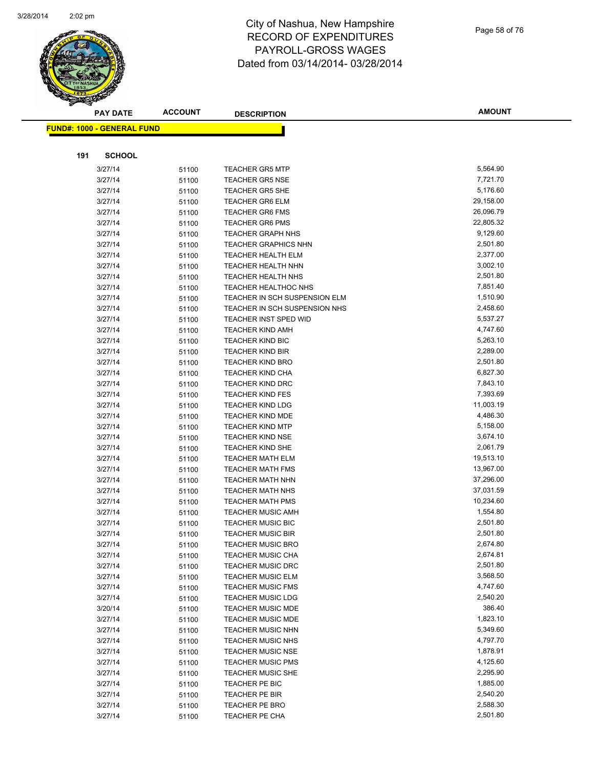# City of Nashua, New Hampshire
# RECORD OF EXPENDITURES
# PAYROLL-GROSS WAGES
# Dated from 03/14/2014- 03/28/2014

| PAY DATE | ACCOUNT | DESCRIPTION | AMOUNT |
|---|---|---|---|

**FUND#: 1000 - GENERAL FUND**

**191 SCHOOL**

| PAY DATE | ACCOUNT | DESCRIPTION | AMOUNT |
|---|---|---|---|
| 3/27/14 | 51100 | TEACHER GR5 MTP | 5,564.90 |
| 3/27/14 | 51100 | TEACHER GR5 NSE | 7,721.70 |
| 3/27/14 | 51100 | TEACHER GR5 SHE | 5,176.60 |
| 3/27/14 | 51100 | TEACHER GR6 ELM | 29,158.00 |
| 3/27/14 | 51100 | TEACHER GR6 FMS | 26,096.79 |
| 3/27/14 | 51100 | TEACHER GR6 PMS | 22,805.32 |
| 3/27/14 | 51100 | TEACHER GRAPH NHS | 9,129.60 |
| 3/27/14 | 51100 | TEACHER GRAPHICS NHN | 2,501.80 |
| 3/27/14 | 51100 | TEACHER HEALTH ELM | 2,377.00 |
| 3/27/14 | 51100 | TEACHER HEALTH NHN | 3,002.10 |
| 3/27/14 | 51100 | TEACHER HEALTH NHS | 2,501.80 |
| 3/27/14 | 51100 | TEACHER HEALTHOC NHS | 7,851.40 |
| 3/27/14 | 51100 | TEACHER IN SCH SUSPENSION ELM | 1,510.90 |
| 3/27/14 | 51100 | TEACHER IN SCH SUSPENSION NHS | 2,458.60 |
| 3/27/14 | 51100 | TEACHER INST SPED WID | 5,537.27 |
| 3/27/14 | 51100 | TEACHER KIND AMH | 4,747.60 |
| 3/27/14 | 51100 | TEACHER KIND BIC | 5,263.10 |
| 3/27/14 | 51100 | TEACHER KIND BIR | 2,289.00 |
| 3/27/14 | 51100 | TEACHER KIND BRO | 2,501.80 |
| 3/27/14 | 51100 | TEACHER KIND CHA | 6,827.30 |
| 3/27/14 | 51100 | TEACHER KIND DRC | 7,843.10 |
| 3/27/14 | 51100 | TEACHER KIND FES | 7,393.69 |
| 3/27/14 | 51100 | TEACHER KIND LDG | 11,003.19 |
| 3/27/14 | 51100 | TEACHER KIND MDE | 4,486.30 |
| 3/27/14 | 51100 | TEACHER KIND MTP | 5,158.00 |
| 3/27/14 | 51100 | TEACHER KIND NSE | 3,674.10 |
| 3/27/14 | 51100 | TEACHER KIND SHE | 2,061.79 |
| 3/27/14 | 51100 | TEACHER MATH ELM | 19,513.10 |
| 3/27/14 | 51100 | TEACHER MATH FMS | 13,967.00 |
| 3/27/14 | 51100 | TEACHER MATH NHN | 37,296.00 |
| 3/27/14 | 51100 | TEACHER MATH NHS | 37,031.59 |
| 3/27/14 | 51100 | TEACHER MATH PMS | 10,234.60 |
| 3/27/14 | 51100 | TEACHER MUSIC AMH | 1,554.80 |
| 3/27/14 | 51100 | TEACHER MUSIC BIC | 2,501.80 |
| 3/27/14 | 51100 | TEACHER MUSIC BIR | 2,501.80 |
| 3/27/14 | 51100 | TEACHER MUSIC BRO | 2,674.80 |
| 3/27/14 | 51100 | TEACHER MUSIC CHA | 2,674.81 |
| 3/27/14 | 51100 | TEACHER MUSIC DRC | 2,501.80 |
| 3/27/14 | 51100 | TEACHER MUSIC ELM | 3,568.50 |
| 3/27/14 | 51100 | TEACHER MUSIC FMS | 4,747.60 |
| 3/27/14 | 51100 | TEACHER MUSIC LDG | 2,540.20 |
| 3/20/14 | 51100 | TEACHER MUSIC MDE | 386.40 |
| 3/27/14 | 51100 | TEACHER MUSIC MDE | 1,823.10 |
| 3/27/14 | 51100 | TEACHER MUSIC NHN | 5,349.60 |
| 3/27/14 | 51100 | TEACHER MUSIC NHS | 4,797.70 |
| 3/27/14 | 51100 | TEACHER MUSIC NSE | 1,878.91 |
| 3/27/14 | 51100 | TEACHER MUSIC PMS | 4,125.60 |
| 3/27/14 | 51100 | TEACHER MUSIC SHE | 2,295.90 |
| 3/27/14 | 51100 | TEACHER PE BIC | 1,885.00 |
| 3/27/14 | 51100 | TEACHER PE BIR | 2,540.20 |
| 3/27/14 | 51100 | TEACHER PE BRO | 2,588.30 |
| 3/27/14 | 51100 | TEACHER PE CHA | 2,501.80 |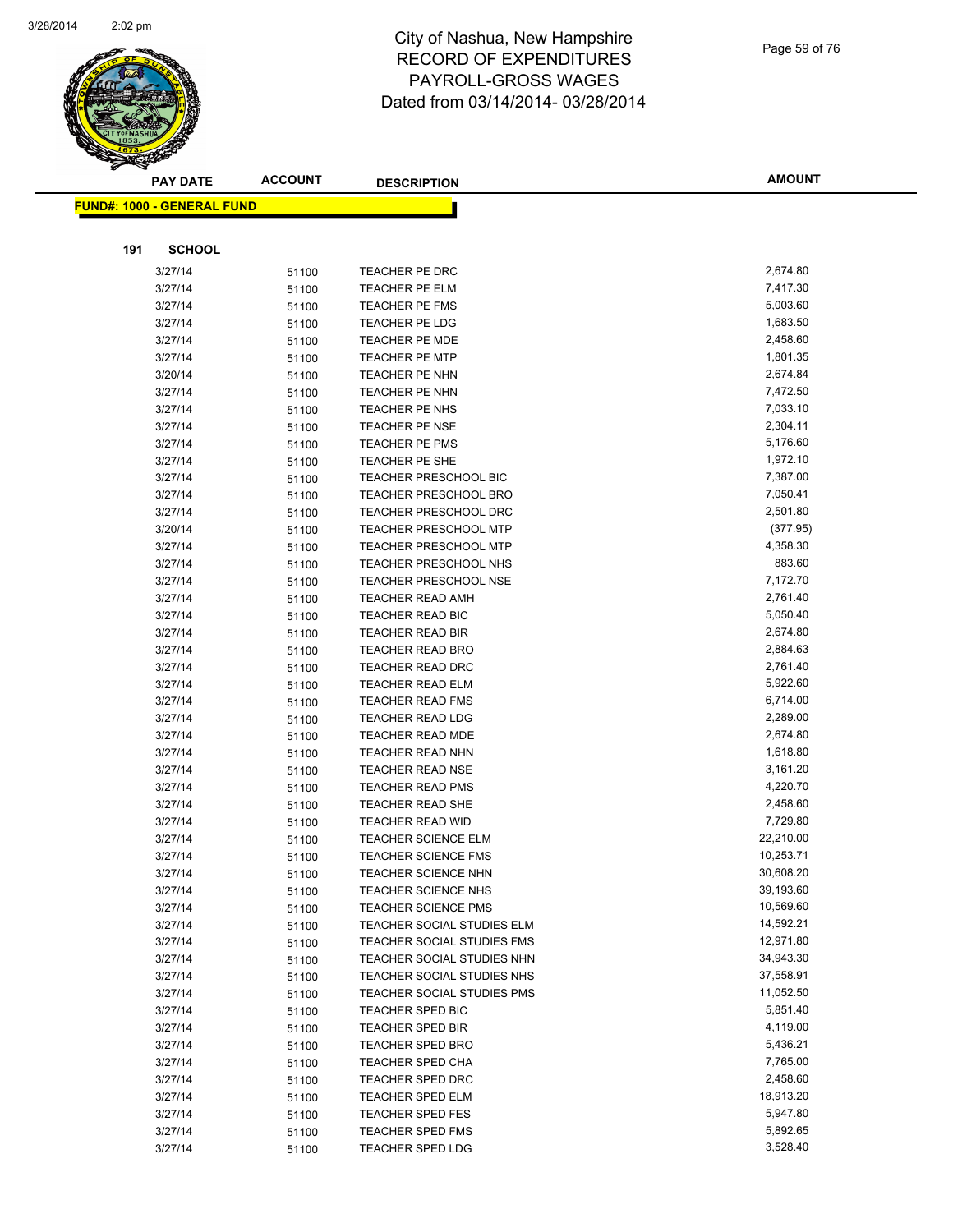# City of Nashua, New Hampshire
# RECORD OF EXPENDITURES
# PAYROLL-GROSS WAGES
# Dated from 03/14/2014- 03/28/2014

| PAY DATE | ACCOUNT | DESCRIPTION | AMOUNT |
|---|---|---|---|

**FUND#: 1000 - GENERAL FUND**

**191 SCHOOL**

| PAY DATE | ACCOUNT | DESCRIPTION | AMOUNT |
|---|---|---|---|
| 3/27/14 | 51100 | TEACHER PE DRC | 2,674.80 |
| 3/27/14 | 51100 | TEACHER PE ELM | 7,417.30 |
| 3/27/14 | 51100 | TEACHER PE FMS | 5,003.60 |
| 3/27/14 | 51100 | TEACHER PE LDG | 1,683.50 |
| 3/27/14 | 51100 | TEACHER PE MDE | 2,458.60 |
| 3/27/14 | 51100 | TEACHER PE MTP | 1,801.35 |
| 3/20/14 | 51100 | TEACHER PE NHN | 2,674.84 |
| 3/27/14 | 51100 | TEACHER PE NHN | 7,472.50 |
| 3/27/14 | 51100 | TEACHER PE NHS | 7,033.10 |
| 3/27/14 | 51100 | TEACHER PE NSE | 2,304.11 |
| 3/27/14 | 51100 | TEACHER PE PMS | 5,176.60 |
| 3/27/14 | 51100 | TEACHER PE SHE | 1,972.10 |
| 3/27/14 | 51100 | TEACHER PRESCHOOL BIC | 7,387.00 |
| 3/27/14 | 51100 | TEACHER PRESCHOOL BRO | 7,050.41 |
| 3/27/14 | 51100 | TEACHER PRESCHOOL DRC | 2,501.80 |
| 3/20/14 | 51100 | TEACHER PRESCHOOL MTP | (377.95) |
| 3/27/14 | 51100 | TEACHER PRESCHOOL MTP | 4,358.30 |
| 3/27/14 | 51100 | TEACHER PRESCHOOL NHS | 883.60 |
| 3/27/14 | 51100 | TEACHER PRESCHOOL NSE | 7,172.70 |
| 3/27/14 | 51100 | TEACHER READ AMH | 2,761.40 |
| 3/27/14 | 51100 | TEACHER READ BIC | 5,050.40 |
| 3/27/14 | 51100 | TEACHER READ BIR | 2,674.80 |
| 3/27/14 | 51100 | TEACHER READ BRO | 2,884.63 |
| 3/27/14 | 51100 | TEACHER READ DRC | 2,761.40 |
| 3/27/14 | 51100 | TEACHER READ ELM | 5,922.60 |
| 3/27/14 | 51100 | TEACHER READ FMS | 6,714.00 |
| 3/27/14 | 51100 | TEACHER READ LDG | 2,289.00 |
| 3/27/14 | 51100 | TEACHER READ MDE | 2,674.80 |
| 3/27/14 | 51100 | TEACHER READ NHN | 1,618.80 |
| 3/27/14 | 51100 | TEACHER READ NSE | 3,161.20 |
| 3/27/14 | 51100 | TEACHER READ PMS | 4,220.70 |
| 3/27/14 | 51100 | TEACHER READ SHE | 2,458.60 |
| 3/27/14 | 51100 | TEACHER READ WID | 7,729.80 |
| 3/27/14 | 51100 | TEACHER SCIENCE ELM | 22,210.00 |
| 3/27/14 | 51100 | TEACHER SCIENCE FMS | 10,253.71 |
| 3/27/14 | 51100 | TEACHER SCIENCE NHN | 30,608.20 |
| 3/27/14 | 51100 | TEACHER SCIENCE NHS | 39,193.60 |
| 3/27/14 | 51100 | TEACHER SCIENCE PMS | 10,569.60 |
| 3/27/14 | 51100 | TEACHER SOCIAL STUDIES ELM | 14,592.21 |
| 3/27/14 | 51100 | TEACHER SOCIAL STUDIES FMS | 12,971.80 |
| 3/27/14 | 51100 | TEACHER SOCIAL STUDIES NHN | 34,943.30 |
| 3/27/14 | 51100 | TEACHER SOCIAL STUDIES NHS | 37,558.91 |
| 3/27/14 | 51100 | TEACHER SOCIAL STUDIES PMS | 11,052.50 |
| 3/27/14 | 51100 | TEACHER SPED BIC | 5,851.40 |
| 3/27/14 | 51100 | TEACHER SPED BIR | 4,119.00 |
| 3/27/14 | 51100 | TEACHER SPED BRO | 5,436.21 |
| 3/27/14 | 51100 | TEACHER SPED CHA | 7,765.00 |
| 3/27/14 | 51100 | TEACHER SPED DRC | 2,458.60 |
| 3/27/14 | 51100 | TEACHER SPED ELM | 18,913.20 |
| 3/27/14 | 51100 | TEACHER SPED FES | 5,947.80 |
| 3/27/14 | 51100 | TEACHER SPED FMS | 5,892.65 |
| 3/27/14 | 51100 | TEACHER SPED LDG | 3,528.40 |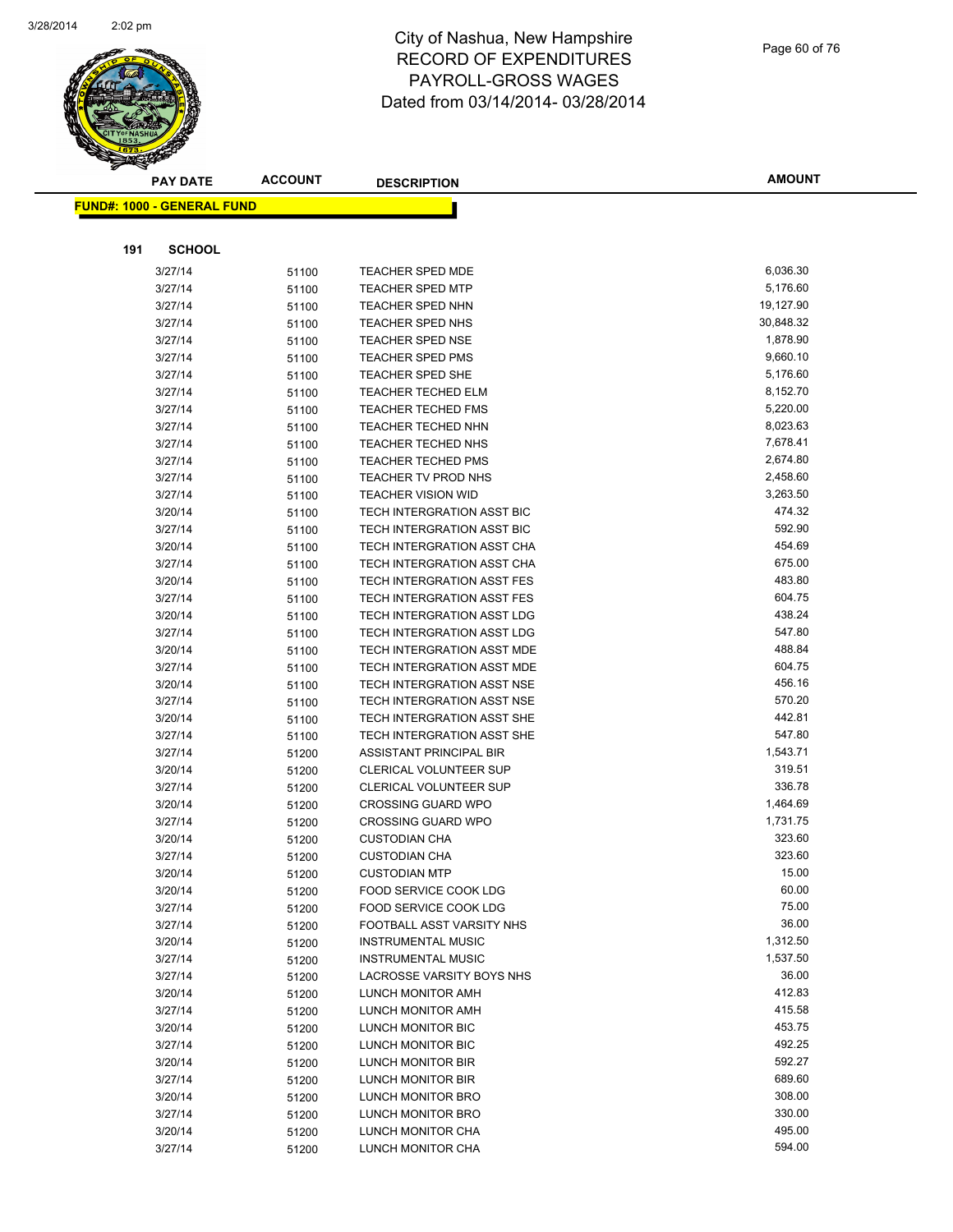# City of Nashua, New Hampshire
# RECORD OF EXPENDITURES
# PAYROLL-GROSS WAGES
# Dated from 03/14/2014- 03/28/2014

**FUND#: 1000 - GENERAL FUND**

**191 SCHOOL**

| PAY DATE | ACCOUNT | DESCRIPTION | AMOUNT |
|---|---|---|---|
| 3/27/14 | 51100 | TEACHER SPED MDE | 6,036.30 |
| 3/27/14 | 51100 | TEACHER SPED MTP | 5,176.60 |
| 3/27/14 | 51100 | TEACHER SPED NHN | 19,127.90 |
| 3/27/14 | 51100 | TEACHER SPED NHS | 30,848.32 |
| 3/27/14 | 51100 | TEACHER SPED NSE | 1,878.90 |
| 3/27/14 | 51100 | TEACHER SPED PMS | 9,660.10 |
| 3/27/14 | 51100 | TEACHER SPED SHE | 5,176.60 |
| 3/27/14 | 51100 | TEACHER TECHED ELM | 8,152.70 |
| 3/27/14 | 51100 | TEACHER TECHED FMS | 5,220.00 |
| 3/27/14 | 51100 | TEACHER TECHED NHN | 8,023.63 |
| 3/27/14 | 51100 | TEACHER TECHED NHS | 7,678.41 |
| 3/27/14 | 51100 | TEACHER TECHED PMS | 2,674.80 |
| 3/27/14 | 51100 | TEACHER TV PROD NHS | 2,458.60 |
| 3/27/14 | 51100 | TEACHER VISION WID | 3,263.50 |
| 3/20/14 | 51100 | TECH INTERGRATION ASST BIC | 474.32 |
| 3/27/14 | 51100 | TECH INTERGRATION ASST BIC | 592.90 |
| 3/20/14 | 51100 | TECH INTERGRATION ASST CHA | 454.69 |
| 3/27/14 | 51100 | TECH INTERGRATION ASST CHA | 675.00 |
| 3/20/14 | 51100 | TECH INTERGRATION ASST FES | 483.80 |
| 3/27/14 | 51100 | TECH INTERGRATION ASST FES | 604.75 |
| 3/20/14 | 51100 | TECH INTERGRATION ASST LDG | 438.24 |
| 3/27/14 | 51100 | TECH INTERGRATION ASST LDG | 547.80 |
| 3/20/14 | 51100 | TECH INTERGRATION ASST MDE | 488.84 |
| 3/27/14 | 51100 | TECH INTERGRATION ASST MDE | 604.75 |
| 3/20/14 | 51100 | TECH INTERGRATION ASST NSE | 456.16 |
| 3/27/14 | 51100 | TECH INTERGRATION ASST NSE | 570.20 |
| 3/20/14 | 51100 | TECH INTERGRATION ASST SHE | 442.81 |
| 3/27/14 | 51100 | TECH INTERGRATION ASST SHE | 547.80 |
| 3/27/14 | 51200 | ASSISTANT PRINCIPAL BIR | 1,543.71 |
| 3/20/14 | 51200 | CLERICAL VOLUNTEER SUP | 319.51 |
| 3/27/14 | 51200 | CLERICAL VOLUNTEER SUP | 336.78 |
| 3/20/14 | 51200 | CROSSING GUARD WPO | 1,464.69 |
| 3/27/14 | 51200 | CROSSING GUARD WPO | 1,731.75 |
| 3/20/14 | 51200 | CUSTODIAN CHA | 323.60 |
| 3/27/14 | 51200 | CUSTODIAN CHA | 323.60 |
| 3/20/14 | 51200 | CUSTODIAN MTP | 15.00 |
| 3/20/14 | 51200 | FOOD SERVICE COOK LDG | 60.00 |
| 3/27/14 | 51200 | FOOD SERVICE COOK LDG | 75.00 |
| 3/27/14 | 51200 | FOOTBALL ASST VARSITY NHS | 36.00 |
| 3/20/14 | 51200 | INSTRUMENTAL MUSIC | 1,312.50 |
| 3/27/14 | 51200 | INSTRUMENTAL MUSIC | 1,537.50 |
| 3/27/14 | 51200 | LACROSSE VARSITY BOYS NHS | 36.00 |
| 3/20/14 | 51200 | LUNCH MONITOR AMH | 412.83 |
| 3/27/14 | 51200 | LUNCH MONITOR AMH | 415.58 |
| 3/20/14 | 51200 | LUNCH MONITOR BIC | 453.75 |
| 3/27/14 | 51200 | LUNCH MONITOR BIC | 492.25 |
| 3/20/14 | 51200 | LUNCH MONITOR BIR | 592.27 |
| 3/27/14 | 51200 | LUNCH MONITOR BIR | 689.60 |
| 3/20/14 | 51200 | LUNCH MONITOR BRO | 308.00 |
| 3/27/14 | 51200 | LUNCH MONITOR BRO | 330.00 |
| 3/20/14 | 51200 | LUNCH MONITOR CHA | 495.00 |
| 3/27/14 | 51200 | LUNCH MONITOR CHA | 594.00 |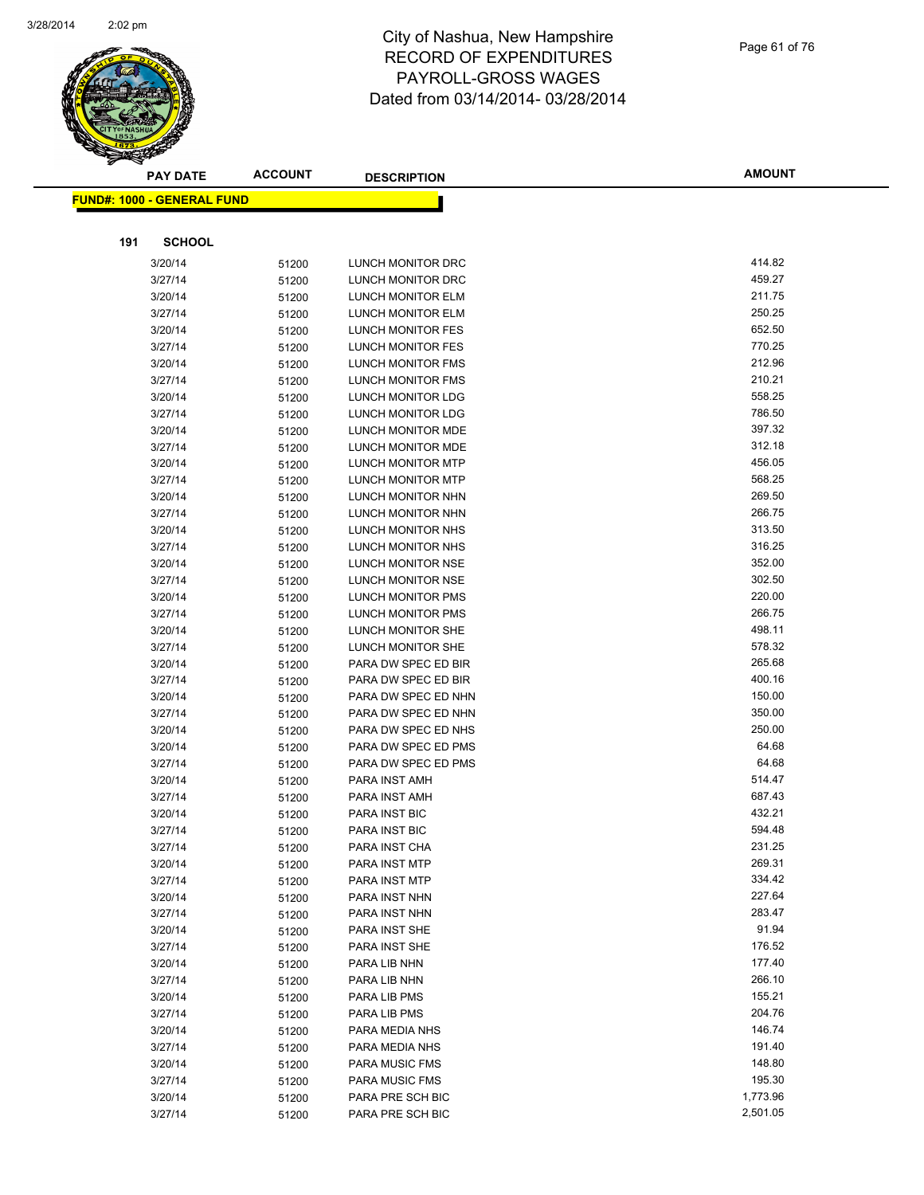# City of Nashua, New Hampshire
## RECORD OF EXPENDITURES
## PAYROLL-GROSS WAGES
## Dated from 03/14/2014- 03/28/2014

**FUND#: 1000 - GENERAL FUND**

**191 SCHOOL**

| PAY DATE | ACCOUNT | DESCRIPTION | AMOUNT |
|---|---|---|---|
| 3/20/14 | 51200 | LUNCH MONITOR DRC | 414.82 |
| 3/27/14 | 51200 | LUNCH MONITOR DRC | 459.27 |
| 3/20/14 | 51200 | LUNCH MONITOR ELM | 211.75 |
| 3/27/14 | 51200 | LUNCH MONITOR ELM | 250.25 |
| 3/20/14 | 51200 | LUNCH MONITOR FES | 652.50 |
| 3/27/14 | 51200 | LUNCH MONITOR FES | 770.25 |
| 3/20/14 | 51200 | LUNCH MONITOR FMS | 212.96 |
| 3/27/14 | 51200 | LUNCH MONITOR FMS | 210.21 |
| 3/20/14 | 51200 | LUNCH MONITOR LDG | 558.25 |
| 3/27/14 | 51200 | LUNCH MONITOR LDG | 786.50 |
| 3/20/14 | 51200 | LUNCH MONITOR MDE | 397.32 |
| 3/27/14 | 51200 | LUNCH MONITOR MDE | 312.18 |
| 3/20/14 | 51200 | LUNCH MONITOR MTP | 456.05 |
| 3/27/14 | 51200 | LUNCH MONITOR MTP | 568.25 |
| 3/20/14 | 51200 | LUNCH MONITOR NHN | 269.50 |
| 3/27/14 | 51200 | LUNCH MONITOR NHN | 266.75 |
| 3/20/14 | 51200 | LUNCH MONITOR NHS | 313.50 |
| 3/27/14 | 51200 | LUNCH MONITOR NHS | 316.25 |
| 3/20/14 | 51200 | LUNCH MONITOR NSE | 352.00 |
| 3/27/14 | 51200 | LUNCH MONITOR NSE | 302.50 |
| 3/20/14 | 51200 | LUNCH MONITOR PMS | 220.00 |
| 3/27/14 | 51200 | LUNCH MONITOR PMS | 266.75 |
| 3/20/14 | 51200 | LUNCH MONITOR SHE | 498.11 |
| 3/27/14 | 51200 | LUNCH MONITOR SHE | 578.32 |
| 3/20/14 | 51200 | PARA DW SPEC ED BIR | 265.68 |
| 3/27/14 | 51200 | PARA DW SPEC ED BIR | 400.16 |
| 3/20/14 | 51200 | PARA DW SPEC ED NHN | 150.00 |
| 3/27/14 | 51200 | PARA DW SPEC ED NHN | 350.00 |
| 3/20/14 | 51200 | PARA DW SPEC ED NHS | 250.00 |
| 3/20/14 | 51200 | PARA DW SPEC ED PMS | 64.68 |
| 3/27/14 | 51200 | PARA DW SPEC ED PMS | 64.68 |
| 3/20/14 | 51200 | PARA INST AMH | 514.47 |
| 3/27/14 | 51200 | PARA INST AMH | 687.43 |
| 3/20/14 | 51200 | PARA INST BIC | 432.21 |
| 3/27/14 | 51200 | PARA INST BIC | 594.48 |
| 3/27/14 | 51200 | PARA INST CHA | 231.25 |
| 3/20/14 | 51200 | PARA INST MTP | 269.31 |
| 3/27/14 | 51200 | PARA INST MTP | 334.42 |
| 3/20/14 | 51200 | PARA INST NHN | 227.64 |
| 3/27/14 | 51200 | PARA INST NHN | 283.47 |
| 3/20/14 | 51200 | PARA INST SHE | 91.94 |
| 3/27/14 | 51200 | PARA INST SHE | 176.52 |
| 3/20/14 | 51200 | PARA LIB NHN | 177.40 |
| 3/27/14 | 51200 | PARA LIB NHN | 266.10 |
| 3/20/14 | 51200 | PARA LIB PMS | 155.21 |
| 3/27/14 | 51200 | PARA LIB PMS | 204.76 |
| 3/20/14 | 51200 | PARA MEDIA NHS | 146.74 |
| 3/27/14 | 51200 | PARA MEDIA NHS | 191.40 |
| 3/20/14 | 51200 | PARA MUSIC FMS | 148.80 |
| 3/27/14 | 51200 | PARA MUSIC FMS | 195.30 |
| 3/20/14 | 51200 | PARA PRE SCH BIC | 1,773.96 |
| 3/27/14 | 51200 | PARA PRE SCH BIC | 2,501.05 |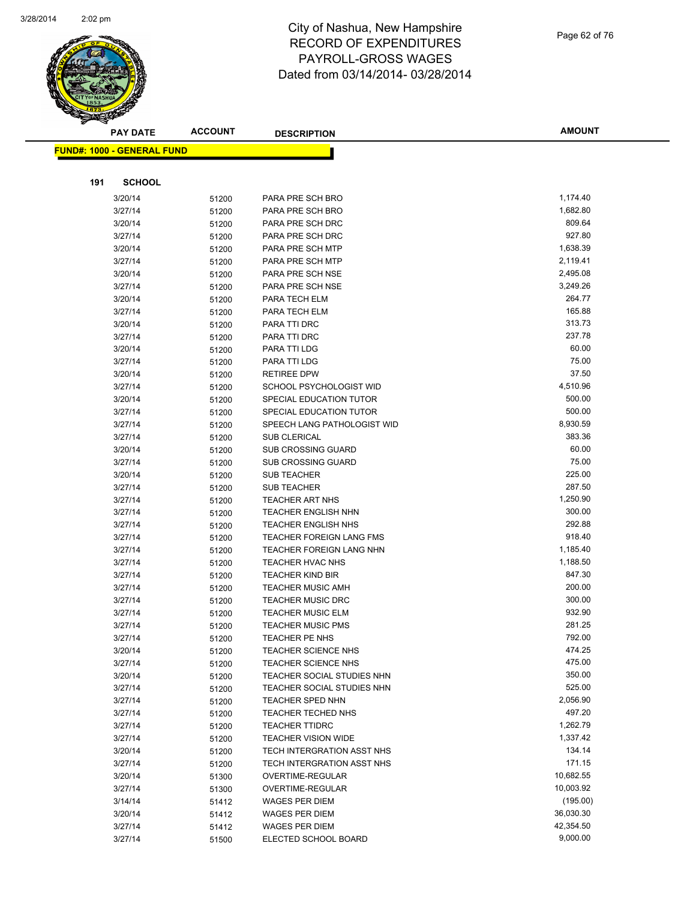# City of Nashua, New Hampshire
# RECORD OF EXPENDITURES
# PAYROLL-GROSS WAGES
# Dated from 03/14/2014- 03/28/2014

**FUND#: 1000 - GENERAL FUND**

**191 SCHOOL**

| PAY DATE | ACCOUNT | DESCRIPTION | AMOUNT |
|---|---|---|---|
| 3/20/14 | 51200 | PARA PRE SCH BRO | 1,174.40 |
| 3/27/14 | 51200 | PARA PRE SCH BRO | 1,682.80 |
| 3/20/14 | 51200 | PARA PRE SCH DRC | 809.64 |
| 3/27/14 | 51200 | PARA PRE SCH DRC | 927.80 |
| 3/20/14 | 51200 | PARA PRE SCH MTP | 1,638.39 |
| 3/27/14 | 51200 | PARA PRE SCH MTP | 2,119.41 |
| 3/20/14 | 51200 | PARA PRE SCH NSE | 2,495.08 |
| 3/27/14 | 51200 | PARA PRE SCH NSE | 3,249.26 |
| 3/20/14 | 51200 | PARA TECH ELM | 264.77 |
| 3/27/14 | 51200 | PARA TECH ELM | 165.88 |
| 3/20/14 | 51200 | PARA TTI DRC | 313.73 |
| 3/27/14 | 51200 | PARA TTI DRC | 237.78 |
| 3/20/14 | 51200 | PARA TTI LDG | 60.00 |
| 3/27/14 | 51200 | PARA TTI LDG | 75.00 |
| 3/20/14 | 51200 | RETIREE DPW | 37.50 |
| 3/27/14 | 51200 | SCHOOL PSYCHOLOGIST WID | 4,510.96 |
| 3/20/14 | 51200 | SPECIAL EDUCATION TUTOR | 500.00 |
| 3/27/14 | 51200 | SPECIAL EDUCATION TUTOR | 500.00 |
| 3/27/14 | 51200 | SPEECH LANG PATHOLOGIST WID | 8,930.59 |
| 3/27/14 | 51200 | SUB CLERICAL | 383.36 |
| 3/20/14 | 51200 | SUB CROSSING GUARD | 60.00 |
| 3/27/14 | 51200 | SUB CROSSING GUARD | 75.00 |
| 3/20/14 | 51200 | SUB TEACHER | 225.00 |
| 3/27/14 | 51200 | SUB TEACHER | 287.50 |
| 3/27/14 | 51200 | TEACHER ART NHS | 1,250.90 |
| 3/27/14 | 51200 | TEACHER ENGLISH NHN | 300.00 |
| 3/27/14 | 51200 | TEACHER ENGLISH NHS | 292.88 |
| 3/27/14 | 51200 | TEACHER FOREIGN LANG FMS | 918.40 |
| 3/27/14 | 51200 | TEACHER FOREIGN LANG NHN | 1,185.40 |
| 3/27/14 | 51200 | TEACHER HVAC NHS | 1,188.50 |
| 3/27/14 | 51200 | TEACHER KIND BIR | 847.30 |
| 3/27/14 | 51200 | TEACHER MUSIC AMH | 200.00 |
| 3/27/14 | 51200 | TEACHER MUSIC DRC | 300.00 |
| 3/27/14 | 51200 | TEACHER MUSIC ELM | 932.90 |
| 3/27/14 | 51200 | TEACHER MUSIC PMS | 281.25 |
| 3/27/14 | 51200 | TEACHER PE NHS | 792.00 |
| 3/20/14 | 51200 | TEACHER SCIENCE NHS | 474.25 |
| 3/27/14 | 51200 | TEACHER SCIENCE NHS | 475.00 |
| 3/20/14 | 51200 | TEACHER SOCIAL STUDIES NHN | 350.00 |
| 3/27/14 | 51200 | TEACHER SOCIAL STUDIES NHN | 525.00 |
| 3/27/14 | 51200 | TEACHER SPED NHN | 2,056.90 |
| 3/27/14 | 51200 | TEACHER TECHED NHS | 497.20 |
| 3/27/14 | 51200 | TEACHER TTIDRC | 1,262.79 |
| 3/27/14 | 51200 | TEACHER VISION WIDE | 1,337.42 |
| 3/20/14 | 51200 | TECH INTERGRATION ASST NHS | 134.14 |
| 3/27/14 | 51200 | TECH INTERGRATION ASST NHS | 171.15 |
| 3/20/14 | 51300 | OVERTIME-REGULAR | 10,682.55 |
| 3/27/14 | 51300 | OVERTIME-REGULAR | 10,003.92 |
| 3/14/14 | 51412 | WAGES PER DIEM | (195.00) |
| 3/20/14 | 51412 | WAGES PER DIEM | 36,030.30 |
| 3/27/14 | 51412 | WAGES PER DIEM | 42,354.50 |
| 3/27/14 | 51500 | ELECTED SCHOOL BOARD | 9,000.00 |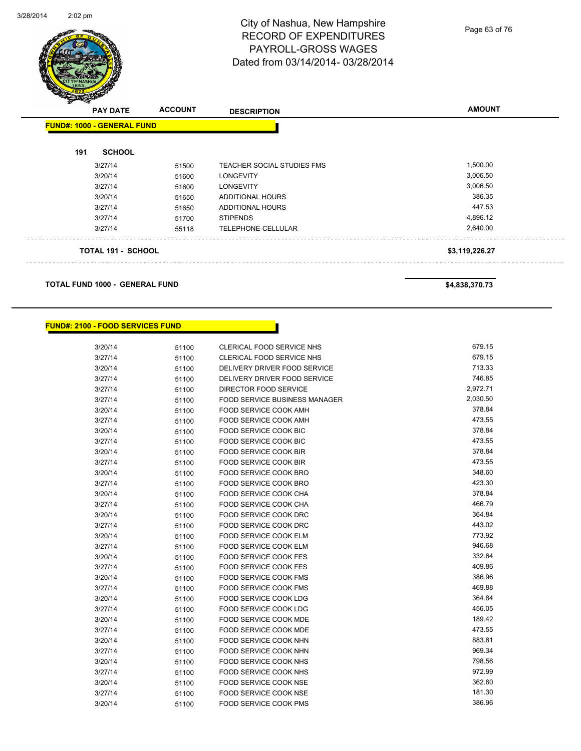# City of Nashua, New Hampshire
# RECORD OF EXPENDITURES
# PAYROLL-GROSS WAGES
# Dated from 03/14/2014- 03/28/2014

**FUND#: 1000 - GENERAL FUND**

**191 SCHOOL**

| PAY DATE | ACCOUNT | DESCRIPTION | AMOUNT |
|---|---|---|---|
| 3/27/14 | 51500 | TEACHER SOCIAL STUDIES FMS | 1,500.00 |
| 3/20/14 | 51600 | LONGEVITY | 3,006.50 |
| 3/27/14 | 51600 | LONGEVITY | 3,006.50 |
| 3/20/14 | 51650 | ADDITIONAL HOURS | 386.35 |
| 3/27/14 | 51650 | ADDITIONAL HOURS | 447.53 |
| 3/27/14 | 51700 | STIPENDS | 4,896.12 |
| 3/27/14 | 55118 | TELEPHONE-CELLULAR | 2,640.00 |

**TOTAL 191 - SCHOOL** **$3,119,226.27**

**TOTAL FUND 1000 - GENERAL FUND** **$4,838,370.73**

**FUND#: 2100 - FOOD SERVICES FUND**

| PAY DATE | ACCOUNT | DESCRIPTION | AMOUNT |
|---|---|---|---|
| 3/20/14 | 51100 | CLERICAL FOOD SERVICE NHS | 679.15 |
| 3/27/14 | 51100 | CLERICAL FOOD SERVICE NHS | 679.15 |
| 3/20/14 | 51100 | DELIVERY DRIVER FOOD SERVICE | 713.33 |
| 3/27/14 | 51100 | DELIVERY DRIVER FOOD SERVICE | 746.85 |
| 3/27/14 | 51100 | DIRECTOR FOOD SERVICE | 2,972.71 |
| 3/27/14 | 51100 | FOOD SERVICE BUSINESS MANAGER | 2,030.50 |
| 3/20/14 | 51100 | FOOD SERVICE COOK AMH | 378.84 |
| 3/27/14 | 51100 | FOOD SERVICE COOK AMH | 473.55 |
| 3/20/14 | 51100 | FOOD SERVICE COOK BIC | 378.84 |
| 3/27/14 | 51100 | FOOD SERVICE COOK BIC | 473.55 |
| 3/20/14 | 51100 | FOOD SERVICE COOK BIR | 378.84 |
| 3/27/14 | 51100 | FOOD SERVICE COOK BIR | 473.55 |
| 3/20/14 | 51100 | FOOD SERVICE COOK BRO | 348.60 |
| 3/27/14 | 51100 | FOOD SERVICE COOK BRO | 423.30 |
| 3/20/14 | 51100 | FOOD SERVICE COOK CHA | 378.84 |
| 3/27/14 | 51100 | FOOD SERVICE COOK CHA | 466.79 |
| 3/20/14 | 51100 | FOOD SERVICE COOK DRC | 364.84 |
| 3/27/14 | 51100 | FOOD SERVICE COOK DRC | 443.02 |
| 3/20/14 | 51100 | FOOD SERVICE COOK ELM | 773.92 |
| 3/27/14 | 51100 | FOOD SERVICE COOK ELM | 946.68 |
| 3/20/14 | 51100 | FOOD SERVICE COOK FES | 332.64 |
| 3/27/14 | 51100 | FOOD SERVICE COOK FES | 409.86 |
| 3/20/14 | 51100 | FOOD SERVICE COOK FMS | 386.96 |
| 3/27/14 | 51100 | FOOD SERVICE COOK FMS | 469.88 |
| 3/20/14 | 51100 | FOOD SERVICE COOK LDG | 364.84 |
| 3/27/14 | 51100 | FOOD SERVICE COOK LDG | 456.05 |
| 3/20/14 | 51100 | FOOD SERVICE COOK MDE | 189.42 |
| 3/27/14 | 51100 | FOOD SERVICE COOK MDE | 473.55 |
| 3/20/14 | 51100 | FOOD SERVICE COOK NHN | 883.81 |
| 3/27/14 | 51100 | FOOD SERVICE COOK NHN | 969.34 |
| 3/20/14 | 51100 | FOOD SERVICE COOK NHS | 798.56 |
| 3/27/14 | 51100 | FOOD SERVICE COOK NHS | 972.99 |
| 3/20/14 | 51100 | FOOD SERVICE COOK NSE | 362.60 |
| 3/27/14 | 51100 | FOOD SERVICE COOK NSE | 181.30 |
| 3/20/14 | 51100 | FOOD SERVICE COOK PMS | 386.96 |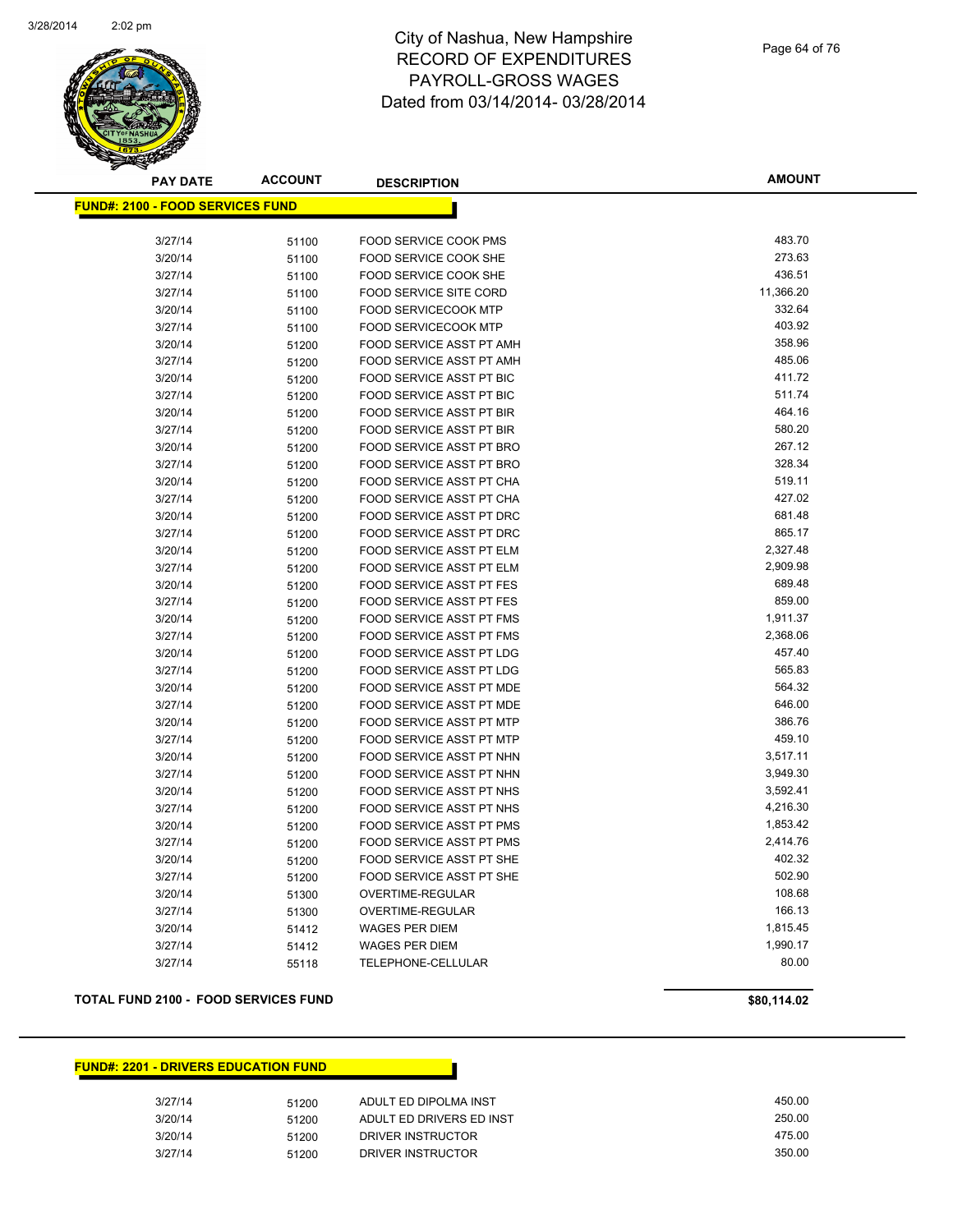# City of Nashua, New Hampshire
## RECORD OF EXPENDITURES
## PAYROLL-GROSS WAGES
## Dated from 03/14/2014- 03/28/2014

| PAY DATE | ACCOUNT | DESCRIPTION | AMOUNT |
|---|---|---|---|
| **FUND#: 2100 - FOOD SERVICES FUND** | | | |
| 3/27/14 | 51100 | FOOD SERVICE COOK PMS | 483.70 |
| 3/20/14 | 51100 | FOOD SERVICE COOK SHE | 273.63 |
| 3/27/14 | 51100 | FOOD SERVICE COOK SHE | 436.51 |
| 3/27/14 | 51100 | FOOD SERVICE SITE CORD | 11,366.20 |
| 3/20/14 | 51100 | FOOD SERVICECOOK MTP | 332.64 |
| 3/27/14 | 51100 | FOOD SERVICECOOK MTP | 403.92 |
| 3/20/14 | 51200 | FOOD SERVICE ASST PT AMH | 358.96 |
| 3/27/14 | 51200 | FOOD SERVICE ASST PT AMH | 485.06 |
| 3/20/14 | 51200 | FOOD SERVICE ASST PT BIC | 411.72 |
| 3/27/14 | 51200 | FOOD SERVICE ASST PT BIC | 511.74 |
| 3/20/14 | 51200 | FOOD SERVICE ASST PT BIR | 464.16 |
| 3/27/14 | 51200 | FOOD SERVICE ASST PT BIR | 580.20 |
| 3/20/14 | 51200 | FOOD SERVICE ASST PT BRO | 267.12 |
| 3/27/14 | 51200 | FOOD SERVICE ASST PT BRO | 328.34 |
| 3/20/14 | 51200 | FOOD SERVICE ASST PT CHA | 519.11 |
| 3/27/14 | 51200 | FOOD SERVICE ASST PT CHA | 427.02 |
| 3/20/14 | 51200 | FOOD SERVICE ASST PT DRC | 681.48 |
| 3/27/14 | 51200 | FOOD SERVICE ASST PT DRC | 865.17 |
| 3/20/14 | 51200 | FOOD SERVICE ASST PT ELM | 2,327.48 |
| 3/27/14 | 51200 | FOOD SERVICE ASST PT ELM | 2,909.98 |
| 3/20/14 | 51200 | FOOD SERVICE ASST PT FES | 689.48 |
| 3/27/14 | 51200 | FOOD SERVICE ASST PT FES | 859.00 |
| 3/20/14 | 51200 | FOOD SERVICE ASST PT FMS | 1,911.37 |
| 3/27/14 | 51200 | FOOD SERVICE ASST PT FMS | 2,368.06 |
| 3/20/14 | 51200 | FOOD SERVICE ASST PT LDG | 457.40 |
| 3/27/14 | 51200 | FOOD SERVICE ASST PT LDG | 565.83 |
| 3/20/14 | 51200 | FOOD SERVICE ASST PT MDE | 564.32 |
| 3/27/14 | 51200 | FOOD SERVICE ASST PT MDE | 646.00 |
| 3/20/14 | 51200 | FOOD SERVICE ASST PT MTP | 386.76 |
| 3/27/14 | 51200 | FOOD SERVICE ASST PT MTP | 459.10 |
| 3/20/14 | 51200 | FOOD SERVICE ASST PT NHN | 3,517.11 |
| 3/27/14 | 51200 | FOOD SERVICE ASST PT NHN | 3,949.30 |
| 3/20/14 | 51200 | FOOD SERVICE ASST PT NHS | 3,592.41 |
| 3/27/14 | 51200 | FOOD SERVICE ASST PT NHS | 4,216.30 |
| 3/20/14 | 51200 | FOOD SERVICE ASST PT PMS | 1,853.42 |
| 3/27/14 | 51200 | FOOD SERVICE ASST PT PMS | 2,414.76 |
| 3/20/14 | 51200 | FOOD SERVICE ASST PT SHE | 402.32 |
| 3/27/14 | 51200 | FOOD SERVICE ASST PT SHE | 502.90 |
| 3/20/14 | 51300 | OVERTIME-REGULAR | 108.68 |
| 3/27/14 | 51300 | OVERTIME-REGULAR | 166.13 |
| 3/20/14 | 51412 | WAGES PER DIEM | 1,815.45 |
| 3/27/14 | 51412 | WAGES PER DIEM | 1,990.17 |
| 3/27/14 | 55118 | TELEPHONE-CELLULAR | 80.00 |
| **TOTAL FUND 2100 - FOOD SERVICES FUND** | | | **$80,114.02** |

| PAY DATE | ACCOUNT | DESCRIPTION | AMOUNT |
|---|---|---|---|
| **FUND#: 2201 - DRIVERS EDUCATION FUND** | | | |
| 3/27/14 | 51200 | ADULT ED DIPOLMA INST | 450.00 |
| 3/20/14 | 51200 | ADULT ED DRIVERS ED INST | 250.00 |
| 3/20/14 | 51200 | DRIVER INSTRUCTOR | 475.00 |
| 3/27/14 | 51200 | DRIVER INSTRUCTOR | 350.00 |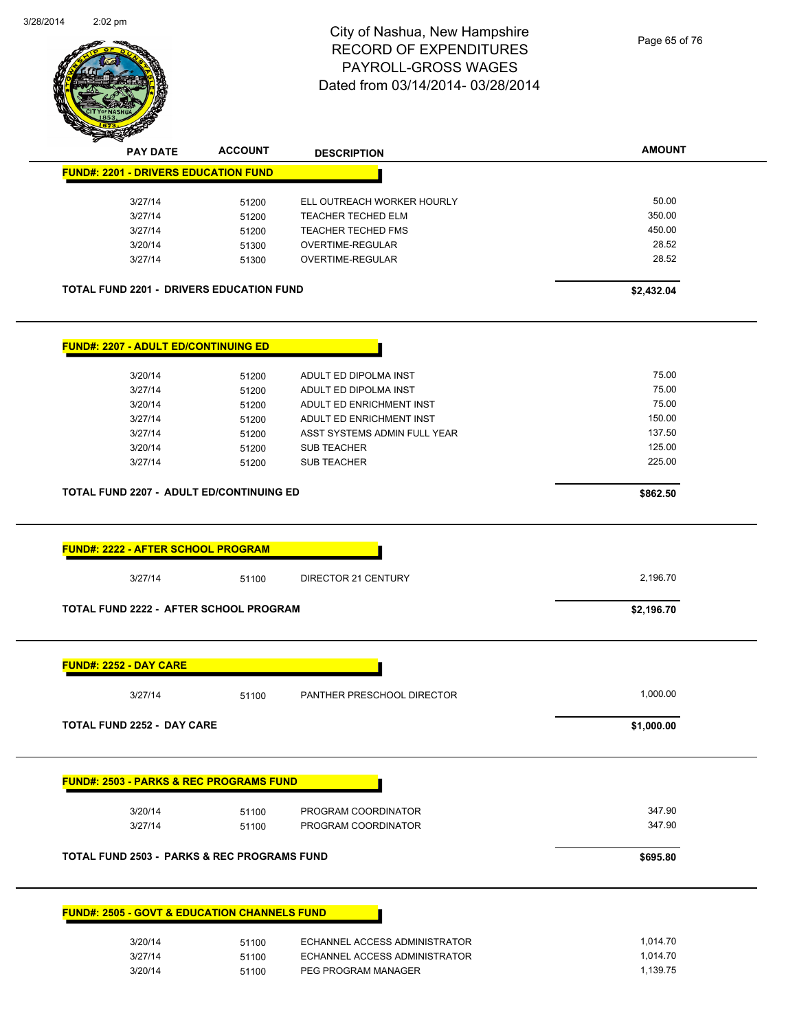City of Nashua, New Hampshire
RECORD OF EXPENDITURES
PAYROLL-GROSS WAGES
Dated from 03/14/2014- 03/28/2014

| PAY DATE | ACCOUNT | DESCRIPTION | AMOUNT |
|---|---|---|---|
| **FUND#: 2201 - DRIVERS EDUCATION FUND** | | | |
| 3/27/14 | 51200 | ELL OUTREACH WORKER HOURLY | 50.00 |
| 3/27/14 | 51200 | TEACHER TECHED ELM | 350.00 |
| 3/27/14 | 51200 | TEACHER TECHED FMS | 450.00 |
| 3/20/14 | 51300 | OVERTIME-REGULAR | 28.52 |
| 3/27/14 | 51300 | OVERTIME-REGULAR | 28.52 |
| **TOTAL FUND 2201 - DRIVERS EDUCATION FUND** | | | **$2,432.04** |
| **FUND#: 2207 - ADULT ED/CONTINUING ED** | | | |
| 3/20/14 | 51200 | ADULT ED DIPOLMA INST | 75.00 |
| 3/27/14 | 51200 | ADULT ED DIPOLMA INST | 75.00 |
| 3/20/14 | 51200 | ADULT ED ENRICHMENT INST | 75.00 |
| 3/27/14 | 51200 | ADULT ED ENRICHMENT INST | 150.00 |
| 3/27/14 | 51200 | ASST SYSTEMS ADMIN FULL YEAR | 137.50 |
| 3/20/14 | 51200 | SUB TEACHER | 125.00 |
| 3/27/14 | 51200 | SUB TEACHER | 225.00 |
| **TOTAL FUND 2207 - ADULT ED/CONTINUING ED** | | | **$862.50** |
| **FUND#: 2222 - AFTER SCHOOL PROGRAM** | | | |
| 3/27/14 | 51100 | DIRECTOR 21 CENTURY | 2,196.70 |
| **TOTAL FUND 2222 - AFTER SCHOOL PROGRAM** | | | **$2,196.70** |
| **FUND#: 2252 - DAY CARE** | | | |
| 3/27/14 | 51100 | PANTHER PRESCHOOL DIRECTOR | 1,000.00 |
| **TOTAL FUND 2252 - DAY CARE** | | | **$1,000.00** |
| **FUND#: 2503 - PARKS & REC PROGRAMS FUND** | | | |
| 3/20/14 | 51100 | PROGRAM COORDINATOR | 347.90 |
| 3/27/14 | 51100 | PROGRAM COORDINATOR | 347.90 |
| **TOTAL FUND 2503 - PARKS & REC PROGRAMS FUND** | | | **$695.80** |
| **FUND#: 2505 - GOVT & EDUCATION CHANNELS FUND** | | | |
| 3/20/14 | 51100 | ECHANNEL ACCESS ADMINISTRATOR | 1,014.70 |
| 3/27/14 | 51100 | ECHANNEL ACCESS ADMINISTRATOR | 1,014.70 |
| 3/20/14 | 51100 | PEG PROGRAM MANAGER | 1,139.75 |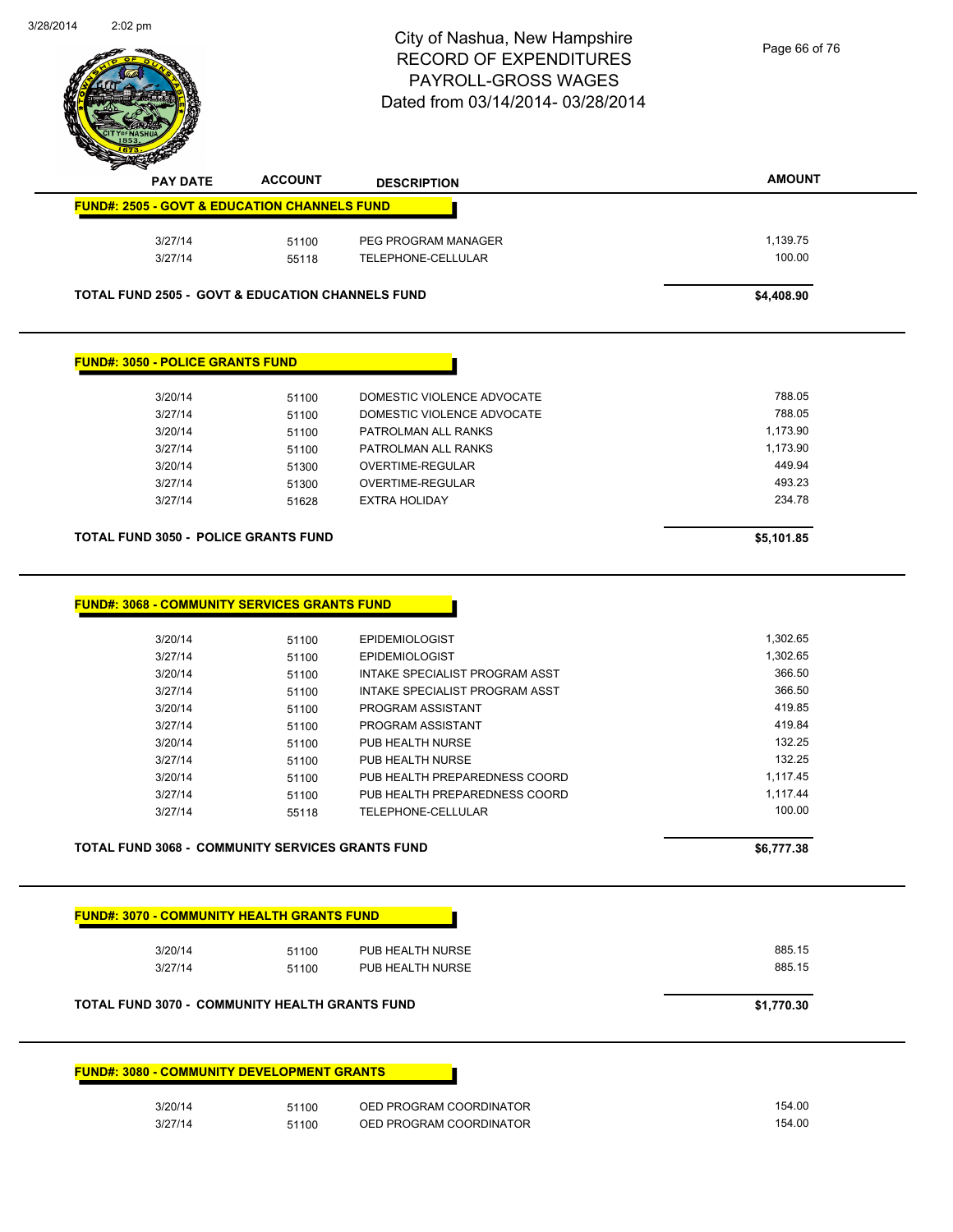# City of Nashua, New Hampshire
## RECORD OF EXPENDITURES
## PAYROLL-GROSS WAGES
## Dated from 03/14/2014- 03/28/2014

| PAY DATE | ACCOUNT | DESCRIPTION | AMOUNT |
|---|---|---|---|
| **FUND#: 2505 - GOVT & EDUCATION CHANNELS FUND** | | | |
| 3/27/14 | 51100 | PEG PROGRAM MANAGER | 1,139.75 |
| 3/27/14 | 55118 | TELEPHONE-CELLULAR | 100.00 |
| **TOTAL FUND 2505 - GOVT & EDUCATION CHANNELS FUND** | | | **$4,408.90** |

| PAY DATE | ACCOUNT | DESCRIPTION | AMOUNT |
|---|---|---|---|
| **FUND#: 3050 - POLICE GRANTS FUND** | | | |
| 3/20/14 | 51100 | DOMESTIC VIOLENCE ADVOCATE | 788.05 |
| 3/27/14 | 51100 | DOMESTIC VIOLENCE ADVOCATE | 788.05 |
| 3/20/14 | 51100 | PATROLMAN ALL RANKS | 1,173.90 |
| 3/27/14 | 51100 | PATROLMAN ALL RANKS | 1,173.90 |
| 3/20/14 | 51300 | OVERTIME-REGULAR | 449.94 |
| 3/27/14 | 51300 | OVERTIME-REGULAR | 493.23 |
| 3/27/14 | 51628 | EXTRA HOLIDAY | 234.78 |
| **TOTAL FUND 3050 - POLICE GRANTS FUND** | | | **$5,101.85** |

| PAY DATE | ACCOUNT | DESCRIPTION | AMOUNT |
|---|---|---|---|
| **FUND#: 3068 - COMMUNITY SERVICES GRANTS FUND** | | | |
| 3/20/14 | 51100 | EPIDEMIOLOGIST | 1,302.65 |
| 3/27/14 | 51100 | EPIDEMIOLOGIST | 1,302.65 |
| 3/20/14 | 51100 | INTAKE SPECIALIST PROGRAM ASST | 366.50 |
| 3/27/14 | 51100 | INTAKE SPECIALIST PROGRAM ASST | 366.50 |
| 3/20/14 | 51100 | PROGRAM ASSISTANT | 419.85 |
| 3/27/14 | 51100 | PROGRAM ASSISTANT | 419.84 |
| 3/20/14 | 51100 | PUB HEALTH NURSE | 132.25 |
| 3/27/14 | 51100 | PUB HEALTH NURSE | 132.25 |
| 3/20/14 | 51100 | PUB HEALTH PREPAREDNESS COORD | 1,117.45 |
| 3/27/14 | 51100 | PUB HEALTH PREPAREDNESS COORD | 1,117.44 |
| 3/27/14 | 55118 | TELEPHONE-CELLULAR | 100.00 |
| **TOTAL FUND 3068 - COMMUNITY SERVICES GRANTS FUND** | | | **$6,777.38** |

| PAY DATE | ACCOUNT | DESCRIPTION | AMOUNT |
|---|---|---|---|
| **FUND#: 3070 - COMMUNITY HEALTH GRANTS FUND** | | | |
| 3/20/14 | 51100 | PUB HEALTH NURSE | 885.15 |
| 3/27/14 | 51100 | PUB HEALTH NURSE | 885.15 |
| **TOTAL FUND 3070 - COMMUNITY HEALTH GRANTS FUND** | | | **$1,770.30** |

| PAY DATE | ACCOUNT | DESCRIPTION | AMOUNT |
|---|---|---|---|
| **FUND#: 3080 - COMMUNITY DEVELOPMENT GRANTS** | | | |
| 3/20/14 | 51100 | OED PROGRAM COORDINATOR | 154.00 |
| 3/27/14 | 51100 | OED PROGRAM COORDINATOR | 154.00 |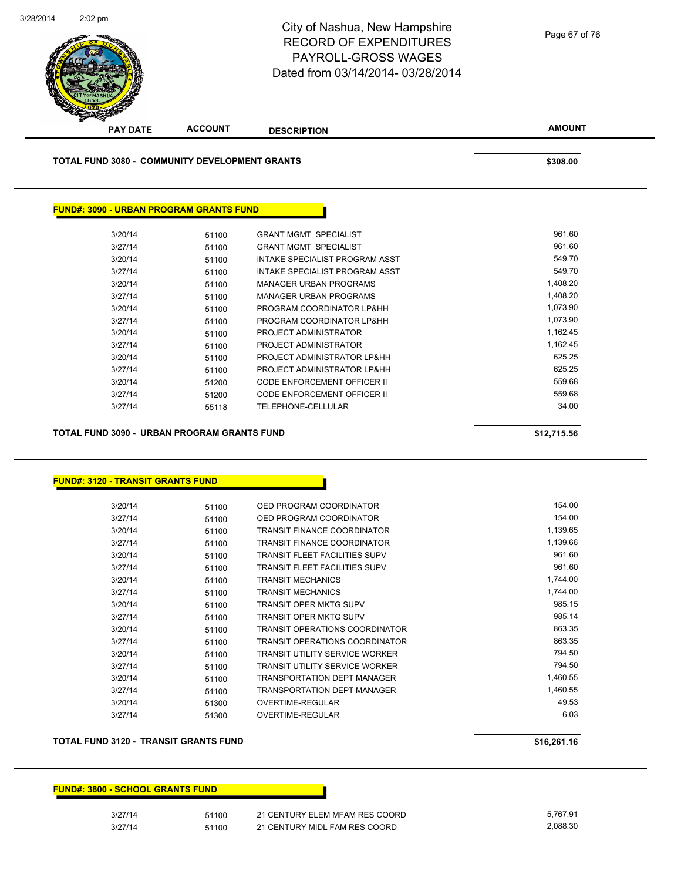| PAY DATE | ACCOUNT | DESCRIPTION | AMOUNT |
|---|---|---|---|
| **TOTAL FUND 3080 - COMMUNITY DEVELOPMENT GRANTS** | | | **$308.00** |

**FUND#: 3090 - URBAN PROGRAM GRANTS FUND**

| PAY DATE | ACCOUNT | DESCRIPTION | AMOUNT |
|---|---|---|---|
| 3/20/14 | 51100 | GRANT MGMT SPECIALIST | 961.60 |
| 3/27/14 | 51100 | GRANT MGMT SPECIALIST | 961.60 |
| 3/20/14 | 51100 | INTAKE SPECIALIST PROGRAM ASST | 549.70 |
| 3/27/14 | 51100 | INTAKE SPECIALIST PROGRAM ASST | 549.70 |
| 3/20/14 | 51100 | MANAGER URBAN PROGRAMS | 1,408.20 |
| 3/27/14 | 51100 | MANAGER URBAN PROGRAMS | 1,408.20 |
| 3/20/14 | 51100 | PROGRAM COORDINATOR LP&HH | 1,073.90 |
| 3/27/14 | 51100 | PROGRAM COORDINATOR LP&HH | 1,073.90 |
| 3/20/14 | 51100 | PROJECT ADMINISTRATOR | 1,162.45 |
| 3/27/14 | 51100 | PROJECT ADMINISTRATOR | 1,162.45 |
| 3/20/14 | 51100 | PROJECT ADMINISTRATOR LP&HH | 625.25 |
| 3/27/14 | 51100 | PROJECT ADMINISTRATOR LP&HH | 625.25 |
| 3/20/14 | 51200 | CODE ENFORCEMENT OFFICER II | 559.68 |
| 3/27/14 | 51200 | CODE ENFORCEMENT OFFICER II | 559.68 |
| 3/27/14 | 55118 | TELEPHONE-CELLULAR | 34.00 |
| **TOTAL FUND 3090 - URBAN PROGRAM GRANTS FUND** | | | **$12,715.56** |

**FUND#: 3120 - TRANSIT GRANTS FUND**

| PAY DATE | ACCOUNT | DESCRIPTION | AMOUNT |
|---|---|---|---|
| 3/20/14 | 51100 | OED PROGRAM COORDINATOR | 154.00 |
| 3/27/14 | 51100 | OED PROGRAM COORDINATOR | 154.00 |
| 3/20/14 | 51100 | TRANSIT FINANCE COORDINATOR | 1,139.65 |
| 3/27/14 | 51100 | TRANSIT FINANCE COORDINATOR | 1,139.66 |
| 3/20/14 | 51100 | TRANSIT FLEET FACILITIES SUPV | 961.60 |
| 3/27/14 | 51100 | TRANSIT FLEET FACILITIES SUPV | 961.60 |
| 3/20/14 | 51100 | TRANSIT MECHANICS | 1,744.00 |
| 3/27/14 | 51100 | TRANSIT MECHANICS | 1,744.00 |
| 3/20/14 | 51100 | TRANSIT OPER MKTG SUPV | 985.15 |
| 3/27/14 | 51100 | TRANSIT OPER MKTG SUPV | 985.14 |
| 3/20/14 | 51100 | TRANSIT OPERATIONS COORDINATOR | 863.35 |
| 3/27/14 | 51100 | TRANSIT OPERATIONS COORDINATOR | 863.35 |
| 3/20/14 | 51100 | TRANSIT UTILITY SERVICE WORKER | 794.50 |
| 3/27/14 | 51100 | TRANSIT UTILITY SERVICE WORKER | 794.50 |
| 3/20/14 | 51100 | TRANSPORTATION DEPT MANAGER | 1,460.55 |
| 3/27/14 | 51100 | TRANSPORTATION DEPT MANAGER | 1,460.55 |
| 3/20/14 | 51300 | OVERTIME-REGULAR | 49.53 |
| 3/27/14 | 51300 | OVERTIME-REGULAR | 6.03 |
| **TOTAL FUND 3120 - TRANSIT GRANTS FUND** | | | **$16,261.16** |

**FUND#: 3800 - SCHOOL GRANTS FUND**

| PAY DATE | ACCOUNT | DESCRIPTION | AMOUNT |
|---|---|---|---|
| 3/27/14 | 51100 | 21 CENTURY ELEM MFAM RES COORD | 5,767.91 |
| 3/27/14 | 51100 | 21 CENTURY MIDL FAM RES COORD | 2,088.30 |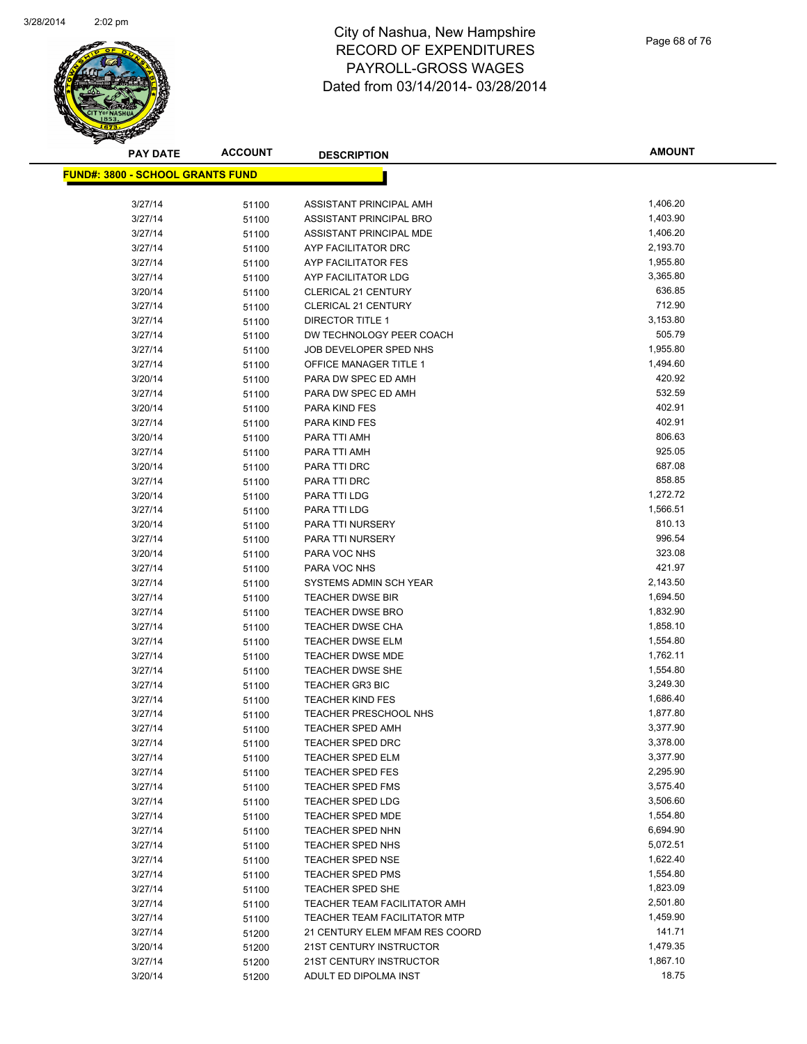# City of Nashua, New Hampshire
# RECORD OF EXPENDITURES
# PAYROLL-GROSS WAGES
# Dated from 03/14/2014- 03/28/2014

| PAY DATE | ACCOUNT | DESCRIPTION | AMOUNT |
|---|---|---|---|
| **FUND#: 3800 - SCHOOL GRANTS FUND** | | | |
| 3/27/14 | 51100 | ASSISTANT PRINCIPAL AMH | 1,406.20 |
| 3/27/14 | 51100 | ASSISTANT PRINCIPAL BRO | 1,403.90 |
| 3/27/14 | 51100 | ASSISTANT PRINCIPAL MDE | 1,406.20 |
| 3/27/14 | 51100 | AYP FACILITATOR DRC | 2,193.70 |
| 3/27/14 | 51100 | AYP FACILITATOR FES | 1,955.80 |
| 3/27/14 | 51100 | AYP FACILITATOR LDG | 3,365.80 |
| 3/20/14 | 51100 | CLERICAL 21 CENTURY | 636.85 |
| 3/27/14 | 51100 | CLERICAL 21 CENTURY | 712.90 |
| 3/27/14 | 51100 | DIRECTOR TITLE 1 | 3,153.80 |
| 3/27/14 | 51100 | DW TECHNOLOGY PEER COACH | 505.79 |
| 3/27/14 | 51100 | JOB DEVELOPER SPED NHS | 1,955.80 |
| 3/27/14 | 51100 | OFFICE MANAGER TITLE 1 | 1,494.60 |
| 3/20/14 | 51100 | PARA DW SPEC ED AMH | 420.92 |
| 3/27/14 | 51100 | PARA DW SPEC ED AMH | 532.59 |
| 3/20/14 | 51100 | PARA KIND FES | 402.91 |
| 3/27/14 | 51100 | PARA KIND FES | 402.91 |
| 3/20/14 | 51100 | PARA TTI AMH | 806.63 |
| 3/27/14 | 51100 | PARA TTI AMH | 925.05 |
| 3/20/14 | 51100 | PARA TTI DRC | 687.08 |
| 3/27/14 | 51100 | PARA TTI DRC | 858.85 |
| 3/20/14 | 51100 | PARA TTI LDG | 1,272.72 |
| 3/27/14 | 51100 | PARA TTI LDG | 1,566.51 |
| 3/20/14 | 51100 | PARA TTI NURSERY | 810.13 |
| 3/27/14 | 51100 | PARA TTI NURSERY | 996.54 |
| 3/20/14 | 51100 | PARA VOC NHS | 323.08 |
| 3/27/14 | 51100 | PARA VOC NHS | 421.97 |
| 3/27/14 | 51100 | SYSTEMS ADMIN SCH YEAR | 2,143.50 |
| 3/27/14 | 51100 | TEACHER DWSE BIR | 1,694.50 |
| 3/27/14 | 51100 | TEACHER DWSE BRO | 1,832.90 |
| 3/27/14 | 51100 | TEACHER DWSE CHA | 1,858.10 |
| 3/27/14 | 51100 | TEACHER DWSE ELM | 1,554.80 |
| 3/27/14 | 51100 | TEACHER DWSE MDE | 1,762.11 |
| 3/27/14 | 51100 | TEACHER DWSE SHE | 1,554.80 |
| 3/27/14 | 51100 | TEACHER GR3 BIC | 3,249.30 |
| 3/27/14 | 51100 | TEACHER KIND FES | 1,686.40 |
| 3/27/14 | 51100 | TEACHER PRESCHOOL NHS | 1,877.80 |
| 3/27/14 | 51100 | TEACHER SPED AMH | 3,377.90 |
| 3/27/14 | 51100 | TEACHER SPED DRC | 3,378.00 |
| 3/27/14 | 51100 | TEACHER SPED ELM | 3,377.90 |
| 3/27/14 | 51100 | TEACHER SPED FES | 2,295.90 |
| 3/27/14 | 51100 | TEACHER SPED FMS | 3,575.40 |
| 3/27/14 | 51100 | TEACHER SPED LDG | 3,506.60 |
| 3/27/14 | 51100 | TEACHER SPED MDE | 1,554.80 |
| 3/27/14 | 51100 | TEACHER SPED NHN | 6,694.90 |
| 3/27/14 | 51100 | TEACHER SPED NHS | 5,072.51 |
| 3/27/14 | 51100 | TEACHER SPED NSE | 1,622.40 |
| 3/27/14 | 51100 | TEACHER SPED PMS | 1,554.80 |
| 3/27/14 | 51100 | TEACHER SPED SHE | 1,823.09 |
| 3/27/14 | 51100 | TEACHER TEAM FACILITATOR AMH | 2,501.80 |
| 3/27/14 | 51100 | TEACHER TEAM FACILITATOR MTP | 1,459.90 |
| 3/27/14 | 51200 | 21 CENTURY ELEM MFAM RES COORD | 141.71 |
| 3/20/14 | 51200 | 21ST CENTURY INSTRUCTOR | 1,479.35 |
| 3/27/14 | 51200 | 21ST CENTURY INSTRUCTOR | 1,867.10 |
| 3/20/14 | 51200 | ADULT ED DIPOLMA INST | 18.75 |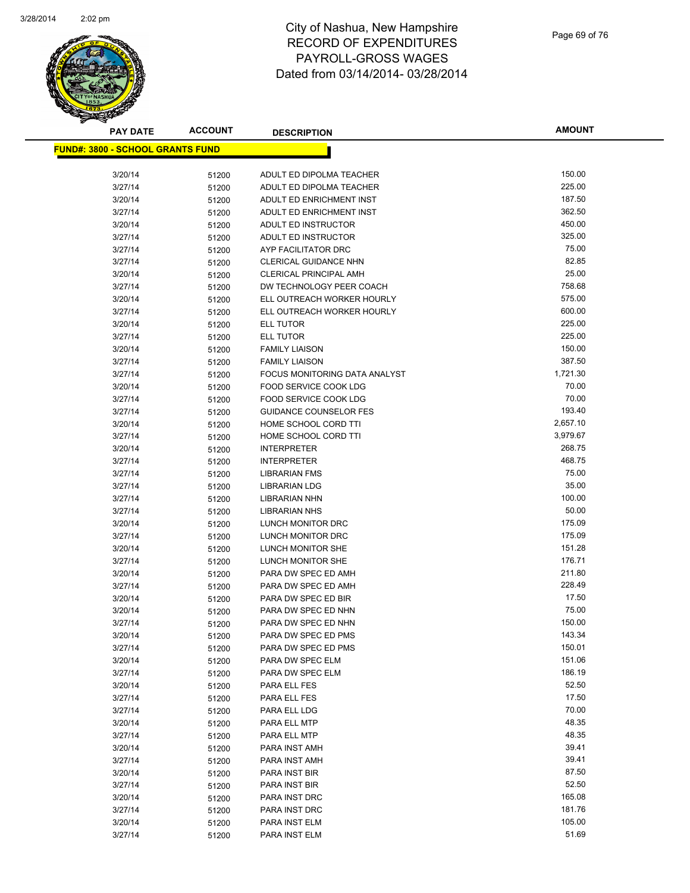# City of Nashua, New Hampshire
# RECORD OF EXPENDITURES
# PAYROLL-GROSS WAGES
# Dated from 03/14/2014- 03/28/2014

**FUND#: 3800 - SCHOOL GRANTS FUND**

| PAY DATE | ACCOUNT | DESCRIPTION | AMOUNT |
|---|---|---|---|
| 3/20/14 | 51200 | ADULT ED DIPOLMA TEACHER | 150.00 |
| 3/27/14 | 51200 | ADULT ED DIPOLMA TEACHER | 225.00 |
| 3/20/14 | 51200 | ADULT ED ENRICHMENT INST | 187.50 |
| 3/27/14 | 51200 | ADULT ED ENRICHMENT INST | 362.50 |
| 3/20/14 | 51200 | ADULT ED INSTRUCTOR | 450.00 |
| 3/27/14 | 51200 | ADULT ED INSTRUCTOR | 325.00 |
| 3/27/14 | 51200 | AYP FACILITATOR DRC | 75.00 |
| 3/27/14 | 51200 | CLERICAL GUIDANCE NHN | 82.85 |
| 3/20/14 | 51200 | CLERICAL PRINCIPAL AMH | 25.00 |
| 3/27/14 | 51200 | DW TECHNOLOGY PEER COACH | 758.68 |
| 3/20/14 | 51200 | ELL OUTREACH WORKER HOURLY | 575.00 |
| 3/27/14 | 51200 | ELL OUTREACH WORKER HOURLY | 600.00 |
| 3/20/14 | 51200 | ELL TUTOR | 225.00 |
| 3/27/14 | 51200 | ELL TUTOR | 225.00 |
| 3/20/14 | 51200 | FAMILY LIAISON | 150.00 |
| 3/27/14 | 51200 | FAMILY LIAISON | 387.50 |
| 3/27/14 | 51200 | FOCUS MONITORING DATA ANALYST | 1,721.30 |
| 3/20/14 | 51200 | FOOD SERVICE COOK LDG | 70.00 |
| 3/27/14 | 51200 | FOOD SERVICE COOK LDG | 70.00 |
| 3/27/14 | 51200 | GUIDANCE COUNSELOR FES | 193.40 |
| 3/20/14 | 51200 | HOME SCHOOL CORD TTI | 2,657.10 |
| 3/27/14 | 51200 | HOME SCHOOL CORD TTI | 3,979.67 |
| 3/20/14 | 51200 | INTERPRETER | 268.75 |
| 3/27/14 | 51200 | INTERPRETER | 468.75 |
| 3/27/14 | 51200 | LIBRARIAN FMS | 75.00 |
| 3/27/14 | 51200 | LIBRARIAN LDG | 35.00 |
| 3/27/14 | 51200 | LIBRARIAN NHN | 100.00 |
| 3/27/14 | 51200 | LIBRARIAN NHS | 50.00 |
| 3/20/14 | 51200 | LUNCH MONITOR DRC | 175.09 |
| 3/27/14 | 51200 | LUNCH MONITOR DRC | 175.09 |
| 3/20/14 | 51200 | LUNCH MONITOR SHE | 151.28 |
| 3/27/14 | 51200 | LUNCH MONITOR SHE | 176.71 |
| 3/20/14 | 51200 | PARA DW SPEC ED AMH | 211.80 |
| 3/27/14 | 51200 | PARA DW SPEC ED AMH | 228.49 |
| 3/20/14 | 51200 | PARA DW SPEC ED BIR | 17.50 |
| 3/20/14 | 51200 | PARA DW SPEC ED NHN | 75.00 |
| 3/27/14 | 51200 | PARA DW SPEC ED NHN | 150.00 |
| 3/20/14 | 51200 | PARA DW SPEC ED PMS | 143.34 |
| 3/27/14 | 51200 | PARA DW SPEC ED PMS | 150.01 |
| 3/20/14 | 51200 | PARA DW SPEC ELM | 151.06 |
| 3/27/14 | 51200 | PARA DW SPEC ELM | 186.19 |
| 3/20/14 | 51200 | PARA ELL FES | 52.50 |
| 3/27/14 | 51200 | PARA ELL FES | 17.50 |
| 3/27/14 | 51200 | PARA ELL LDG | 70.00 |
| 3/20/14 | 51200 | PARA ELL MTP | 48.35 |
| 3/27/14 | 51200 | PARA ELL MTP | 48.35 |
| 3/20/14 | 51200 | PARA INST AMH | 39.41 |
| 3/27/14 | 51200 | PARA INST AMH | 39.41 |
| 3/20/14 | 51200 | PARA INST BIR | 87.50 |
| 3/27/14 | 51200 | PARA INST BIR | 52.50 |
| 3/20/14 | 51200 | PARA INST DRC | 165.08 |
| 3/27/14 | 51200 | PARA INST DRC | 181.76 |
| 3/20/14 | 51200 | PARA INST ELM | 105.00 |
| 3/27/14 | 51200 | PARA INST ELM | 51.69 |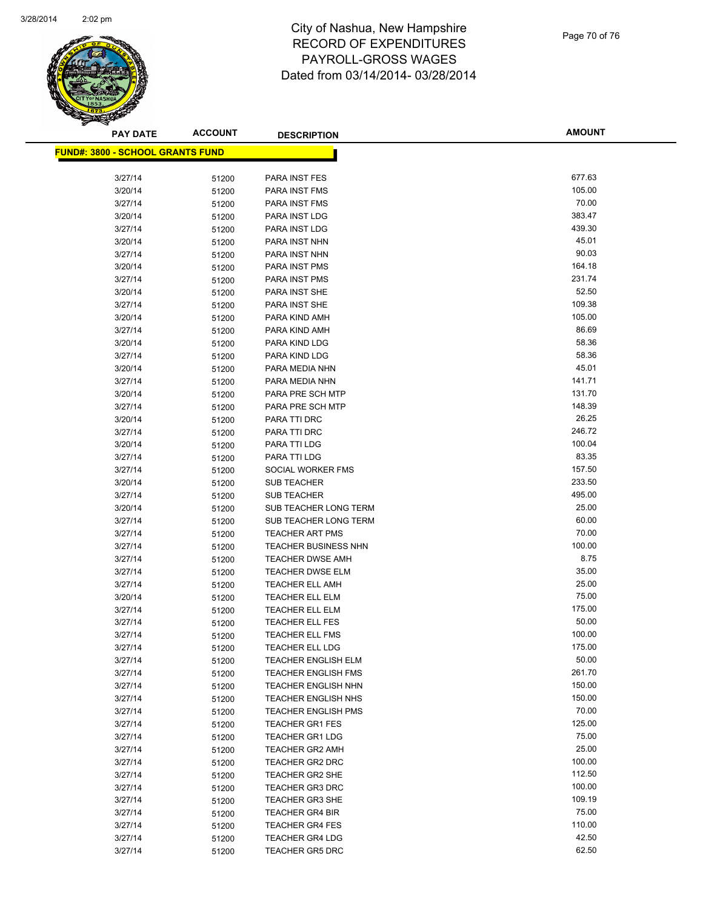# City of Nashua, New Hampshire
# RECORD OF EXPENDITURES
# PAYROLL-GROSS WAGES
# Dated from 03/14/2014- 03/28/2014

| PAY DATE | ACCOUNT | DESCRIPTION | AMOUNT |
|---|---|---|---|
| **FUND#: 3800 - SCHOOL GRANTS FUND** | | | |
| 3/27/14 | 51200 | PARA INST FES | 677.63 |
| 3/20/14 | 51200 | PARA INST FMS | 105.00 |
| 3/27/14 | 51200 | PARA INST FMS | 70.00 |
| 3/20/14 | 51200 | PARA INST LDG | 383.47 |
| 3/27/14 | 51200 | PARA INST LDG | 439.30 |
| 3/20/14 | 51200 | PARA INST NHN | 45.01 |
| 3/27/14 | 51200 | PARA INST NHN | 90.03 |
| 3/20/14 | 51200 | PARA INST PMS | 164.18 |
| 3/27/14 | 51200 | PARA INST PMS | 231.74 |
| 3/20/14 | 51200 | PARA INST SHE | 52.50 |
| 3/27/14 | 51200 | PARA INST SHE | 109.38 |
| 3/20/14 | 51200 | PARA KIND AMH | 105.00 |
| 3/27/14 | 51200 | PARA KIND AMH | 86.69 |
| 3/20/14 | 51200 | PARA KIND LDG | 58.36 |
| 3/27/14 | 51200 | PARA KIND LDG | 58.36 |
| 3/20/14 | 51200 | PARA MEDIA NHN | 45.01 |
| 3/27/14 | 51200 | PARA MEDIA NHN | 141.71 |
| 3/20/14 | 51200 | PARA PRE SCH MTP | 131.70 |
| 3/27/14 | 51200 | PARA PRE SCH MTP | 148.39 |
| 3/20/14 | 51200 | PARA TTI DRC | 26.25 |
| 3/27/14 | 51200 | PARA TTI DRC | 246.72 |
| 3/20/14 | 51200 | PARA TTI LDG | 100.04 |
| 3/27/14 | 51200 | PARA TTI LDG | 83.35 |
| 3/27/14 | 51200 | SOCIAL WORKER FMS | 157.50 |
| 3/20/14 | 51200 | SUB TEACHER | 233.50 |
| 3/27/14 | 51200 | SUB TEACHER | 495.00 |
| 3/20/14 | 51200 | SUB TEACHER LONG TERM | 25.00 |
| 3/27/14 | 51200 | SUB TEACHER LONG TERM | 60.00 |
| 3/27/14 | 51200 | TEACHER ART PMS | 70.00 |
| 3/27/14 | 51200 | TEACHER BUSINESS NHN | 100.00 |
| 3/27/14 | 51200 | TEACHER DWSE AMH | 8.75 |
| 3/27/14 | 51200 | TEACHER DWSE ELM | 35.00 |
| 3/27/14 | 51200 | TEACHER ELL AMH | 25.00 |
| 3/20/14 | 51200 | TEACHER ELL ELM | 75.00 |
| 3/27/14 | 51200 | TEACHER ELL ELM | 175.00 |
| 3/27/14 | 51200 | TEACHER ELL FES | 50.00 |
| 3/27/14 | 51200 | TEACHER ELL FMS | 100.00 |
| 3/27/14 | 51200 | TEACHER ELL LDG | 175.00 |
| 3/27/14 | 51200 | TEACHER ENGLISH ELM | 50.00 |
| 3/27/14 | 51200 | TEACHER ENGLISH FMS | 261.70 |
| 3/27/14 | 51200 | TEACHER ENGLISH NHN | 150.00 |
| 3/27/14 | 51200 | TEACHER ENGLISH NHS | 150.00 |
| 3/27/14 | 51200 | TEACHER ENGLISH PMS | 70.00 |
| 3/27/14 | 51200 | TEACHER GR1 FES | 125.00 |
| 3/27/14 | 51200 | TEACHER GR1 LDG | 75.00 |
| 3/27/14 | 51200 | TEACHER GR2 AMH | 25.00 |
| 3/27/14 | 51200 | TEACHER GR2 DRC | 100.00 |
| 3/27/14 | 51200 | TEACHER GR2 SHE | 112.50 |
| 3/27/14 | 51200 | TEACHER GR3 DRC | 100.00 |
| 3/27/14 | 51200 | TEACHER GR3 SHE | 109.19 |
| 3/27/14 | 51200 | TEACHER GR4 BIR | 75.00 |
| 3/27/14 | 51200 | TEACHER GR4 FES | 110.00 |
| 3/27/14 | 51200 | TEACHER GR4 LDG | 42.50 |
| 3/27/14 | 51200 | TEACHER GR5 DRC | 62.50 |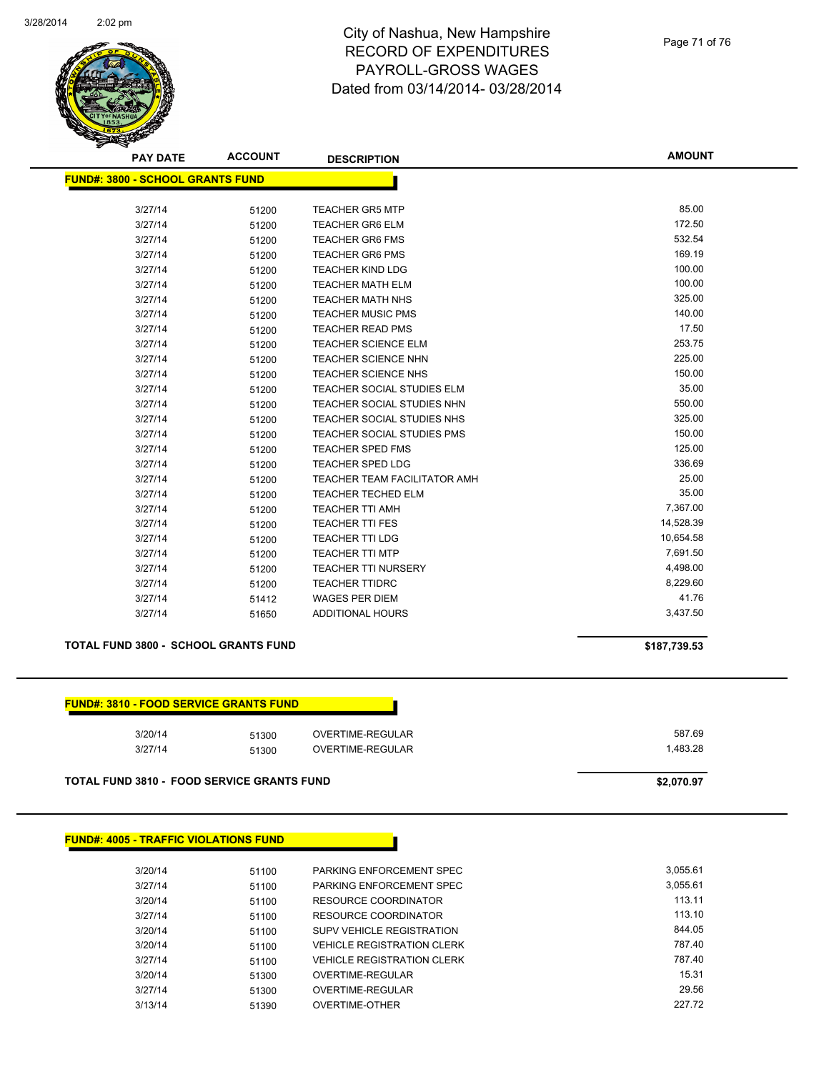# City of Nashua, New Hampshire
## RECORD OF EXPENDITURES
## PAYROLL-GROSS WAGES
## Dated from 03/14/2014- 03/28/2014

| PAY DATE | ACCOUNT | DESCRIPTION | AMOUNT |
|---|---|---|---|
| **FUND#: 3800 - SCHOOL GRANTS FUND** | | | |
| 3/27/14 | 51200 | TEACHER GR5 MTP | 85.00 |
| 3/27/14 | 51200 | TEACHER GR6 ELM | 172.50 |
| 3/27/14 | 51200 | TEACHER GR6 FMS | 532.54 |
| 3/27/14 | 51200 | TEACHER GR6 PMS | 169.19 |
| 3/27/14 | 51200 | TEACHER KIND LDG | 100.00 |
| 3/27/14 | 51200 | TEACHER MATH ELM | 100.00 |
| 3/27/14 | 51200 | TEACHER MATH NHS | 325.00 |
| 3/27/14 | 51200 | TEACHER MUSIC PMS | 140.00 |
| 3/27/14 | 51200 | TEACHER READ PMS | 17.50 |
| 3/27/14 | 51200 | TEACHER SCIENCE ELM | 253.75 |
| 3/27/14 | 51200 | TEACHER SCIENCE NHN | 225.00 |
| 3/27/14 | 51200 | TEACHER SCIENCE NHS | 150.00 |
| 3/27/14 | 51200 | TEACHER SOCIAL STUDIES ELM | 35.00 |
| 3/27/14 | 51200 | TEACHER SOCIAL STUDIES NHN | 550.00 |
| 3/27/14 | 51200 | TEACHER SOCIAL STUDIES NHS | 325.00 |
| 3/27/14 | 51200 | TEACHER SOCIAL STUDIES PMS | 150.00 |
| 3/27/14 | 51200 | TEACHER SPED FMS | 125.00 |
| 3/27/14 | 51200 | TEACHER SPED LDG | 336.69 |
| 3/27/14 | 51200 | TEACHER TEAM FACILITATOR AMH | 25.00 |
| 3/27/14 | 51200 | TEACHER TECHED ELM | 35.00 |
| 3/27/14 | 51200 | TEACHER TTI AMH | 7,367.00 |
| 3/27/14 | 51200 | TEACHER TTI FES | 14,528.39 |
| 3/27/14 | 51200 | TEACHER TTI LDG | 10,654.58 |
| 3/27/14 | 51200 | TEACHER TTI MTP | 7,691.50 |
| 3/27/14 | 51200 | TEACHER TTI NURSERY | 4,498.00 |
| 3/27/14 | 51200 | TEACHER TTIDRC | 8,229.60 |
| 3/27/14 | 51412 | WAGES PER DIEM | 41.76 |
| 3/27/14 | 51650 | ADDITIONAL HOURS | 3,437.50 |
| **TOTAL FUND 3800 - SCHOOL GRANTS FUND** | | | **$187,739.53** |
| **FUND#: 3810 - FOOD SERVICE GRANTS FUND** | | | |
| 3/20/14 | 51300 | OVERTIME-REGULAR | 587.69 |
| 3/27/14 | 51300 | OVERTIME-REGULAR | 1,483.28 |
| **TOTAL FUND 3810 - FOOD SERVICE GRANTS FUND** | | | **$2,070.97** |
| **FUND#: 4005 - TRAFFIC VIOLATIONS FUND** | | | |
| 3/20/14 | 51100 | PARKING ENFORCEMENT SPEC | 3,055.61 |
| 3/27/14 | 51100 | PARKING ENFORCEMENT SPEC | 3,055.61 |
| 3/20/14 | 51100 | RESOURCE COORDINATOR | 113.11 |
| 3/27/14 | 51100 | RESOURCE COORDINATOR | 113.10 |
| 3/20/14 | 51100 | SUPV VEHICLE REGISTRATION | 844.05 |
| 3/20/14 | 51100 | VEHICLE REGISTRATION CLERK | 787.40 |
| 3/27/14 | 51100 | VEHICLE REGISTRATION CLERK | 787.40 |
| 3/20/14 | 51300 | OVERTIME-REGULAR | 15.31 |
| 3/27/14 | 51300 | OVERTIME-REGULAR | 29.56 |
| 3/13/14 | 51390 | OVERTIME-OTHER | 227.72 |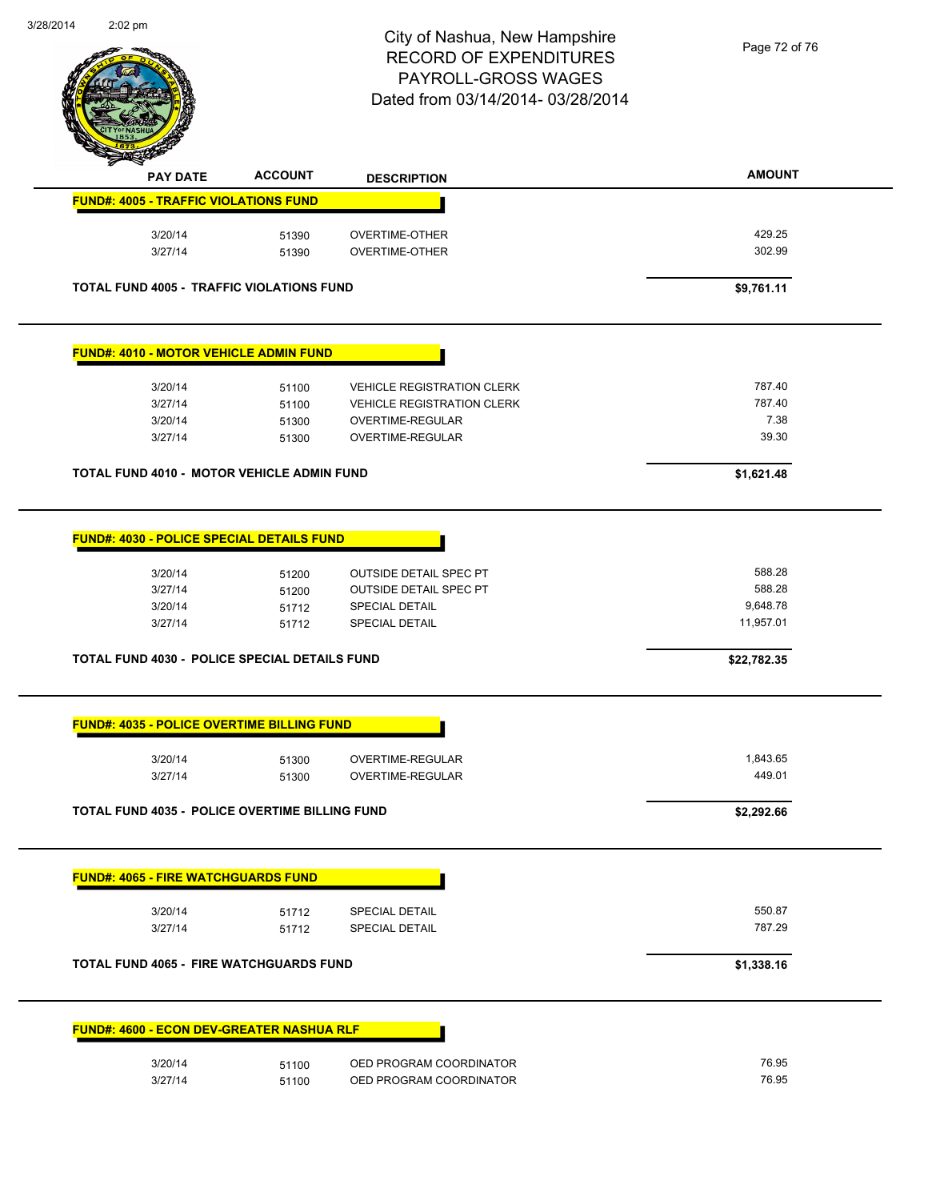| PAY DATE | ACCOUNT | DESCRIPTION | AMOUNT |
|---|---|---|---|
| **FUND#: 4005 - TRAFFIC VIOLATIONS FUND** | | | |
| 3/20/14 | 51390 | OVERTIME-OTHER | 429.25 |
| 3/27/14 | 51390 | OVERTIME-OTHER | 302.99 |
| **TOTAL FUND 4005 - TRAFFIC VIOLATIONS FUND** | | | **$9,761.11** |
| **FUND#: 4010 - MOTOR VEHICLE ADMIN FUND** | | | |
| 3/20/14 | 51100 | VEHICLE REGISTRATION CLERK | 787.40 |
| 3/27/14 | 51100 | VEHICLE REGISTRATION CLERK | 787.40 |
| 3/20/14 | 51300 | OVERTIME-REGULAR | 7.38 |
| 3/27/14 | 51300 | OVERTIME-REGULAR | 39.30 |
| **TOTAL FUND 4010 - MOTOR VEHICLE ADMIN FUND** | | | **$1,621.48** |
| **FUND#: 4030 - POLICE SPECIAL DETAILS FUND** | | | |
| 3/20/14 | 51200 | OUTSIDE DETAIL SPEC PT | 588.28 |
| 3/27/14 | 51200 | OUTSIDE DETAIL SPEC PT | 588.28 |
| 3/20/14 | 51712 | SPECIAL DETAIL | 9,648.78 |
| 3/27/14 | 51712 | SPECIAL DETAIL | 11,957.01 |
| **TOTAL FUND 4030 - POLICE SPECIAL DETAILS FUND** | | | **$22,782.35** |
| **FUND#: 4035 - POLICE OVERTIME BILLING FUND** | | | |
| 3/20/14 | 51300 | OVERTIME-REGULAR | 1,843.65 |
| 3/27/14 | 51300 | OVERTIME-REGULAR | 449.01 |
| **TOTAL FUND 4035 - POLICE OVERTIME BILLING FUND** | | | **$2,292.66** |
| **FUND#: 4065 - FIRE WATCHGUARDS FUND** | | | |
| 3/20/14 | 51712 | SPECIAL DETAIL | 550.87 |
| 3/27/14 | 51712 | SPECIAL DETAIL | 787.29 |
| **TOTAL FUND 4065 - FIRE WATCHGUARDS FUND** | | | **$1,338.16** |
| **FUND#: 4600 - ECON DEV-GREATER NASHUA RLF** | | | |
| 3/20/14 | 51100 | OED PROGRAM COORDINATOR | 76.95 |
| 3/27/14 | 51100 | OED PROGRAM COORDINATOR | 76.95 |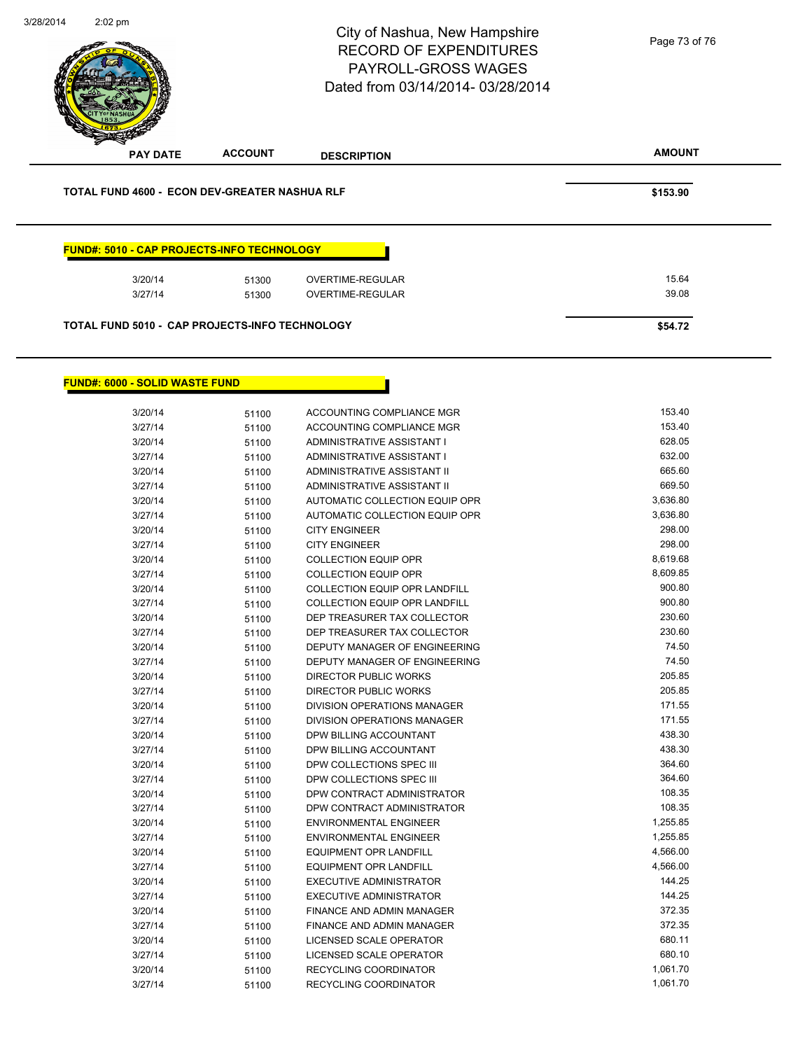# City of Nashua, New Hampshire
# RECORD OF EXPENDITURES
# PAYROLL-GROSS WAGES
# Dated from 03/14/2014- 03/28/2014

| PAY DATE | ACCOUNT | DESCRIPTION | AMOUNT |
|---|---|---|---|
| **TOTAL FUND 4600 - ECON DEV-GREATER NASHUA RLF** | | | **$153.90** |

**FUND#: 5010 - CAP PROJECTS-INFO TECHNOLOGY**

| PAY DATE | ACCOUNT | DESCRIPTION | AMOUNT |
|---|---|---|---|
| 3/20/14 | 51300 | OVERTIME-REGULAR | 15.64 |
| 3/27/14 | 51300 | OVERTIME-REGULAR | 39.08 |
| **TOTAL FUND 5010 - CAP PROJECTS-INFO TECHNOLOGY** | | | **$54.72** |

**FUND#: 6000 - SOLID WASTE FUND**

| PAY DATE | ACCOUNT | DESCRIPTION | AMOUNT |
|---|---|---|---|
| 3/20/14 | 51100 | ACCOUNTING COMPLIANCE MGR | 153.40 |
| 3/27/14 | 51100 | ACCOUNTING COMPLIANCE MGR | 153.40 |
| 3/20/14 | 51100 | ADMINISTRATIVE ASSISTANT I | 628.05 |
| 3/27/14 | 51100 | ADMINISTRATIVE ASSISTANT I | 632.00 |
| 3/20/14 | 51100 | ADMINISTRATIVE ASSISTANT II | 665.60 |
| 3/27/14 | 51100 | ADMINISTRATIVE ASSISTANT II | 669.50 |
| 3/20/14 | 51100 | AUTOMATIC COLLECTION EQUIP OPR | 3,636.80 |
| 3/27/14 | 51100 | AUTOMATIC COLLECTION EQUIP OPR | 3,636.80 |
| 3/20/14 | 51100 | CITY ENGINEER | 298.00 |
| 3/27/14 | 51100 | CITY ENGINEER | 298.00 |
| 3/20/14 | 51100 | COLLECTION EQUIP OPR | 8,619.68 |
| 3/27/14 | 51100 | COLLECTION EQUIP OPR | 8,609.85 |
| 3/20/14 | 51100 | COLLECTION EQUIP OPR LANDFILL | 900.80 |
| 3/27/14 | 51100 | COLLECTION EQUIP OPR LANDFILL | 900.80 |
| 3/20/14 | 51100 | DEP TREASURER TAX COLLECTOR | 230.60 |
| 3/27/14 | 51100 | DEP TREASURER TAX COLLECTOR | 230.60 |
| 3/20/14 | 51100 | DEPUTY MANAGER OF ENGINEERING | 74.50 |
| 3/27/14 | 51100 | DEPUTY MANAGER OF ENGINEERING | 74.50 |
| 3/20/14 | 51100 | DIRECTOR PUBLIC WORKS | 205.85 |
| 3/27/14 | 51100 | DIRECTOR PUBLIC WORKS | 205.85 |
| 3/20/14 | 51100 | DIVISION OPERATIONS MANAGER | 171.55 |
| 3/27/14 | 51100 | DIVISION OPERATIONS MANAGER | 171.55 |
| 3/20/14 | 51100 | DPW BILLING ACCOUNTANT | 438.30 |
| 3/27/14 | 51100 | DPW BILLING ACCOUNTANT | 438.30 |
| 3/20/14 | 51100 | DPW COLLECTIONS SPEC III | 364.60 |
| 3/27/14 | 51100 | DPW COLLECTIONS SPEC III | 364.60 |
| 3/20/14 | 51100 | DPW CONTRACT ADMINISTRATOR | 108.35 |
| 3/27/14 | 51100 | DPW CONTRACT ADMINISTRATOR | 108.35 |
| 3/20/14 | 51100 | ENVIRONMENTAL ENGINEER | 1,255.85 |
| 3/27/14 | 51100 | ENVIRONMENTAL ENGINEER | 1,255.85 |
| 3/20/14 | 51100 | EQUIPMENT OPR LANDFILL | 4,566.00 |
| 3/27/14 | 51100 | EQUIPMENT OPR LANDFILL | 4,566.00 |
| 3/20/14 | 51100 | EXECUTIVE ADMINISTRATOR | 144.25 |
| 3/27/14 | 51100 | EXECUTIVE ADMINISTRATOR | 144.25 |
| 3/20/14 | 51100 | FINANCE AND ADMIN MANAGER | 372.35 |
| 3/27/14 | 51100 | FINANCE AND ADMIN MANAGER | 372.35 |
| 3/20/14 | 51100 | LICENSED SCALE OPERATOR | 680.11 |
| 3/27/14 | 51100 | LICENSED SCALE OPERATOR | 680.10 |
| 3/20/14 | 51100 | RECYCLING COORDINATOR | 1,061.70 |
| 3/27/14 | 51100 | RECYCLING COORDINATOR | 1,061.70 |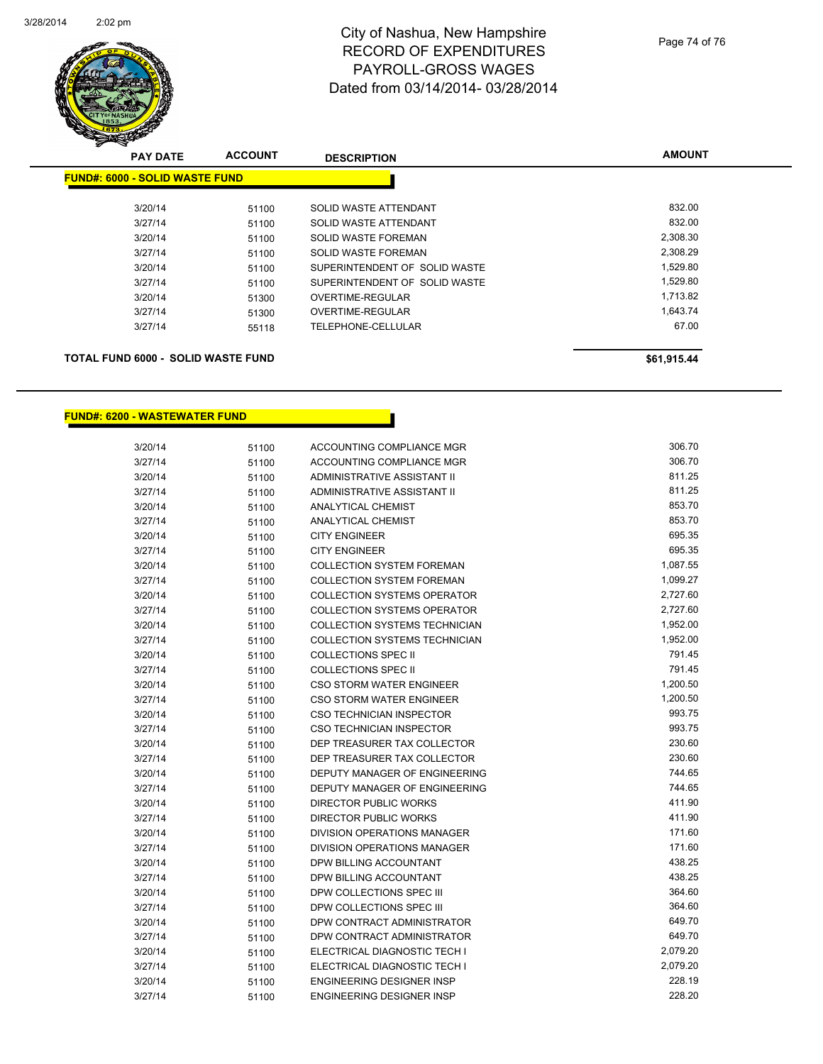# City of Nashua, New Hampshire
# RECORD OF EXPENDITURES
# PAYROLL-GROSS WAGES
# Dated from 03/14/2014- 03/28/2014

| PAY DATE | ACCOUNT | DESCRIPTION | AMOUNT |
|---|---|---|---|
| **FUND#: 6000 - SOLID WASTE FUND** | | | |
| 3/20/14 | 51100 | SOLID WASTE ATTENDANT | 832.00 |
| 3/27/14 | 51100 | SOLID WASTE ATTENDANT | 832.00 |
| 3/20/14 | 51100 | SOLID WASTE FOREMAN | 2,308.30 |
| 3/27/14 | 51100 | SOLID WASTE FOREMAN | 2,308.29 |
| 3/20/14 | 51100 | SUPERINTENDENT OF SOLID WASTE | 1,529.80 |
| 3/27/14 | 51100 | SUPERINTENDENT OF SOLID WASTE | 1,529.80 |
| 3/20/14 | 51300 | OVERTIME-REGULAR | 1,713.82 |
| 3/27/14 | 51300 | OVERTIME-REGULAR | 1,643.74 |
| 3/27/14 | 55118 | TELEPHONE-CELLULAR | 67.00 |
| **TOTAL FUND 6000 - SOLID WASTE FUND** | | | **$61,915.44** |

| PAY DATE | ACCOUNT | DESCRIPTION | AMOUNT |
|---|---|---|---|
| **FUND#: 6200 - WASTEWATER FUND** | | | |
| 3/20/14 | 51100 | ACCOUNTING COMPLIANCE MGR | 306.70 |
| 3/27/14 | 51100 | ACCOUNTING COMPLIANCE MGR | 306.70 |
| 3/20/14 | 51100 | ADMINISTRATIVE ASSISTANT II | 811.25 |
| 3/27/14 | 51100 | ADMINISTRATIVE ASSISTANT II | 811.25 |
| 3/20/14 | 51100 | ANALYTICAL CHEMIST | 853.70 |
| 3/27/14 | 51100 | ANALYTICAL CHEMIST | 853.70 |
| 3/20/14 | 51100 | CITY ENGINEER | 695.35 |
| 3/27/14 | 51100 | CITY ENGINEER | 695.35 |
| 3/20/14 | 51100 | COLLECTION SYSTEM FOREMAN | 1,087.55 |
| 3/27/14 | 51100 | COLLECTION SYSTEM FOREMAN | 1,099.27 |
| 3/20/14 | 51100 | COLLECTION SYSTEMS OPERATOR | 2,727.60 |
| 3/27/14 | 51100 | COLLECTION SYSTEMS OPERATOR | 2,727.60 |
| 3/20/14 | 51100 | COLLECTION SYSTEMS TECHNICIAN | 1,952.00 |
| 3/27/14 | 51100 | COLLECTION SYSTEMS TECHNICIAN | 1,952.00 |
| 3/20/14 | 51100 | COLLECTIONS SPEC II | 791.45 |
| 3/27/14 | 51100 | COLLECTIONS SPEC II | 791.45 |
| 3/20/14 | 51100 | CSO STORM WATER ENGINEER | 1,200.50 |
| 3/27/14 | 51100 | CSO STORM WATER ENGINEER | 1,200.50 |
| 3/20/14 | 51100 | CSO TECHNICIAN INSPECTOR | 993.75 |
| 3/27/14 | 51100 | CSO TECHNICIAN INSPECTOR | 993.75 |
| 3/20/14 | 51100 | DEP TREASURER TAX COLLECTOR | 230.60 |
| 3/27/14 | 51100 | DEP TREASURER TAX COLLECTOR | 230.60 |
| 3/20/14 | 51100 | DEPUTY MANAGER OF ENGINEERING | 744.65 |
| 3/27/14 | 51100 | DEPUTY MANAGER OF ENGINEERING | 744.65 |
| 3/20/14 | 51100 | DIRECTOR PUBLIC WORKS | 411.90 |
| 3/27/14 | 51100 | DIRECTOR PUBLIC WORKS | 411.90 |
| 3/20/14 | 51100 | DIVISION OPERATIONS MANAGER | 171.60 |
| 3/27/14 | 51100 | DIVISION OPERATIONS MANAGER | 171.60 |
| 3/20/14 | 51100 | DPW BILLING ACCOUNTANT | 438.25 |
| 3/27/14 | 51100 | DPW BILLING ACCOUNTANT | 438.25 |
| 3/20/14 | 51100 | DPW COLLECTIONS SPEC III | 364.60 |
| 3/27/14 | 51100 | DPW COLLECTIONS SPEC III | 364.60 |
| 3/20/14 | 51100 | DPW CONTRACT ADMINISTRATOR | 649.70 |
| 3/27/14 | 51100 | DPW CONTRACT ADMINISTRATOR | 649.70 |
| 3/20/14 | 51100 | ELECTRICAL DIAGNOSTIC TECH I | 2,079.20 |
| 3/27/14 | 51100 | ELECTRICAL DIAGNOSTIC TECH I | 2,079.20 |
| 3/20/14 | 51100 | ENGINEERING DESIGNER INSP | 228.19 |
| 3/27/14 | 51100 | ENGINEERING DESIGNER INSP | 228.20 |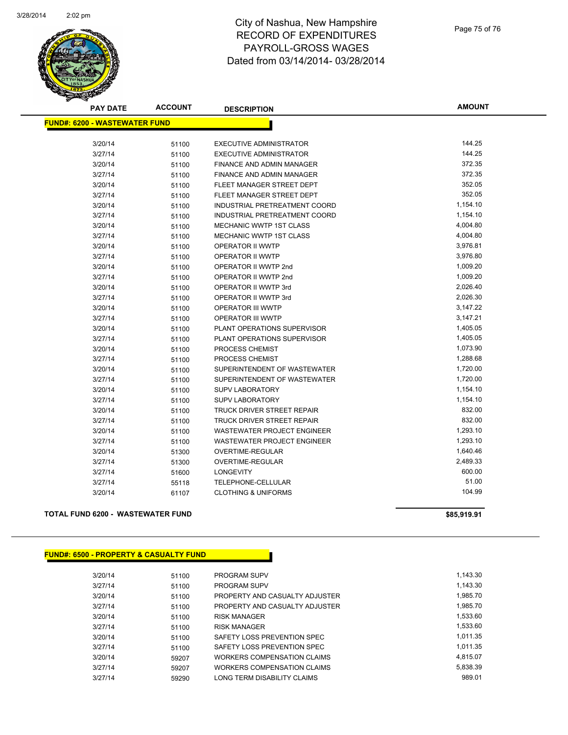# City of Nashua, New Hampshire
## RECORD OF EXPENDITURES
## PAYROLL-GROSS WAGES
## Dated from 03/14/2014- 03/28/2014

**FUND#: 6200 - WASTEWATER FUND**

| PAY DATE | ACCOUNT | DESCRIPTION | AMOUNT |
|---|---|---|---|
| 3/20/14 | 51100 | EXECUTIVE ADMINISTRATOR | 144.25 |
| 3/27/14 | 51100 | EXECUTIVE ADMINISTRATOR | 144.25 |
| 3/20/14 | 51100 | FINANCE AND ADMIN MANAGER | 372.35 |
| 3/27/14 | 51100 | FINANCE AND ADMIN MANAGER | 372.35 |
| 3/20/14 | 51100 | FLEET MANAGER STREET DEPT | 352.05 |
| 3/27/14 | 51100 | FLEET MANAGER STREET DEPT | 352.05 |
| 3/20/14 | 51100 | INDUSTRIAL PRETREATMENT COORD | 1,154.10 |
| 3/27/14 | 51100 | INDUSTRIAL PRETREATMENT COORD | 1,154.10 |
| 3/20/14 | 51100 | MECHANIC WWTP 1ST CLASS | 4,004.80 |
| 3/27/14 | 51100 | MECHANIC WWTP 1ST CLASS | 4,004.80 |
| 3/20/14 | 51100 | OPERATOR II WWTP | 3,976.81 |
| 3/27/14 | 51100 | OPERATOR II WWTP | 3,976.80 |
| 3/20/14 | 51100 | OPERATOR II WWTP 2nd | 1,009.20 |
| 3/27/14 | 51100 | OPERATOR II WWTP 2nd | 1,009.20 |
| 3/20/14 | 51100 | OPERATOR II WWTP 3rd | 2,026.40 |
| 3/27/14 | 51100 | OPERATOR II WWTP 3rd | 2,026.30 |
| 3/20/14 | 51100 | OPERATOR III WWTP | 3,147.22 |
| 3/27/14 | 51100 | OPERATOR III WWTP | 3,147.21 |
| 3/20/14 | 51100 | PLANT OPERATIONS SUPERVISOR | 1,405.05 |
| 3/27/14 | 51100 | PLANT OPERATIONS SUPERVISOR | 1,405.05 |
| 3/20/14 | 51100 | PROCESS CHEMIST | 1,073.90 |
| 3/27/14 | 51100 | PROCESS CHEMIST | 1,288.68 |
| 3/20/14 | 51100 | SUPERINTENDENT OF WASTEWATER | 1,720.00 |
| 3/27/14 | 51100 | SUPERINTENDENT OF WASTEWATER | 1,720.00 |
| 3/20/14 | 51100 | SUPV LABORATORY | 1,154.10 |
| 3/27/14 | 51100 | SUPV LABORATORY | 1,154.10 |
| 3/20/14 | 51100 | TRUCK DRIVER STREET REPAIR | 832.00 |
| 3/27/14 | 51100 | TRUCK DRIVER STREET REPAIR | 832.00 |
| 3/20/14 | 51100 | WASTEWATER PROJECT ENGINEER | 1,293.10 |
| 3/27/14 | 51100 | WASTEWATER PROJECT ENGINEER | 1,293.10 |
| 3/20/14 | 51300 | OVERTIME-REGULAR | 1,640.46 |
| 3/27/14 | 51300 | OVERTIME-REGULAR | 2,489.33 |
| 3/27/14 | 51600 | LONGEVITY | 600.00 |
| 3/27/14 | 55118 | TELEPHONE-CELLULAR | 51.00 |
| 3/20/14 | 61107 | CLOTHING & UNIFORMS | 104.99 |

**TOTAL FUND 6200 - WASTEWATER FUND** **$85,919.91**

**FUND#: 6500 - PROPERTY & CASUALTY FUND**

| PAY DATE | ACCOUNT | DESCRIPTION | AMOUNT |
|---|---|---|---|
| 3/20/14 | 51100 | PROGRAM SUPV | 1,143.30 |
| 3/27/14 | 51100 | PROGRAM SUPV | 1,143.30 |
| 3/20/14 | 51100 | PROPERTY AND CASUALTY ADJUSTER | 1,985.70 |
| 3/27/14 | 51100 | PROPERTY AND CASUALTY ADJUSTER | 1,985.70 |
| 3/20/14 | 51100 | RISK MANAGER | 1,533.60 |
| 3/27/14 | 51100 | RISK MANAGER | 1,533.60 |
| 3/20/14 | 51100 | SAFETY LOSS PREVENTION SPEC | 1,011.35 |
| 3/27/14 | 51100 | SAFETY LOSS PREVENTION SPEC | 1,011.35 |
| 3/20/14 | 59207 | WORKERS COMPENSATION CLAIMS | 4,815.07 |
| 3/27/14 | 59207 | WORKERS COMPENSATION CLAIMS | 5,838.39 |
| 3/27/14 | 59290 | LONG TERM DISABILITY CLAIMS | 989.01 |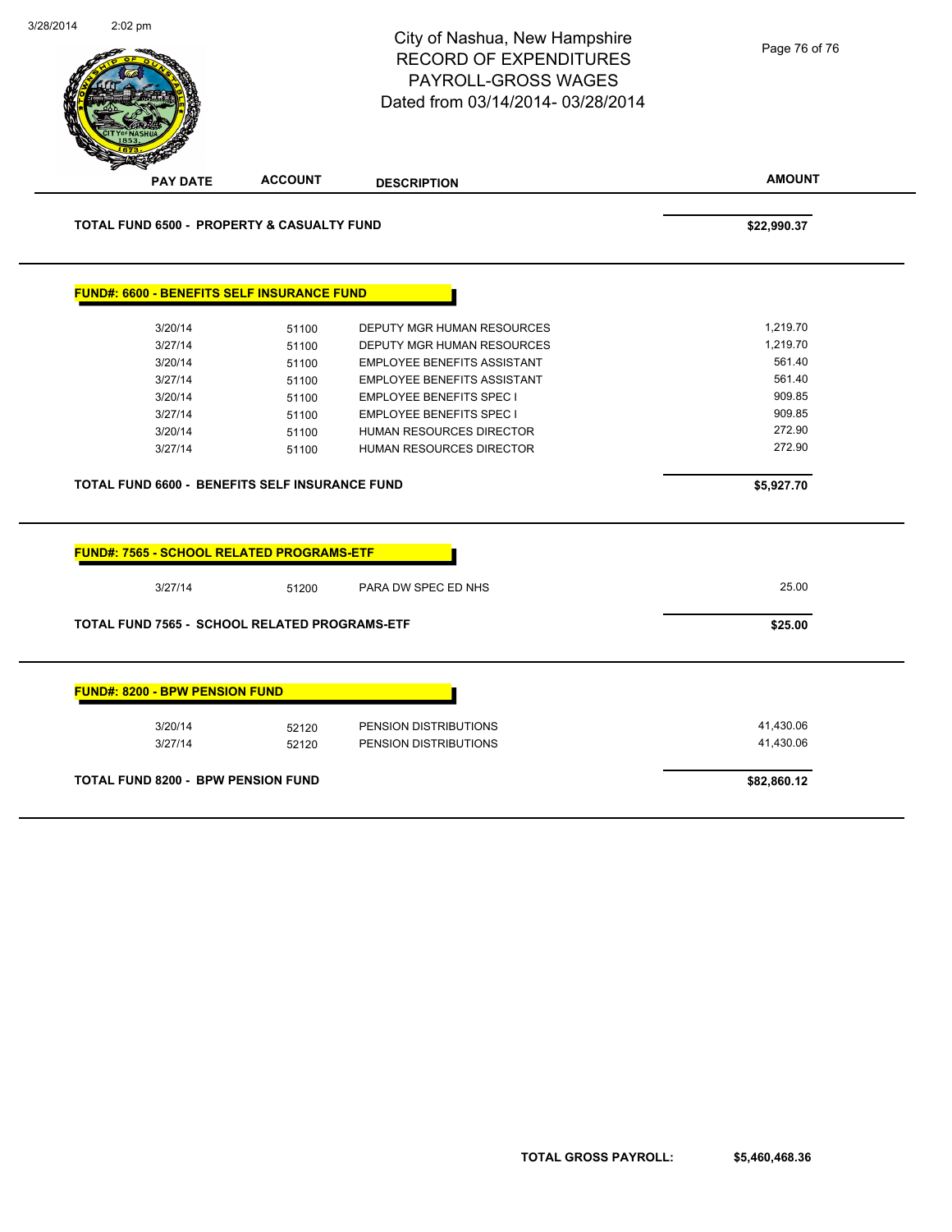# City of Nashua, New Hampshire
## RECORD OF EXPENDITURES
## PAYROLL-GROSS WAGES
## Dated from 03/14/2014- 03/28/2014

| PAY DATE | ACCOUNT | DESCRIPTION | AMOUNT |
|---|---|---|---|
| **TOTAL FUND 6500 - PROPERTY & CASUALTY FUND** | | | **$22,990.37** |

**FUND#: 6600 - BENEFITS SELF INSURANCE FUND**

| PAY DATE | ACCOUNT | DESCRIPTION | AMOUNT |
|---|---|---|---|
| 3/20/14 | 51100 | DEPUTY MGR HUMAN RESOURCES | 1,219.70 |
| 3/27/14 | 51100 | DEPUTY MGR HUMAN RESOURCES | 1,219.70 |
| 3/20/14 | 51100 | EMPLOYEE BENEFITS ASSISTANT | 561.40 |
| 3/27/14 | 51100 | EMPLOYEE BENEFITS ASSISTANT | 561.40 |
| 3/20/14 | 51100 | EMPLOYEE BENEFITS SPEC I | 909.85 |
| 3/27/14 | 51100 | EMPLOYEE BENEFITS SPEC I | 909.85 |
| 3/20/14 | 51100 | HUMAN RESOURCES DIRECTOR | 272.90 |
| 3/27/14 | 51100 | HUMAN RESOURCES DIRECTOR | 272.90 |
| **TOTAL FUND 6600 - BENEFITS SELF INSURANCE FUND** | | | **$5,927.70** |

**FUND#: 7565 - SCHOOL RELATED PROGRAMS-ETF**

| PAY DATE | ACCOUNT | DESCRIPTION | AMOUNT |
|---|---|---|---|
| 3/27/14 | 51200 | PARA DW SPEC ED NHS | 25.00 |
| **TOTAL FUND 7565 - SCHOOL RELATED PROGRAMS-ETF** | | | **$25.00** |

**FUND#: 8200 - BPW PENSION FUND**

| PAY DATE | ACCOUNT | DESCRIPTION | AMOUNT |
|---|---|---|---|
| 3/20/14 | 52120 | PENSION DISTRIBUTIONS | 41,430.06 |
| 3/27/14 | 52120 | PENSION DISTRIBUTIONS | 41,430.06 |
| **TOTAL FUND 8200 - BPW PENSION FUND** | | | **$82,860.12** |

**TOTAL GROSS PAYROLL: $5,460,468.36**